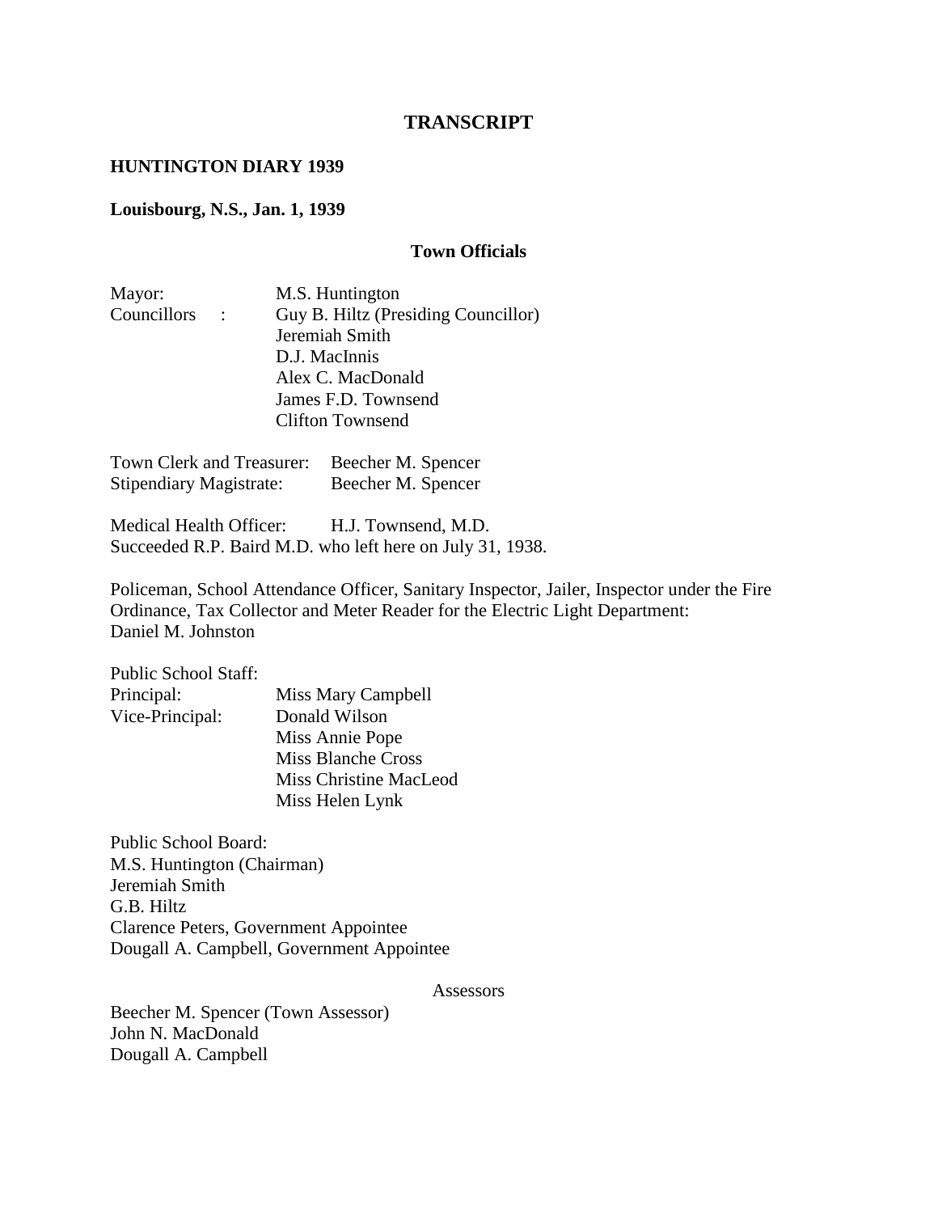# TRANSCRIPT

## HUNTINGTON DIARY 1939

**Louisbourg, N.S., Jan. 1, 1939**

### Town Officials

Mayor: M.S. Huntington
Councillors : Guy B. Hiltz (Presiding Councillor)
Jeremiah Smith
D.J. MacInnis
Alex C. MacDonald
James F.D. Townsend
Clifton Townsend

Town Clerk and Treasurer: Beecher M. Spencer
Stipendiary Magistrate: Beecher M. Spencer

Medical Health Officer: H.J. Townsend, M.D.
Succeeded R.P. Baird M.D. who left here on July 31, 1938.

Policeman, School Attendance Officer, Sanitary Inspector, Jailer, Inspector under the Fire Ordinance, Tax Collector and Meter Reader for the Electric Light Department:
Daniel M. Johnston

Public School Staff:
Principal: Miss Mary Campbell
Vice-Principal: Donald Wilson
Miss Annie Pope
Miss Blanche Cross
Miss Christine MacLeod
Miss Helen Lynk

Public School Board:
M.S. Huntington (Chairman)
Jeremiah Smith
G.B. Hiltz
Clarence Peters, Government Appointee
Dougall A. Campbell, Government Appointee

Assessors

Beecher M. Spencer (Town Assessor)
John N. MacDonald
Dougall A. Campbell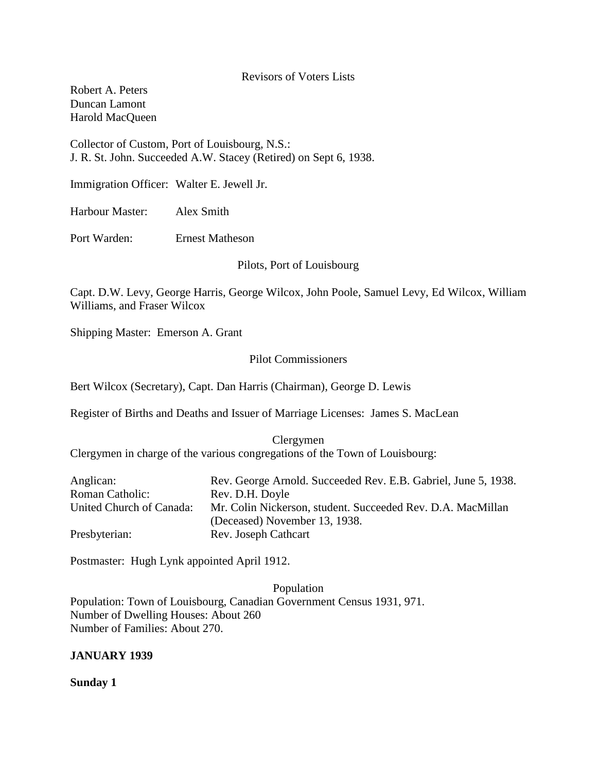Revisors of Voters Lists

Robert A. Peters
Duncan Lamont
Harold MacQueen

Collector of Custom, Port of Louisbourg, N.S.:
J. R. St. John. Succeeded A.W. Stacey (Retired) on Sept 6, 1938.

Immigration Officer: Walter E. Jewell Jr.

Harbour Master: Alex Smith

Port Warden: Ernest Matheson

Pilots, Port of Louisbourg

Capt. D.W. Levy, George Harris, George Wilcox, John Poole, Samuel Levy, Ed Wilcox, William Williams, and Fraser Wilcox

Shipping Master: Emerson A. Grant

Pilot Commissioners

Bert Wilcox (Secretary), Capt. Dan Harris (Chairman), George D. Lewis

Register of Births and Deaths and Issuer of Marriage Licenses: James S. MacLean

Clergymen

Clergymen in charge of the various congregations of the Town of Louisbourg:

| | |
|---|---|
| Anglican: | Rev. George Arnold. Succeeded Rev. E.B. Gabriel, June 5, 1938. |
| Roman Catholic: | Rev. D.H. Doyle |
| United Church of Canada: | Mr. Colin Nickerson, student. Succeeded Rev. D.A. MacMillan (Deceased) November 13, 1938. |
| Presbyterian: | Rev. Joseph Cathcart |

Postmaster: Hugh Lynk appointed April 1912.

Population

Population: Town of Louisbourg, Canadian Government Census 1931, 971.
Number of Dwelling Houses: About 260
Number of Families: About 270.

**JANUARY 1939**

**Sunday 1**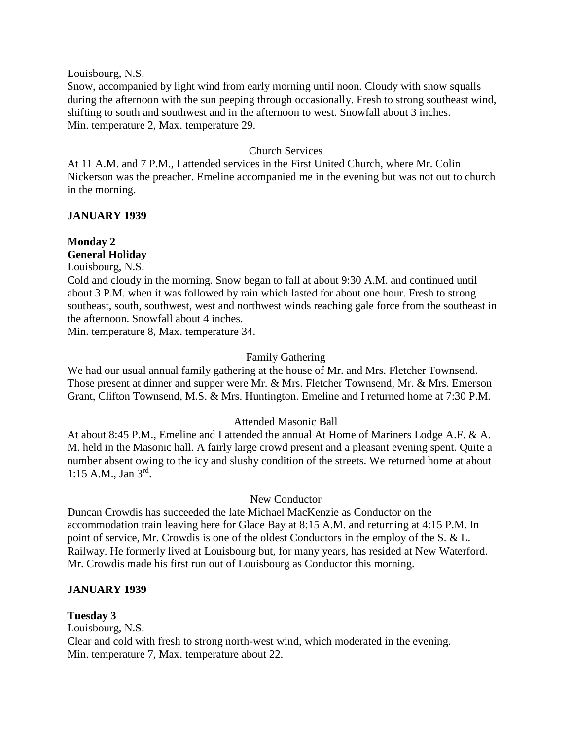Louisbourg, N.S.

Snow, accompanied by light wind from early morning until noon. Cloudy with snow squalls during the afternoon with the sun peeping through occasionally. Fresh to strong southeast wind, shifting to south and southwest and in the afternoon to west. Snowfall about 3 inches.

Min. temperature 2, Max. temperature 29.

Church Services

At 11 A.M. and 7 P.M., I attended services in the First United Church, where Mr. Colin Nickerson was the preacher. Emeline accompanied me in the evening but was not out to church in the morning.

**JANUARY 1939**

**Monday 2**
**General Holiday**

Louisbourg, N.S.

Cold and cloudy in the morning. Snow began to fall at about 9:30 A.M. and continued until about 3 P.M. when it was followed by rain which lasted for about one hour. Fresh to strong southeast, south, southwest, west and northwest winds reaching gale force from the southeast in the afternoon. Snowfall about 4 inches.

Min. temperature 8, Max. temperature 34.

Family Gathering

We had our usual annual family gathering at the house of Mr. and Mrs. Fletcher Townsend. Those present at dinner and supper were Mr. & Mrs. Fletcher Townsend, Mr. & Mrs. Emerson Grant, Clifton Townsend, M.S. & Mrs. Huntington. Emeline and I returned home at 7:30 P.M.

Attended Masonic Ball

At about 8:45 P.M., Emeline and I attended the annual At Home of Mariners Lodge A.F. & A. M. held in the Masonic hall. A fairly large crowd present and a pleasant evening spent. Quite a number absent owing to the icy and slushy condition of the streets. We returned home at about 1:15 A.M., Jan 3rd.

New Conductor

Duncan Crowdis has succeeded the late Michael MacKenzie as Conductor on the accommodation train leaving here for Glace Bay at 8:15 A.M. and returning at 4:15 P.M. In point of service, Mr. Crowdis is one of the oldest Conductors in the employ of the S. & L. Railway. He formerly lived at Louisbourg but, for many years, has resided at New Waterford. Mr. Crowdis made his first run out of Louisbourg as Conductor this morning.

**JANUARY 1939**

**Tuesday 3**

Louisbourg, N.S.

Clear and cold with fresh to strong north-west wind, which moderated in the evening.

Min. temperature 7, Max. temperature about 22.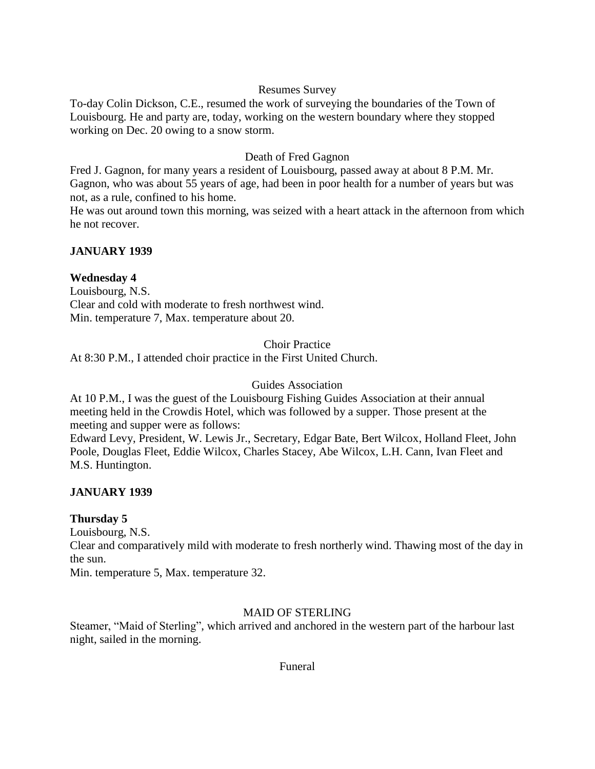Resumes Survey

To-day Colin Dickson, C.E., resumed the work of surveying the boundaries of the Town of Louisbourg. He and party are, today, working on the western boundary where they stopped working on Dec. 20 owing to a snow storm.

Death of Fred Gagnon

Fred J. Gagnon, for many years a resident of Louisbourg, passed away at about 8 P.M. Mr. Gagnon, who was about 55 years of age, had been in poor health for a number of years but was not, as a rule, confined to his home.

He was out around town this morning, was seized with a heart attack in the afternoon from which he not recover.

**JANUARY 1939**

**Wednesday 4**

Louisbourg, N.S.

Clear and cold with moderate to fresh northwest wind.

Min. temperature 7, Max. temperature about 20.

Choir Practice

At 8:30 P.M., I attended choir practice in the First United Church.

Guides Association

At 10 P.M., I was the guest of the Louisbourg Fishing Guides Association at their annual meeting held in the Crowdis Hotel, which was followed by a supper. Those present at the meeting and supper were as follows:

Edward Levy, President, W. Lewis Jr., Secretary, Edgar Bate, Bert Wilcox, Holland Fleet, John Poole, Douglas Fleet, Eddie Wilcox, Charles Stacey, Abe Wilcox, L.H. Cann, Ivan Fleet and M.S. Huntington.

**JANUARY 1939**

**Thursday 5**

Louisbourg, N.S.

Clear and comparatively mild with moderate to fresh northerly wind. Thawing most of the day in the sun.

Min. temperature 5, Max. temperature 32.

MAID OF STERLING

Steamer, "Maid of Sterling", which arrived and anchored in the western part of the harbour last night, sailed in the morning.

Funeral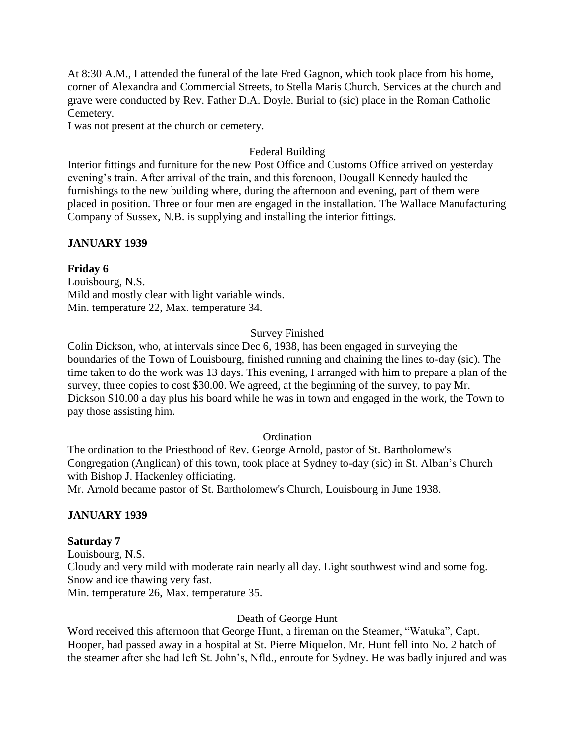At 8:30 A.M., I attended the funeral of the late Fred Gagnon, which took place from his home, corner of Alexandra and Commercial Streets, to Stella Maris Church. Services at the church and grave were conducted by Rev. Father D.A. Doyle. Burial to (sic) place in the Roman Catholic Cemetery.
I was not present at the church or cemetery.

Federal Building

Interior fittings and furniture for the new Post Office and Customs Office arrived on yesterday evening's train. After arrival of the train, and this forenoon, Dougall Kennedy hauled the furnishings to the new building where, during the afternoon and evening, part of them were placed in position. Three or four men are engaged in the installation. The Wallace Manufacturing Company of Sussex, N.B. is supplying and installing the interior fittings.

**JANUARY 1939**

**Friday 6**

Louisbourg, N.S.
Mild and mostly clear with light variable winds.
Min. temperature 22, Max. temperature 34.

Survey Finished

Colin Dickson, who, at intervals since Dec 6, 1938, has been engaged in surveying the boundaries of the Town of Louisbourg, finished running and chaining the lines to-day (sic). The time taken to do the work was 13 days. This evening, I arranged with him to prepare a plan of the survey, three copies to cost $30.00. We agreed, at the beginning of the survey, to pay Mr. Dickson $10.00 a day plus his board while he was in town and engaged in the work, the Town to pay those assisting him.

Ordination

The ordination to the Priesthood of Rev. George Arnold, pastor of St. Bartholomew's Congregation (Anglican) of this town, took place at Sydney to-day (sic) in St. Alban's Church with Bishop J. Hackenley officiating.
Mr. Arnold became pastor of St. Bartholomew's Church, Louisbourg in June 1938.

**JANUARY 1939**

**Saturday 7**

Louisbourg, N.S.
Cloudy and very mild with moderate rain nearly all day. Light southwest wind and some fog. Snow and ice thawing very fast.
Min. temperature 26, Max. temperature 35.

Death of George Hunt

Word received this afternoon that George Hunt, a fireman on the Steamer, "Watuka", Capt. Hooper, had passed away in a hospital at St. Pierre Miquelon. Mr. Hunt fell into No. 2 hatch of the steamer after she had left St. John's, Nfld., enroute for Sydney. He was badly injured and was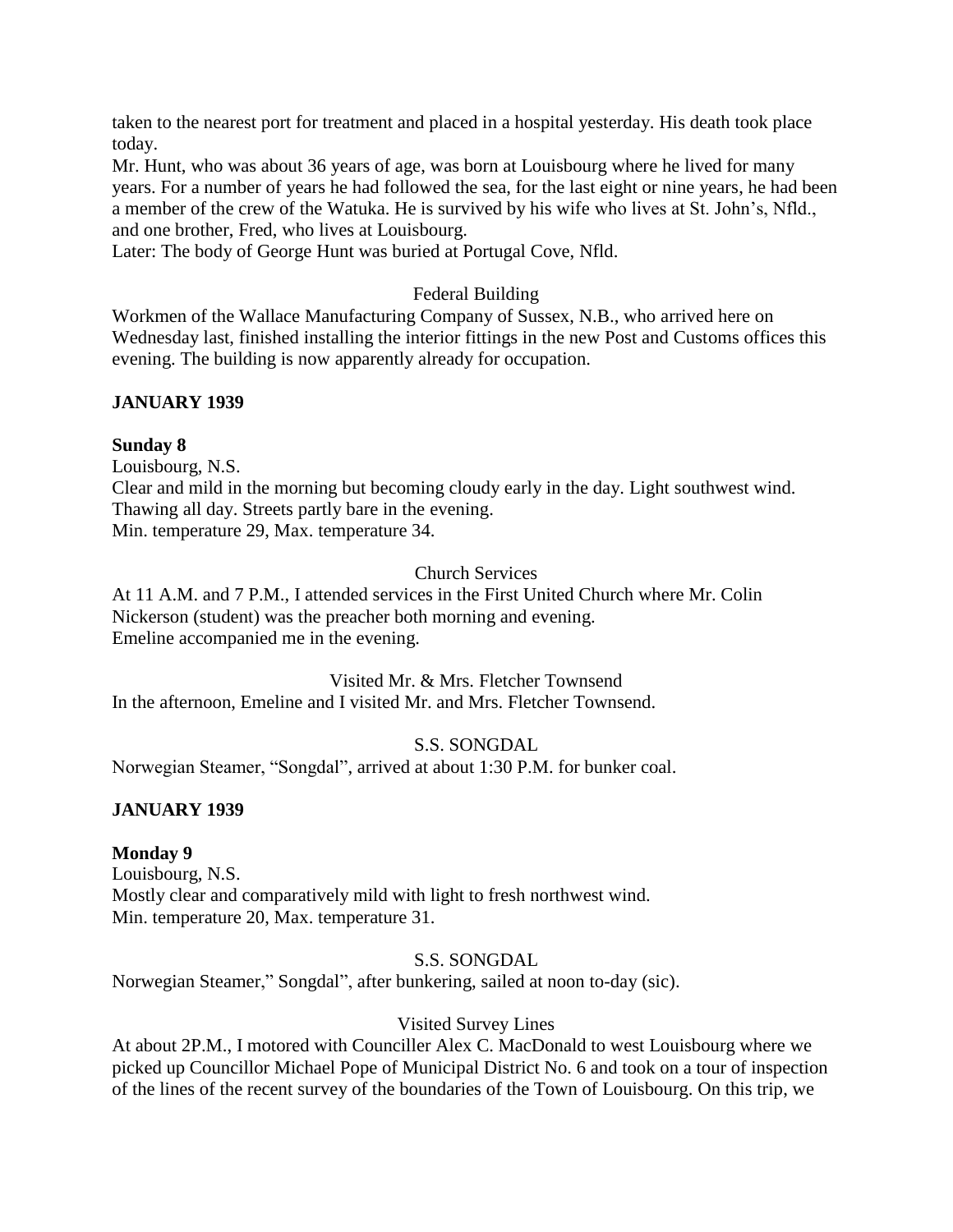taken to the nearest port for treatment and placed in a hospital yesterday. His death took place today.

Mr. Hunt, who was about 36 years of age, was born at Louisbourg where he lived for many years. For a number of years he had followed the sea, for the last eight or nine years, he had been a member of the crew of the Watuka. He is survived by his wife who lives at St. John's, Nfld., and one brother, Fred, who lives at Louisbourg.

Later: The body of George Hunt was buried at Portugal Cove, Nfld.

Federal Building

Workmen of the Wallace Manufacturing Company of Sussex, N.B., who arrived here on Wednesday last, finished installing the interior fittings in the new Post and Customs offices this evening. The building is now apparently already for occupation.

**JANUARY 1939**

**Sunday 8**

Louisbourg, N.S.

Clear and mild in the morning but becoming cloudy early in the day. Light southwest wind. Thawing all day. Streets partly bare in the evening.

Min. temperature 29, Max. temperature 34.

Church Services

At 11 A.M. and 7 P.M., I attended services in the First United Church where Mr. Colin Nickerson (student) was the preacher both morning and evening.

Emeline accompanied me in the evening.

Visited Mr. & Mrs. Fletcher Townsend

In the afternoon, Emeline and I visited Mr. and Mrs. Fletcher Townsend.

S.S. SONGDAL

Norwegian Steamer, "Songdal", arrived at about 1:30 P.M. for bunker coal.

**JANUARY 1939**

**Monday 9**

Louisbourg, N.S.

Mostly clear and comparatively mild with light to fresh northwest wind.

Min. temperature 20, Max. temperature 31.

S.S. SONGDAL

Norwegian Steamer," Songdal", after bunkering, sailed at noon to-day (sic).

Visited Survey Lines

At about 2P.M., I motored with Counciller Alex C. MacDonald to west Louisbourg where we picked up Councillor Michael Pope of Municipal District No. 6 and took on a tour of inspection of the lines of the recent survey of the boundaries of the Town of Louisbourg. On this trip, we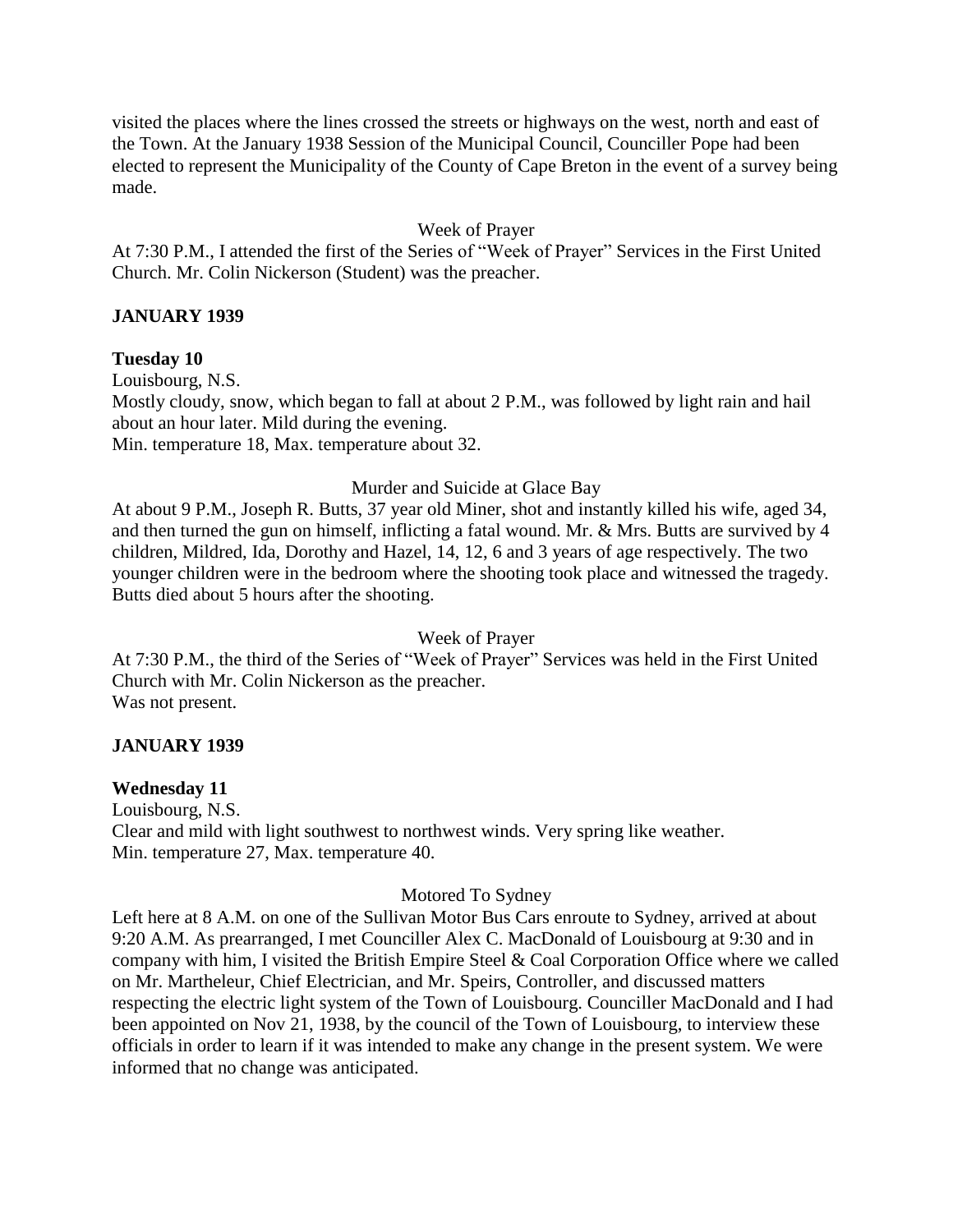visited the places where the lines crossed the streets or highways on the west, north and east of the Town. At the January 1938 Session of the Municipal Council, Counciller Pope had been elected to represent the Municipality of the County of Cape Breton in the event of a survey being made.

Week of Prayer

At 7:30 P.M., I attended the first of the Series of "Week of Prayer" Services in the First United Church. Mr. Colin Nickerson (Student) was the preacher.

**JANUARY 1939**

**Tuesday 10**

Louisbourg, N.S.
Mostly cloudy, snow, which began to fall at about 2 P.M., was followed by light rain and hail about an hour later. Mild during the evening.
Min. temperature 18, Max. temperature about 32.

Murder and Suicide at Glace Bay

At about 9 P.M., Joseph R. Butts, 37 year old Miner, shot and instantly killed his wife, aged 34, and then turned the gun on himself, inflicting a fatal wound. Mr. & Mrs. Butts are survived by 4 children, Mildred, Ida, Dorothy and Hazel, 14, 12, 6 and 3 years of age respectively. The two younger children were in the bedroom where the shooting took place and witnessed the tragedy. Butts died about 5 hours after the shooting.

Week of Prayer

At 7:30 P.M., the third of the Series of "Week of Prayer" Services was held in the First United Church with Mr. Colin Nickerson as the preacher.
Was not present.

**JANUARY 1939**

**Wednesday 11**

Louisbourg, N.S.
Clear and mild with light southwest to northwest winds. Very spring like weather.
Min. temperature 27, Max. temperature 40.

Motored To Sydney

Left here at 8 A.M. on one of the Sullivan Motor Bus Cars enroute to Sydney, arrived at about 9:20 A.M. As prearranged, I met Counciller Alex C. MacDonald of Louisbourg at 9:30 and in company with him, I visited the British Empire Steel & Coal Corporation Office where we called on Mr. Martheleur, Chief Electrician, and Mr. Speirs, Controller, and discussed matters respecting the electric light system of the Town of Louisbourg. Counciller MacDonald and I had been appointed on Nov 21, 1938, by the council of the Town of Louisbourg, to interview these officials in order to learn if it was intended to make any change in the present system. We were informed that no change was anticipated.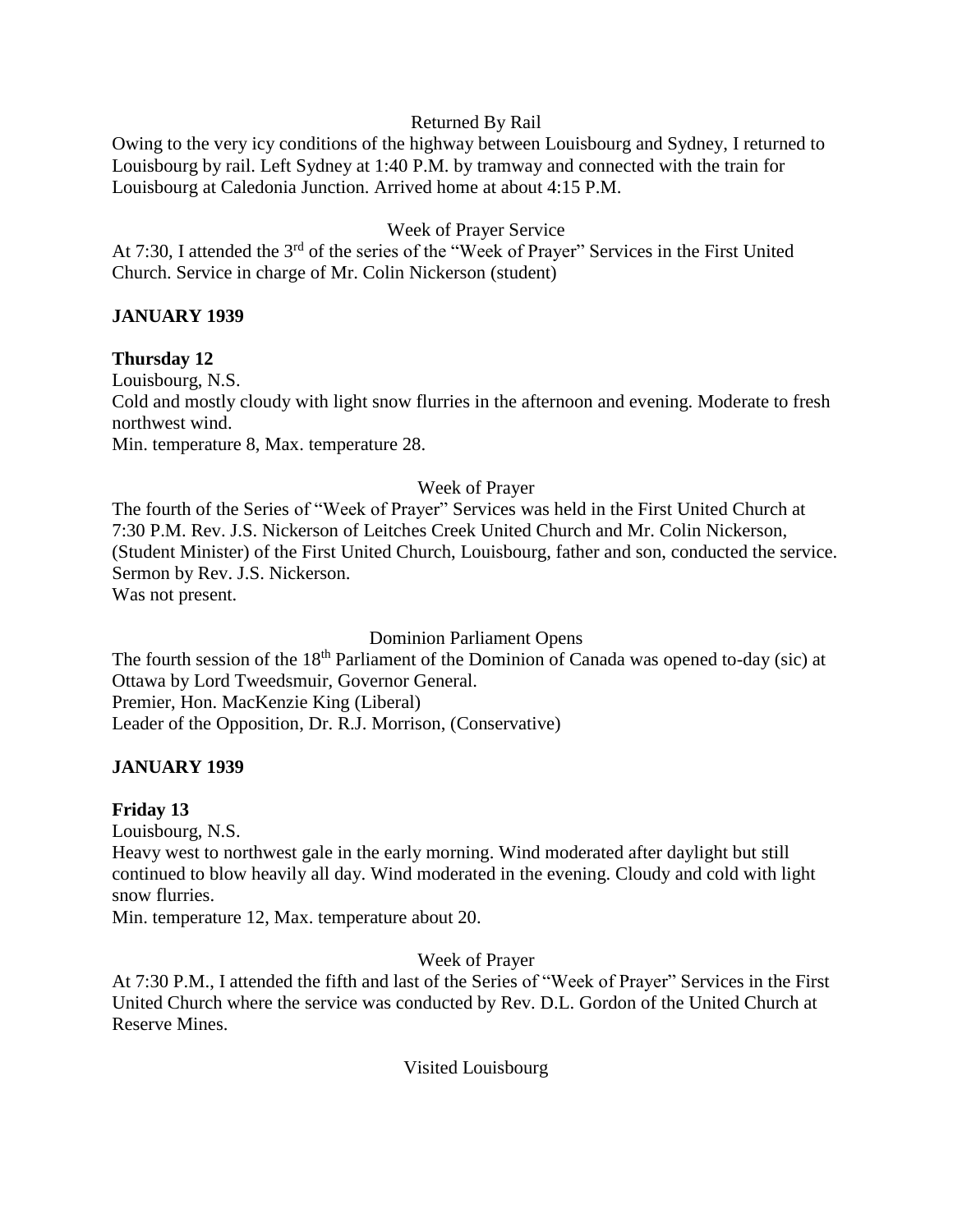Returned By Rail

Owing to the very icy conditions of the highway between Louisbourg and Sydney, I returned to Louisbourg by rail. Left Sydney at 1:40 P.M. by tramway and connected with the train for Louisbourg at Caledonia Junction. Arrived home at about 4:15 P.M.

Week of Prayer Service

At 7:30, I attended the 3rd of the series of the "Week of Prayer" Services in the First United Church. Service in charge of Mr. Colin Nickerson (student)

**JANUARY 1939**

**Thursday 12**

Louisbourg, N.S.

Cold and mostly cloudy with light snow flurries in the afternoon and evening. Moderate to fresh northwest wind.

Min. temperature 8, Max. temperature 28.

Week of Prayer

The fourth of the Series of "Week of Prayer" Services was held in the First United Church at 7:30 P.M. Rev. J.S. Nickerson of Leitches Creek United Church and Mr. Colin Nickerson, (Student Minister) of the First United Church, Louisbourg, father and son, conducted the service. Sermon by Rev. J.S. Nickerson.

Was not present.

Dominion Parliament Opens

The fourth session of the 18th Parliament of the Dominion of Canada was opened to-day (sic) at Ottawa by Lord Tweedsmuir, Governor General.

Premier, Hon. MacKenzie King (Liberal)

Leader of the Opposition, Dr. R.J. Morrison, (Conservative)

**JANUARY 1939**

**Friday 13**

Louisbourg, N.S.

Heavy west to northwest gale in the early morning. Wind moderated after daylight but still continued to blow heavily all day. Wind moderated in the evening. Cloudy and cold with light snow flurries.

Min. temperature 12, Max. temperature about 20.

Week of Prayer

At 7:30 P.M., I attended the fifth and last of the Series of "Week of Prayer" Services in the First United Church where the service was conducted by Rev. D.L. Gordon of the United Church at Reserve Mines.

Visited Louisbourg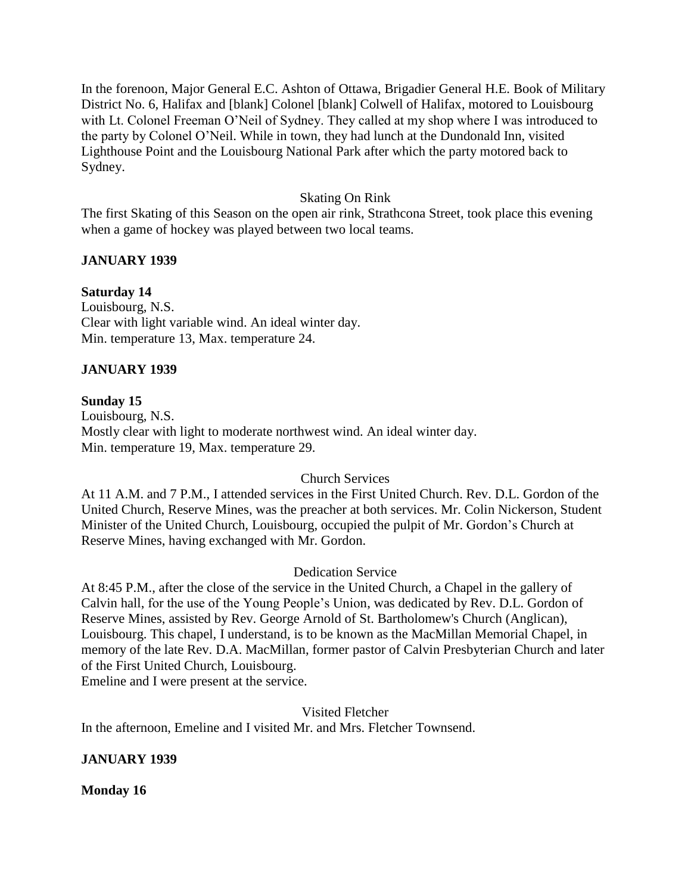In the forenoon, Major General E.C. Ashton of Ottawa, Brigadier General H.E. Book of Military District No. 6, Halifax and [blank] Colonel [blank] Colwell of Halifax, motored to Louisbourg with Lt. Colonel Freeman O'Neil of Sydney. They called at my shop where I was introduced to the party by Colonel O'Neil. While in town, they had lunch at the Dundonald Inn, visited Lighthouse Point and the Louisbourg National Park after which the party motored back to Sydney.

Skating On Rink

The first Skating of this Season on the open air rink, Strathcona Street, took place this evening when a game of hockey was played between two local teams.

**JANUARY 1939**

**Saturday 14**

Louisbourg, N.S.
Clear with light variable wind. An ideal winter day.
Min. temperature 13, Max. temperature 24.

**JANUARY 1939**

**Sunday 15**

Louisbourg, N.S.
Mostly clear with light to moderate northwest wind. An ideal winter day.
Min. temperature 19, Max. temperature 29.

Church Services

At 11 A.M. and 7 P.M., I attended services in the First United Church. Rev. D.L. Gordon of the United Church, Reserve Mines, was the preacher at both services. Mr. Colin Nickerson, Student Minister of the United Church, Louisbourg, occupied the pulpit of Mr. Gordon's Church at Reserve Mines, having exchanged with Mr. Gordon.

Dedication Service

At 8:45 P.M., after the close of the service in the United Church, a Chapel in the gallery of Calvin hall, for the use of the Young People's Union, was dedicated by Rev. D.L. Gordon of Reserve Mines, assisted by Rev. George Arnold of St. Bartholomew's Church (Anglican), Louisbourg. This chapel, I understand, is to be known as the MacMillan Memorial Chapel, in memory of the late Rev. D.A. MacMillan, former pastor of Calvin Presbyterian Church and later of the First United Church, Louisbourg.
Emeline and I were present at the service.

Visited Fletcher

In the afternoon, Emeline and I visited Mr. and Mrs. Fletcher Townsend.

**JANUARY 1939**

**Monday 16**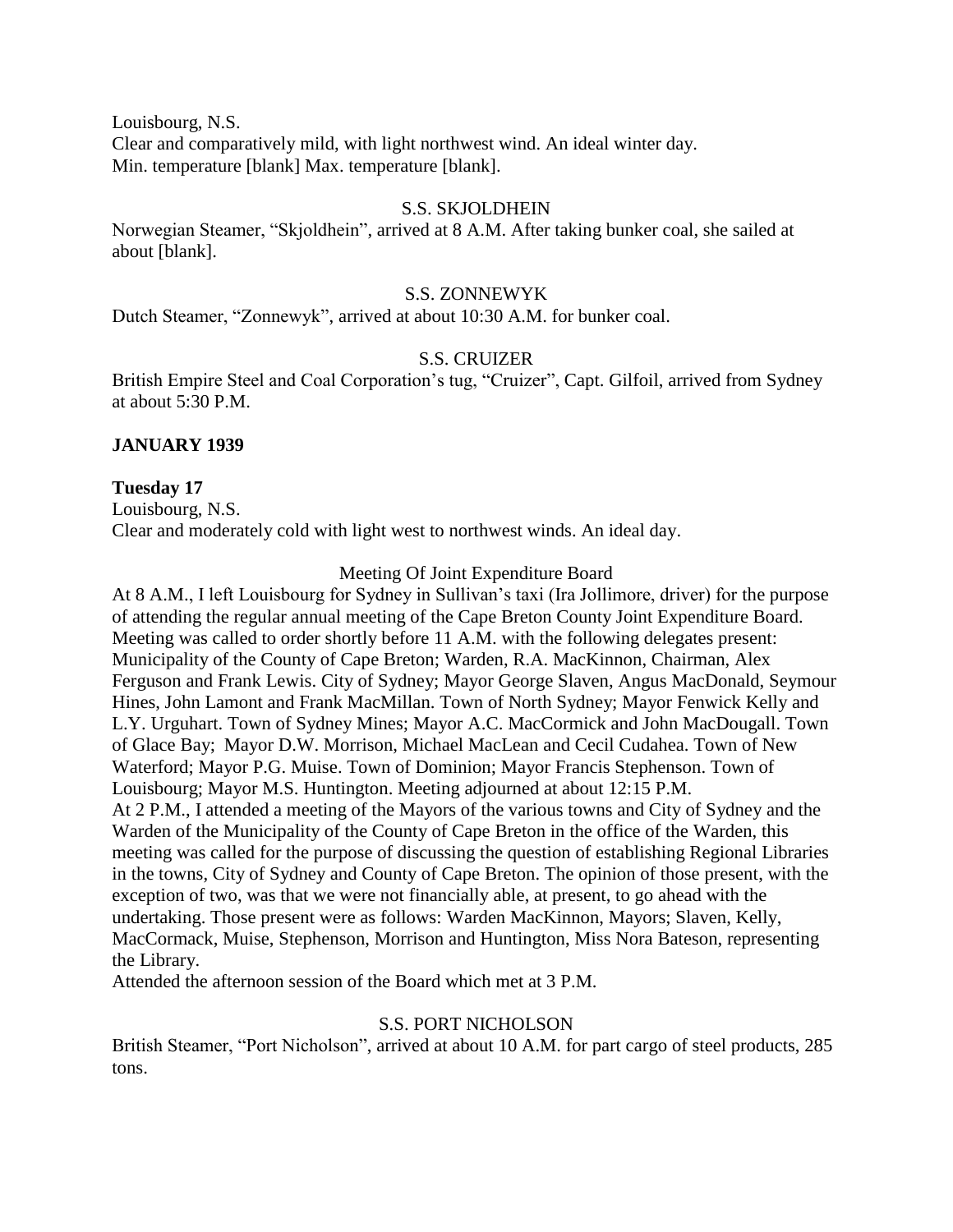Louisbourg, N.S.
Clear and comparatively mild, with light northwest wind. An ideal winter day.
Min. temperature [blank] Max. temperature [blank].

S.S. SKJOLDHEIN

Norwegian Steamer, "Skjoldhein", arrived at 8 A.M. After taking bunker coal, she sailed at about [blank].

S.S. ZONNEWYK

Dutch Steamer, "Zonnewyk", arrived at about 10:30 A.M. for bunker coal.

S.S. CRUIZER

British Empire Steel and Coal Corporation's tug, "Cruizer", Capt. Gilfoil, arrived from Sydney at about 5:30 P.M.

**JANUARY 1939**

**Tuesday 17**

Louisbourg, N.S.
Clear and moderately cold with light west to northwest winds. An ideal day.

Meeting Of Joint Expenditure Board

At 8 A.M., I left Louisbourg for Sydney in Sullivan's taxi (Ira Jollimore, driver) for the purpose of attending the regular annual meeting of the Cape Breton County Joint Expenditure Board. Meeting was called to order shortly before 11 A.M. with the following delegates present: Municipality of the County of Cape Breton; Warden, R.A. MacKinnon, Chairman, Alex Ferguson and Frank Lewis. City of Sydney; Mayor George Slaven, Angus MacDonald, Seymour Hines, John Lamont and Frank MacMillan. Town of North Sydney; Mayor Fenwick Kelly and L.Y. Urguhart. Town of Sydney Mines; Mayor A.C. MacCormick and John MacDougall. Town of Glace Bay; Mayor D.W. Morrison, Michael MacLean and Cecil Cudahea. Town of New Waterford; Mayor P.G. Muise. Town of Dominion; Mayor Francis Stephenson. Town of Louisbourg; Mayor M.S. Huntington. Meeting adjourned at about 12:15 P.M.
At 2 P.M., I attended a meeting of the Mayors of the various towns and City of Sydney and the Warden of the Municipality of the County of Cape Breton in the office of the Warden, this meeting was called for the purpose of discussing the question of establishing Regional Libraries in the towns, City of Sydney and County of Cape Breton. The opinion of those present, with the exception of two, was that we were not financially able, at present, to go ahead with the undertaking. Those present were as follows: Warden MacKinnon, Mayors; Slaven, Kelly, MacCormack, Muise, Stephenson, Morrison and Huntington, Miss Nora Bateson, representing the Library.
Attended the afternoon session of the Board which met at 3 P.M.

S.S. PORT NICHOLSON

British Steamer, "Port Nicholson", arrived at about 10 A.M. for part cargo of steel products, 285 tons.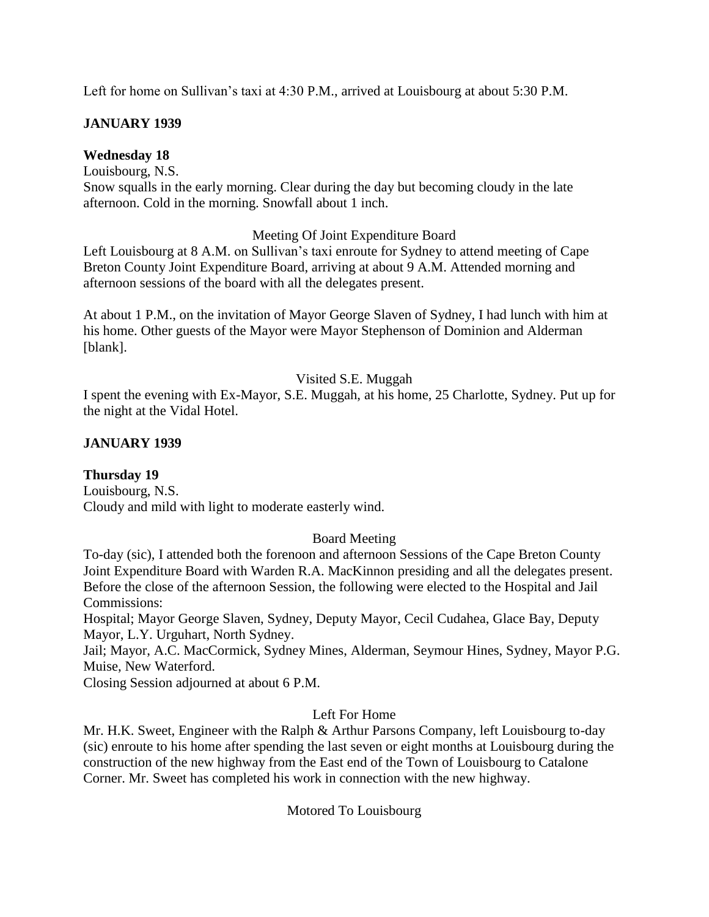Left for home on Sullivan's taxi at 4:30 P.M., arrived at Louisbourg at about 5:30 P.M.

**JANUARY 1939**

**Wednesday 18**

Louisbourg, N.S.

Snow squalls in the early morning. Clear during the day but becoming cloudy in the late afternoon. Cold in the morning. Snowfall about 1 inch.

Meeting Of Joint Expenditure Board

Left Louisbourg at 8 A.M. on Sullivan's taxi enroute for Sydney to attend meeting of Cape Breton County Joint Expenditure Board, arriving at about 9 A.M. Attended morning and afternoon sessions of the board with all the delegates present.

At about 1 P.M., on the invitation of Mayor George Slaven of Sydney, I had lunch with him at his home. Other guests of the Mayor were Mayor Stephenson of Dominion and Alderman [blank].

Visited S.E. Muggah

I spent the evening with Ex-Mayor, S.E. Muggah, at his home, 25 Charlotte, Sydney. Put up for the night at the Vidal Hotel.

**JANUARY 1939**

**Thursday 19**

Louisbourg, N.S.

Cloudy and mild with light to moderate easterly wind.

Board Meeting

To-day (sic), I attended both the forenoon and afternoon Sessions of the Cape Breton County Joint Expenditure Board with Warden R.A. MacKinnon presiding and all the delegates present. Before the close of the afternoon Session, the following were elected to the Hospital and Jail Commissions:

Hospital; Mayor George Slaven, Sydney, Deputy Mayor, Cecil Cudahea, Glace Bay, Deputy Mayor, L.Y. Urguhart, North Sydney.

Jail; Mayor, A.C. MacCormick, Sydney Mines, Alderman, Seymour Hines, Sydney, Mayor P.G. Muise, New Waterford.

Closing Session adjourned at about 6 P.M.

Left For Home

Mr. H.K. Sweet, Engineer with the Ralph & Arthur Parsons Company, left Louisbourg to-day (sic) enroute to his home after spending the last seven or eight months at Louisbourg during the construction of the new highway from the East end of the Town of Louisbourg to Catalone Corner. Mr. Sweet has completed his work in connection with the new highway.

Motored To Louisbourg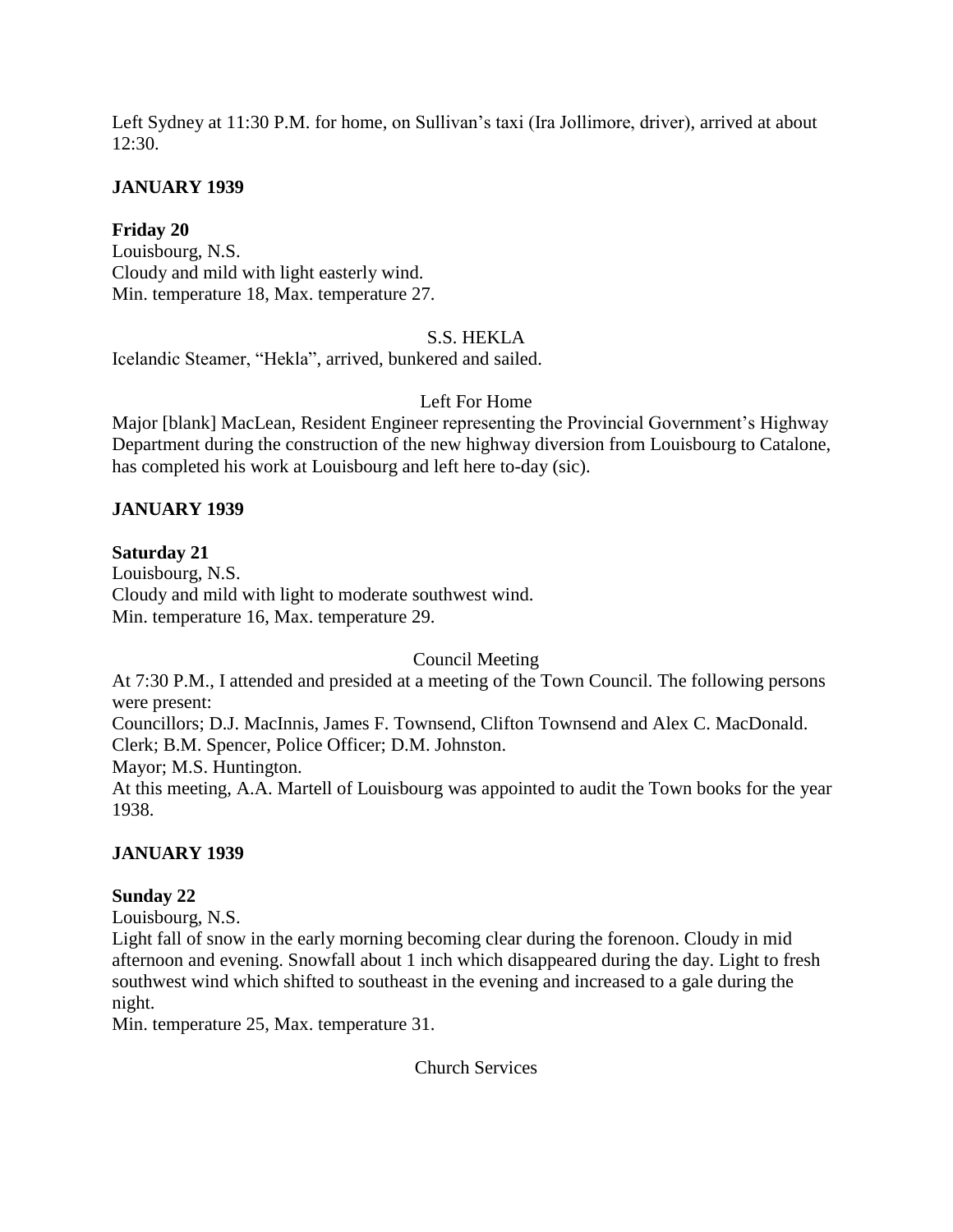Left Sydney at 11:30 P.M. for home, on Sullivan's taxi (Ira Jollimore, driver), arrived at about 12:30.

**JANUARY 1939**

**Friday 20**
Louisbourg, N.S.
Cloudy and mild with light easterly wind.
Min. temperature 18, Max. temperature 27.

S.S. HEKLA

Icelandic Steamer, "Hekla", arrived, bunkered and sailed.

Left For Home

Major [blank] MacLean, Resident Engineer representing the Provincial Government's Highway Department during the construction of the new highway diversion from Louisbourg to Catalone, has completed his work at Louisbourg and left here to-day (sic).

**JANUARY 1939**

**Saturday 21**
Louisbourg, N.S.
Cloudy and mild with light to moderate southwest wind.
Min. temperature 16, Max. temperature 29.

Council Meeting

At 7:30 P.M., I attended and presided at a meeting of the Town Council. The following persons were present:
Councillors; D.J. MacInnis, James F. Townsend, Clifton Townsend and Alex C. MacDonald.
Clerk; B.M. Spencer, Police Officer; D.M. Johnston.
Mayor; M.S. Huntington.
At this meeting, A.A. Martell of Louisbourg was appointed to audit the Town books for the year 1938.

**JANUARY 1939**

**Sunday 22**
Louisbourg, N.S.
Light fall of snow in the early morning becoming clear during the forenoon. Cloudy in mid afternoon and evening. Snowfall about 1 inch which disappeared during the day. Light to fresh southwest wind which shifted to southeast in the evening and increased to a gale during the night.
Min. temperature 25, Max. temperature 31.

Church Services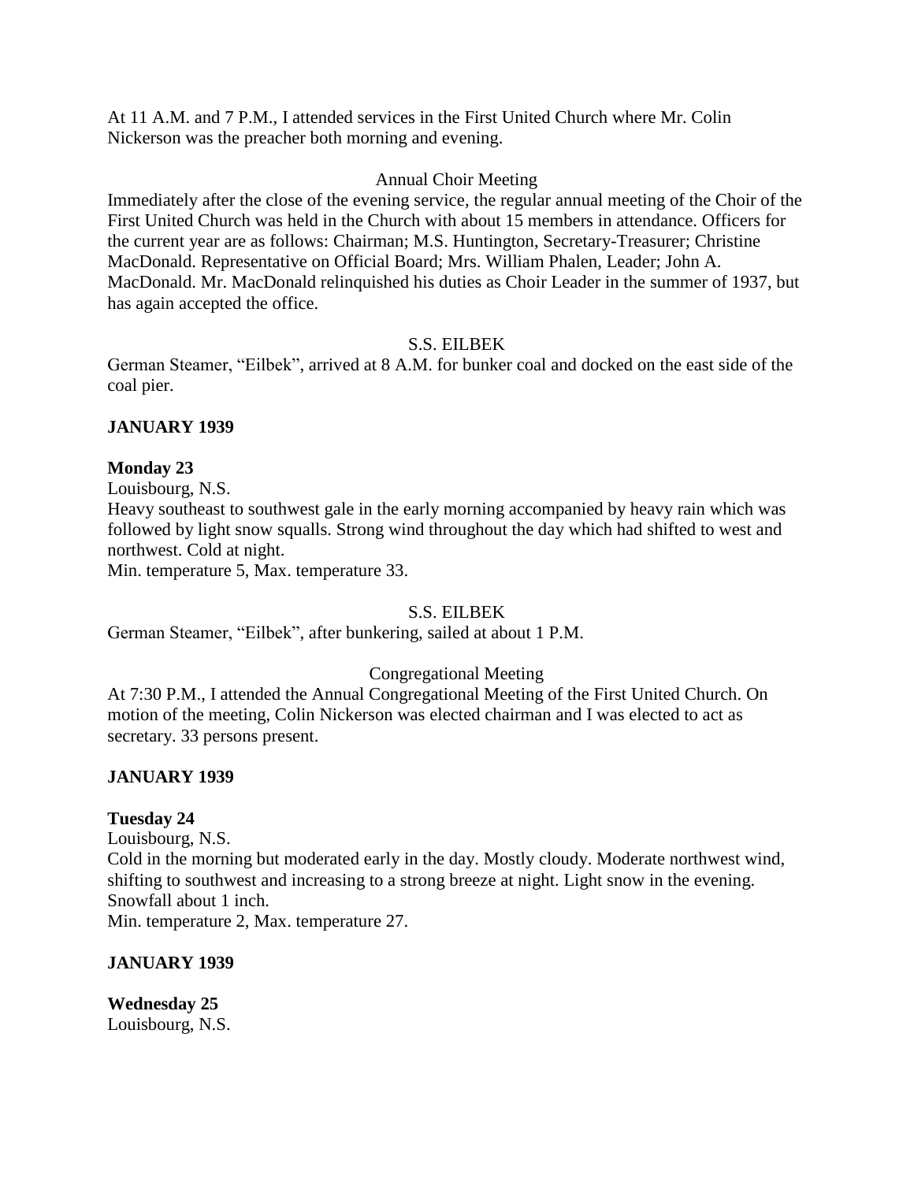At 11 A.M. and 7 P.M., I attended services in the First United Church where Mr. Colin Nickerson was the preacher both morning and evening.

Annual Choir Meeting

Immediately after the close of the evening service, the regular annual meeting of the Choir of the First United Church was held in the Church with about 15 members in attendance. Officers for the current year are as follows: Chairman; M.S. Huntington, Secretary-Treasurer; Christine MacDonald. Representative on Official Board; Mrs. William Phalen, Leader; John A. MacDonald. Mr. MacDonald relinquished his duties as Choir Leader in the summer of 1937, but has again accepted the office.

S.S. EILBEK

German Steamer, "Eilbek", arrived at 8 A.M. for bunker coal and docked on the east side of the coal pier.

**JANUARY 1939**

**Monday 23**

Louisbourg, N.S.

Heavy southeast to southwest gale in the early morning accompanied by heavy rain which was followed by light snow squalls. Strong wind throughout the day which had shifted to west and northwest. Cold at night.

Min. temperature 5, Max. temperature 33.

S.S. EILBEK

German Steamer, "Eilbek", after bunkering, sailed at about 1 P.M.

Congregational Meeting

At 7:30 P.M., I attended the Annual Congregational Meeting of the First United Church. On motion of the meeting, Colin Nickerson was elected chairman and I was elected to act as secretary. 33 persons present.

**JANUARY 1939**

**Tuesday 24**

Louisbourg, N.S.

Cold in the morning but moderated early in the day. Mostly cloudy. Moderate northwest wind, shifting to southwest and increasing to a strong breeze at night. Light snow in the evening. Snowfall about 1 inch.

Min. temperature 2, Max. temperature 27.

**JANUARY 1939**

**Wednesday 25**

Louisbourg, N.S.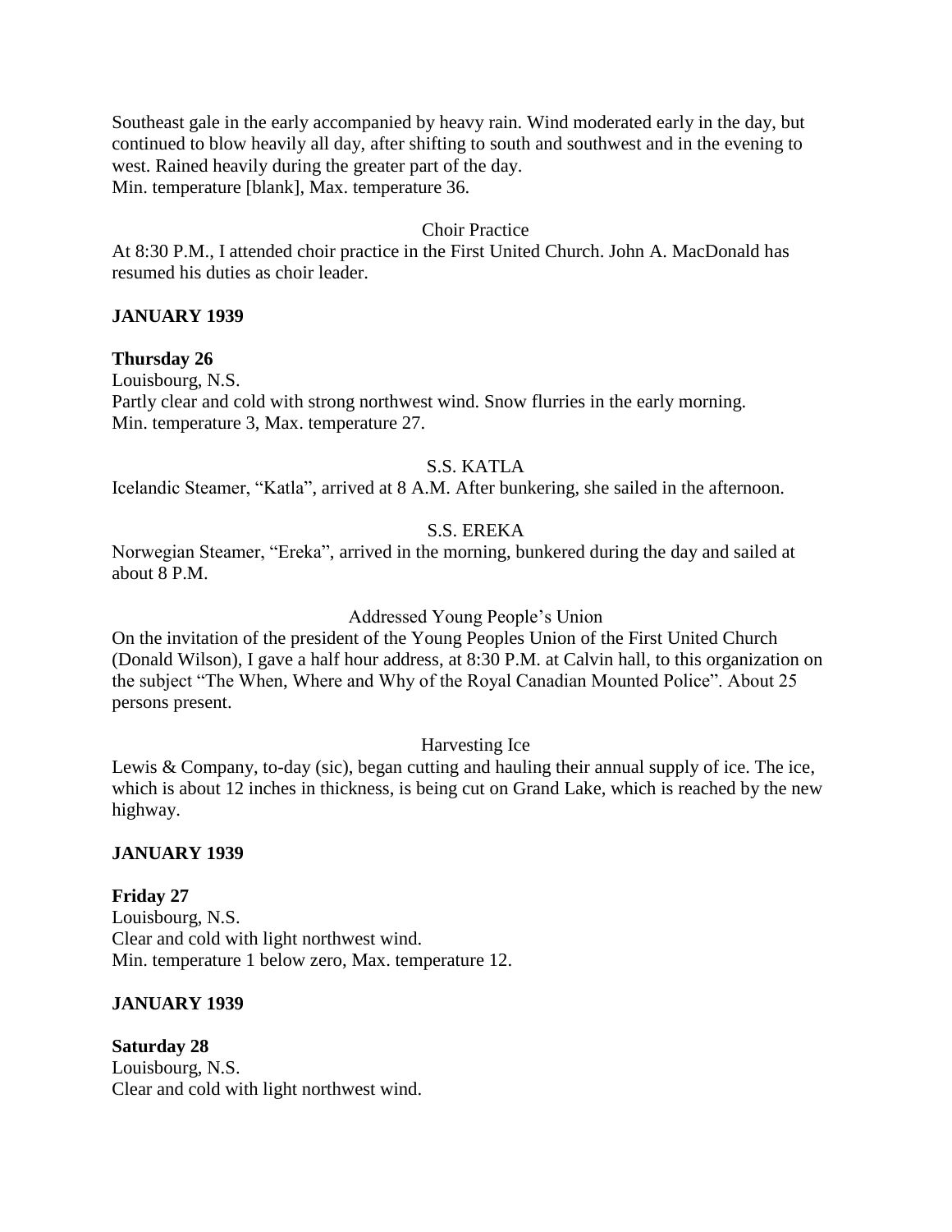Southeast gale in the early accompanied by heavy rain. Wind moderated early in the day, but continued to blow heavily all day, after shifting to south and southwest and in the evening to west. Rained heavily during the greater part of the day.
Min. temperature [blank], Max. temperature 36.

Choir Practice

At 8:30 P.M., I attended choir practice in the First United Church. John A. MacDonald has resumed his duties as choir leader.

**JANUARY 1939**

**Thursday 26**
Louisbourg, N.S.
Partly clear and cold with strong northwest wind. Snow flurries in the early morning.
Min. temperature 3, Max. temperature 27.

S.S. KATLA

Icelandic Steamer, "Katla", arrived at 8 A.M. After bunkering, she sailed in the afternoon.

S.S. EREKA

Norwegian Steamer, "Ereka", arrived in the morning, bunkered during the day and sailed at about 8 P.M.

Addressed Young People's Union

On the invitation of the president of the Young Peoples Union of the First United Church (Donald Wilson), I gave a half hour address, at 8:30 P.M. at Calvin hall, to this organization on the subject "The When, Where and Why of the Royal Canadian Mounted Police". About 25 persons present.

Harvesting Ice

Lewis & Company, to-day (sic), began cutting and hauling their annual supply of ice. The ice, which is about 12 inches in thickness, is being cut on Grand Lake, which is reached by the new highway.

**JANUARY 1939**

**Friday 27**
Louisbourg, N.S.
Clear and cold with light northwest wind.
Min. temperature 1 below zero, Max. temperature 12.

**JANUARY 1939**

**Saturday 28**
Louisbourg, N.S.
Clear and cold with light northwest wind.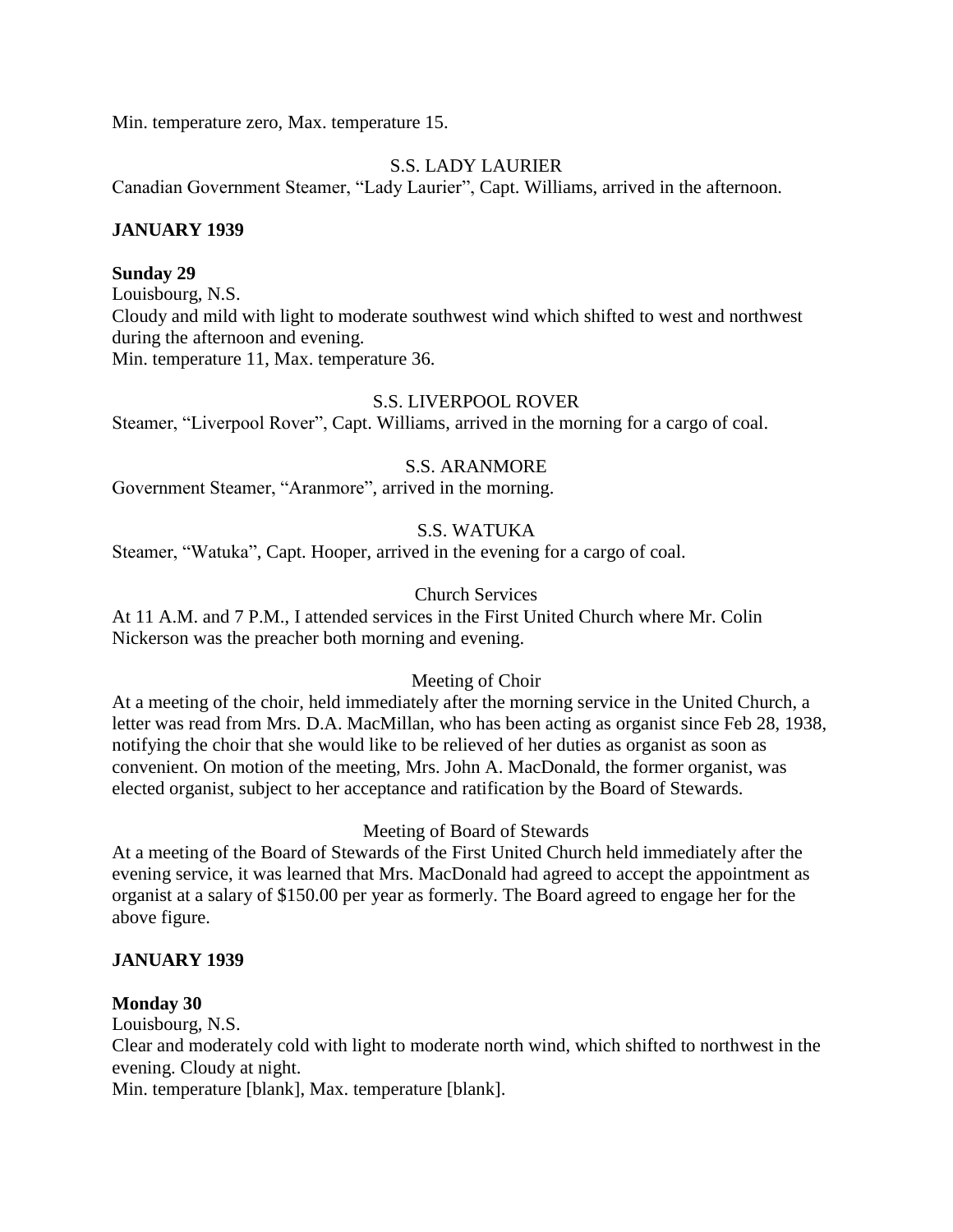Min. temperature zero, Max. temperature 15.

S.S. LADY LAURIER

Canadian Government Steamer, "Lady Laurier", Capt. Williams, arrived in the afternoon.

**JANUARY 1939**

**Sunday 29**

Louisbourg, N.S.

Cloudy and mild with light to moderate southwest wind which shifted to west and northwest during the afternoon and evening.

Min. temperature 11, Max. temperature 36.

S.S. LIVERPOOL ROVER

Steamer, "Liverpool Rover", Capt. Williams, arrived in the morning for a cargo of coal.

S.S. ARANMORE

Government Steamer, "Aranmore", arrived in the morning.

S.S. WATUKA

Steamer, "Watuka", Capt. Hooper, arrived in the evening for a cargo of coal.

Church Services

At 11 A.M. and 7 P.M., I attended services in the First United Church where Mr. Colin Nickerson was the preacher both morning and evening.

Meeting of Choir

At a meeting of the choir, held immediately after the morning service in the United Church, a letter was read from Mrs. D.A. MacMillan, who has been acting as organist since Feb 28, 1938, notifying the choir that she would like to be relieved of her duties as organist as soon as convenient. On motion of the meeting, Mrs. John A. MacDonald, the former organist, was elected organist, subject to her acceptance and ratification by the Board of Stewards.

Meeting of Board of Stewards

At a meeting of the Board of Stewards of the First United Church held immediately after the evening service, it was learned that Mrs. MacDonald had agreed to accept the appointment as organist at a salary of $150.00 per year as formerly. The Board agreed to engage her for the above figure.

**JANUARY 1939**

**Monday 30**

Louisbourg, N.S.

Clear and moderately cold with light to moderate north wind, which shifted to northwest in the evening. Cloudy at night.

Min. temperature [blank], Max. temperature [blank].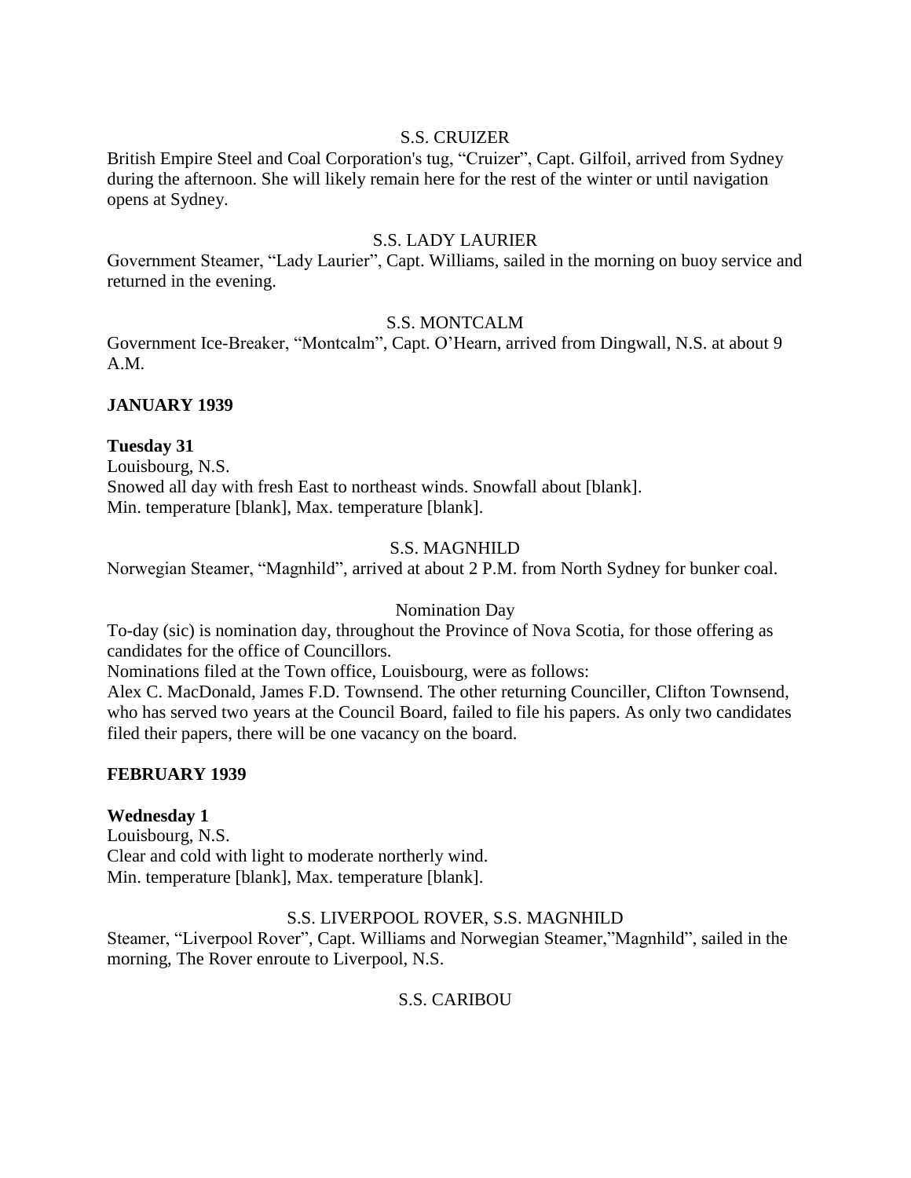S.S. CRUIZER

British Empire Steel and Coal Corporation's tug, "Cruizer", Capt. Gilfoil, arrived from Sydney during the afternoon. She will likely remain here for the rest of the winter or until navigation opens at Sydney.

S.S. LADY LAURIER

Government Steamer, "Lady Laurier", Capt. Williams, sailed in the morning on buoy service and returned in the evening.

S.S. MONTCALM

Government Ice-Breaker, "Montcalm", Capt. O'Hearn, arrived from Dingwall, N.S. at about 9 A.M.

**JANUARY 1939**

**Tuesday 31**

Louisbourg, N.S.
Snowed all day with fresh East to northeast winds. Snowfall about [blank].
Min. temperature [blank], Max. temperature [blank].

S.S. MAGNHILD

Norwegian Steamer, "Magnhild", arrived at about 2 P.M. from North Sydney for bunker coal.

Nomination Day

To-day (sic) is nomination day, throughout the Province of Nova Scotia, for those offering as candidates for the office of Councillors.

Nominations filed at the Town office, Louisbourg, were as follows:

Alex C. MacDonald, James F.D. Townsend. The other returning Counciller, Clifton Townsend, who has served two years at the Council Board, failed to file his papers. As only two candidates filed their papers, there will be one vacancy on the board.

**FEBRUARY 1939**

**Wednesday 1**

Louisbourg, N.S.
Clear and cold with light to moderate northerly wind.
Min. temperature [blank], Max. temperature [blank].

S.S. LIVERPOOL ROVER, S.S. MAGNHILD

Steamer, "Liverpool Rover", Capt. Williams and Norwegian Steamer,"Magnhild", sailed in the morning, The Rover enroute to Liverpool, N.S.

S.S. CARIBOU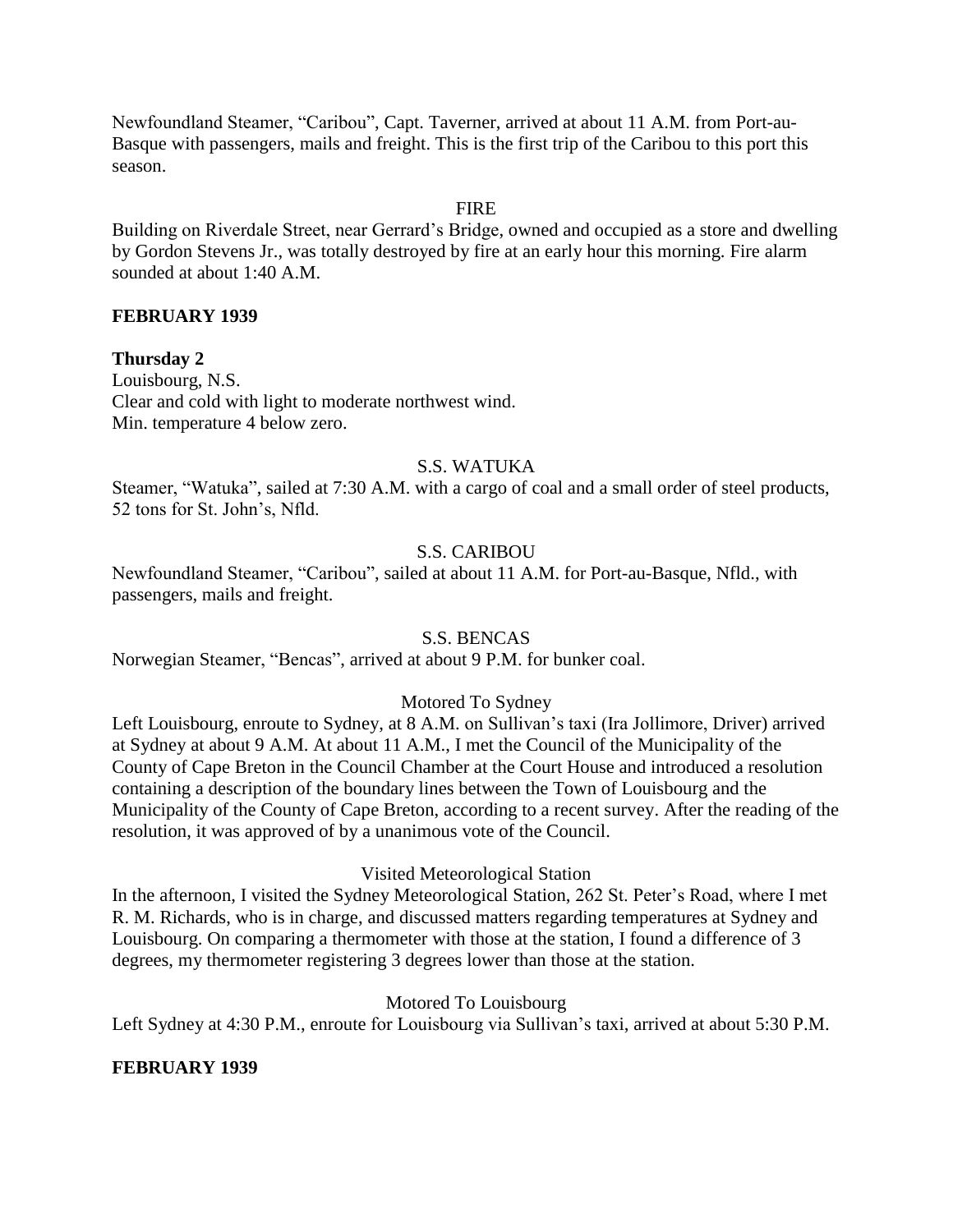Newfoundland Steamer, "Caribou", Capt. Taverner, arrived at about 11 A.M. from Port-au-Basque with passengers, mails and freight. This is the first trip of the Caribou to this port this season.

FIRE

Building on Riverdale Street, near Gerrard's Bridge, owned and occupied as a store and dwelling by Gordon Stevens Jr., was totally destroyed by fire at an early hour this morning. Fire alarm sounded at about 1:40 A.M.

**FEBRUARY 1939**

**Thursday 2**

Louisbourg, N.S.
Clear and cold with light to moderate northwest wind.
Min. temperature 4 below zero.

S.S. WATUKA

Steamer, "Watuka", sailed at 7:30 A.M. with a cargo of coal and a small order of steel products, 52 tons for St. John's, Nfld.

S.S. CARIBOU

Newfoundland Steamer, "Caribou", sailed at about 11 A.M. for Port-au-Basque, Nfld., with passengers, mails and freight.

S.S. BENCAS

Norwegian Steamer, "Bencas", arrived at about 9 P.M. for bunker coal.

Motored To Sydney

Left Louisbourg, enroute to Sydney, at 8 A.M. on Sullivan's taxi (Ira Jollimore, Driver) arrived at Sydney at about 9 A.M. At about 11 A.M., I met the Council of the Municipality of the County of Cape Breton in the Council Chamber at the Court House and introduced a resolution containing a description of the boundary lines between the Town of Louisbourg and the Municipality of the County of Cape Breton, according to a recent survey. After the reading of the resolution, it was approved of by a unanimous vote of the Council.

Visited Meteorological Station

In the afternoon, I visited the Sydney Meteorological Station, 262 St. Peter's Road, where I met R. M. Richards, who is in charge, and discussed matters regarding temperatures at Sydney and Louisbourg. On comparing a thermometer with those at the station, I found a difference of 3 degrees, my thermometer registering 3 degrees lower than those at the station.

Motored To Louisbourg

Left Sydney at 4:30 P.M., enroute for Louisbourg via Sullivan's taxi, arrived at about 5:30 P.M.

**FEBRUARY 1939**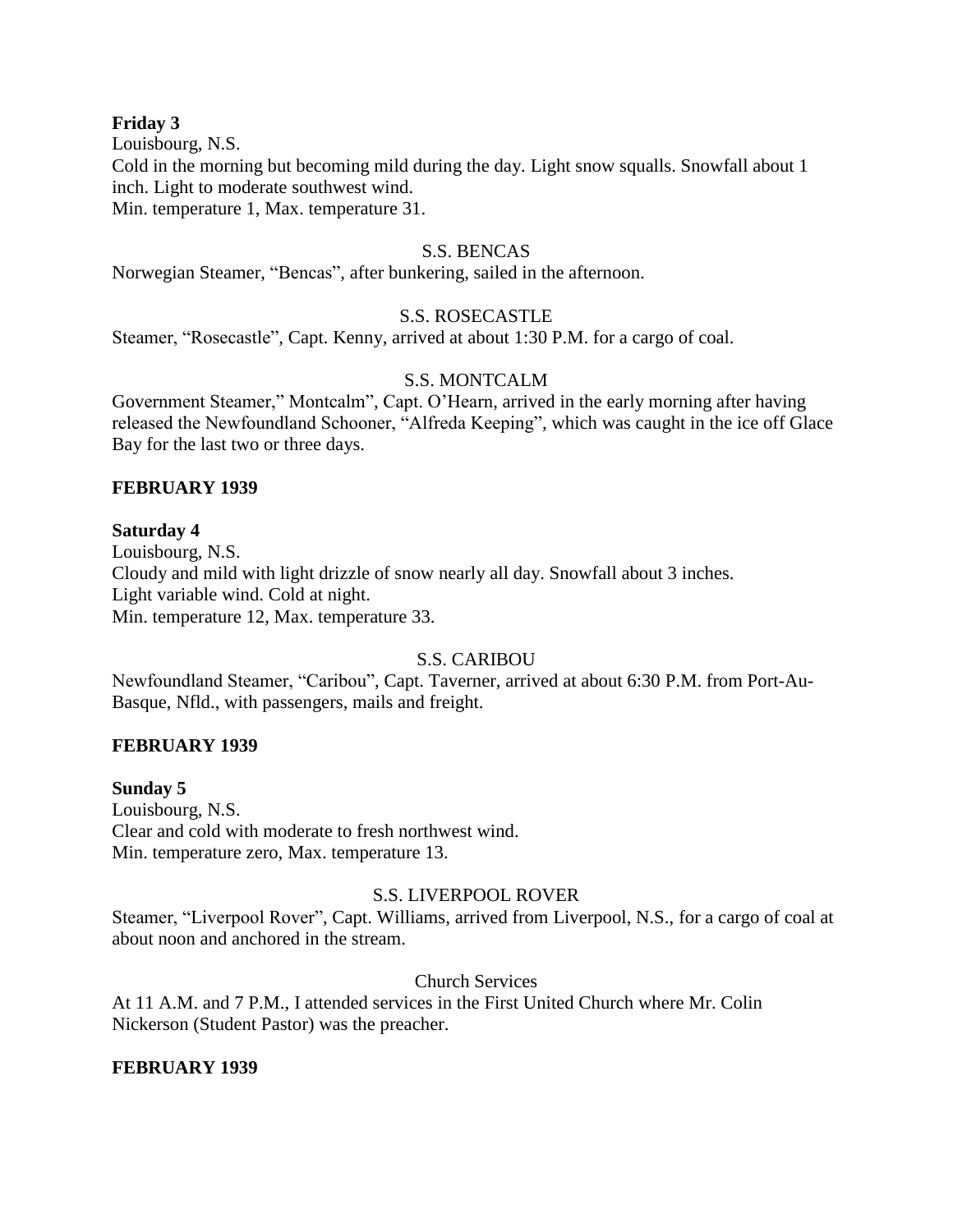**Friday 3**

Louisbourg, N.S.

Cold in the morning but becoming mild during the day. Light snow squalls. Snowfall about 1 inch. Light to moderate southwest wind.

Min. temperature 1, Max. temperature 31.

S.S. BENCAS

Norwegian Steamer, "Bencas", after bunkering, sailed in the afternoon.

S.S. ROSECASTLE

Steamer, "Rosecastle", Capt. Kenny, arrived at about 1:30 P.M. for a cargo of coal.

S.S. MONTCALM

Government Steamer," Montcalm", Capt. O'Hearn, arrived in the early morning after having released the Newfoundland Schooner, "Alfreda Keeping", which was caught in the ice off Glace Bay for the last two or three days.

**FEBRUARY 1939**

**Saturday 4**

Louisbourg, N.S.

Cloudy and mild with light drizzle of snow nearly all day. Snowfall about 3 inches.
Light variable wind. Cold at night.

Min. temperature 12, Max. temperature 33.

S.S. CARIBOU

Newfoundland Steamer, "Caribou", Capt. Taverner, arrived at about 6:30 P.M. from Port-Au-Basque, Nfld., with passengers, mails and freight.

**FEBRUARY 1939**

**Sunday 5**

Louisbourg, N.S.

Clear and cold with moderate to fresh northwest wind.

Min. temperature zero, Max. temperature 13.

S.S. LIVERPOOL ROVER

Steamer, "Liverpool Rover", Capt. Williams, arrived from Liverpool, N.S., for a cargo of coal at about noon and anchored in the stream.

Church Services

At 11 A.M. and 7 P.M., I attended services in the First United Church where Mr. Colin Nickerson (Student Pastor) was the preacher.

**FEBRUARY 1939**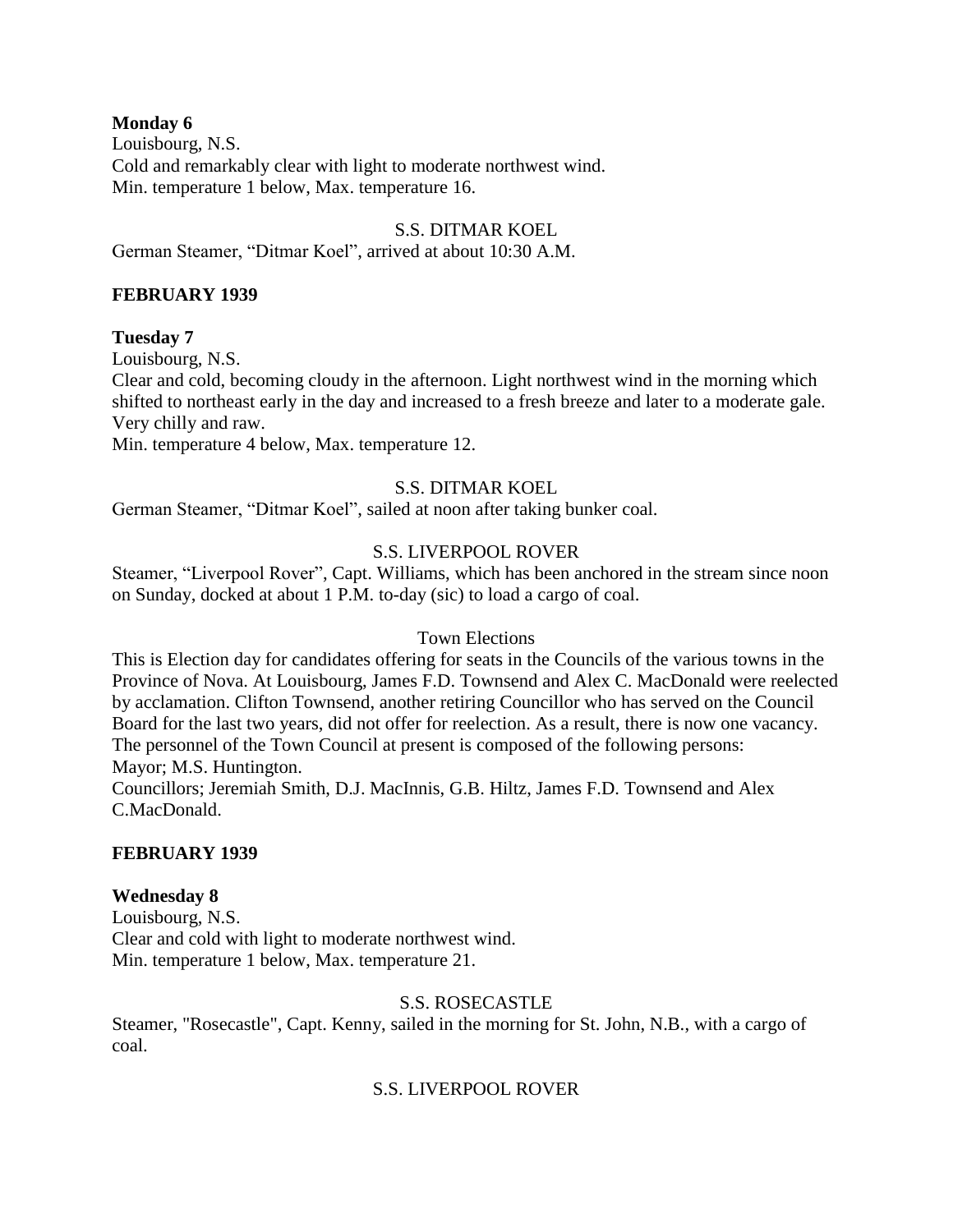**Monday 6**
Louisbourg, N.S.
Cold and remarkably clear with light to moderate northwest wind.
Min. temperature 1 below, Max. temperature 16.

S.S. DITMAR KOEL
German Steamer, "Ditmar Koel", arrived at about 10:30 A.M.

**FEBRUARY 1939**

**Tuesday 7**
Louisbourg, N.S.
Clear and cold, becoming cloudy in the afternoon. Light northwest wind in the morning which shifted to northeast early in the day and increased to a fresh breeze and later to a moderate gale. Very chilly and raw.
Min. temperature 4 below, Max. temperature 12.

S.S. DITMAR KOEL
German Steamer, "Ditmar Koel", sailed at noon after taking bunker coal.

S.S. LIVERPOOL ROVER
Steamer, "Liverpool Rover", Capt. Williams, which has been anchored in the stream since noon on Sunday, docked at about 1 P.M. to-day (sic) to load a cargo of coal.

Town Elections
This is Election day for candidates offering for seats in the Councils of the various towns in the Province of Nova. At Louisbourg, James F.D. Townsend and Alex C. MacDonald were reelected by acclamation. Clifton Townsend, another retiring Councillor who has served on the Council Board for the last two years, did not offer for reelection. As a result, there is now one vacancy. The personnel of the Town Council at present is composed of the following persons:
Mayor; M.S. Huntington.
Councillors; Jeremiah Smith, D.J. MacInnis, G.B. Hiltz, James F.D. Townsend and Alex C.MacDonald.

**FEBRUARY 1939**

**Wednesday 8**
Louisbourg, N.S.
Clear and cold with light to moderate northwest wind.
Min. temperature 1 below, Max. temperature 21.

S.S. ROSECASTLE
Steamer, "Rosecastle", Capt. Kenny, sailed in the morning for St. John, N.B., with a cargo of coal.

S.S. LIVERPOOL ROVER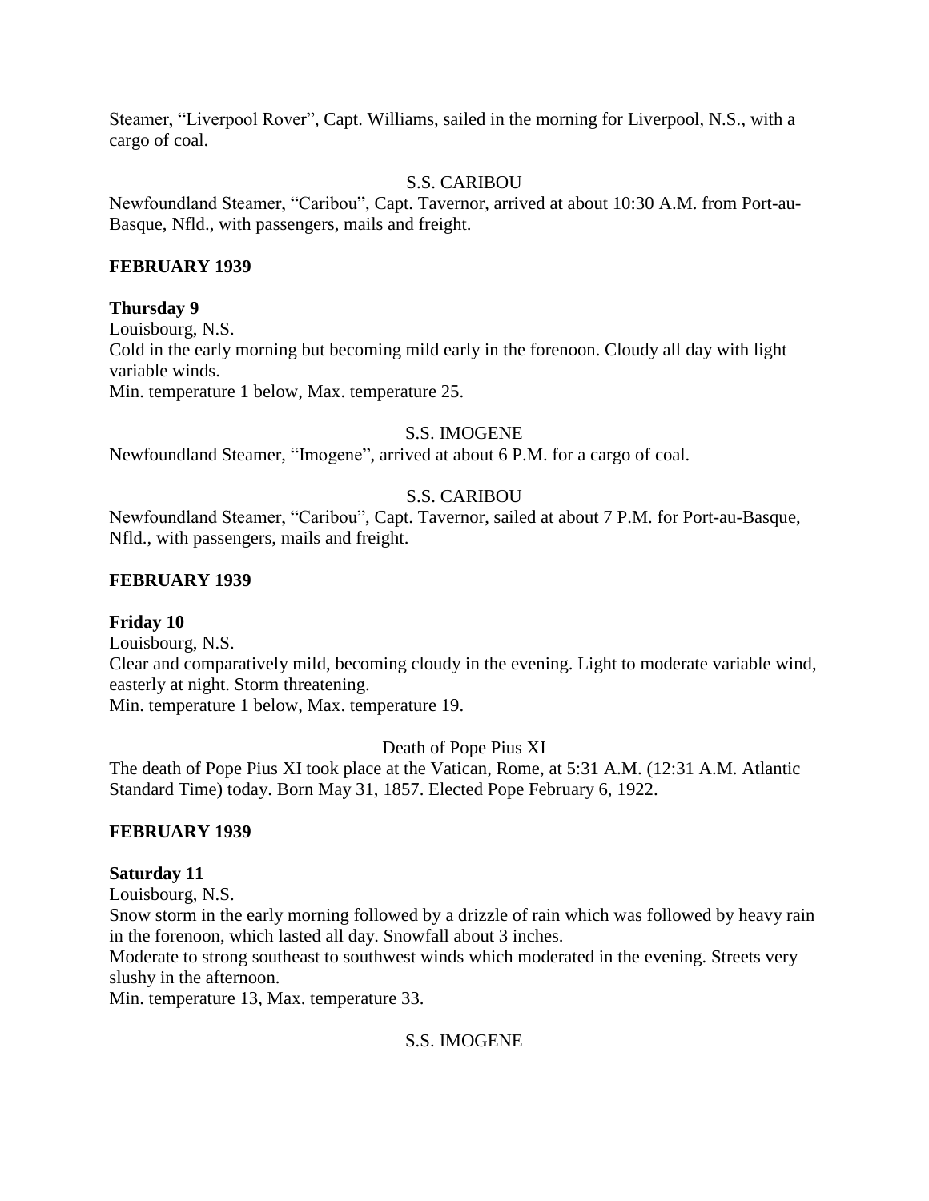Steamer, “Liverpool Rover”, Capt. Williams, sailed in the morning for Liverpool, N.S., with a cargo of coal.

S.S. CARIBOU

Newfoundland Steamer, “Caribou”, Capt. Tavernor, arrived at about 10:30 A.M. from Port-au-Basque, Nfld., with passengers, mails and freight.

**FEBRUARY 1939**

**Thursday 9**

Louisbourg, N.S.

Cold in the early morning but becoming mild early in the forenoon. Cloudy all day with light variable winds.

Min. temperature 1 below, Max. temperature 25.

S.S. IMOGENE

Newfoundland Steamer, “Imogene”, arrived at about 6 P.M. for a cargo of coal.

S.S. CARIBOU

Newfoundland Steamer, “Caribou”, Capt. Tavernor, sailed at about 7 P.M. for Port-au-Basque, Nfld., with passengers, mails and freight.

**FEBRUARY 1939**

**Friday 10**

Louisbourg, N.S.

Clear and comparatively mild, becoming cloudy in the evening. Light to moderate variable wind, easterly at night. Storm threatening.

Min. temperature 1 below, Max. temperature 19.

Death of Pope Pius XI

The death of Pope Pius XI took place at the Vatican, Rome, at 5:31 A.M. (12:31 A.M. Atlantic Standard Time) today. Born May 31, 1857. Elected Pope February 6, 1922.

**FEBRUARY 1939**

**Saturday 11**

Louisbourg, N.S.

Snow storm in the early morning followed by a drizzle of rain which was followed by heavy rain in the forenoon, which lasted all day. Snowfall about 3 inches.

Moderate to strong southeast to southwest winds which moderated in the evening. Streets very slushy in the afternoon.

Min. temperature 13, Max. temperature 33.

S.S. IMOGENE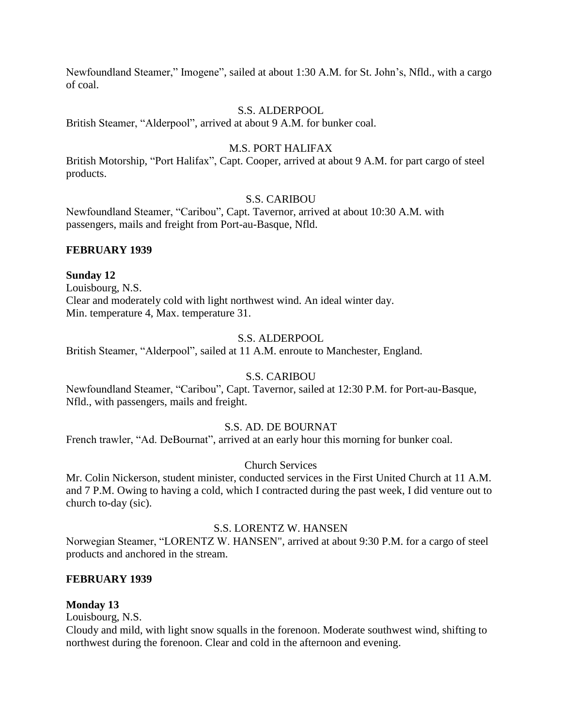Newfoundland Steamer," Imogene", sailed at about 1:30 A.M. for St. John's, Nfld., with a cargo of coal.

S.S. ALDERPOOL

British Steamer, "Alderpool", arrived at about 9 A.M. for bunker coal.

M.S. PORT HALIFAX

British Motorship, "Port Halifax", Capt. Cooper, arrived at about 9 A.M. for part cargo of steel products.

S.S. CARIBOU

Newfoundland Steamer, "Caribou", Capt. Tavernor, arrived at about 10:30 A.M. with passengers, mails and freight from Port-au-Basque, Nfld.

**FEBRUARY 1939**

**Sunday 12**

Louisbourg, N.S.

Clear and moderately cold with light northwest wind. An ideal winter day.

Min. temperature 4, Max. temperature 31.

S.S. ALDERPOOL

British Steamer, "Alderpool", sailed at 11 A.M. enroute to Manchester, England.

S.S. CARIBOU

Newfoundland Steamer, "Caribou", Capt. Tavernor, sailed at 12:30 P.M. for Port-au-Basque, Nfld., with passengers, mails and freight.

S.S. AD. DE BOURNAT

French trawler, "Ad. DeBournat", arrived at an early hour this morning for bunker coal.

Church Services

Mr. Colin Nickerson, student minister, conducted services in the First United Church at 11 A.M. and 7 P.M. Owing to having a cold, which I contracted during the past week, I did venture out to church to-day (sic).

S.S. LORENTZ W. HANSEN

Norwegian Steamer, "LORENTZ W. HANSEN", arrived at about 9:30 P.M. for a cargo of steel products and anchored in the stream.

**FEBRUARY 1939**

**Monday 13**

Louisbourg, N.S.

Cloudy and mild, with light snow squalls in the forenoon. Moderate southwest wind, shifting to northwest during the forenoon. Clear and cold in the afternoon and evening.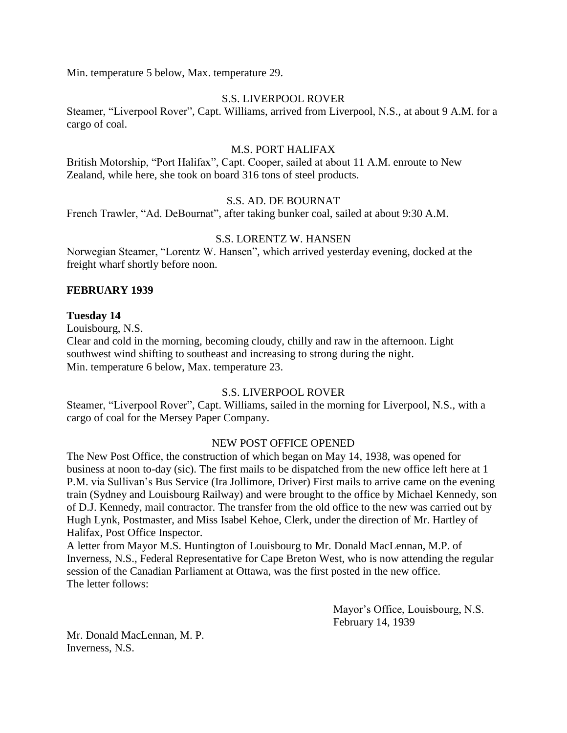Min. temperature 5 below, Max. temperature 29.

S.S. LIVERPOOL ROVER

Steamer, "Liverpool Rover", Capt. Williams, arrived from Liverpool, N.S., at about 9 A.M. for a cargo of coal.

M.S. PORT HALIFAX

British Motorship, "Port Halifax", Capt. Cooper, sailed at about 11 A.M. enroute to New Zealand, while here, she took on board 316 tons of steel products.

S.S. AD. DE BOURNAT

French Trawler, "Ad. DeBournat", after taking bunker coal, sailed at about 9:30 A.M.

S.S. LORENTZ W. HANSEN

Norwegian Steamer, "Lorentz W. Hansen", which arrived yesterday evening, docked at the freight wharf shortly before noon.

**FEBRUARY 1939**

**Tuesday 14**

Louisbourg, N.S.

Clear and cold in the morning, becoming cloudy, chilly and raw in the afternoon. Light southwest wind shifting to southeast and increasing to strong during the night.

Min. temperature 6 below, Max. temperature 23.

S.S. LIVERPOOL ROVER

Steamer, "Liverpool Rover", Capt. Williams, sailed in the morning for Liverpool, N.S., with a cargo of coal for the Mersey Paper Company.

NEW POST OFFICE OPENED

The New Post Office, the construction of which began on May 14, 1938, was opened for business at noon to-day (sic). The first mails to be dispatched from the new office left here at 1 P.M. via Sullivan's Bus Service (Ira Jollimore, Driver) First mails to arrive came on the evening train (Sydney and Louisbourg Railway) and were brought to the office by Michael Kennedy, son of D.J. Kennedy, mail contractor. The transfer from the old office to the new was carried out by Hugh Lynk, Postmaster, and Miss Isabel Kehoe, Clerk, under the direction of Mr. Hartley of Halifax, Post Office Inspector.

A letter from Mayor M.S. Huntington of Louisbourg to Mr. Donald MacLennan, M.P. of Inverness, N.S., Federal Representative for Cape Breton West, who is now attending the regular session of the Canadian Parliament at Ottawa, was the first posted in the new office.

The letter follows:

Mayor's Office, Louisbourg, N.S.
February 14, 1939

Mr. Donald MacLennan, M. P.
Inverness, N.S.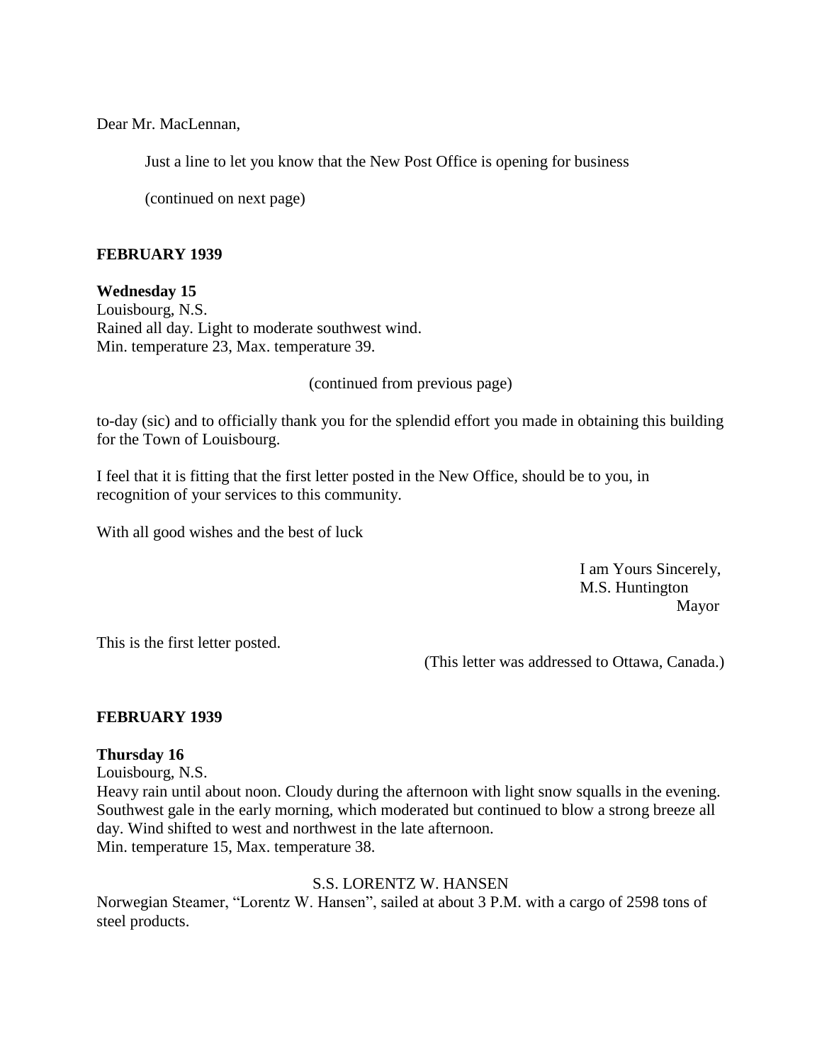Dear Mr. MacLennan,

Just a line to let you know that the New Post Office is opening for business

(continued on next page)

**FEBRUARY 1939**

**Wednesday 15**
Louisbourg, N.S.
Rained all day. Light to moderate southwest wind.
Min. temperature 23, Max. temperature 39.

(continued from previous page)

to-day (sic) and to officially thank you for the splendid effort you made in obtaining this building for the Town of Louisbourg.

I feel that it is fitting that the first letter posted in the New Office, should be to you, in recognition of your services to this community.

With all good wishes and the best of luck

I am Yours Sincerely,
M.S. Huntington
Mayor

This is the first letter posted.

(This letter was addressed to Ottawa, Canada.)

**FEBRUARY 1939**

**Thursday 16**
Louisbourg, N.S.
Heavy rain until about noon. Cloudy during the afternoon with light snow squalls in the evening. Southwest gale in the early morning, which moderated but continued to blow a strong breeze all day. Wind shifted to west and northwest in the late afternoon.
Min. temperature 15, Max. temperature 38.

S.S. LORENTZ W. HANSEN

Norwegian Steamer, "Lorentz W. Hansen", sailed at about 3 P.M. with a cargo of 2598 tons of steel products.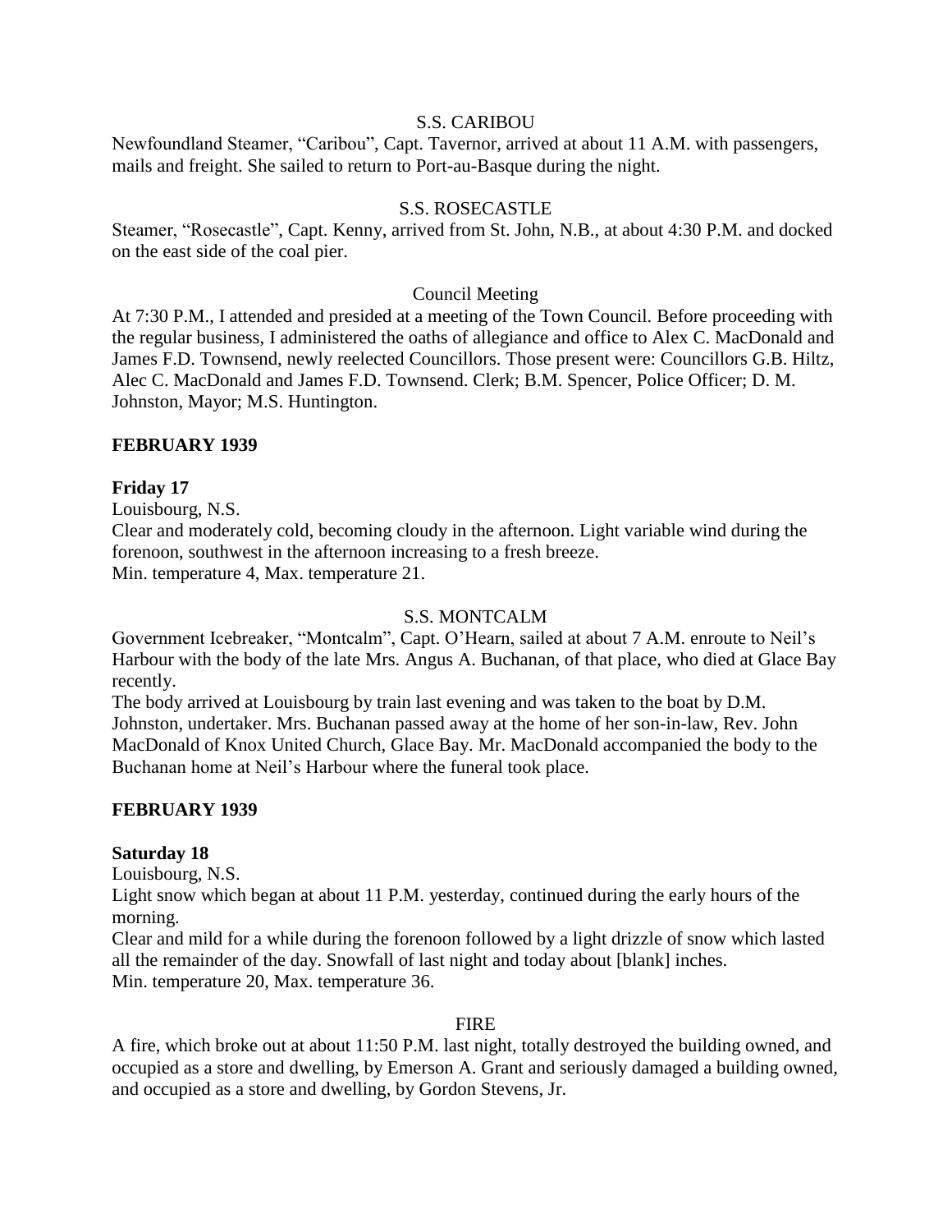S.S. CARIBOU

Newfoundland Steamer, "Caribou", Capt. Tavernor, arrived at about 11 A.M. with passengers, mails and freight. She sailed to return to Port-au-Basque during the night.

S.S. ROSECASTLE

Steamer, "Rosecastle", Capt. Kenny, arrived from St. John, N.B., at about 4:30 P.M. and docked on the east side of the coal pier.

Council Meeting

At 7:30 P.M., I attended and presided at a meeting of the Town Council. Before proceeding with the regular business, I administered the oaths of allegiance and office to Alex C. MacDonald and James F.D. Townsend, newly reelected Councillors. Those present were: Councillors G.B. Hiltz, Alec C. MacDonald and James F.D. Townsend. Clerk; B.M. Spencer, Police Officer; D. M. Johnston, Mayor; M.S. Huntington.

**FEBRUARY 1939**

**Friday 17**

Louisbourg, N.S.

Clear and moderately cold, becoming cloudy in the afternoon. Light variable wind during the forenoon, southwest in the afternoon increasing to a fresh breeze.

Min. temperature 4, Max. temperature 21.

S.S. MONTCALM

Government Icebreaker, "Montcalm", Capt. O'Hearn, sailed at about 7 A.M. enroute to Neil's Harbour with the body of the late Mrs. Angus A. Buchanan, of that place, who died at Glace Bay recently.

The body arrived at Louisbourg by train last evening and was taken to the boat by D.M. Johnston, undertaker. Mrs. Buchanan passed away at the home of her son-in-law, Rev. John MacDonald of Knox United Church, Glace Bay. Mr. MacDonald accompanied the body to the Buchanan home at Neil's Harbour where the funeral took place.

**FEBRUARY 1939**

**Saturday 18**

Louisbourg, N.S.

Light snow which began at about 11 P.M. yesterday, continued during the early hours of the morning.

Clear and mild for a while during the forenoon followed by a light drizzle of snow which lasted all the remainder of the day. Snowfall of last night and today about [blank] inches.

Min. temperature 20, Max. temperature 36.

FIRE

A fire, which broke out at about 11:50 P.M. last night, totally destroyed the building owned, and occupied as a store and dwelling, by Emerson A. Grant and seriously damaged a building owned, and occupied as a store and dwelling, by Gordon Stevens, Jr.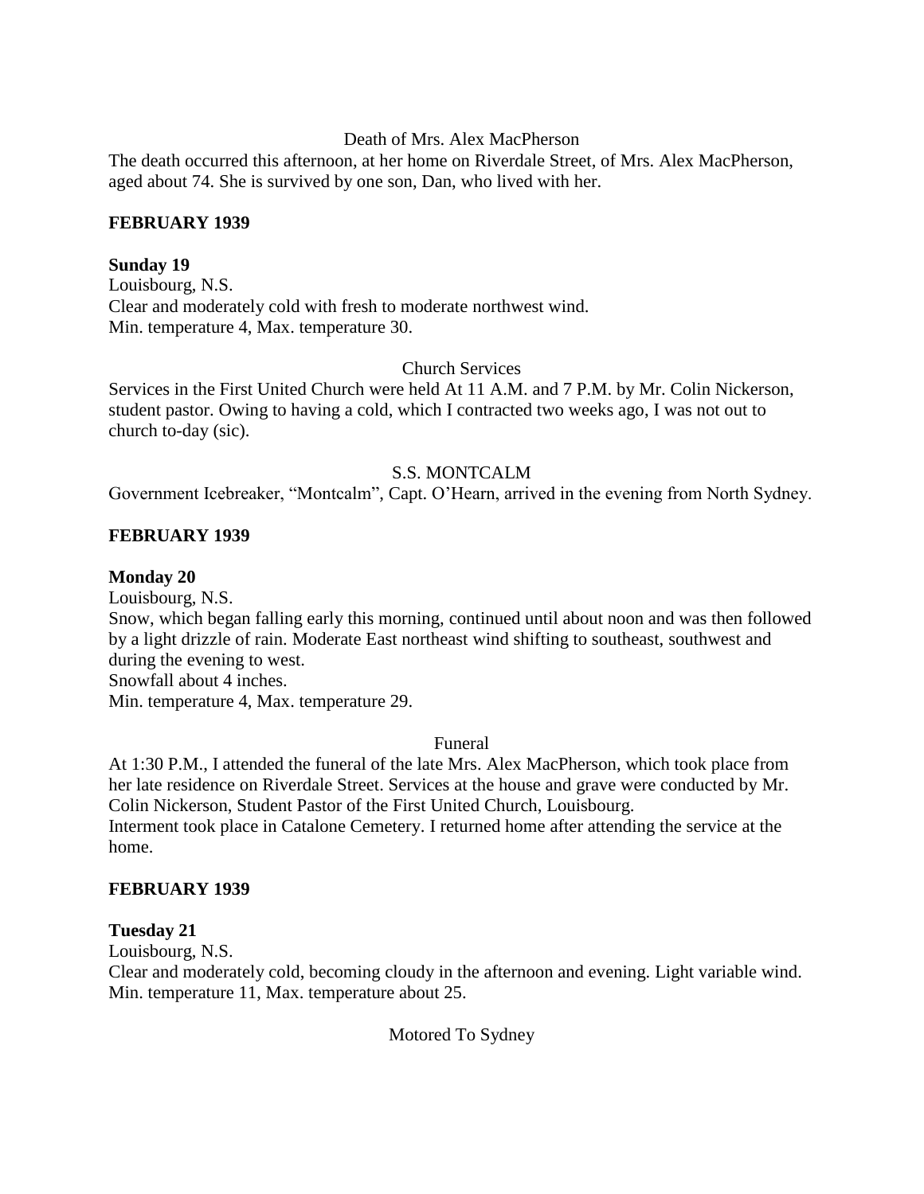Death of Mrs. Alex MacPherson

The death occurred this afternoon, at her home on Riverdale Street, of Mrs. Alex MacPherson, aged about 74. She is survived by one son, Dan, who lived with her.

**FEBRUARY 1939**

**Sunday 19**

Louisbourg, N.S.
Clear and moderately cold with fresh to moderate northwest wind.
Min. temperature 4, Max. temperature 30.

Church Services

Services in the First United Church were held At 11 A.M. and 7 P.M. by Mr. Colin Nickerson, student pastor. Owing to having a cold, which I contracted two weeks ago, I was not out to church to-day (sic).

S.S. MONTCALM

Government Icebreaker, "Montcalm", Capt. O'Hearn, arrived in the evening from North Sydney.

**FEBRUARY 1939**

**Monday 20**

Louisbourg, N.S.
Snow, which began falling early this morning, continued until about noon and was then followed by a light drizzle of rain. Moderate East northeast wind shifting to southeast, southwest and during the evening to west.
Snowfall about 4 inches.
Min. temperature 4, Max. temperature 29.

Funeral

At 1:30 P.M., I attended the funeral of the late Mrs. Alex MacPherson, which took place from her late residence on Riverdale Street. Services at the house and grave were conducted by Mr. Colin Nickerson, Student Pastor of the First United Church, Louisbourg.
Interment took place in Catalone Cemetery. I returned home after attending the service at the home.

**FEBRUARY 1939**

**Tuesday 21**

Louisbourg, N.S.
Clear and moderately cold, becoming cloudy in the afternoon and evening. Light variable wind.
Min. temperature 11, Max. temperature about 25.

Motored To Sydney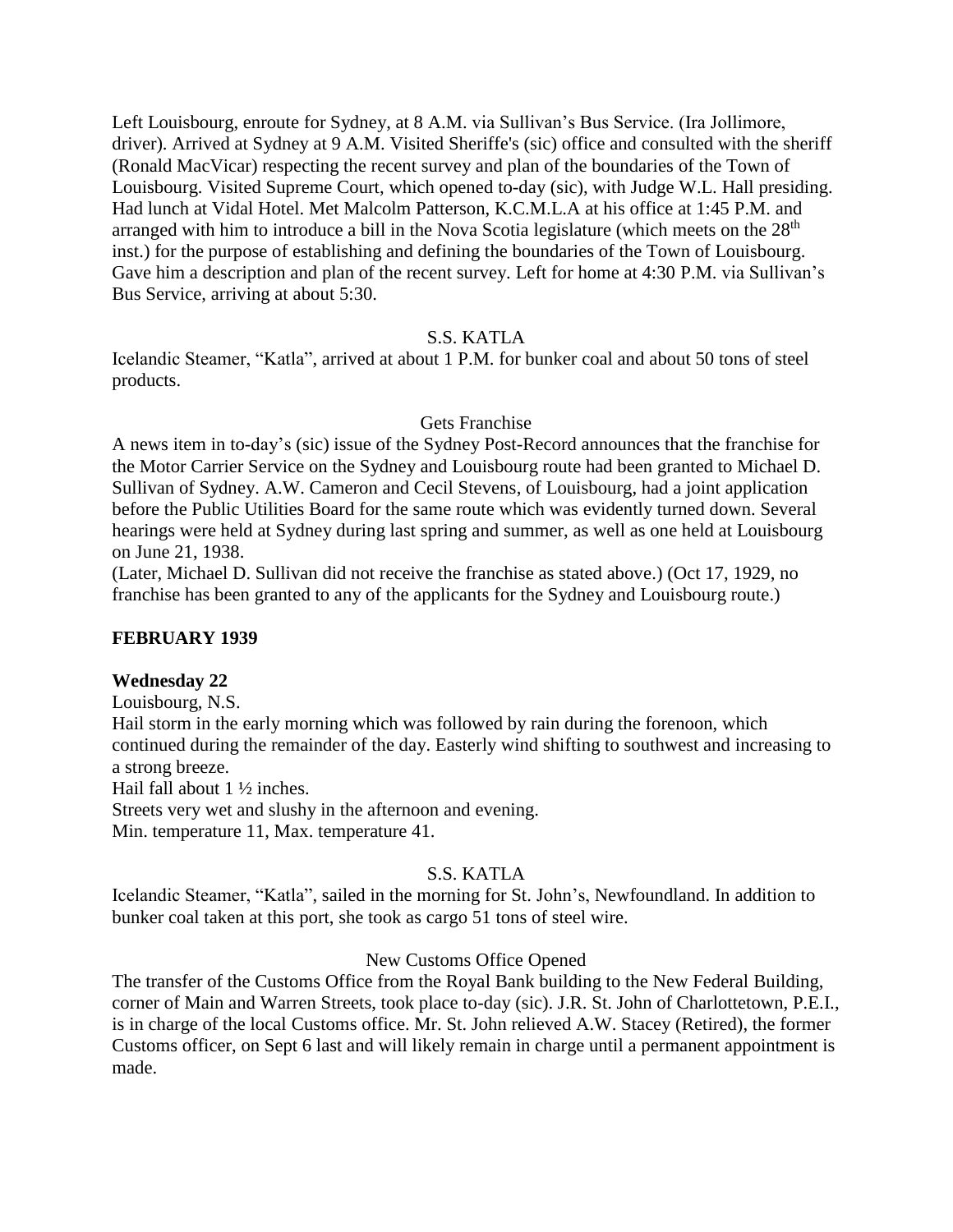Left Louisbourg, enroute for Sydney, at 8 A.M. via Sullivan's Bus Service. (Ira Jollimore, driver). Arrived at Sydney at 9 A.M. Visited Sheriffe's (sic) office and consulted with the sheriff (Ronald MacVicar) respecting the recent survey and plan of the boundaries of the Town of Louisbourg. Visited Supreme Court, which opened to-day (sic), with Judge W.L. Hall presiding. Had lunch at Vidal Hotel. Met Malcolm Patterson, K.C.M.L.A at his office at 1:45 P.M. and arranged with him to introduce a bill in the Nova Scotia legislature (which meets on the 28th inst.) for the purpose of establishing and defining the boundaries of the Town of Louisbourg. Gave him a description and plan of the recent survey. Left for home at 4:30 P.M. via Sullivan's Bus Service, arriving at about 5:30.

S.S. KATLA

Icelandic Steamer, "Katla", arrived at about 1 P.M. for bunker coal and about 50 tons of steel products.

Gets Franchise

A news item in to-day's (sic) issue of the Sydney Post-Record announces that the franchise for the Motor Carrier Service on the Sydney and Louisbourg route had been granted to Michael D. Sullivan of Sydney. A.W. Cameron and Cecil Stevens, of Louisbourg, had a joint application before the Public Utilities Board for the same route which was evidently turned down. Several hearings were held at Sydney during last spring and summer, as well as one held at Louisbourg on June 21, 1938.
(Later, Michael D. Sullivan did not receive the franchise as stated above.) (Oct 17, 1929, no franchise has been granted to any of the applicants for the Sydney and Louisbourg route.)

**FEBRUARY 1939**

**Wednesday 22**

Louisbourg, N.S.
Hail storm in the early morning which was followed by rain during the forenoon, which continued during the remainder of the day. Easterly wind shifting to southwest and increasing to a strong breeze.
Hail fall about 1 ½ inches.
Streets very wet and slushy in the afternoon and evening.
Min. temperature 11, Max. temperature 41.

S.S. KATLA

Icelandic Steamer, "Katla", sailed in the morning for St. John's, Newfoundland. In addition to bunker coal taken at this port, she took as cargo 51 tons of steel wire.

New Customs Office Opened

The transfer of the Customs Office from the Royal Bank building to the New Federal Building, corner of Main and Warren Streets, took place to-day (sic). J.R. St. John of Charlottetown, P.E.I., is in charge of the local Customs office. Mr. St. John relieved A.W. Stacey (Retired), the former Customs officer, on Sept 6 last and will likely remain in charge until a permanent appointment is made.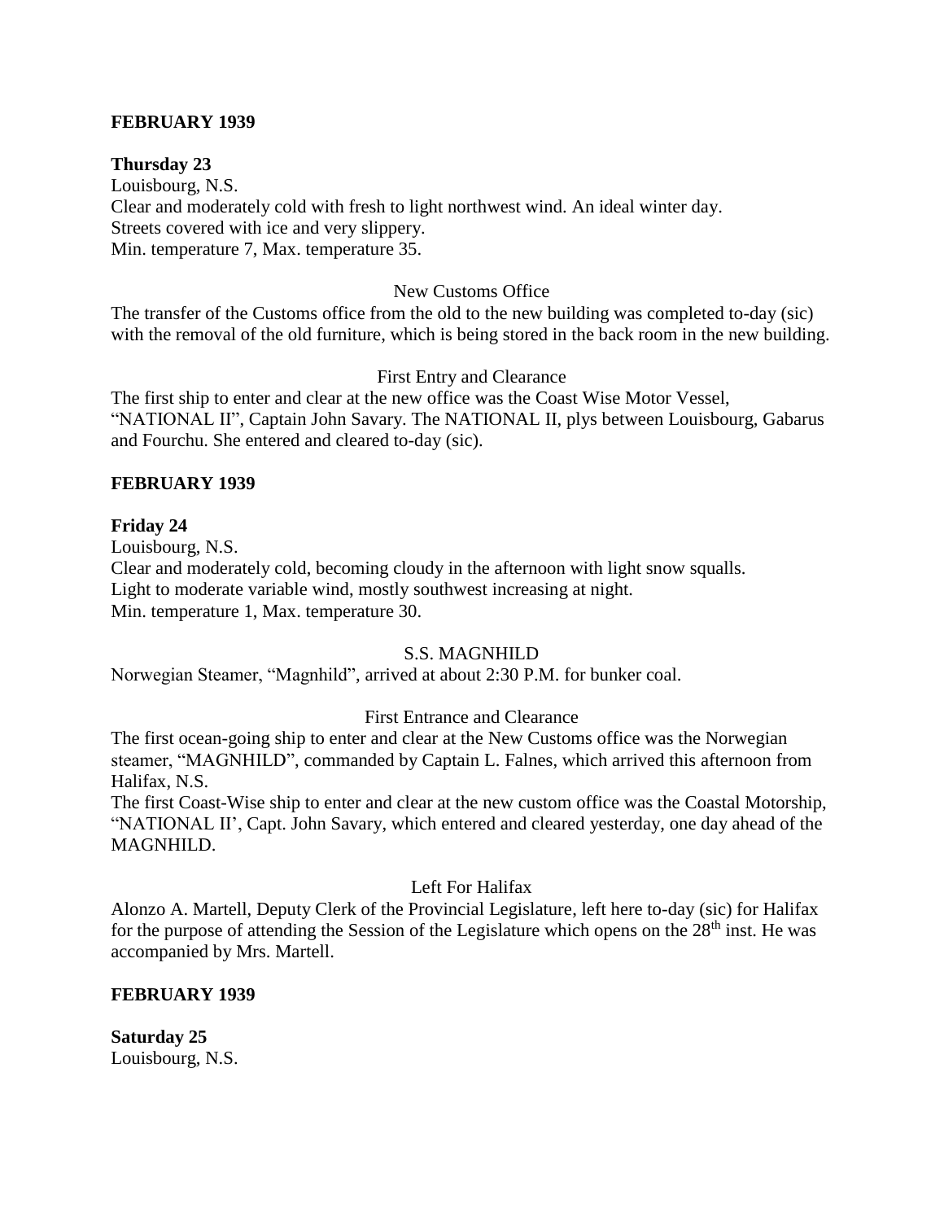**FEBRUARY 1939**

**Thursday 23**

Louisbourg, N.S.
Clear and moderately cold with fresh to light northwest wind. An ideal winter day.
Streets covered with ice and very slippery.
Min. temperature 7, Max. temperature 35.

New Customs Office

The transfer of the Customs office from the old to the new building was completed to-day (sic) with the removal of the old furniture, which is being stored in the back room in the new building.

First Entry and Clearance

The first ship to enter and clear at the new office was the Coast Wise Motor Vessel, "NATIONAL II", Captain John Savary. The NATIONAL II, plys between Louisbourg, Gabarus and Fourchu. She entered and cleared to-day (sic).

**FEBRUARY 1939**

**Friday 24**

Louisbourg, N.S.
Clear and moderately cold, becoming cloudy in the afternoon with light snow squalls.
Light to moderate variable wind, mostly southwest increasing at night.
Min. temperature 1, Max. temperature 30.

S.S. MAGNHILD

Norwegian Steamer, "Magnhild", arrived at about 2:30 P.M. for bunker coal.

First Entrance and Clearance

The first ocean-going ship to enter and clear at the New Customs office was the Norwegian steamer, "MAGNHILD", commanded by Captain L. Falnes, which arrived this afternoon from Halifax, N.S.

The first Coast-Wise ship to enter and clear at the new custom office was the Coastal Motorship, "NATIONAL II', Capt. John Savary, which entered and cleared yesterday, one day ahead of the MAGNHILD.

Left For Halifax

Alonzo A. Martell, Deputy Clerk of the Provincial Legislature, left here to-day (sic) for Halifax for the purpose of attending the Session of the Legislature which opens on the 28th inst. He was accompanied by Mrs. Martell.

**FEBRUARY 1939**

**Saturday 25**

Louisbourg, N.S.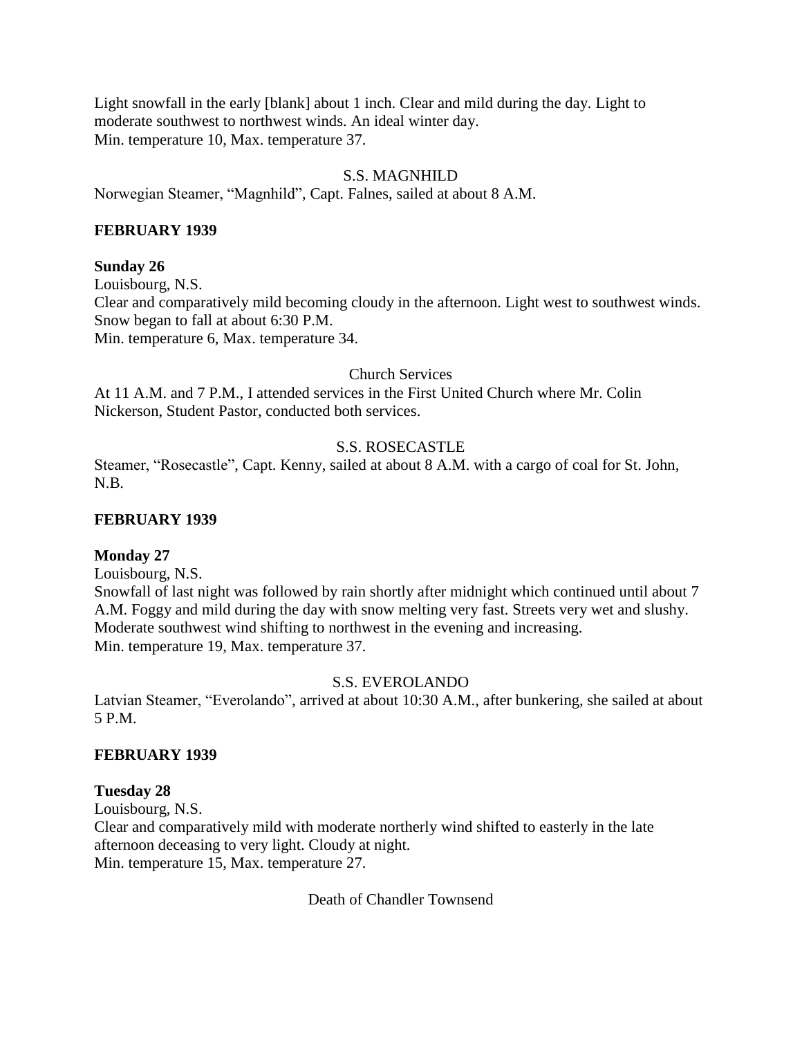Light snowfall in the early [blank] about 1 inch. Clear and mild during the day. Light to moderate southwest to northwest winds. An ideal winter day.
Min. temperature 10, Max. temperature 37.

S.S. MAGNHILD

Norwegian Steamer, "Magnhild", Capt. Falnes, sailed at about 8 A.M.

**FEBRUARY 1939**

**Sunday 26**

Louisbourg, N.S.
Clear and comparatively mild becoming cloudy in the afternoon. Light west to southwest winds. Snow began to fall at about 6:30 P.M.
Min. temperature 6, Max. temperature 34.

Church Services

At 11 A.M. and 7 P.M., I attended services in the First United Church where Mr. Colin Nickerson, Student Pastor, conducted both services.

S.S. ROSECASTLE

Steamer, "Rosecastle", Capt. Kenny, sailed at about 8 A.M. with a cargo of coal for St. John, N.B.

**FEBRUARY 1939**

**Monday 27**

Louisbourg, N.S.
Snowfall of last night was followed by rain shortly after midnight which continued until about 7 A.M. Foggy and mild during the day with snow melting very fast. Streets very wet and slushy. Moderate southwest wind shifting to northwest in the evening and increasing.
Min. temperature 19, Max. temperature 37.

S.S. EVEROLANDO

Latvian Steamer, "Everolando", arrived at about 10:30 A.M., after bunkering, she sailed at about 5 P.M.

**FEBRUARY 1939**

**Tuesday 28**

Louisbourg, N.S.
Clear and comparatively mild with moderate northerly wind shifted to easterly in the late afternoon deceasing to very light. Cloudy at night.
Min. temperature 15, Max. temperature 27.

Death of Chandler Townsend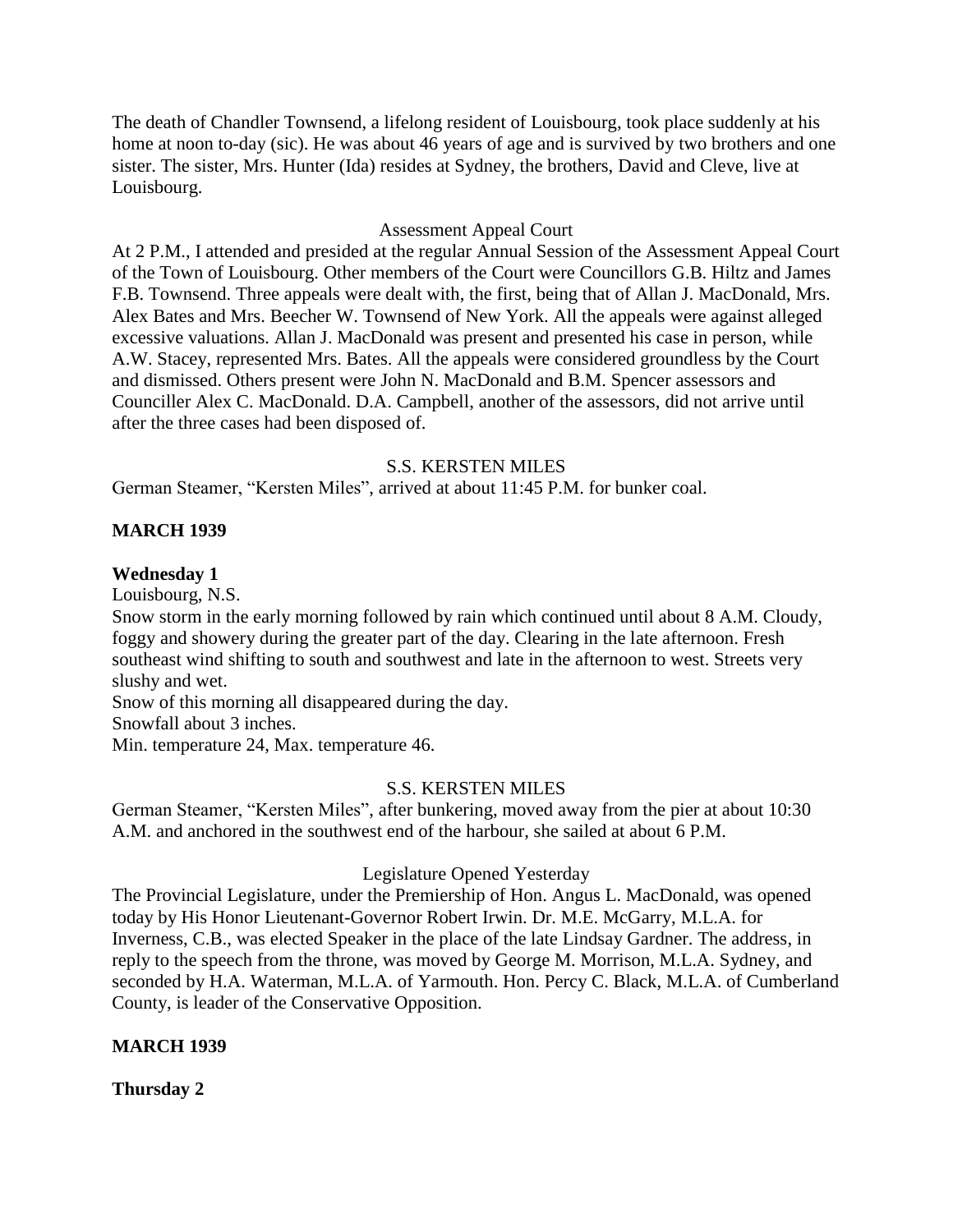The death of Chandler Townsend, a lifelong resident of Louisbourg, took place suddenly at his home at noon to-day (sic). He was about 46 years of age and is survived by two brothers and one sister. The sister, Mrs. Hunter (Ida) resides at Sydney, the brothers, David and Cleve, live at Louisbourg.

Assessment Appeal Court

At 2 P.M., I attended and presided at the regular Annual Session of the Assessment Appeal Court of the Town of Louisbourg. Other members of the Court were Councillors G.B. Hiltz and James F.B. Townsend. Three appeals were dealt with, the first, being that of Allan J. MacDonald, Mrs. Alex Bates and Mrs. Beecher W. Townsend of New York. All the appeals were against alleged excessive valuations. Allan J. MacDonald was present and presented his case in person, while A.W. Stacey, represented Mrs. Bates. All the appeals were considered groundless by the Court and dismissed. Others present were John N. MacDonald and B.M. Spencer assessors and Counciller Alex C. MacDonald. D.A. Campbell, another of the assessors, did not arrive until after the three cases had been disposed of.

S.S. KERSTEN MILES

German Steamer, "Kersten Miles", arrived at about 11:45 P.M. for bunker coal.

**MARCH 1939**

**Wednesday 1**

Louisbourg, N.S.

Snow storm in the early morning followed by rain which continued until about 8 A.M. Cloudy, foggy and showery during the greater part of the day. Clearing in the late afternoon. Fresh southeast wind shifting to south and southwest and late in the afternoon to west. Streets very slushy and wet.

Snow of this morning all disappeared during the day.

Snowfall about 3 inches.

Min. temperature 24, Max. temperature 46.

S.S. KERSTEN MILES

German Steamer, "Kersten Miles", after bunkering, moved away from the pier at about 10:30 A.M. and anchored in the southwest end of the harbour, she sailed at about 6 P.M.

Legislature Opened Yesterday

The Provincial Legislature, under the Premiership of Hon. Angus L. MacDonald, was opened today by His Honor Lieutenant-Governor Robert Irwin. Dr. M.E. McGarry, M.L.A. for Inverness, C.B., was elected Speaker in the place of the late Lindsay Gardner. The address, in reply to the speech from the throne, was moved by George M. Morrison, M.L.A. Sydney, and seconded by H.A. Waterman, M.L.A. of Yarmouth. Hon. Percy C. Black, M.L.A. of Cumberland County, is leader of the Conservative Opposition.

**MARCH 1939**

**Thursday 2**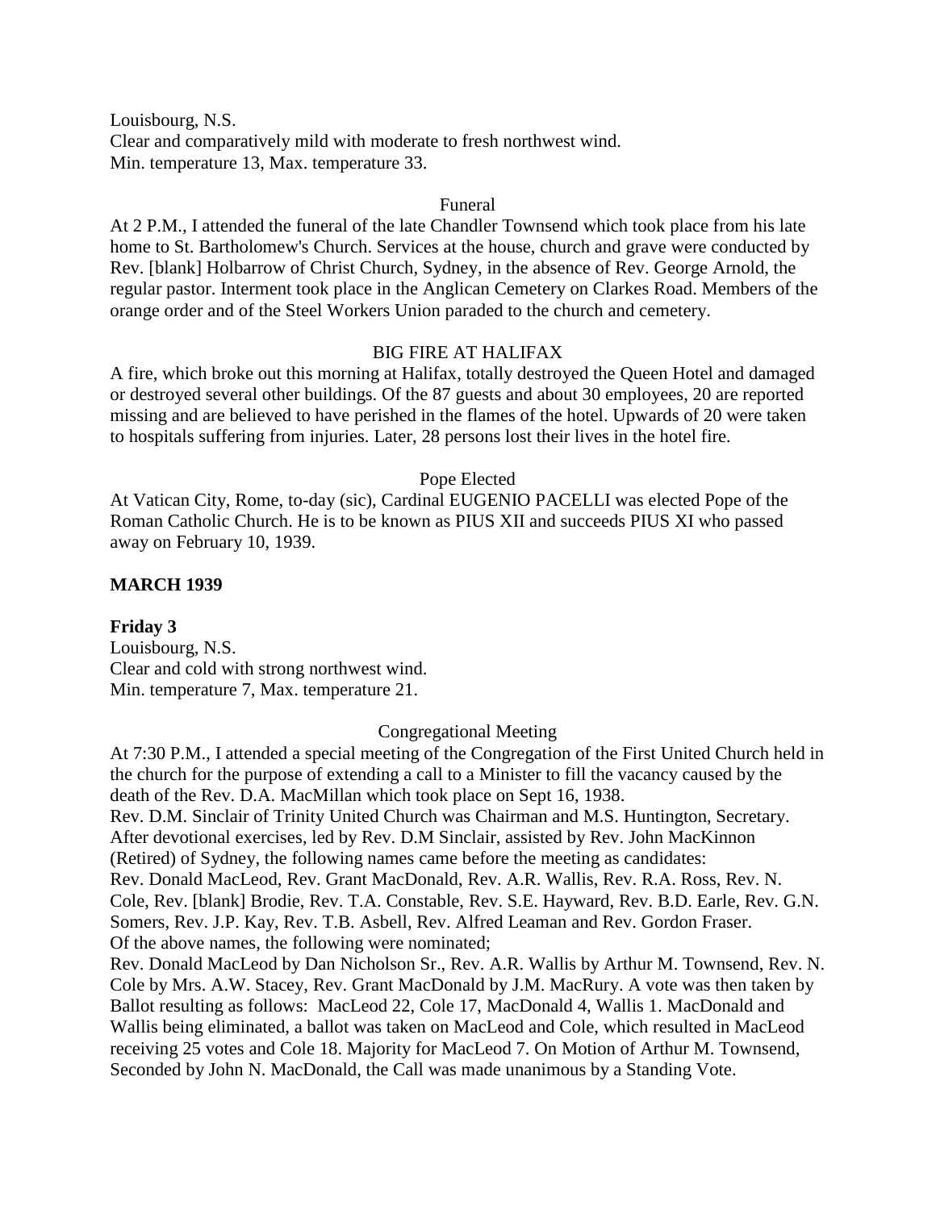Louisbourg, N.S.
Clear and comparatively mild with moderate to fresh northwest wind.
Min. temperature 13, Max. temperature 33.

Funeral

At 2 P.M., I attended the funeral of the late Chandler Townsend which took place from his late home to St. Bartholomew's Church. Services at the house, church and grave were conducted by Rev. [blank] Holbarrow of Christ Church, Sydney, in the absence of Rev. George Arnold, the regular pastor. Interment took place in the Anglican Cemetery on Clarkes Road. Members of the orange order and of the Steel Workers Union paraded to the church and cemetery.

BIG FIRE AT HALIFAX

A fire, which broke out this morning at Halifax, totally destroyed the Queen Hotel and damaged or destroyed several other buildings. Of the 87 guests and about 30 employees, 20 are reported missing and are believed to have perished in the flames of the hotel. Upwards of 20 were taken to hospitals suffering from injuries. Later, 28 persons lost their lives in the hotel fire.

Pope Elected

At Vatican City, Rome, to-day (sic), Cardinal EUGENIO PACELLI was elected Pope of the Roman Catholic Church. He is to be known as PIUS XII and succeeds PIUS XI who passed away on February 10, 1939.

**MARCH 1939**

**Friday 3**

Louisbourg, N.S.
Clear and cold with strong northwest wind.
Min. temperature 7, Max. temperature 21.

Congregational Meeting

At 7:30 P.M., I attended a special meeting of the Congregation of the First United Church held in the church for the purpose of extending a call to a Minister to fill the vacancy caused by the death of the Rev. D.A. MacMillan which took place on Sept 16, 1938.
Rev. D.M. Sinclair of Trinity United Church was Chairman and M.S. Huntington, Secretary.
After devotional exercises, led by Rev. D.M Sinclair, assisted by Rev. John MacKinnon (Retired) of Sydney, the following names came before the meeting as candidates:
Rev. Donald MacLeod, Rev. Grant MacDonald, Rev. A.R. Wallis, Rev. R.A. Ross, Rev. N. Cole, Rev. [blank] Brodie, Rev. T.A. Constable, Rev. S.E. Hayward, Rev. B.D. Earle, Rev. G.N. Somers, Rev. J.P. Kay, Rev. T.B. Asbell, Rev. Alfred Leaman and Rev. Gordon Fraser.
Of the above names, the following were nominated;
Rev. Donald MacLeod by Dan Nicholson Sr., Rev. A.R. Wallis by Arthur M. Townsend, Rev. N. Cole by Mrs. A.W. Stacey, Rev. Grant MacDonald by J.M. MacRury. A vote was then taken by Ballot resulting as follows: MacLeod 22, Cole 17, MacDonald 4, Wallis 1. MacDonald and Wallis being eliminated, a ballot was taken on MacLeod and Cole, which resulted in MacLeod receiving 25 votes and Cole 18. Majority for MacLeod 7. On Motion of Arthur M. Townsend, Seconded by John N. MacDonald, the Call was made unanimous by a Standing Vote.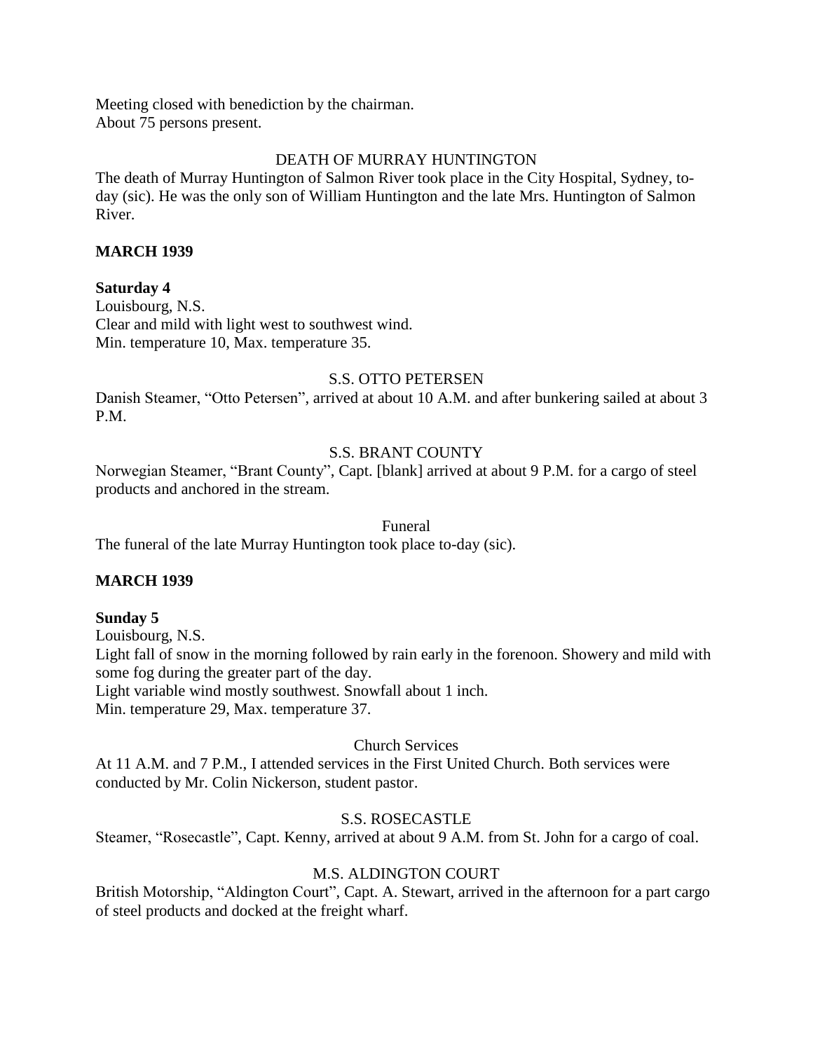Meeting closed with benediction by the chairman.
About 75 persons present.

DEATH OF MURRAY HUNTINGTON

The death of Murray Huntington of Salmon River took place in the City Hospital, Sydney, to-day (sic). He was the only son of William Huntington and the late Mrs. Huntington of Salmon River.

**MARCH 1939**

**Saturday 4**

Louisbourg, N.S.
Clear and mild with light west to southwest wind.
Min. temperature 10, Max. temperature 35.

S.S. OTTO PETERSEN

Danish Steamer, "Otto Petersen", arrived at about 10 A.M. and after bunkering sailed at about 3 P.M.

S.S. BRANT COUNTY

Norwegian Steamer, "Brant County", Capt. [blank] arrived at about 9 P.M. for a cargo of steel products and anchored in the stream.

Funeral

The funeral of the late Murray Huntington took place to-day (sic).

**MARCH 1939**

**Sunday 5**

Louisbourg, N.S.
Light fall of snow in the morning followed by rain early in the forenoon. Showery and mild with some fog during the greater part of the day.
Light variable wind mostly southwest. Snowfall about 1 inch.
Min. temperature 29, Max. temperature 37.

Church Services

At 11 A.M. and 7 P.M., I attended services in the First United Church. Both services were conducted by Mr. Colin Nickerson, student pastor.

S.S. ROSECASTLE

Steamer, "Rosecastle", Capt. Kenny, arrived at about 9 A.M. from St. John for a cargo of coal.

M.S. ALDINGTON COURT

British Motorship, "Aldington Court", Capt. A. Stewart, arrived in the afternoon for a part cargo of steel products and docked at the freight wharf.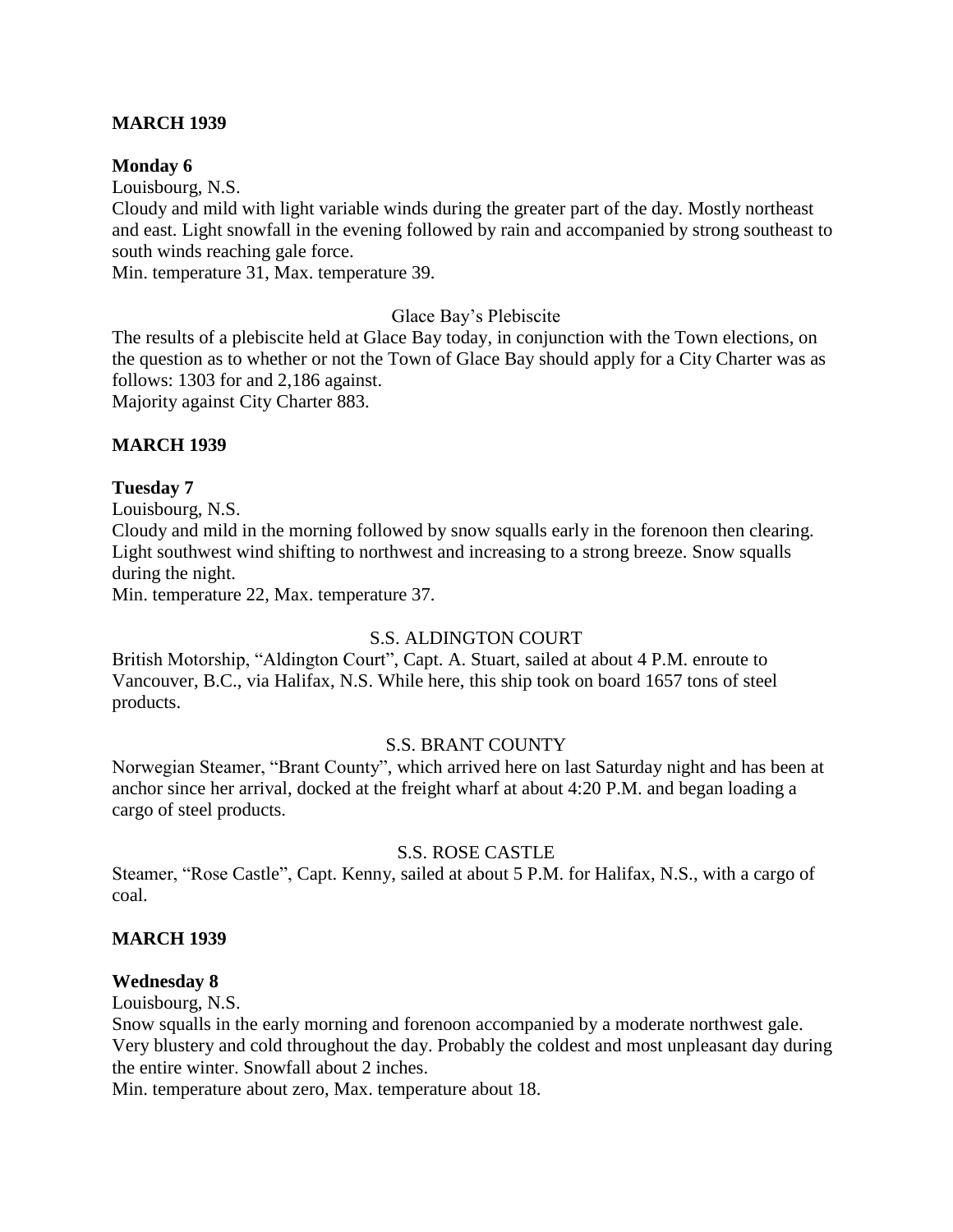**MARCH 1939**

**Monday 6**

Louisbourg, N.S.

Cloudy and mild with light variable winds during the greater part of the day. Mostly northeast and east. Light snowfall in the evening followed by rain and accompanied by strong southeast to south winds reaching gale force.

Min. temperature 31, Max. temperature 39.

Glace Bay's Plebiscite

The results of a plebiscite held at Glace Bay today, in conjunction with the Town elections, on the question as to whether or not the Town of Glace Bay should apply for a City Charter was as follows: 1303 for and 2,186 against.

Majority against City Charter 883.

**MARCH 1939**

**Tuesday 7**

Louisbourg, N.S.

Cloudy and mild in the morning followed by snow squalls early in the forenoon then clearing. Light southwest wind shifting to northwest and increasing to a strong breeze. Snow squalls during the night.

Min. temperature 22, Max. temperature 37.

S.S. ALDINGTON COURT

British Motorship, "Aldington Court", Capt. A. Stuart, sailed at about 4 P.M. enroute to Vancouver, B.C., via Halifax, N.S. While here, this ship took on board 1657 tons of steel products.

S.S. BRANT COUNTY

Norwegian Steamer, "Brant County", which arrived here on last Saturday night and has been at anchor since her arrival, docked at the freight wharf at about 4:20 P.M. and began loading a cargo of steel products.

S.S. ROSE CASTLE

Steamer, "Rose Castle", Capt. Kenny, sailed at about 5 P.M. for Halifax, N.S., with a cargo of coal.

**MARCH 1939**

**Wednesday 8**

Louisbourg, N.S.

Snow squalls in the early morning and forenoon accompanied by a moderate northwest gale. Very blustery and cold throughout the day. Probably the coldest and most unpleasant day during the entire winter. Snowfall about 2 inches.

Min. temperature about zero, Max. temperature about 18.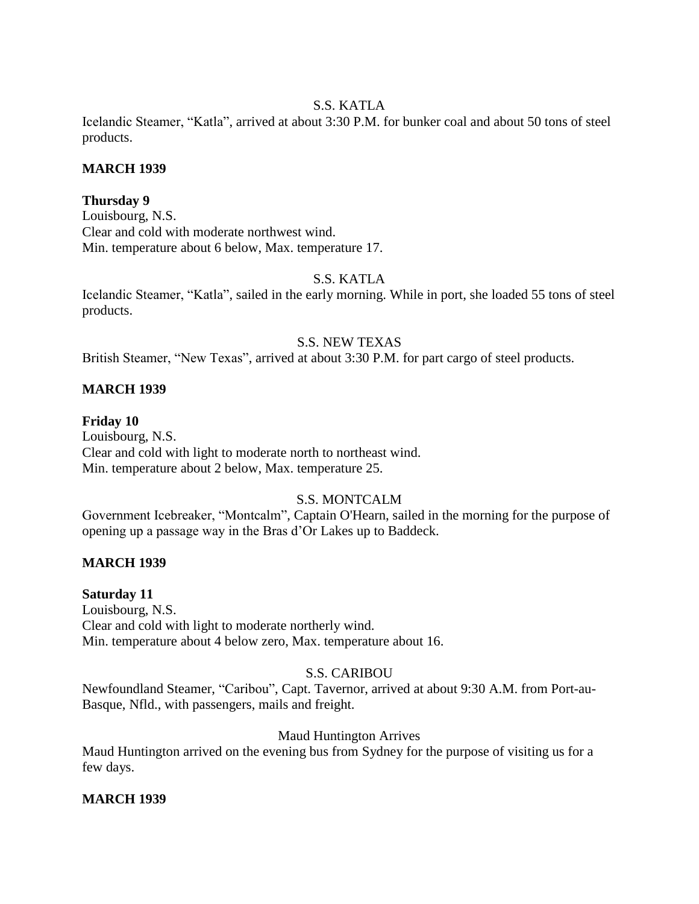S.S. KATLA

Icelandic Steamer, "Katla", arrived at about 3:30 P.M. for bunker coal and about 50 tons of steel products.

**MARCH 1939**

**Thursday 9**

Louisbourg, N.S.
Clear and cold with moderate northwest wind.
Min. temperature about 6 below, Max. temperature 17.

S.S. KATLA

Icelandic Steamer, "Katla", sailed in the early morning. While in port, she loaded 55 tons of steel products.

S.S. NEW TEXAS

British Steamer, "New Texas", arrived at about 3:30 P.M. for part cargo of steel products.

**MARCH 1939**

**Friday 10**

Louisbourg, N.S.
Clear and cold with light to moderate north to northeast wind.
Min. temperature about 2 below, Max. temperature 25.

S.S. MONTCALM

Government Icebreaker, "Montcalm", Captain O'Hearn, sailed in the morning for the purpose of opening up a passage way in the Bras d'Or Lakes up to Baddeck.

**MARCH 1939**

**Saturday 11**

Louisbourg, N.S.
Clear and cold with light to moderate northerly wind.
Min. temperature about 4 below zero, Max. temperature about 16.

S.S. CARIBOU

Newfoundland Steamer, "Caribou", Capt. Tavernor, arrived at about 9:30 A.M. from Port-au-Basque, Nfld., with passengers, mails and freight.

Maud Huntington Arrives

Maud Huntington arrived on the evening bus from Sydney for the purpose of visiting us for a few days.

**MARCH 1939**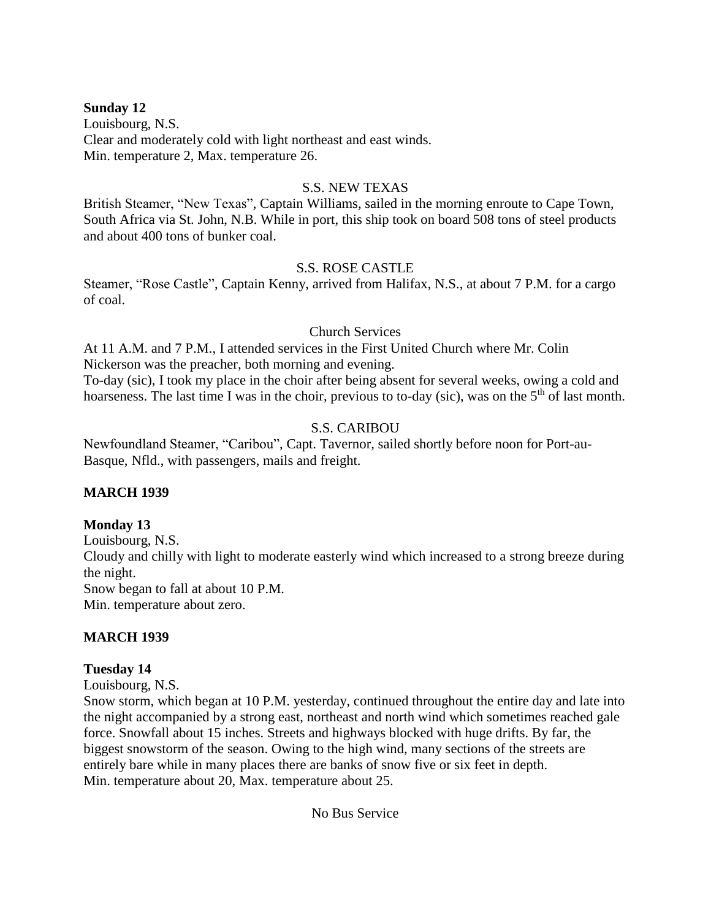**Sunday 12**
Louisbourg, N.S.
Clear and moderately cold with light northeast and east winds.
Min. temperature 2, Max. temperature 26.

S.S. NEW TEXAS

British Steamer, "New Texas", Captain Williams, sailed in the morning enroute to Cape Town, South Africa via St. John, N.B. While in port, this ship took on board 508 tons of steel products and about 400 tons of bunker coal.

S.S. ROSE CASTLE

Steamer, "Rose Castle", Captain Kenny, arrived from Halifax, N.S., at about 7 P.M. for a cargo of coal.

Church Services

At 11 A.M. and 7 P.M., I attended services in the First United Church where Mr. Colin Nickerson was the preacher, both morning and evening.
To-day (sic), I took my place in the choir after being absent for several weeks, owing a cold and hoarseness. The last time I was in the choir, previous to to-day (sic), was on the 5th of last month.

S.S. CARIBOU

Newfoundland Steamer, "Caribou", Capt. Tavernor, sailed shortly before noon for Port-au-Basque, Nfld., with passengers, mails and freight.

**MARCH 1939**

**Monday 13**
Louisbourg, N.S.
Cloudy and chilly with light to moderate easterly wind which increased to a strong breeze during the night.
Snow began to fall at about 10 P.M.
Min. temperature about zero.

**MARCH 1939**

**Tuesday 14**
Louisbourg, N.S.
Snow storm, which began at 10 P.M. yesterday, continued throughout the entire day and late into the night accompanied by a strong east, northeast and north wind which sometimes reached gale force. Snowfall about 15 inches. Streets and highways blocked with huge drifts. By far, the biggest snowstorm of the season. Owing to the high wind, many sections of the streets are entirely bare while in many places there are banks of snow five or six feet in depth.
Min. temperature about 20, Max. temperature about 25.

No Bus Service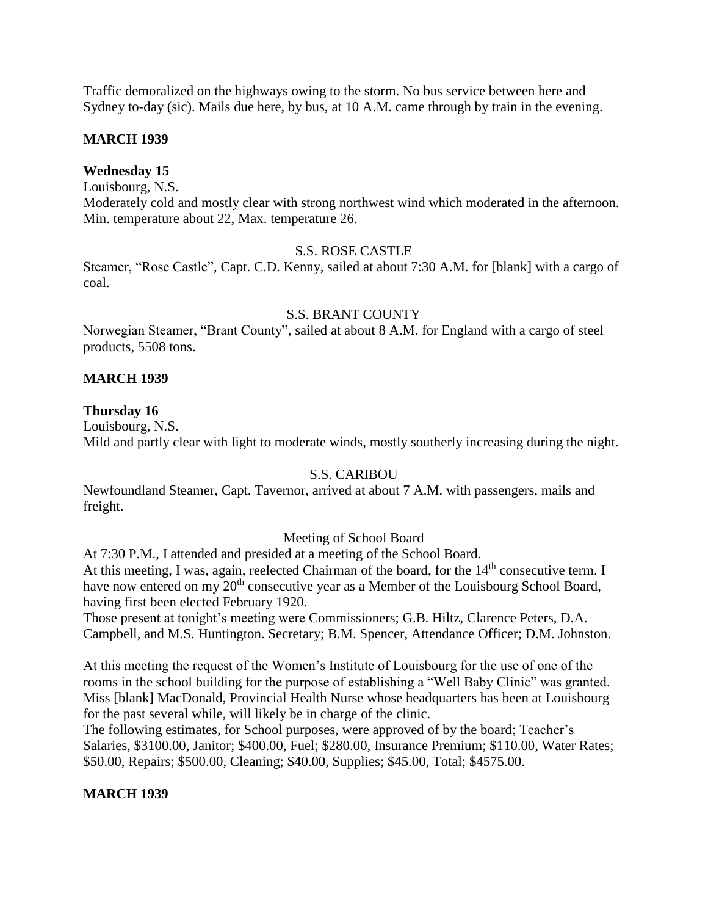Traffic demoralized on the highways owing to the storm. No bus service between here and Sydney to-day (sic). Mails due here, by bus, at 10 A.M. came through by train in the evening.

**MARCH 1939**

**Wednesday 15**

Louisbourg, N.S.
Moderately cold and mostly clear with strong northwest wind which moderated in the afternoon. Min. temperature about 22, Max. temperature 26.

S.S. ROSE CASTLE

Steamer, "Rose Castle", Capt. C.D. Kenny, sailed at about 7:30 A.M. for [blank] with a cargo of coal.

S.S. BRANT COUNTY

Norwegian Steamer, "Brant County", sailed at about 8 A.M. for England with a cargo of steel products, 5508 tons.

**MARCH 1939**

**Thursday 16**

Louisbourg, N.S.
Mild and partly clear with light to moderate winds, mostly southerly increasing during the night.

S.S. CARIBOU

Newfoundland Steamer, Capt. Tavernor, arrived at about 7 A.M. with passengers, mails and freight.

Meeting of School Board

At 7:30 P.M., I attended and presided at a meeting of the School Board.
At this meeting, I was, again, reelected Chairman of the board, for the 14th consecutive term. I have now entered on my 20th consecutive year as a Member of the Louisbourg School Board, having first been elected February 1920.
Those present at tonight's meeting were Commissioners; G.B. Hiltz, Clarence Peters, D.A. Campbell, and M.S. Huntington. Secretary; B.M. Spencer, Attendance Officer; D.M. Johnston.

At this meeting the request of the Women's Institute of Louisbourg for the use of one of the rooms in the school building for the purpose of establishing a "Well Baby Clinic" was granted. Miss [blank] MacDonald, Provincial Health Nurse whose headquarters has been at Louisbourg for the past several while, will likely be in charge of the clinic.
The following estimates, for School purposes, were approved of by the board; Teacher's Salaries, $3100.00, Janitor; $400.00, Fuel; $280.00, Insurance Premium; $110.00, Water Rates; $50.00, Repairs; $500.00, Cleaning; $40.00, Supplies; $45.00, Total; $4575.00.

**MARCH 1939**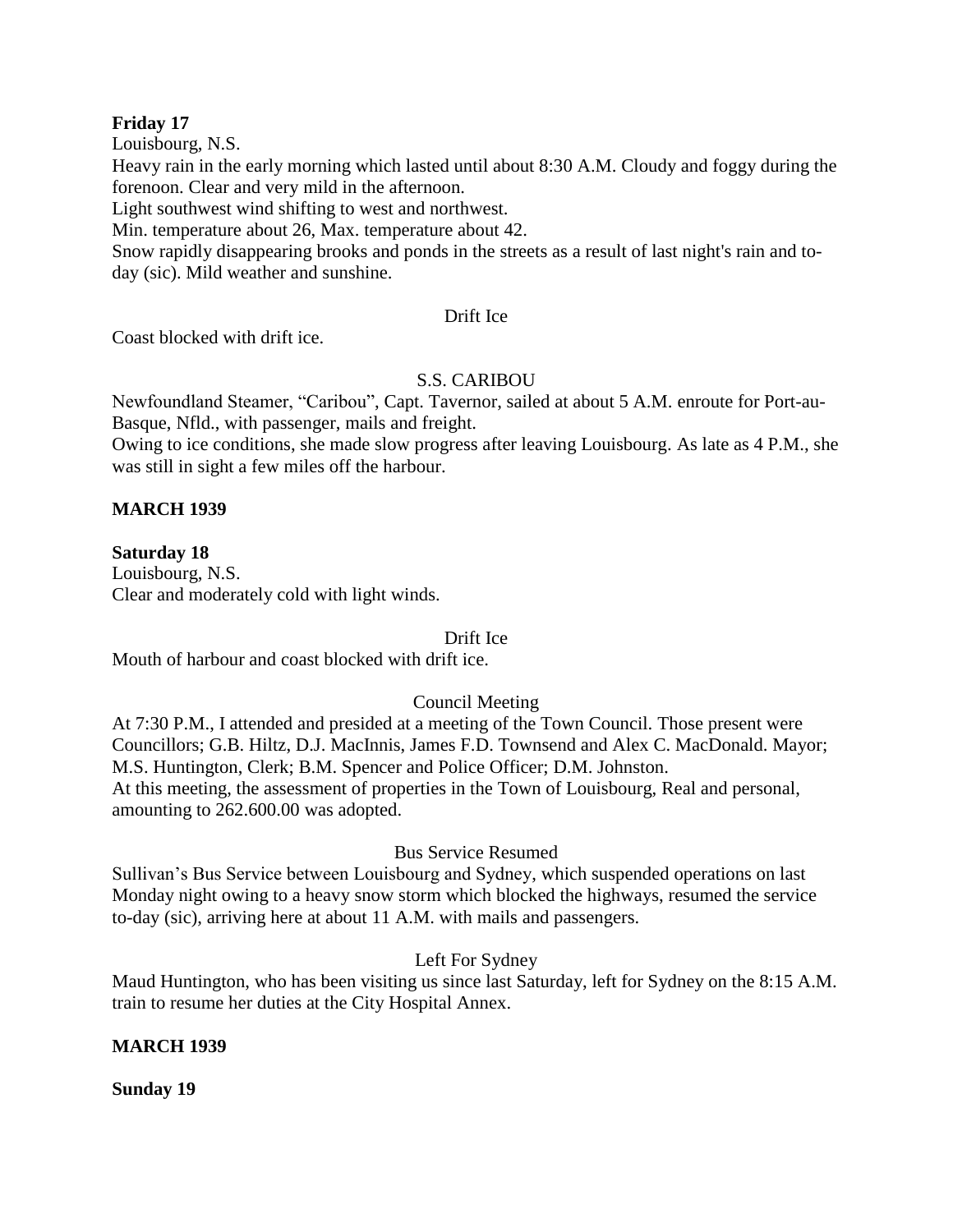**Friday 17**

Louisbourg, N.S.

Heavy rain in the early morning which lasted until about 8:30 A.M. Cloudy and foggy during the forenoon. Clear and very mild in the afternoon.

Light southwest wind shifting to west and northwest.

Min. temperature about 26, Max. temperature about 42.

Snow rapidly disappearing brooks and ponds in the streets as a result of last night's rain and to-day (sic). Mild weather and sunshine.

Drift Ice

Coast blocked with drift ice.

S.S. CARIBOU

Newfoundland Steamer, "Caribou", Capt. Tavernor, sailed at about 5 A.M. enroute for Port-au-Basque, Nfld., with passenger, mails and freight.

Owing to ice conditions, she made slow progress after leaving Louisbourg. As late as 4 P.M., she was still in sight a few miles off the harbour.

**MARCH 1939**

**Saturday 18**

Louisbourg, N.S.

Clear and moderately cold with light winds.

Drift Ice

Mouth of harbour and coast blocked with drift ice.

Council Meeting

At 7:30 P.M., I attended and presided at a meeting of the Town Council. Those present were Councillors; G.B. Hiltz, D.J. MacInnis, James F.D. Townsend and Alex C. MacDonald. Mayor; M.S. Huntington, Clerk; B.M. Spencer and Police Officer; D.M. Johnston.

At this meeting, the assessment of properties in the Town of Louisbourg, Real and personal, amounting to 262.600.00 was adopted.

Bus Service Resumed

Sullivan's Bus Service between Louisbourg and Sydney, which suspended operations on last Monday night owing to a heavy snow storm which blocked the highways, resumed the service to-day (sic), arriving here at about 11 A.M. with mails and passengers.

Left For Sydney

Maud Huntington, who has been visiting us since last Saturday, left for Sydney on the 8:15 A.M. train to resume her duties at the City Hospital Annex.

**MARCH 1939**

**Sunday 19**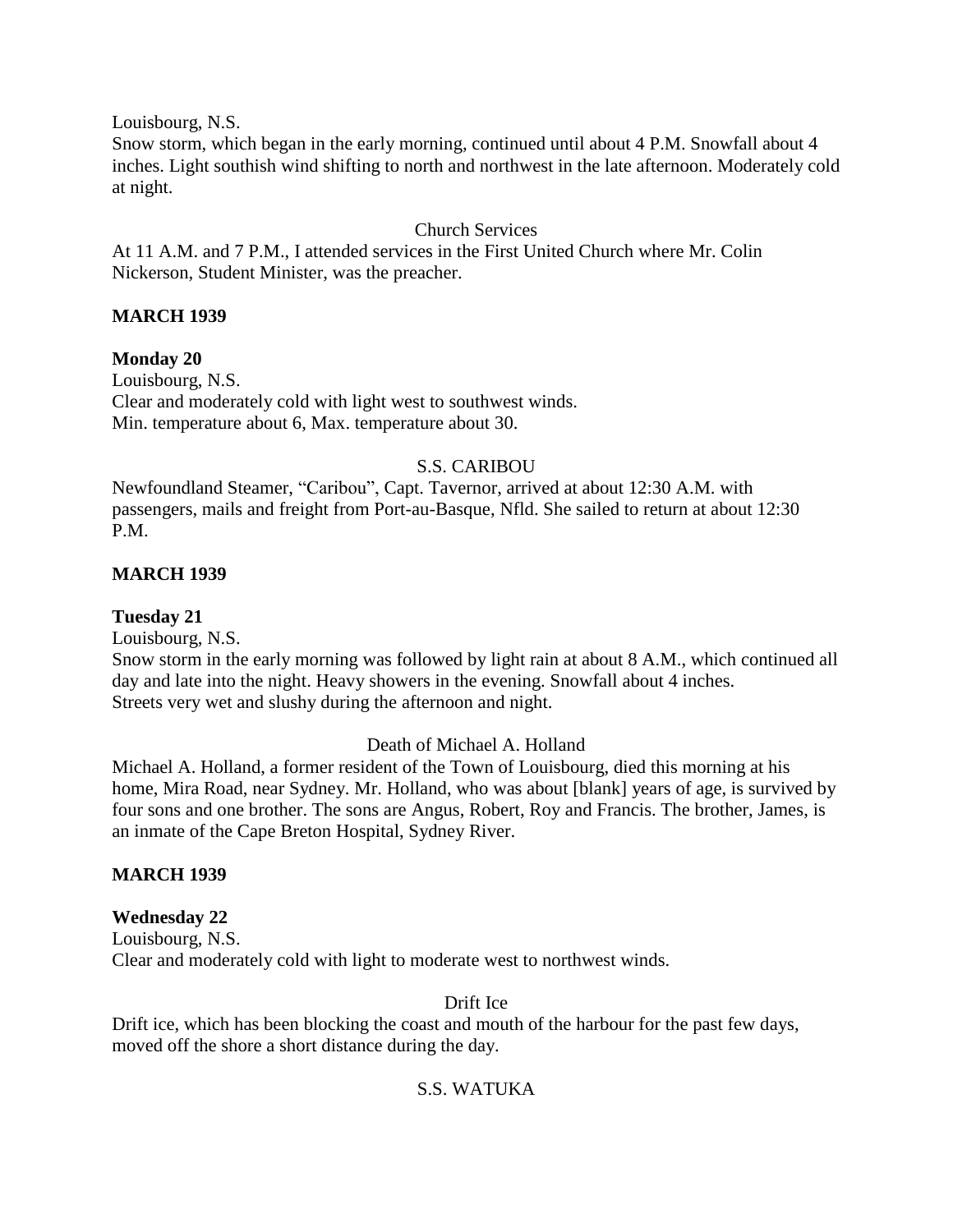Louisbourg, N.S.
Snow storm, which began in the early morning, continued until about 4 P.M. Snowfall about 4 inches. Light southish wind shifting to north and northwest in the late afternoon. Moderately cold at night.

Church Services

At 11 A.M. and 7 P.M., I attended services in the First United Church where Mr. Colin Nickerson, Student Minister, was the preacher.

**MARCH 1939**

**Monday 20**
Louisbourg, N.S.
Clear and moderately cold with light west to southwest winds.
Min. temperature about 6, Max. temperature about 30.

S.S. CARIBOU

Newfoundland Steamer, "Caribou", Capt. Tavernor, arrived at about 12:30 A.M. with passengers, mails and freight from Port-au-Basque, Nfld. She sailed to return at about 12:30 P.M.

**MARCH 1939**

**Tuesday 21**
Louisbourg, N.S.
Snow storm in the early morning was followed by light rain at about 8 A.M., which continued all day and late into the night. Heavy showers in the evening. Snowfall about 4 inches.
Streets very wet and slushy during the afternoon and night.

Death of Michael A. Holland

Michael A. Holland, a former resident of the Town of Louisbourg, died this morning at his home, Mira Road, near Sydney. Mr. Holland, who was about [blank] years of age, is survived by four sons and one brother. The sons are Angus, Robert, Roy and Francis. The brother, James, is an inmate of the Cape Breton Hospital, Sydney River.

**MARCH 1939**

**Wednesday 22**
Louisbourg, N.S.
Clear and moderately cold with light to moderate west to northwest winds.

Drift Ice

Drift ice, which has been blocking the coast and mouth of the harbour for the past few days, moved off the shore a short distance during the day.

S.S. WATUKA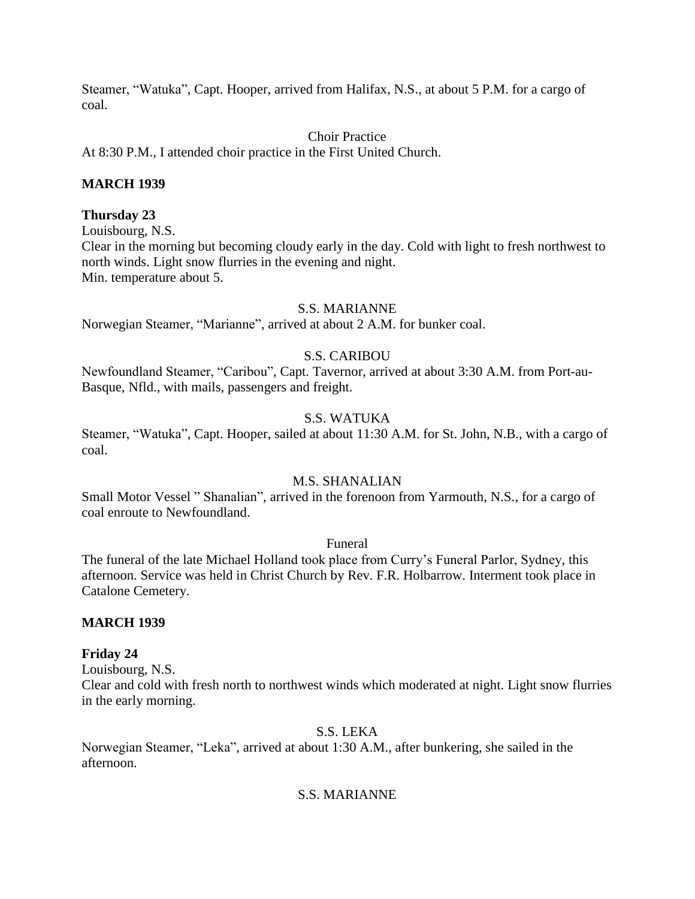Steamer, "Watuka", Capt. Hooper, arrived from Halifax, N.S., at about 5 P.M. for a cargo of coal.

Choir Practice

At 8:30 P.M., I attended choir practice in the First United Church.

**MARCH 1939**

**Thursday 23**

Louisbourg, N.S.

Clear in the morning but becoming cloudy early in the day. Cold with light to fresh northwest to north winds. Light snow flurries in the evening and night.

Min. temperature about 5.

S.S. MARIANNE

Norwegian Steamer, "Marianne", arrived at about 2 A.M. for bunker coal.

S.S. CARIBOU

Newfoundland Steamer, "Caribou", Capt. Tavernor, arrived at about 3:30 A.M. from Port-au-Basque, Nfld., with mails, passengers and freight.

S.S. WATUKA

Steamer, "Watuka", Capt. Hooper, sailed at about 11:30 A.M. for St. John, N.B., with a cargo of coal.

M.S. SHANALIAN

Small Motor Vessel " Shanalian", arrived in the forenoon from Yarmouth, N.S., for a cargo of coal enroute to Newfoundland.

Funeral

The funeral of the late Michael Holland took place from Curry's Funeral Parlor, Sydney, this afternoon. Service was held in Christ Church by Rev. F.R. Holbarrow. Interment took place in Catalone Cemetery.

**MARCH 1939**

**Friday 24**

Louisbourg, N.S.

Clear and cold with fresh north to northwest winds which moderated at night. Light snow flurries in the early morning.

S.S. LEKA

Norwegian Steamer, "Leka", arrived at about 1:30 A.M., after bunkering, she sailed in the afternoon.

S.S. MARIANNE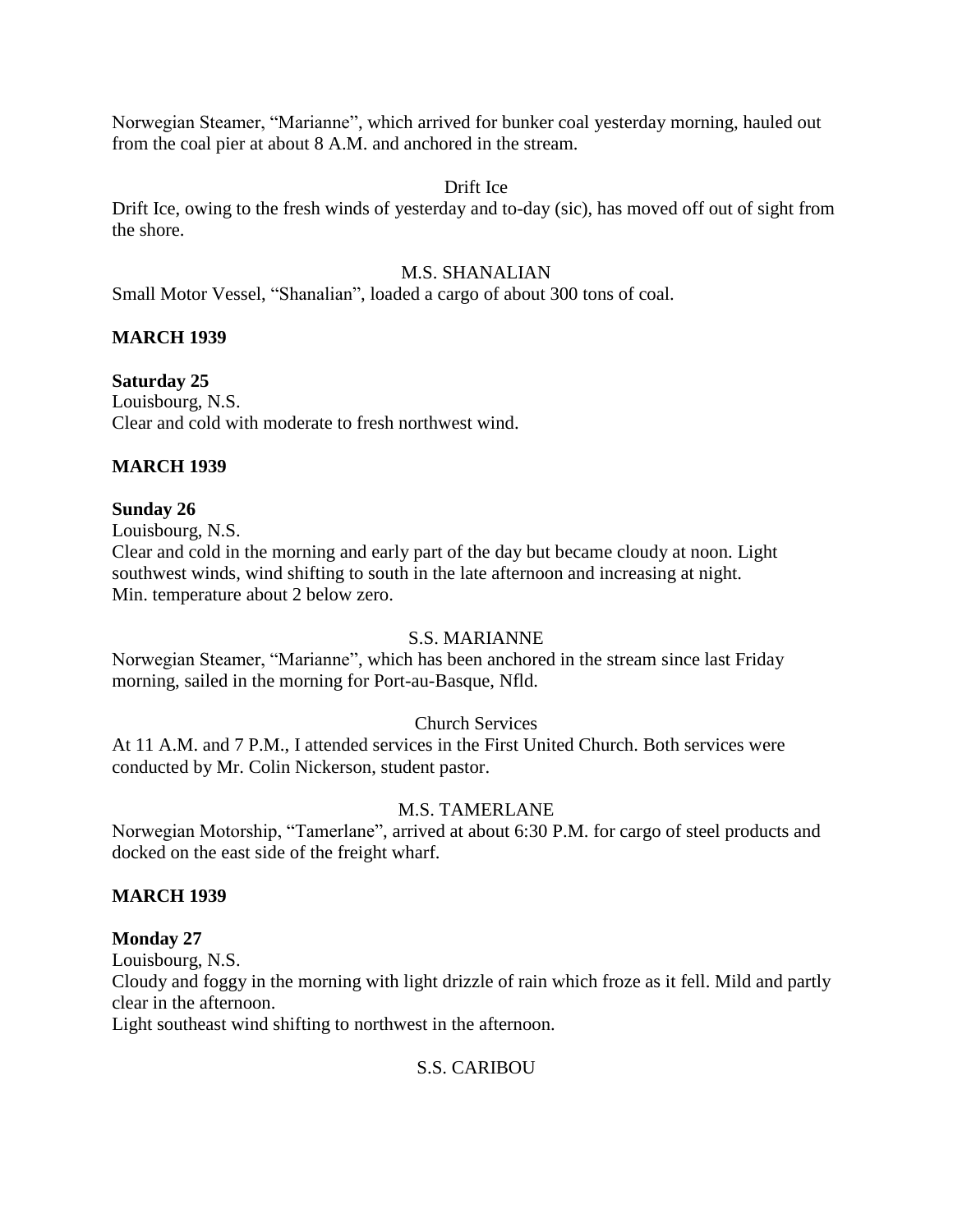Norwegian Steamer, “Marianne”, which arrived for bunker coal yesterday morning, hauled out from the coal pier at about 8 A.M. and anchored in the stream.

Drift Ice

Drift Ice, owing to the fresh winds of yesterday and to-day (sic), has moved off out of sight from the shore.

M.S. SHANALIAN

Small Motor Vessel, “Shanalian”, loaded a cargo of about 300 tons of coal.

**MARCH 1939**

**Saturday 25**

Louisbourg, N.S.

Clear and cold with moderate to fresh northwest wind.

**MARCH 1939**

**Sunday 26**

Louisbourg, N.S.

Clear and cold in the morning and early part of the day but became cloudy at noon. Light southwest winds, wind shifting to south in the late afternoon and increasing at night.

Min. temperature about 2 below zero.

S.S. MARIANNE

Norwegian Steamer, “Marianne”, which has been anchored in the stream since last Friday morning, sailed in the morning for Port-au-Basque, Nfld.

Church Services

At 11 A.M. and 7 P.M., I attended services in the First United Church. Both services were conducted by Mr. Colin Nickerson, student pastor.

M.S. TAMERLANE

Norwegian Motorship, “Tamerlane”, arrived at about 6:30 P.M. for cargo of steel products and docked on the east side of the freight wharf.

**MARCH 1939**

**Monday 27**

Louisbourg, N.S.

Cloudy and foggy in the morning with light drizzle of rain which froze as it fell. Mild and partly clear in the afternoon.

Light southeast wind shifting to northwest in the afternoon.

S.S. CARIBOU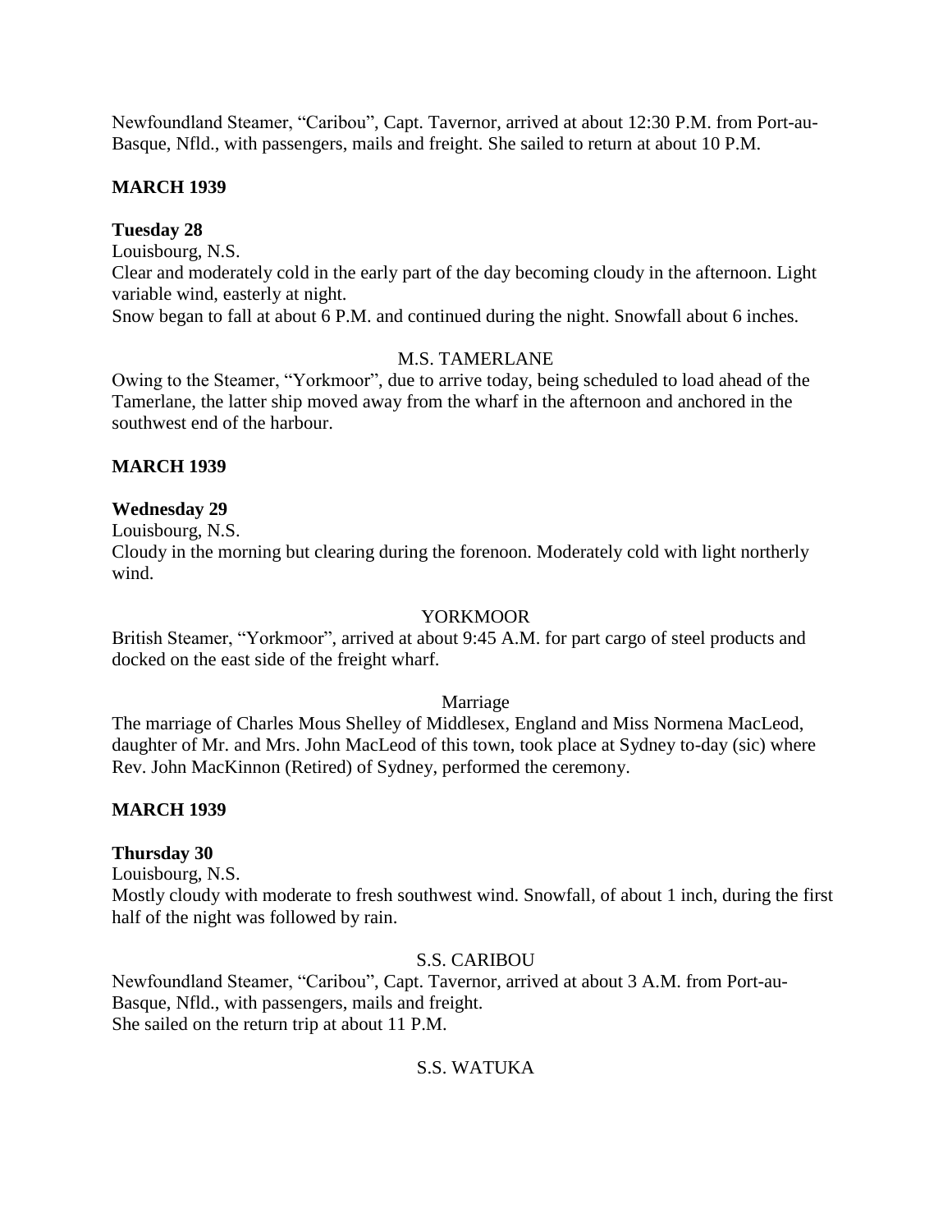Newfoundland Steamer, "Caribou", Capt. Tavernor, arrived at about 12:30 P.M. from Port-au-Basque, Nfld., with passengers, mails and freight. She sailed to return at about 10 P.M.

**MARCH 1939**

**Tuesday 28**

Louisbourg, N.S.

Clear and moderately cold in the early part of the day becoming cloudy in the afternoon. Light variable wind, easterly at night.

Snow began to fall at about 6 P.M. and continued during the night. Snowfall about 6 inches.

M.S. TAMERLANE

Owing to the Steamer, "Yorkmoor", due to arrive today, being scheduled to load ahead of the Tamerlane, the latter ship moved away from the wharf in the afternoon and anchored in the southwest end of the harbour.

**MARCH 1939**

**Wednesday 29**

Louisbourg, N.S.

Cloudy in the morning but clearing during the forenoon. Moderately cold with light northerly wind.

YORKMOOR

British Steamer, "Yorkmoor", arrived at about 9:45 A.M. for part cargo of steel products and docked on the east side of the freight wharf.

Marriage

The marriage of Charles Mous Shelley of Middlesex, England and Miss Normena MacLeod, daughter of Mr. and Mrs. John MacLeod of this town, took place at Sydney to-day (sic) where Rev. John MacKinnon (Retired) of Sydney, performed the ceremony.

**MARCH 1939**

**Thursday 30**

Louisbourg, N.S.

Mostly cloudy with moderate to fresh southwest wind. Snowfall, of about 1 inch, during the first half of the night was followed by rain.

S.S. CARIBOU

Newfoundland Steamer, "Caribou", Capt. Tavernor, arrived at about 3 A.M. from Port-au-Basque, Nfld., with passengers, mails and freight.

She sailed on the return trip at about 11 P.M.

S.S. WATUKA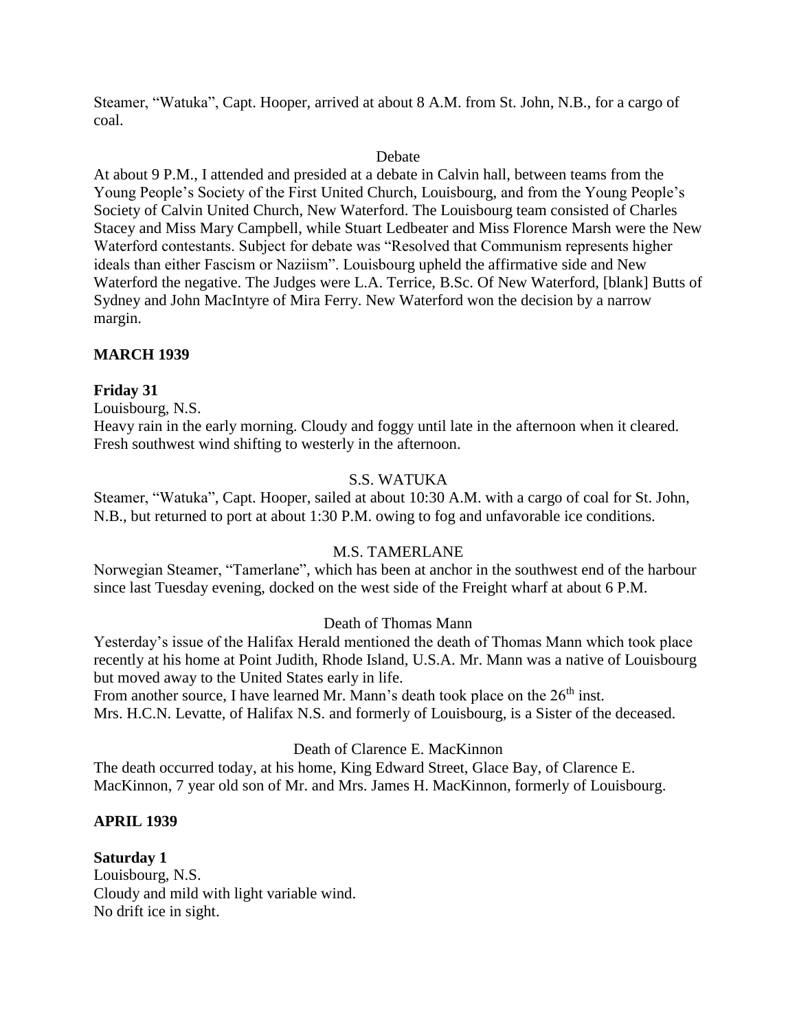Steamer, "Watuka", Capt. Hooper, arrived at about 8 A.M. from St. John, N.B., for a cargo of coal.

Debate

At about 9 P.M., I attended and presided at a debate in Calvin hall, between teams from the Young People's Society of the First United Church, Louisbourg, and from the Young People's Society of Calvin United Church, New Waterford. The Louisbourg team consisted of Charles Stacey and Miss Mary Campbell, while Stuart Ledbeater and Miss Florence Marsh were the New Waterford contestants. Subject for debate was "Resolved that Communism represents higher ideals than either Fascism or Naziism". Louisbourg upheld the affirmative side and New Waterford the negative. The Judges were L.A. Terrice, B.Sc. Of New Waterford, [blank] Butts of Sydney and John MacIntyre of Mira Ferry. New Waterford won the decision by a narrow margin.

**MARCH 1939**

**Friday 31**

Louisbourg, N.S.

Heavy rain in the early morning. Cloudy and foggy until late in the afternoon when it cleared. Fresh southwest wind shifting to westerly in the afternoon.

S.S. WATUKA

Steamer, "Watuka", Capt. Hooper, sailed at about 10:30 A.M. with a cargo of coal for St. John, N.B., but returned to port at about 1:30 P.M. owing to fog and unfavorable ice conditions.

M.S. TAMERLANE

Norwegian Steamer, "Tamerlane", which has been at anchor in the southwest end of the harbour since last Tuesday evening, docked on the west side of the Freight wharf at about 6 P.M.

Death of Thomas Mann

Yesterday's issue of the Halifax Herald mentioned the death of Thomas Mann which took place recently at his home at Point Judith, Rhode Island, U.S.A. Mr. Mann was a native of Louisbourg but moved away to the United States early in life.

From another source, I have learned Mr. Mann's death took place on the 26th inst.

Mrs. H.C.N. Levatte, of Halifax N.S. and formerly of Louisbourg, is a Sister of the deceased.

Death of Clarence E. MacKinnon

The death occurred today, at his home, King Edward Street, Glace Bay, of Clarence E. MacKinnon, 7 year old son of Mr. and Mrs. James H. MacKinnon, formerly of Louisbourg.

**APRIL 1939**

**Saturday 1**

Louisbourg, N.S.

Cloudy and mild with light variable wind.

No drift ice in sight.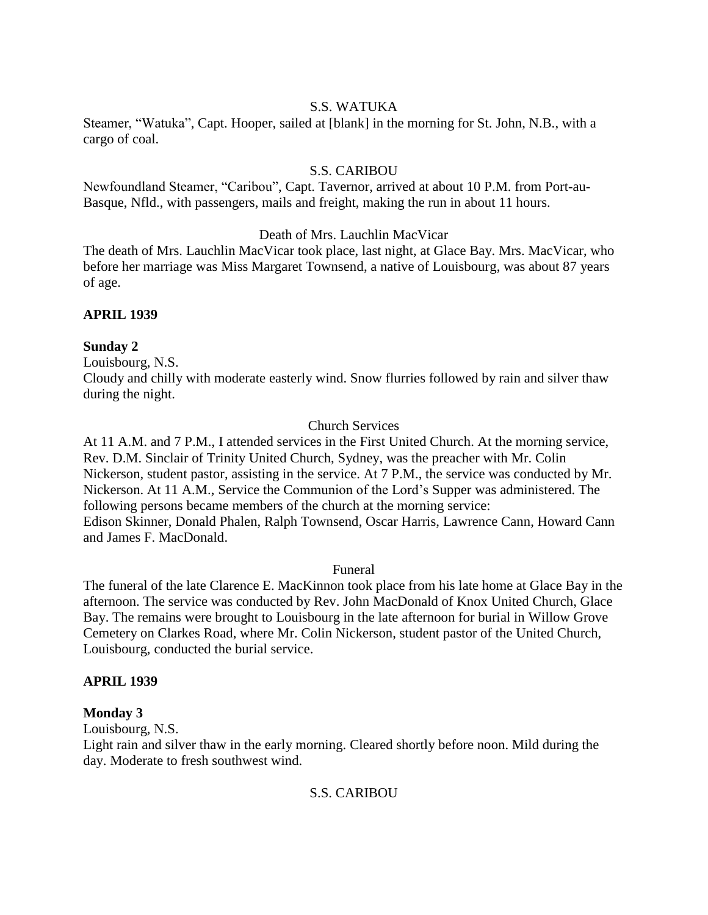S.S. WATUKA

Steamer, “Watuka”, Capt. Hooper, sailed at [blank] in the morning for St. John, N.B., with a cargo of coal.

S.S. CARIBOU

Newfoundland Steamer, “Caribou”, Capt. Tavernor, arrived at about 10 P.M. from Port-au-Basque, Nfld., with passengers, mails and freight, making the run in about 11 hours.

Death of Mrs. Lauchlin MacVicar

The death of Mrs. Lauchlin MacVicar took place, last night, at Glace Bay. Mrs. MacVicar, who before her marriage was Miss Margaret Townsend, a native of Louisbourg, was about 87 years of age.

**APRIL 1939**

**Sunday 2**

Louisbourg, N.S.

Cloudy and chilly with moderate easterly wind. Snow flurries followed by rain and silver thaw during the night.

Church Services

At 11 A.M. and 7 P.M., I attended services in the First United Church. At the morning service, Rev. D.M. Sinclair of Trinity United Church, Sydney, was the preacher with Mr. Colin Nickerson, student pastor, assisting in the service. At 7 P.M., the service was conducted by Mr. Nickerson. At 11 A.M., Service the Communion of the Lord’s Supper was administered. The following persons became members of the church at the morning service:
Edison Skinner, Donald Phalen, Ralph Townsend, Oscar Harris, Lawrence Cann, Howard Cann and James F. MacDonald.

Funeral

The funeral of the late Clarence E. MacKinnon took place from his late home at Glace Bay in the afternoon. The service was conducted by Rev. John MacDonald of Knox United Church, Glace Bay. The remains were brought to Louisbourg in the late afternoon for burial in Willow Grove Cemetery on Clarkes Road, where Mr. Colin Nickerson, student pastor of the United Church, Louisbourg, conducted the burial service.

**APRIL 1939**

**Monday 3**

Louisbourg, N.S.

Light rain and silver thaw in the early morning. Cleared shortly before noon. Mild during the day. Moderate to fresh southwest wind.

S.S. CARIBOU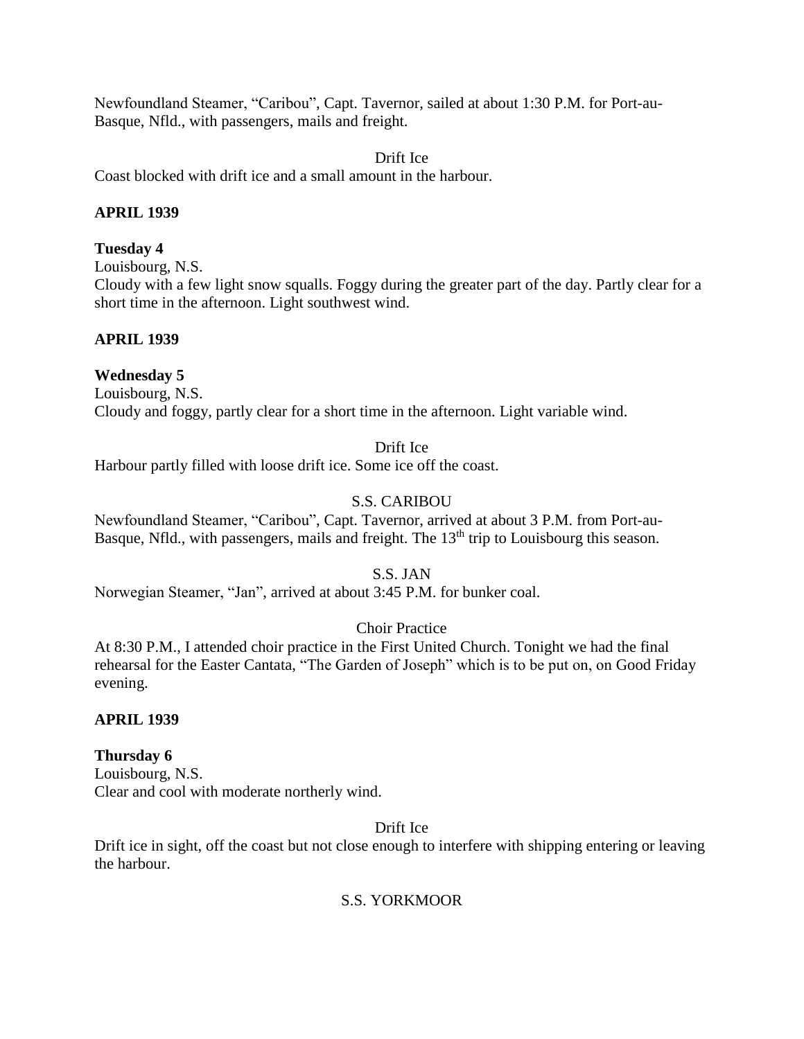Newfoundland Steamer, "Caribou", Capt. Tavernor, sailed at about 1:30 P.M. for Port-au-Basque, Nfld., with passengers, mails and freight.

Drift Ice

Coast blocked with drift ice and a small amount in the harbour.

**APRIL 1939**

**Tuesday 4**

Louisbourg, N.S.

Cloudy with a few light snow squalls. Foggy during the greater part of the day. Partly clear for a short time in the afternoon. Light southwest wind.

**APRIL 1939**

**Wednesday 5**

Louisbourg, N.S.

Cloudy and foggy, partly clear for a short time in the afternoon. Light variable wind.

Drift Ice

Harbour partly filled with loose drift ice. Some ice off the coast.

S.S. CARIBOU

Newfoundland Steamer, "Caribou", Capt. Tavernor, arrived at about 3 P.M. from Port-au-Basque, Nfld., with passengers, mails and freight. The 13th trip to Louisbourg this season.

S.S. JAN

Norwegian Steamer, "Jan", arrived at about 3:45 P.M. for bunker coal.

Choir Practice

At 8:30 P.M., I attended choir practice in the First United Church. Tonight we had the final rehearsal for the Easter Cantata, "The Garden of Joseph" which is to be put on, on Good Friday evening.

**APRIL 1939**

**Thursday 6**

Louisbourg, N.S.

Clear and cool with moderate northerly wind.

Drift Ice

Drift ice in sight, off the coast but not close enough to interfere with shipping entering or leaving the harbour.

S.S. YORKMOOR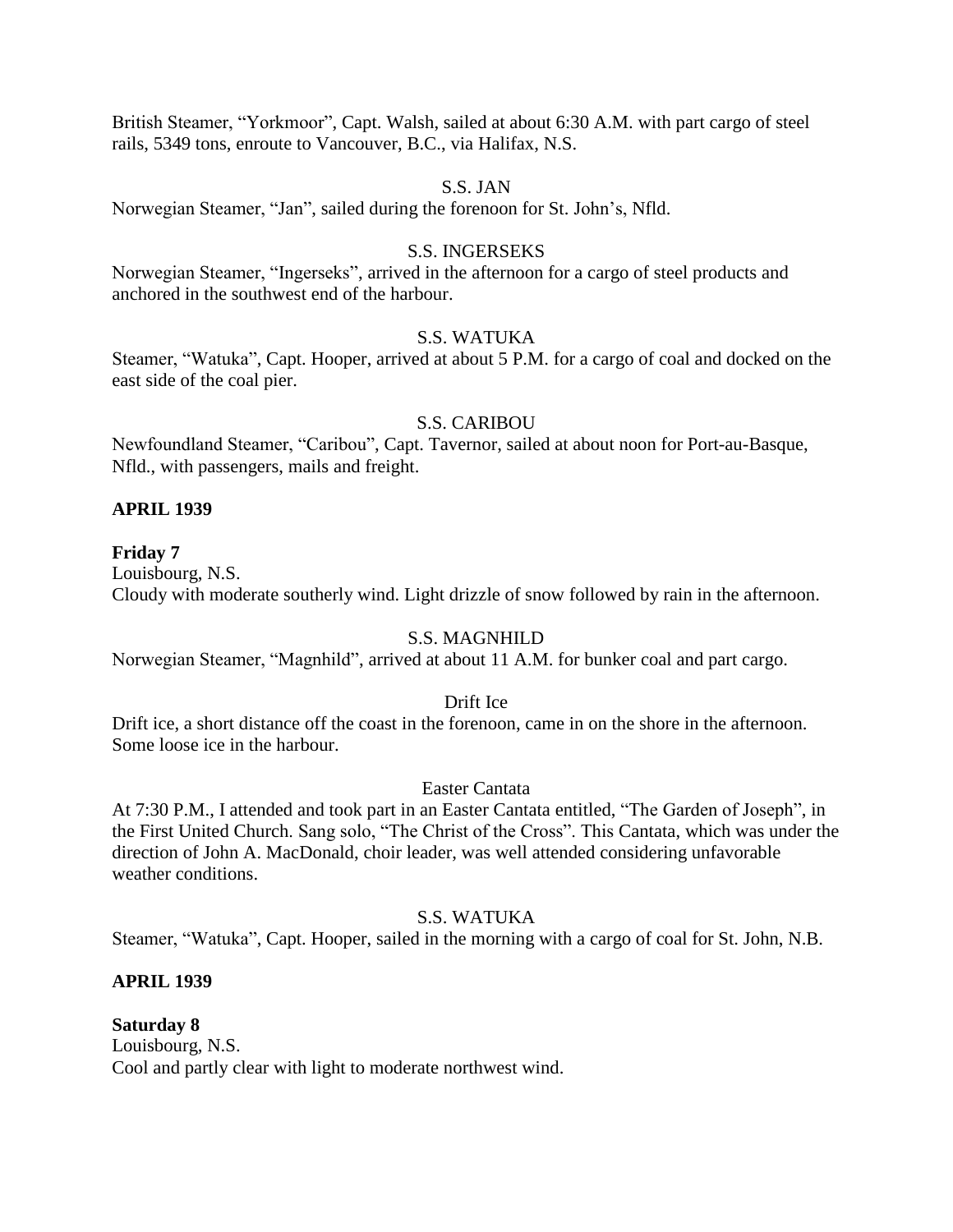British Steamer, "Yorkmoor", Capt. Walsh, sailed at about 6:30 A.M. with part cargo of steel rails, 5349 tons, enroute to Vancouver, B.C., via Halifax, N.S.

S.S. JAN

Norwegian Steamer, "Jan", sailed during the forenoon for St. John's, Nfld.

S.S. INGERSEKS

Norwegian Steamer, "Ingerseks", arrived in the afternoon for a cargo of steel products and anchored in the southwest end of the harbour.

S.S. WATUKA

Steamer, "Watuka", Capt. Hooper, arrived at about 5 P.M. for a cargo of coal and docked on the east side of the coal pier.

S.S. CARIBOU

Newfoundland Steamer, "Caribou", Capt. Tavernor, sailed at about noon for Port-au-Basque, Nfld., with passengers, mails and freight.

**APRIL 1939**

**Friday 7**

Louisbourg, N.S.

Cloudy with moderate southerly wind. Light drizzle of snow followed by rain in the afternoon.

S.S. MAGNHILD

Norwegian Steamer, "Magnhild", arrived at about 11 A.M. for bunker coal and part cargo.

Drift Ice

Drift ice, a short distance off the coast in the forenoon, came in on the shore in the afternoon. Some loose ice in the harbour.

Easter Cantata

At 7:30 P.M., I attended and took part in an Easter Cantata entitled, "The Garden of Joseph", in the First United Church. Sang solo, "The Christ of the Cross". This Cantata, which was under the direction of John A. MacDonald, choir leader, was well attended considering unfavorable weather conditions.

S.S. WATUKA

Steamer, "Watuka", Capt. Hooper, sailed in the morning with a cargo of coal for St. John, N.B.

**APRIL 1939**

**Saturday 8**

Louisbourg, N.S.

Cool and partly clear with light to moderate northwest wind.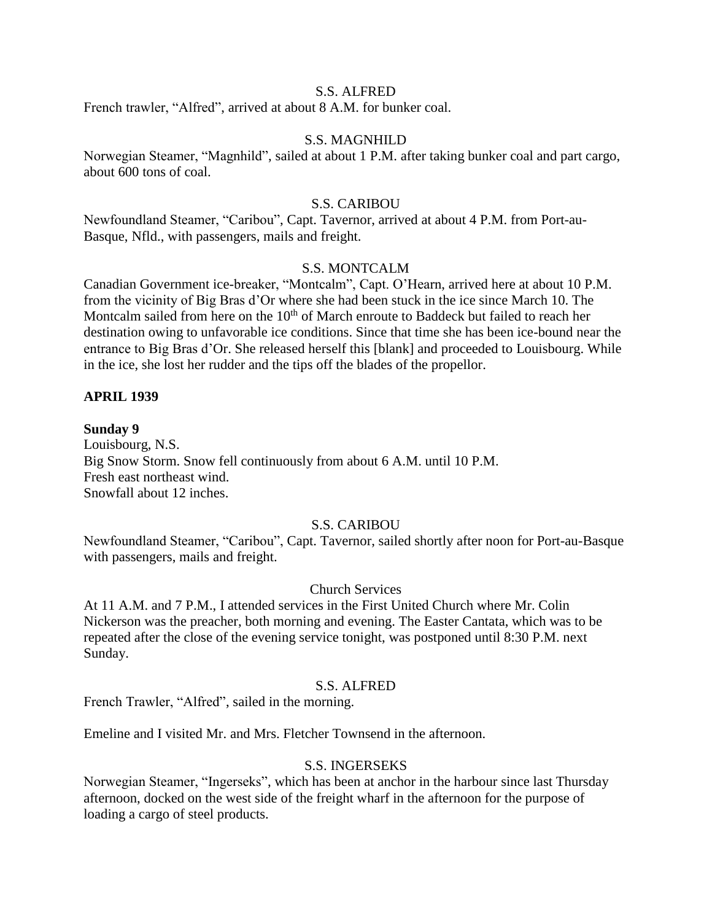S.S. ALFRED

French trawler, "Alfred", arrived at about 8 A.M. for bunker coal.

S.S. MAGNHILD

Norwegian Steamer, "Magnhild", sailed at about 1 P.M. after taking bunker coal and part cargo, about 600 tons of coal.

S.S. CARIBOU

Newfoundland Steamer, "Caribou", Capt. Tavernor, arrived at about 4 P.M. from Port-au-Basque, Nfld., with passengers, mails and freight.

S.S. MONTCALM

Canadian Government ice-breaker, "Montcalm", Capt. O'Hearn, arrived here at about 10 P.M. from the vicinity of Big Bras d'Or where she had been stuck in the ice since March 10. The Montcalm sailed from here on the 10th of March enroute to Baddeck but failed to reach her destination owing to unfavorable ice conditions. Since that time she has been ice-bound near the entrance to Big Bras d'Or. She released herself this [blank] and proceeded to Louisbourg. While in the ice, she lost her rudder and the tips off the blades of the propellor.

**APRIL 1939**

**Sunday 9**

Louisbourg, N.S.
Big Snow Storm. Snow fell continuously from about 6 A.M. until 10 P.M.
Fresh east northeast wind.
Snowfall about 12 inches.

S.S. CARIBOU

Newfoundland Steamer, "Caribou", Capt. Tavernor, sailed shortly after noon for Port-au-Basque with passengers, mails and freight.

Church Services

At 11 A.M. and 7 P.M., I attended services in the First United Church where Mr. Colin Nickerson was the preacher, both morning and evening. The Easter Cantata, which was to be repeated after the close of the evening service tonight, was postponed until 8:30 P.M. next Sunday.

S.S. ALFRED

French Trawler, "Alfred", sailed in the morning.

Emeline and I visited Mr. and Mrs. Fletcher Townsend in the afternoon.

S.S. INGERSEKS

Norwegian Steamer, "Ingerseks", which has been at anchor in the harbour since last Thursday afternoon, docked on the west side of the freight wharf in the afternoon for the purpose of loading a cargo of steel products.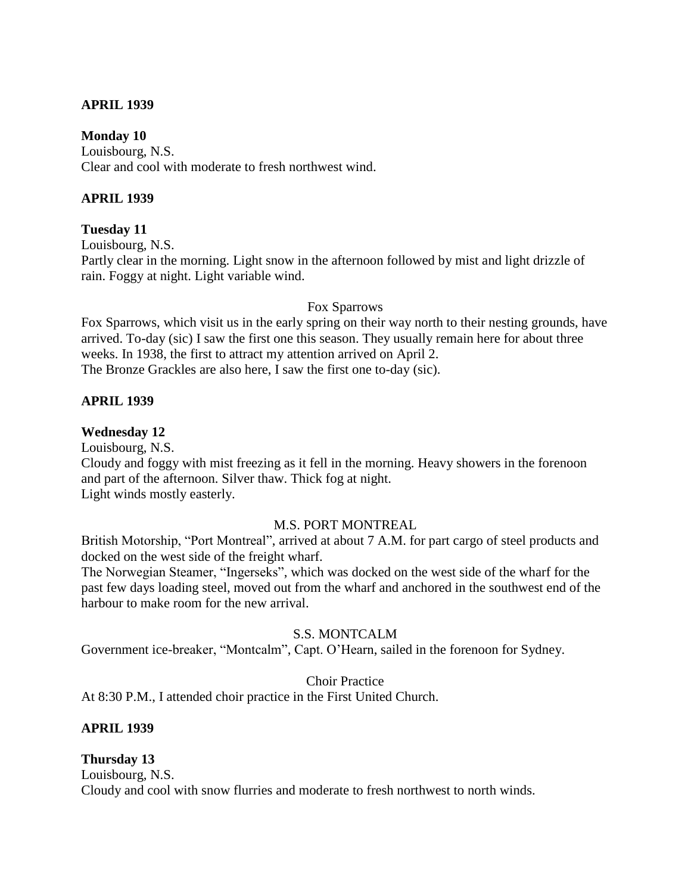**APRIL 1939**

**Monday 10**
Louisbourg, N.S.
Clear and cool with moderate to fresh northwest wind.

**APRIL 1939**

**Tuesday 11**
Louisbourg, N.S.
Partly clear in the morning. Light snow in the afternoon followed by mist and light drizzle of rain. Foggy at night. Light variable wind.

Fox Sparrows

Fox Sparrows, which visit us in the early spring on their way north to their nesting grounds, have arrived. To-day (sic) I saw the first one this season. They usually remain here for about three weeks. In 1938, the first to attract my attention arrived on April 2.
The Bronze Grackles are also here, I saw the first one to-day (sic).

**APRIL 1939**

**Wednesday 12**
Louisbourg, N.S.
Cloudy and foggy with mist freezing as it fell in the morning. Heavy showers in the forenoon and part of the afternoon. Silver thaw. Thick fog at night.
Light winds mostly easterly.

M.S. PORT MONTREAL

British Motorship, "Port Montreal", arrived at about 7 A.M. for part cargo of steel products and docked on the west side of the freight wharf.
The Norwegian Steamer, "Ingerseks", which was docked on the west side of the wharf for the past few days loading steel, moved out from the wharf and anchored in the southwest end of the harbour to make room for the new arrival.

S.S. MONTCALM

Government ice-breaker, "Montcalm", Capt. O'Hearn, sailed in the forenoon for Sydney.

Choir Practice

At 8:30 P.M., I attended choir practice in the First United Church.

**APRIL 1939**

**Thursday 13**
Louisbourg, N.S.
Cloudy and cool with snow flurries and moderate to fresh northwest to north winds.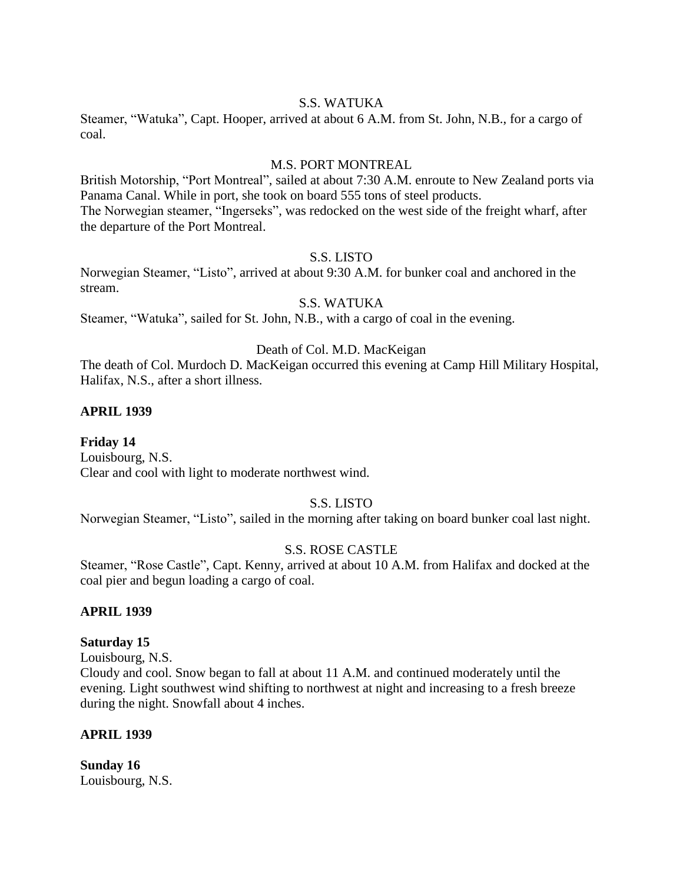S.S. WATUKA

Steamer, "Watuka", Capt. Hooper, arrived at about 6 A.M. from St. John, N.B., for a cargo of coal.

M.S. PORT MONTREAL

British Motorship, "Port Montreal", sailed at about 7:30 A.M. enroute to New Zealand ports via Panama Canal. While in port, she took on board 555 tons of steel products.
The Norwegian steamer, "Ingerseks", was redocked on the west side of the freight wharf, after the departure of the Port Montreal.

S.S. LISTO

Norwegian Steamer, "Listo", arrived at about 9:30 A.M. for bunker coal and anchored in the stream.

S.S. WATUKA

Steamer, "Watuka", sailed for St. John, N.B., with a cargo of coal in the evening.

Death of Col. M.D. MacKeigan

The death of Col. Murdoch D. MacKeigan occurred this evening at Camp Hill Military Hospital, Halifax, N.S., after a short illness.

**APRIL 1939**

**Friday 14**
Louisbourg, N.S.
Clear and cool with light to moderate northwest wind.

S.S. LISTO

Norwegian Steamer, "Listo", sailed in the morning after taking on board bunker coal last night.

S.S. ROSE CASTLE

Steamer, "Rose Castle", Capt. Kenny, arrived at about 10 A.M. from Halifax and docked at the coal pier and begun loading a cargo of coal.

**APRIL 1939**

**Saturday 15**
Louisbourg, N.S.
Cloudy and cool. Snow began to fall at about 11 A.M. and continued moderately until the evening. Light southwest wind shifting to northwest at night and increasing to a fresh breeze during the night. Snowfall about 4 inches.

**APRIL 1939**

**Sunday 16**
Louisbourg, N.S.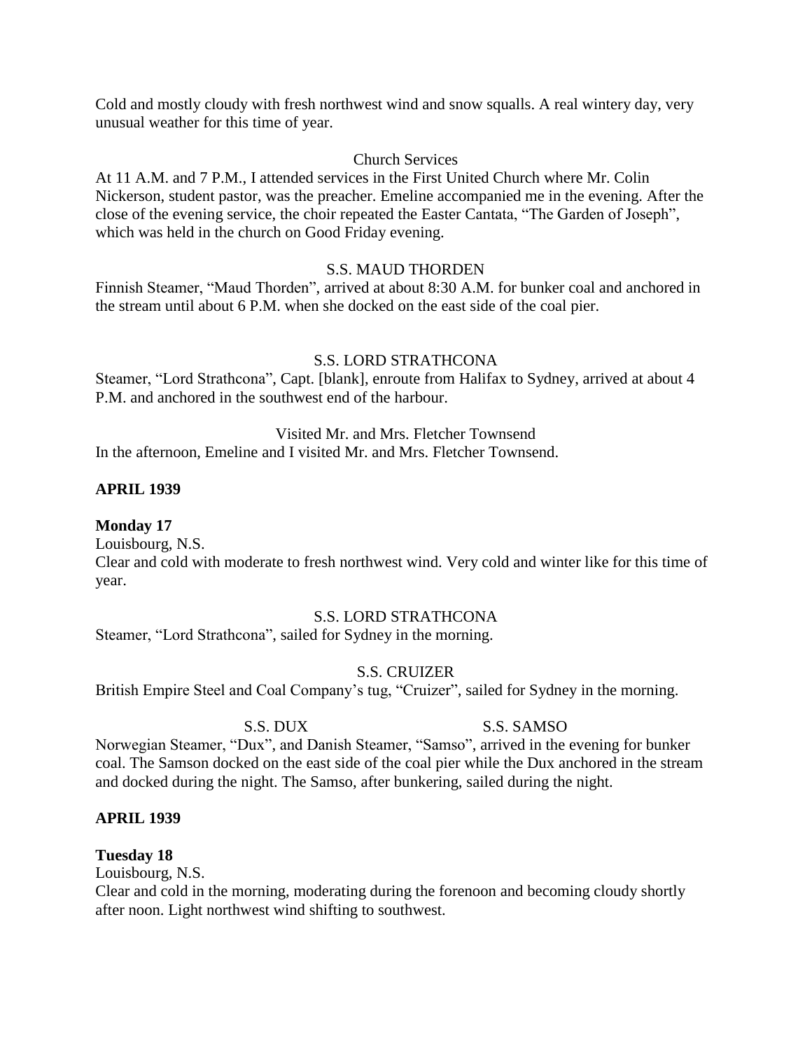Cold and mostly cloudy with fresh northwest wind and snow squalls. A real wintery day, very unusual weather for this time of year.

Church Services

At 11 A.M. and 7 P.M., I attended services in the First United Church where Mr. Colin Nickerson, student pastor, was the preacher. Emeline accompanied me in the evening. After the close of the evening service, the choir repeated the Easter Cantata, "The Garden of Joseph", which was held in the church on Good Friday evening.

S.S. MAUD THORDEN

Finnish Steamer, "Maud Thorden", arrived at about 8:30 A.M. for bunker coal and anchored in the stream until about 6 P.M. when she docked on the east side of the coal pier.

S.S. LORD STRATHCONA

Steamer, "Lord Strathcona", Capt. [blank], enroute from Halifax to Sydney, arrived at about 4 P.M. and anchored in the southwest end of the harbour.

Visited Mr. and Mrs. Fletcher Townsend

In the afternoon, Emeline and I visited Mr. and Mrs. Fletcher Townsend.

**APRIL 1939**

**Monday 17**

Louisbourg, N.S.

Clear and cold with moderate to fresh northwest wind. Very cold and winter like for this time of year.

S.S. LORD STRATHCONA

Steamer, "Lord Strathcona", sailed for Sydney in the morning.

S.S. CRUIZER

British Empire Steel and Coal Company's tug, "Cruizer", sailed for Sydney in the morning.

S.S. DUX S.S. SAMSO

Norwegian Steamer, "Dux", and Danish Steamer, "Samso", arrived in the evening for bunker coal. The Samson docked on the east side of the coal pier while the Dux anchored in the stream and docked during the night. The Samso, after bunkering, sailed during the night.

**APRIL 1939**

**Tuesday 18**

Louisbourg, N.S.

Clear and cold in the morning, moderating during the forenoon and becoming cloudy shortly after noon. Light northwest wind shifting to southwest.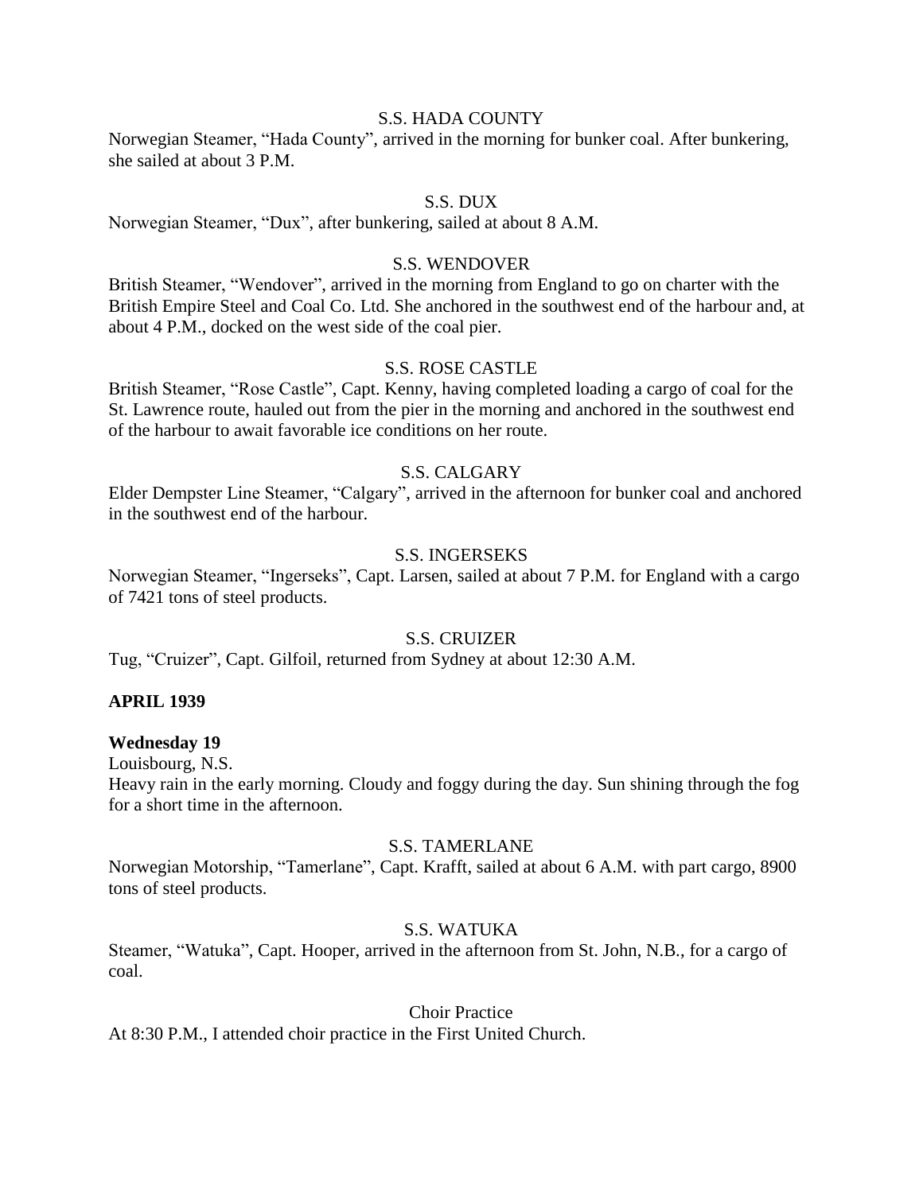S.S. HADA COUNTY

Norwegian Steamer, "Hada County", arrived in the morning for bunker coal. After bunkering, she sailed at about 3 P.M.

S.S. DUX

Norwegian Steamer, "Dux", after bunkering, sailed at about 8 A.M.

S.S. WENDOVER

British Steamer, "Wendover", arrived in the morning from England to go on charter with the British Empire Steel and Coal Co. Ltd. She anchored in the southwest end of the harbour and, at about 4 P.M., docked on the west side of the coal pier.

S.S. ROSE CASTLE

British Steamer, "Rose Castle", Capt. Kenny, having completed loading a cargo of coal for the St. Lawrence route, hauled out from the pier in the morning and anchored in the southwest end of the harbour to await favorable ice conditions on her route.

S.S. CALGARY

Elder Dempster Line Steamer, "Calgary", arrived in the afternoon for bunker coal and anchored in the southwest end of the harbour.

S.S. INGERSEKS

Norwegian Steamer, "Ingerseks", Capt. Larsen, sailed at about 7 P.M. for England with a cargo of 7421 tons of steel products.

S.S. CRUIZER

Tug, "Cruizer", Capt. Gilfoil, returned from Sydney at about 12:30 A.M.

**APRIL 1939**

**Wednesday 19**

Louisbourg, N.S.

Heavy rain in the early morning. Cloudy and foggy during the day. Sun shining through the fog for a short time in the afternoon.

S.S. TAMERLANE

Norwegian Motorship, "Tamerlane", Capt. Krafft, sailed at about 6 A.M. with part cargo, 8900 tons of steel products.

S.S. WATUKA

Steamer, "Watuka", Capt. Hooper, arrived in the afternoon from St. John, N.B., for a cargo of coal.

Choir Practice

At 8:30 P.M., I attended choir practice in the First United Church.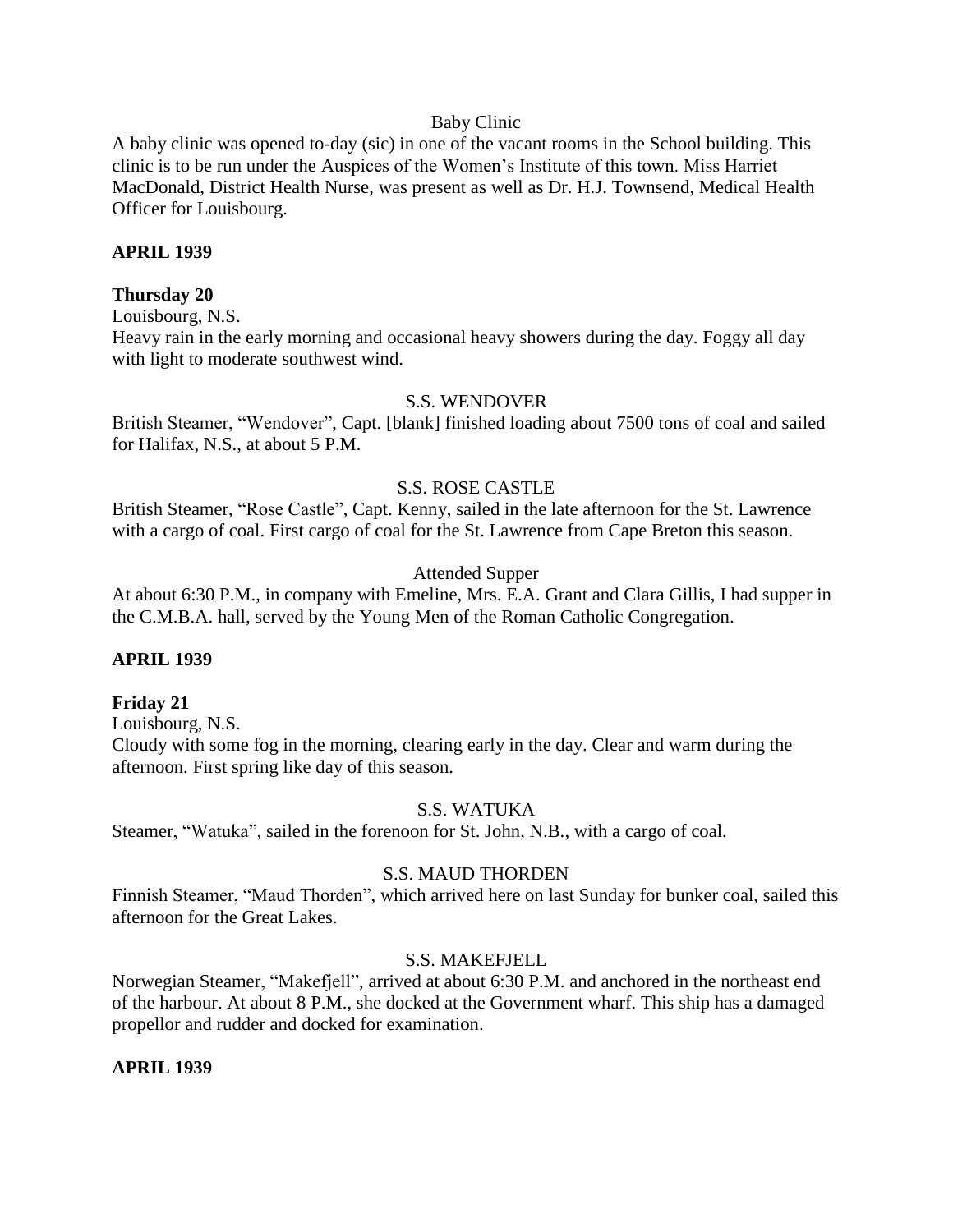Baby Clinic

A baby clinic was opened to-day (sic) in one of the vacant rooms in the School building. This clinic is to be run under the Auspices of the Women's Institute of this town. Miss Harriet MacDonald, District Health Nurse, was present as well as Dr. H.J. Townsend, Medical Health Officer for Louisbourg.

**APRIL 1939**

**Thursday 20**

Louisbourg, N.S.

Heavy rain in the early morning and occasional heavy showers during the day. Foggy all day with light to moderate southwest wind.

S.S. WENDOVER

British Steamer, "Wendover", Capt. [blank] finished loading about 7500 tons of coal and sailed for Halifax, N.S., at about 5 P.M.

S.S. ROSE CASTLE

British Steamer, "Rose Castle", Capt. Kenny, sailed in the late afternoon for the St. Lawrence with a cargo of coal. First cargo of coal for the St. Lawrence from Cape Breton this season.

Attended Supper

At about 6:30 P.M., in company with Emeline, Mrs. E.A. Grant and Clara Gillis, I had supper in the C.M.B.A. hall, served by the Young Men of the Roman Catholic Congregation.

**APRIL 1939**

**Friday 21**

Louisbourg, N.S.

Cloudy with some fog in the morning, clearing early in the day. Clear and warm during the afternoon. First spring like day of this season.

S.S. WATUKA

Steamer, "Watuka", sailed in the forenoon for St. John, N.B., with a cargo of coal.

S.S. MAUD THORDEN

Finnish Steamer, "Maud Thorden", which arrived here on last Sunday for bunker coal, sailed this afternoon for the Great Lakes.

S.S. MAKEFJELL

Norwegian Steamer, "Makefjell", arrived at about 6:30 P.M. and anchored in the northeast end of the harbour. At about 8 P.M., she docked at the Government wharf. This ship has a damaged propellor and rudder and docked for examination.

**APRIL 1939**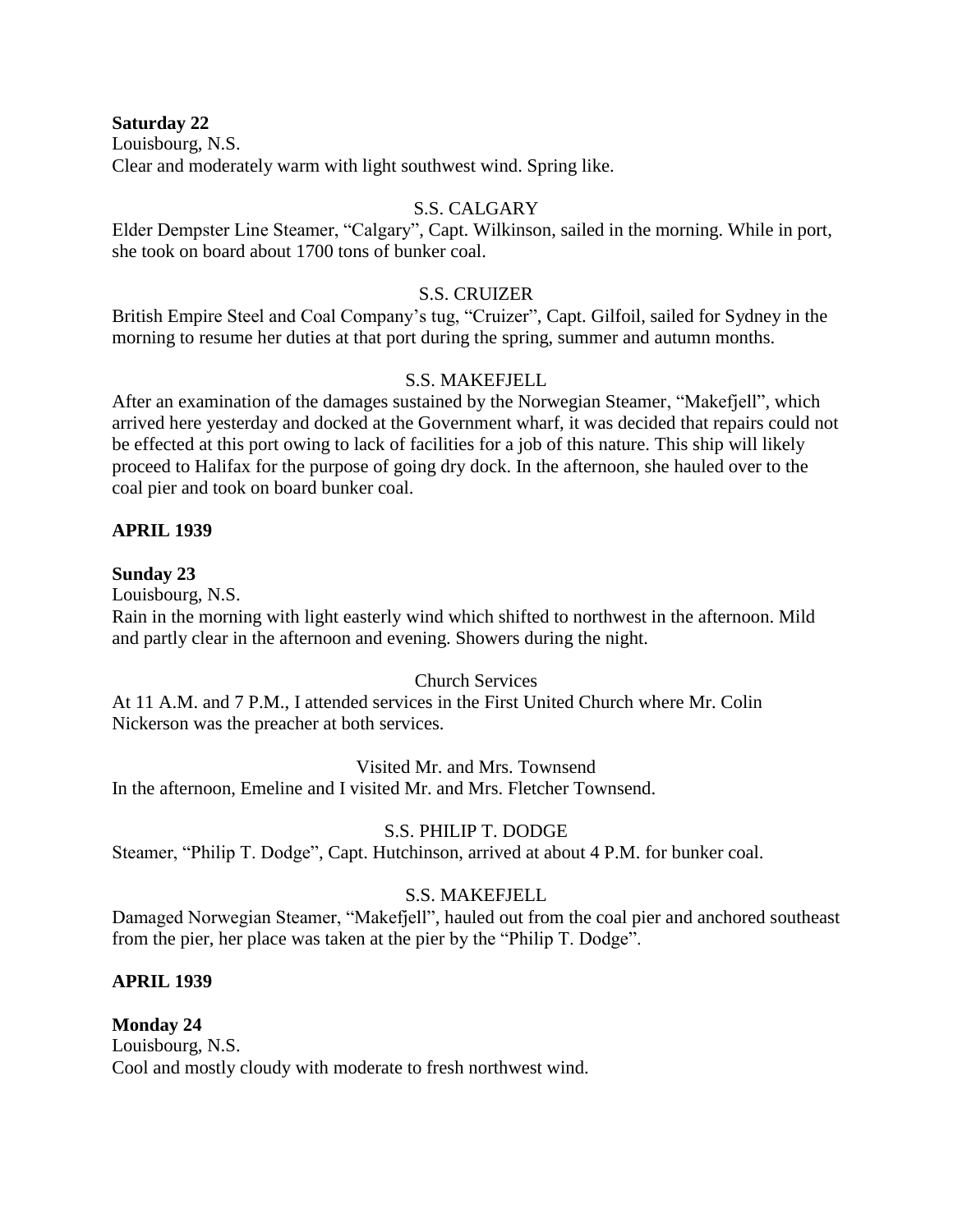**Saturday 22**
Louisbourg, N.S.
Clear and moderately warm with light southwest wind. Spring like.

S.S. CALGARY

Elder Dempster Line Steamer, "Calgary", Capt. Wilkinson, sailed in the morning. While in port, she took on board about 1700 tons of bunker coal.

S.S. CRUIZER

British Empire Steel and Coal Company's tug, "Cruizer", Capt. Gilfoil, sailed for Sydney in the morning to resume her duties at that port during the spring, summer and autumn months.

S.S. MAKEFJELL

After an examination of the damages sustained by the Norwegian Steamer, "Makefjell", which arrived here yesterday and docked at the Government wharf, it was decided that repairs could not be effected at this port owing to lack of facilities for a job of this nature. This ship will likely proceed to Halifax for the purpose of going dry dock. In the afternoon, she hauled over to the coal pier and took on board bunker coal.

**APRIL 1939**

**Sunday 23**
Louisbourg, N.S.
Rain in the morning with light easterly wind which shifted to northwest in the afternoon. Mild and partly clear in the afternoon and evening. Showers during the night.

Church Services

At 11 A.M. and 7 P.M., I attended services in the First United Church where Mr. Colin Nickerson was the preacher at both services.

Visited Mr. and Mrs. Townsend

In the afternoon, Emeline and I visited Mr. and Mrs. Fletcher Townsend.

S.S. PHILIP T. DODGE

Steamer, "Philip T. Dodge", Capt. Hutchinson, arrived at about 4 P.M. for bunker coal.

S.S. MAKEFJELL

Damaged Norwegian Steamer, "Makefjell", hauled out from the coal pier and anchored southeast from the pier, her place was taken at the pier by the "Philip T. Dodge".

**APRIL 1939**

**Monday 24**
Louisbourg, N.S.
Cool and mostly cloudy with moderate to fresh northwest wind.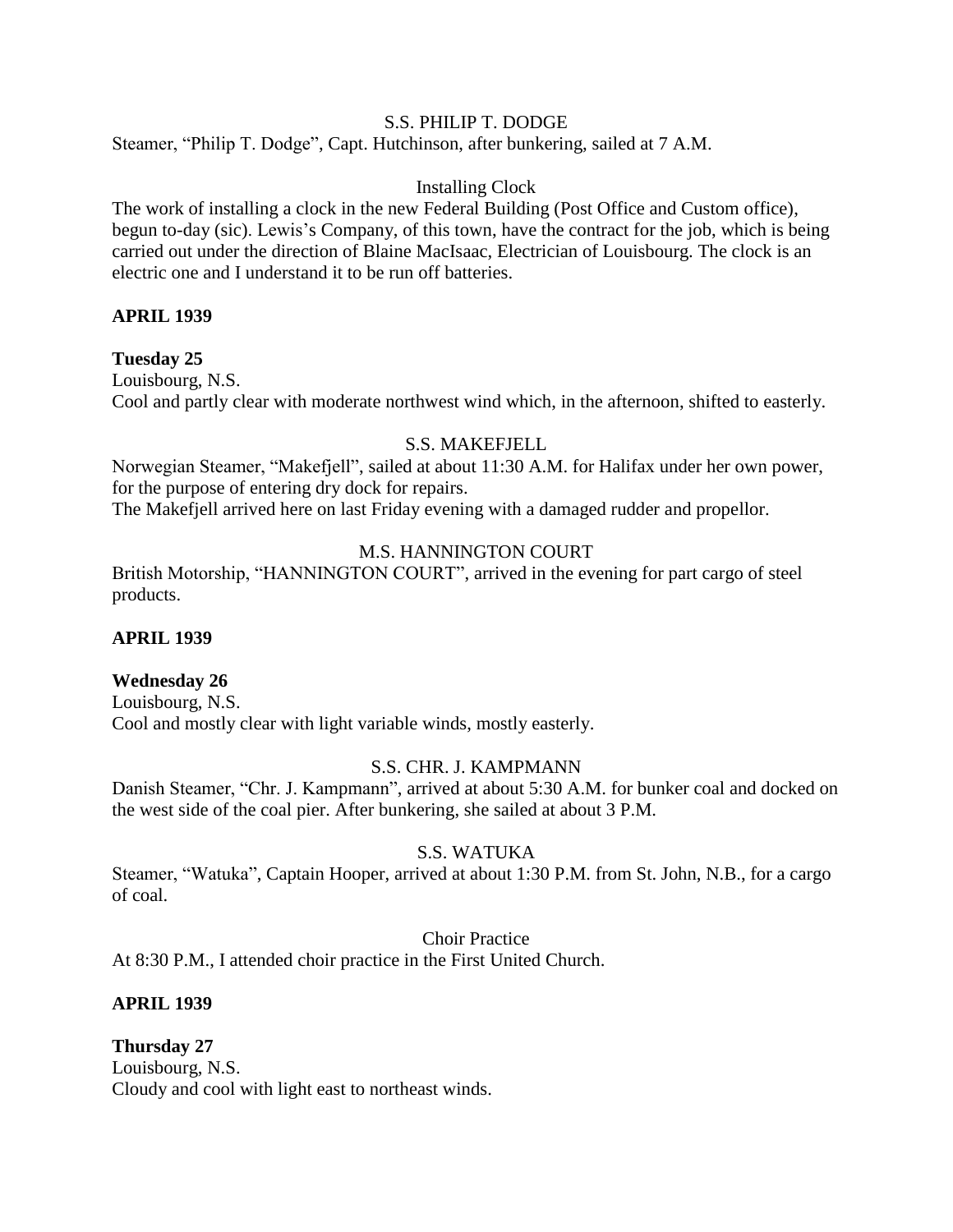S.S. PHILIP T. DODGE

Steamer, "Philip T. Dodge", Capt. Hutchinson, after bunkering, sailed at 7 A.M.

Installing Clock

The work of installing a clock in the new Federal Building (Post Office and Custom office), begun to-day (sic). Lewis's Company, of this town, have the contract for the job, which is being carried out under the direction of Blaine MacIsaac, Electrician of Louisbourg. The clock is an electric one and I understand it to be run off batteries.

**APRIL 1939**

**Tuesday 25**

Louisbourg, N.S.

Cool and partly clear with moderate northwest wind which, in the afternoon, shifted to easterly.

S.S. MAKEFJELL

Norwegian Steamer, "Makefjell", sailed at about 11:30 A.M. for Halifax under her own power, for the purpose of entering dry dock for repairs.

The Makefjell arrived here on last Friday evening with a damaged rudder and propellor.

M.S. HANNINGTON COURT

British Motorship, "HANNINGTON COURT", arrived in the evening for part cargo of steel products.

**APRIL 1939**

**Wednesday 26**

Louisbourg, N.S.

Cool and mostly clear with light variable winds, mostly easterly.

S.S. CHR. J. KAMPMANN

Danish Steamer, "Chr. J. Kampmann", arrived at about 5:30 A.M. for bunker coal and docked on the west side of the coal pier. After bunkering, she sailed at about 3 P.M.

S.S. WATUKA

Steamer, "Watuka", Captain Hooper, arrived at about 1:30 P.M. from St. John, N.B., for a cargo of coal.

Choir Practice

At 8:30 P.M., I attended choir practice in the First United Church.

**APRIL 1939**

**Thursday 27**

Louisbourg, N.S.

Cloudy and cool with light east to northeast winds.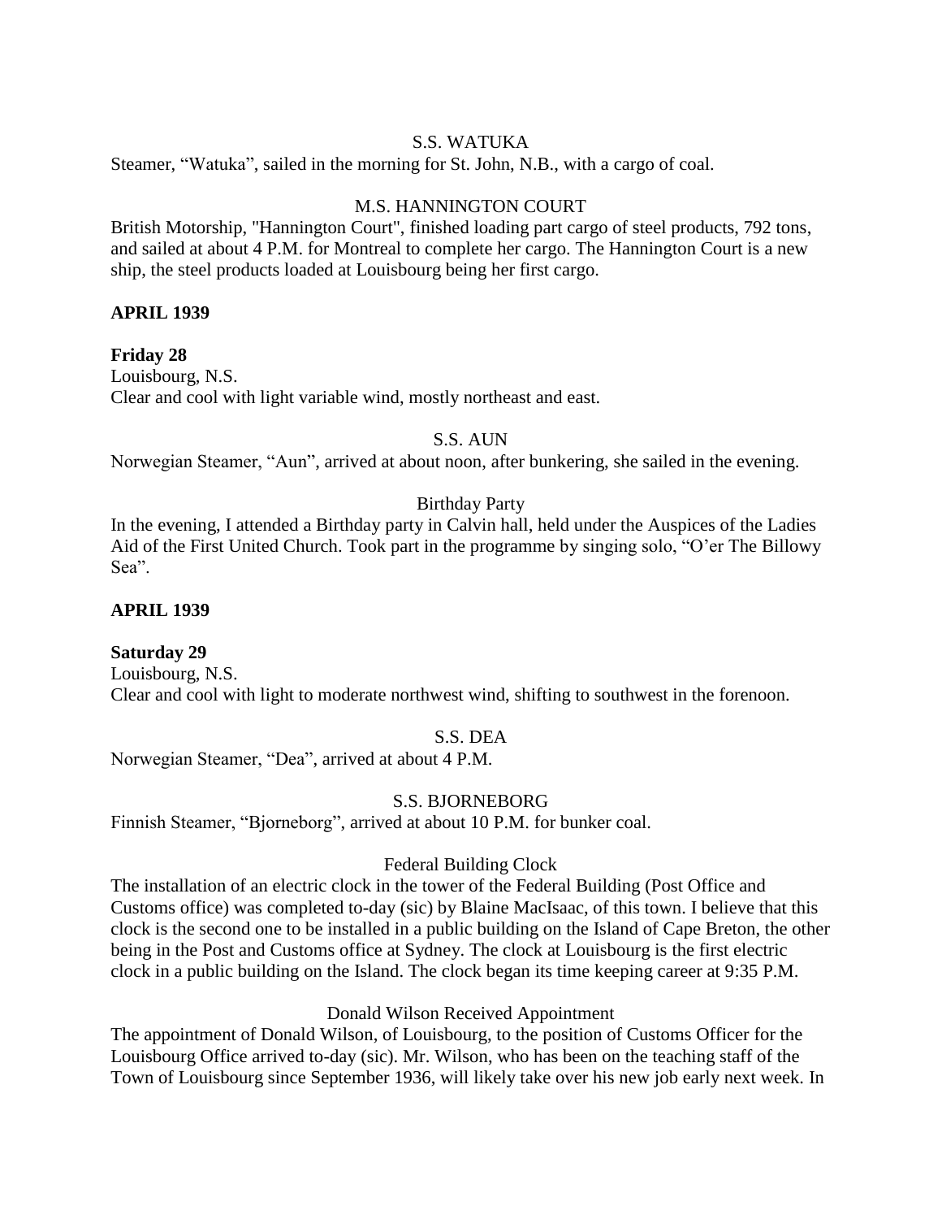S.S. WATUKA

Steamer, "Watuka", sailed in the morning for St. John, N.B., with a cargo of coal.

M.S. HANNINGTON COURT

British Motorship, "Hannington Court", finished loading part cargo of steel products, 792 tons, and sailed at about 4 P.M. for Montreal to complete her cargo. The Hannington Court is a new ship, the steel products loaded at Louisbourg being her first cargo.

**APRIL 1939**

**Friday 28**

Louisbourg, N.S.

Clear and cool with light variable wind, mostly northeast and east.

S.S. AUN

Norwegian Steamer, "Aun", arrived at about noon, after bunkering, she sailed in the evening.

Birthday Party

In the evening, I attended a Birthday party in Calvin hall, held under the Auspices of the Ladies Aid of the First United Church. Took part in the programme by singing solo, "O'er The Billowy Sea".

**APRIL 1939**

**Saturday 29**

Louisbourg, N.S.

Clear and cool with light to moderate northwest wind, shifting to southwest in the forenoon.

S.S. DEA

Norwegian Steamer, "Dea", arrived at about 4 P.M.

S.S. BJORNEBORG

Finnish Steamer, "Bjorneborg", arrived at about 10 P.M. for bunker coal.

Federal Building Clock

The installation of an electric clock in the tower of the Federal Building (Post Office and Customs office) was completed to-day (sic) by Blaine MacIsaac, of this town. I believe that this clock is the second one to be installed in a public building on the Island of Cape Breton, the other being in the Post and Customs office at Sydney. The clock at Louisbourg is the first electric clock in a public building on the Island. The clock began its time keeping career at 9:35 P.M.

Donald Wilson Received Appointment

The appointment of Donald Wilson, of Louisbourg, to the position of Customs Officer for the Louisbourg Office arrived to-day (sic). Mr. Wilson, who has been on the teaching staff of the Town of Louisbourg since September 1936, will likely take over his new job early next week. In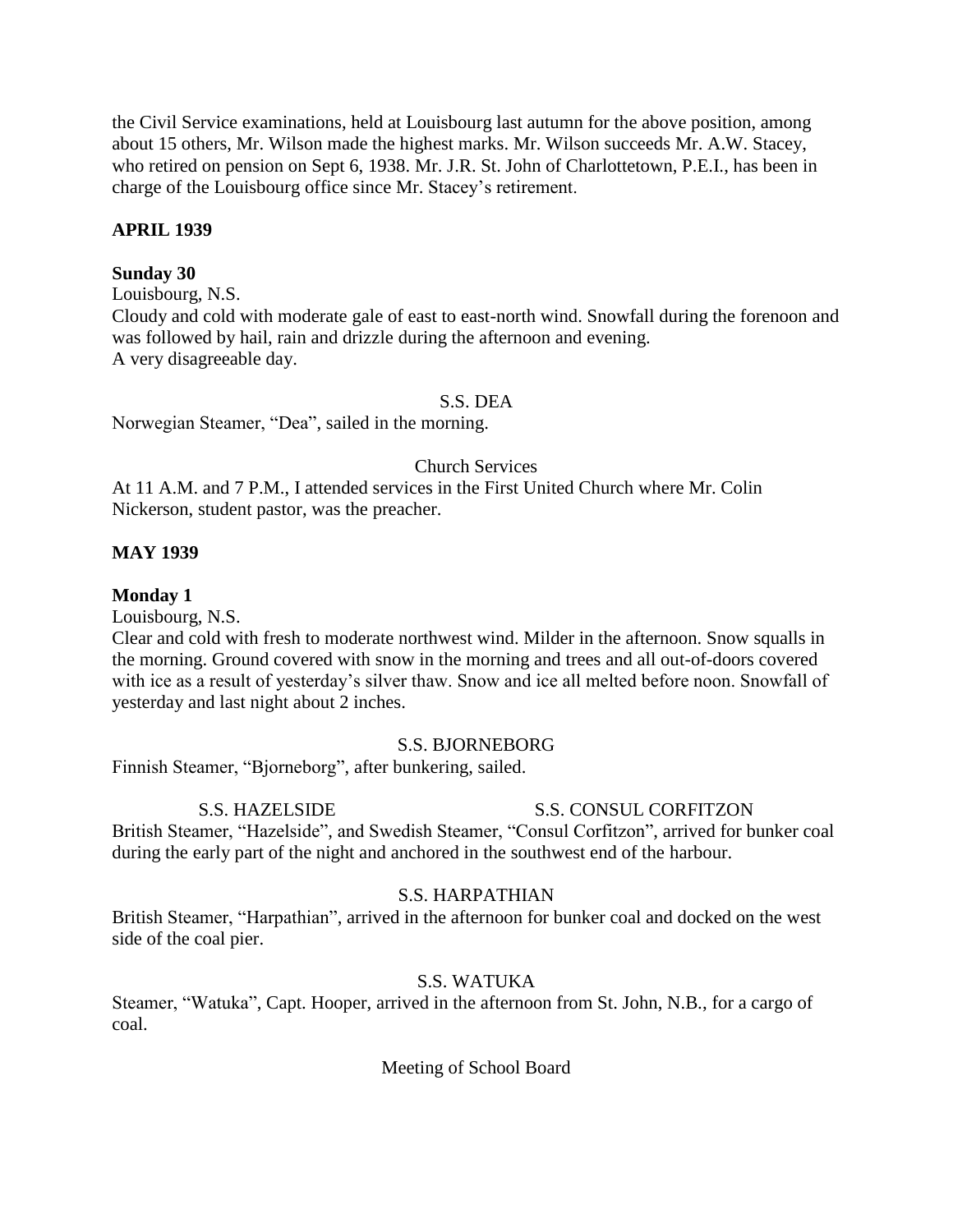the Civil Service examinations, held at Louisbourg last autumn for the above position, among about 15 others, Mr. Wilson made the highest marks. Mr. Wilson succeeds Mr. A.W. Stacey, who retired on pension on Sept 6, 1938. Mr. J.R. St. John of Charlottetown, P.E.I., has been in charge of the Louisbourg office since Mr. Stacey's retirement.

**APRIL 1939**

**Sunday 30**

Louisbourg, N.S.

Cloudy and cold with moderate gale of east to east-north wind. Snowfall during the forenoon and was followed by hail, rain and drizzle during the afternoon and evening.

A very disagreeable day.

S.S. DEA

Norwegian Steamer, "Dea", sailed in the morning.

Church Services

At 11 A.M. and 7 P.M., I attended services in the First United Church where Mr. Colin Nickerson, student pastor, was the preacher.

**MAY 1939**

**Monday 1**

Louisbourg, N.S.

Clear and cold with fresh to moderate northwest wind. Milder in the afternoon. Snow squalls in the morning. Ground covered with snow in the morning and trees and all out-of-doors covered with ice as a result of yesterday's silver thaw. Snow and ice all melted before noon. Snowfall of yesterday and last night about 2 inches.

S.S. BJORNEBORG

Finnish Steamer, "Bjorneborg", after bunkering, sailed.

S.S. HAZELSIDE S.S. CONSUL CORFITZON

British Steamer, "Hazelside", and Swedish Steamer, "Consul Corfitzon", arrived for bunker coal during the early part of the night and anchored in the southwest end of the harbour.

S.S. HARPATHIAN

British Steamer, "Harpathian", arrived in the afternoon for bunker coal and docked on the west side of the coal pier.

S.S. WATUKA

Steamer, "Watuka", Capt. Hooper, arrived in the afternoon from St. John, N.B., for a cargo of coal.

Meeting of School Board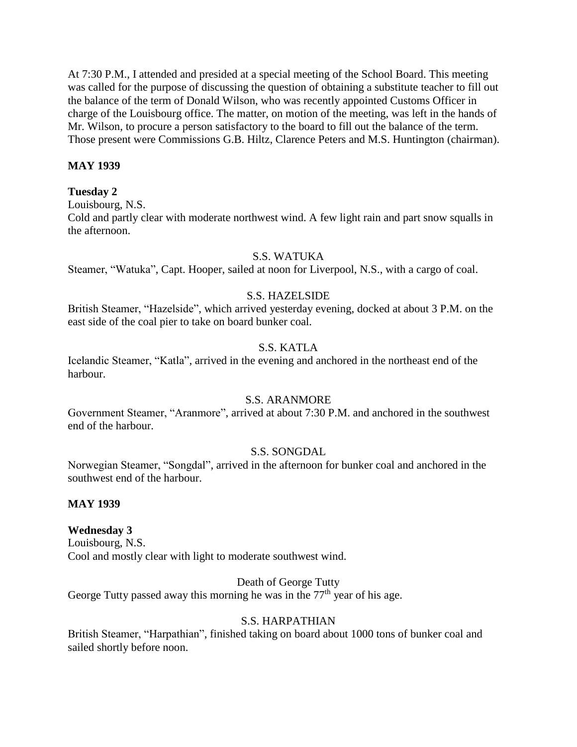At 7:30 P.M., I attended and presided at a special meeting of the School Board. This meeting was called for the purpose of discussing the question of obtaining a substitute teacher to fill out the balance of the term of Donald Wilson, who was recently appointed Customs Officer in charge of the Louisbourg office. The matter, on motion of the meeting, was left in the hands of Mr. Wilson, to procure a person satisfactory to the board to fill out the balance of the term. Those present were Commissions G.B. Hiltz, Clarence Peters and M.S. Huntington (chairman).

**MAY 1939**

**Tuesday 2**

Louisbourg, N.S.

Cold and partly clear with moderate northwest wind. A few light rain and part snow squalls in the afternoon.

S.S. WATUKA

Steamer, "Watuka", Capt. Hooper, sailed at noon for Liverpool, N.S., with a cargo of coal.

S.S. HAZELSIDE

British Steamer, "Hazelside", which arrived yesterday evening, docked at about 3 P.M. on the east side of the coal pier to take on board bunker coal.

S.S. KATLA

Icelandic Steamer, "Katla", arrived in the evening and anchored in the northeast end of the harbour.

S.S. ARANMORE

Government Steamer, "Aranmore", arrived at about 7:30 P.M. and anchored in the southwest end of the harbour.

S.S. SONGDAL

Norwegian Steamer, "Songdal", arrived in the afternoon for bunker coal and anchored in the southwest end of the harbour.

**MAY 1939**

**Wednesday 3**

Louisbourg, N.S.

Cool and mostly clear with light to moderate southwest wind.

Death of George Tutty

George Tutty passed away this morning he was in the 77th year of his age.

S.S. HARPATHIAN

British Steamer, "Harpathian", finished taking on board about 1000 tons of bunker coal and sailed shortly before noon.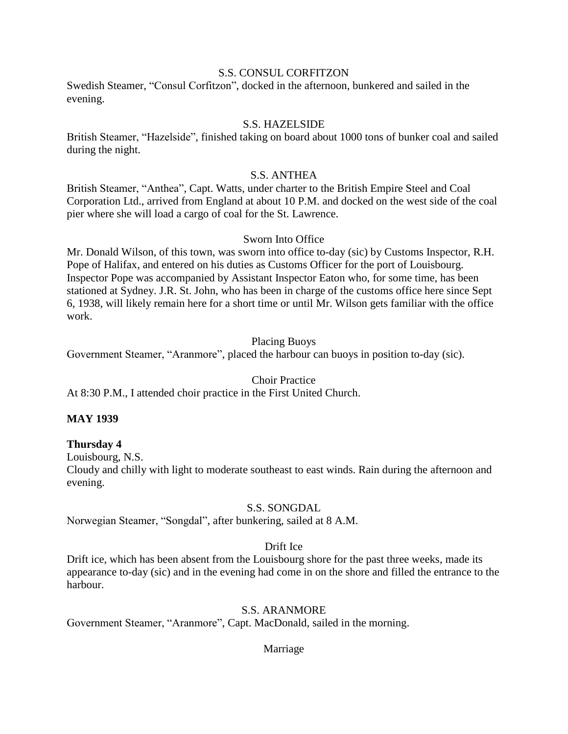S.S. CONSUL CORFITZON

Swedish Steamer, “Consul Corfitzon”, docked in the afternoon, bunkered and sailed in the evening.

S.S. HAZELSIDE

British Steamer, “Hazelside”, finished taking on board about 1000 tons of bunker coal and sailed during the night.

S.S. ANTHEA

British Steamer, “Anthea”, Capt. Watts, under charter to the British Empire Steel and Coal Corporation Ltd., arrived from England at about 10 P.M. and docked on the west side of the coal pier where she will load a cargo of coal for the St. Lawrence.

Sworn Into Office

Mr. Donald Wilson, of this town, was sworn into office to-day (sic) by Customs Inspector, R.H. Pope of Halifax, and entered on his duties as Customs Officer for the port of Louisbourg. Inspector Pope was accompanied by Assistant Inspector Eaton who, for some time, has been stationed at Sydney. J.R. St. John, who has been in charge of the customs office here since Sept 6, 1938, will likely remain here for a short time or until Mr. Wilson gets familiar with the office work.

Placing Buoys

Government Steamer, “Aranmore”, placed the harbour can buoys in position to-day (sic).

Choir Practice

At 8:30 P.M., I attended choir practice in the First United Church.

**MAY 1939**

**Thursday 4**

Louisbourg, N.S.

Cloudy and chilly with light to moderate southeast to east winds. Rain during the afternoon and evening.

S.S. SONGDAL

Norwegian Steamer, “Songdal”, after bunkering, sailed at 8 A.M.

Drift Ice

Drift ice, which has been absent from the Louisbourg shore for the past three weeks, made its appearance to-day (sic) and in the evening had come in on the shore and filled the entrance to the harbour.

S.S. ARANMORE

Government Steamer, “Aranmore”, Capt. MacDonald, sailed in the morning.

Marriage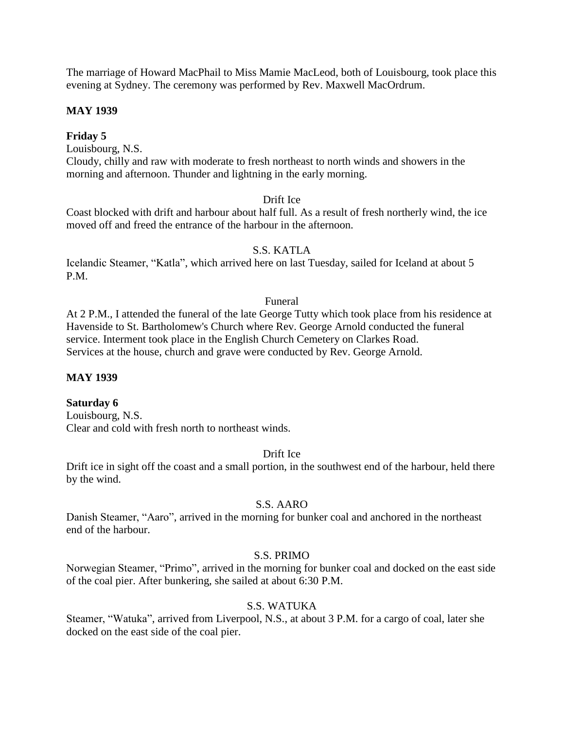The marriage of Howard MacPhail to Miss Mamie MacLeod, both of Louisbourg, took place this evening at Sydney. The ceremony was performed by Rev. Maxwell MacOrdrum.

**MAY 1939**

**Friday 5**

Louisbourg, N.S.

Cloudy, chilly and raw with moderate to fresh northeast to north winds and showers in the morning and afternoon. Thunder and lightning in the early morning.

Drift Ice

Coast blocked with drift and harbour about half full. As a result of fresh northerly wind, the ice moved off and freed the entrance of the harbour in the afternoon.

S.S. KATLA

Icelandic Steamer, "Katla", which arrived here on last Tuesday, sailed for Iceland at about 5 P.M.

Funeral

At 2 P.M., I attended the funeral of the late George Tutty which took place from his residence at Havenside to St. Bartholomew's Church where Rev. George Arnold conducted the funeral service. Interment took place in the English Church Cemetery on Clarkes Road.
Services at the house, church and grave were conducted by Rev. George Arnold.

**MAY 1939**

**Saturday 6**

Louisbourg, N.S.

Clear and cold with fresh north to northeast winds.

Drift Ice

Drift ice in sight off the coast and a small portion, in the southwest end of the harbour, held there by the wind.

S.S. AARO

Danish Steamer, "Aaro", arrived in the morning for bunker coal and anchored in the northeast end of the harbour.

S.S. PRIMO

Norwegian Steamer, "Primo", arrived in the morning for bunker coal and docked on the east side of the coal pier. After bunkering, she sailed at about 6:30 P.M.

S.S. WATUKA

Steamer, "Watuka", arrived from Liverpool, N.S., at about 3 P.M. for a cargo of coal, later she docked on the east side of the coal pier.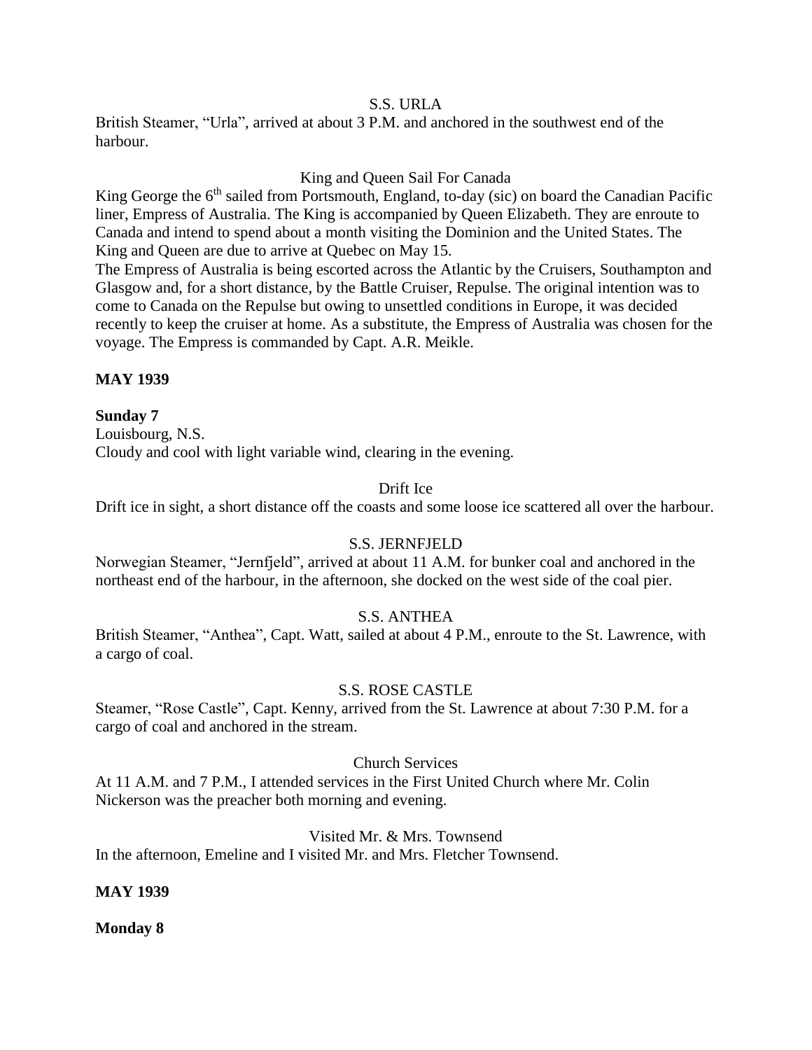S.S. URLA

British Steamer, “Urla”, arrived at about 3 P.M. and anchored in the southwest end of the harbour.

King and Queen Sail For Canada

King George the 6th sailed from Portsmouth, England, to-day (sic) on board the Canadian Pacific liner, Empress of Australia. The King is accompanied by Queen Elizabeth. They are enroute to Canada and intend to spend about a month visiting the Dominion and the United States. The King and Queen are due to arrive at Quebec on May 15.

The Empress of Australia is being escorted across the Atlantic by the Cruisers, Southampton and Glasgow and, for a short distance, by the Battle Cruiser, Repulse. The original intention was to come to Canada on the Repulse but owing to unsettled conditions in Europe, it was decided recently to keep the cruiser at home. As a substitute, the Empress of Australia was chosen for the voyage. The Empress is commanded by Capt. A.R. Meikle.

**MAY 1939**

**Sunday 7**

Louisbourg, N.S.

Cloudy and cool with light variable wind, clearing in the evening.

Drift Ice

Drift ice in sight, a short distance off the coasts and some loose ice scattered all over the harbour.

S.S. JERNFJELD

Norwegian Steamer, “Jernfjeld”, arrived at about 11 A.M. for bunker coal and anchored in the northeast end of the harbour, in the afternoon, she docked on the west side of the coal pier.

S.S. ANTHEA

British Steamer, “Anthea”, Capt. Watt, sailed at about 4 P.M., enroute to the St. Lawrence, with a cargo of coal.

S.S. ROSE CASTLE

Steamer, “Rose Castle”, Capt. Kenny, arrived from the St. Lawrence at about 7:30 P.M. for a cargo of coal and anchored in the stream.

Church Services

At 11 A.M. and 7 P.M., I attended services in the First United Church where Mr. Colin Nickerson was the preacher both morning and evening.

Visited Mr. & Mrs. Townsend

In the afternoon, Emeline and I visited Mr. and Mrs. Fletcher Townsend.

**MAY 1939**

**Monday 8**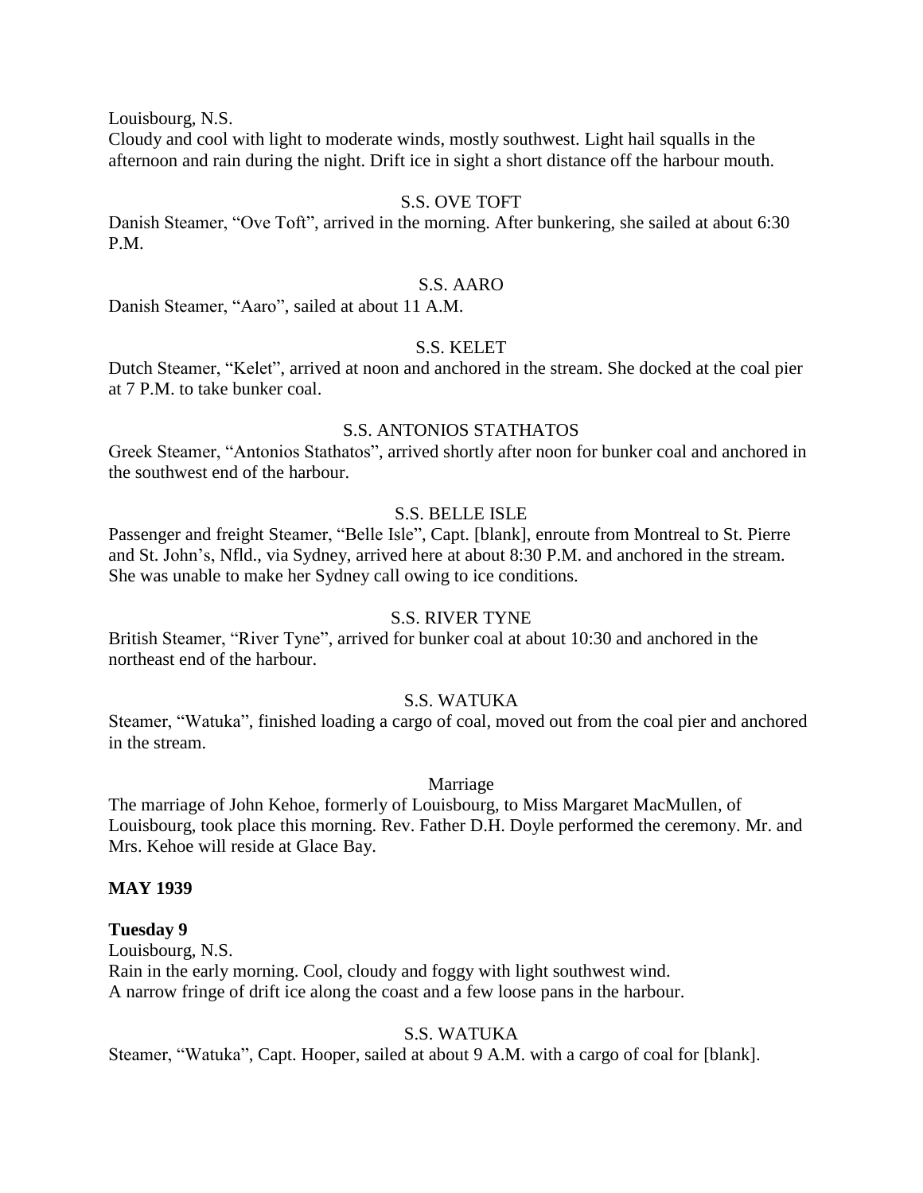Louisbourg, N.S.
Cloudy and cool with light to moderate winds, mostly southwest. Light hail squalls in the afternoon and rain during the night. Drift ice in sight a short distance off the harbour mouth.

S.S. OVE TOFT
Danish Steamer, "Ove Toft", arrived in the morning. After bunkering, she sailed at about 6:30 P.M.

S.S. AARO
Danish Steamer, "Aaro", sailed at about 11 A.M.

S.S. KELET
Dutch Steamer, "Kelet", arrived at noon and anchored in the stream. She docked at the coal pier at 7 P.M. to take bunker coal.

S.S. ANTONIOS STATHATOS
Greek Steamer, "Antonios Stathatos", arrived shortly after noon for bunker coal and anchored in the southwest end of the harbour.

S.S. BELLE ISLE
Passenger and freight Steamer, "Belle Isle", Capt. [blank], enroute from Montreal to St. Pierre and St. John's, Nfld., via Sydney, arrived here at about 8:30 P.M. and anchored in the stream. She was unable to make her Sydney call owing to ice conditions.

S.S. RIVER TYNE
British Steamer, "River Tyne", arrived for bunker coal at about 10:30 and anchored in the northeast end of the harbour.

S.S. WATUKA
Steamer, "Watuka", finished loading a cargo of coal, moved out from the coal pier and anchored in the stream.

Marriage
The marriage of John Kehoe, formerly of Louisbourg, to Miss Margaret MacMullen, of Louisbourg, took place this morning. Rev. Father D.H. Doyle performed the ceremony. Mr. and Mrs. Kehoe will reside at Glace Bay.

**MAY 1939**

**Tuesday 9**
Louisbourg, N.S.
Rain in the early morning. Cool, cloudy and foggy with light southwest wind.
A narrow fringe of drift ice along the coast and a few loose pans in the harbour.

S.S. WATUKA
Steamer, "Watuka", Capt. Hooper, sailed at about 9 A.M. with a cargo of coal for [blank].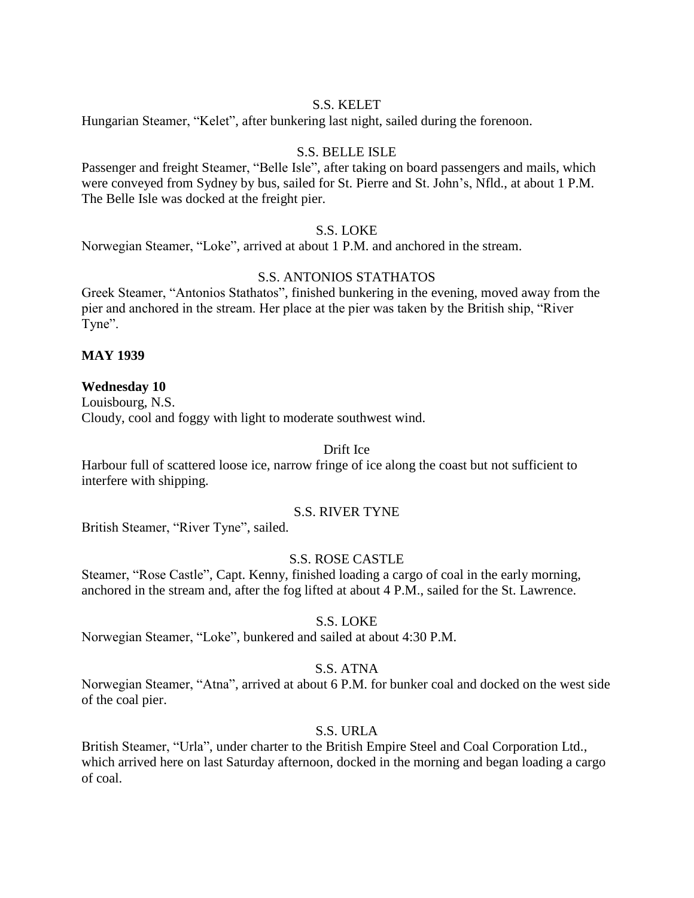S.S. KELET

Hungarian Steamer, "Kelet", after bunkering last night, sailed during the forenoon.

S.S. BELLE ISLE

Passenger and freight Steamer, "Belle Isle", after taking on board passengers and mails, which were conveyed from Sydney by bus, sailed for St. Pierre and St. John's, Nfld., at about 1 P.M. The Belle Isle was docked at the freight pier.

S.S. LOKE

Norwegian Steamer, "Loke", arrived at about 1 P.M. and anchored in the stream.

S.S. ANTONIOS STATHATOS

Greek Steamer, "Antonios Stathatos", finished bunkering in the evening, moved away from the pier and anchored in the stream. Her place at the pier was taken by the British ship, "River Tyne".

**MAY 1939**

**Wednesday 10**

Louisbourg, N.S.

Cloudy, cool and foggy with light to moderate southwest wind.

Drift Ice

Harbour full of scattered loose ice, narrow fringe of ice along the coast but not sufficient to interfere with shipping.

S.S. RIVER TYNE

British Steamer, "River Tyne", sailed.

S.S. ROSE CASTLE

Steamer, "Rose Castle", Capt. Kenny, finished loading a cargo of coal in the early morning, anchored in the stream and, after the fog lifted at about 4 P.M., sailed for the St. Lawrence.

S.S. LOKE

Norwegian Steamer, "Loke", bunkered and sailed at about 4:30 P.M.

S.S. ATNA

Norwegian Steamer, "Atna", arrived at about 6 P.M. for bunker coal and docked on the west side of the coal pier.

S.S. URLA

British Steamer, "Urla", under charter to the British Empire Steel and Coal Corporation Ltd., which arrived here on last Saturday afternoon, docked in the morning and began loading a cargo of coal.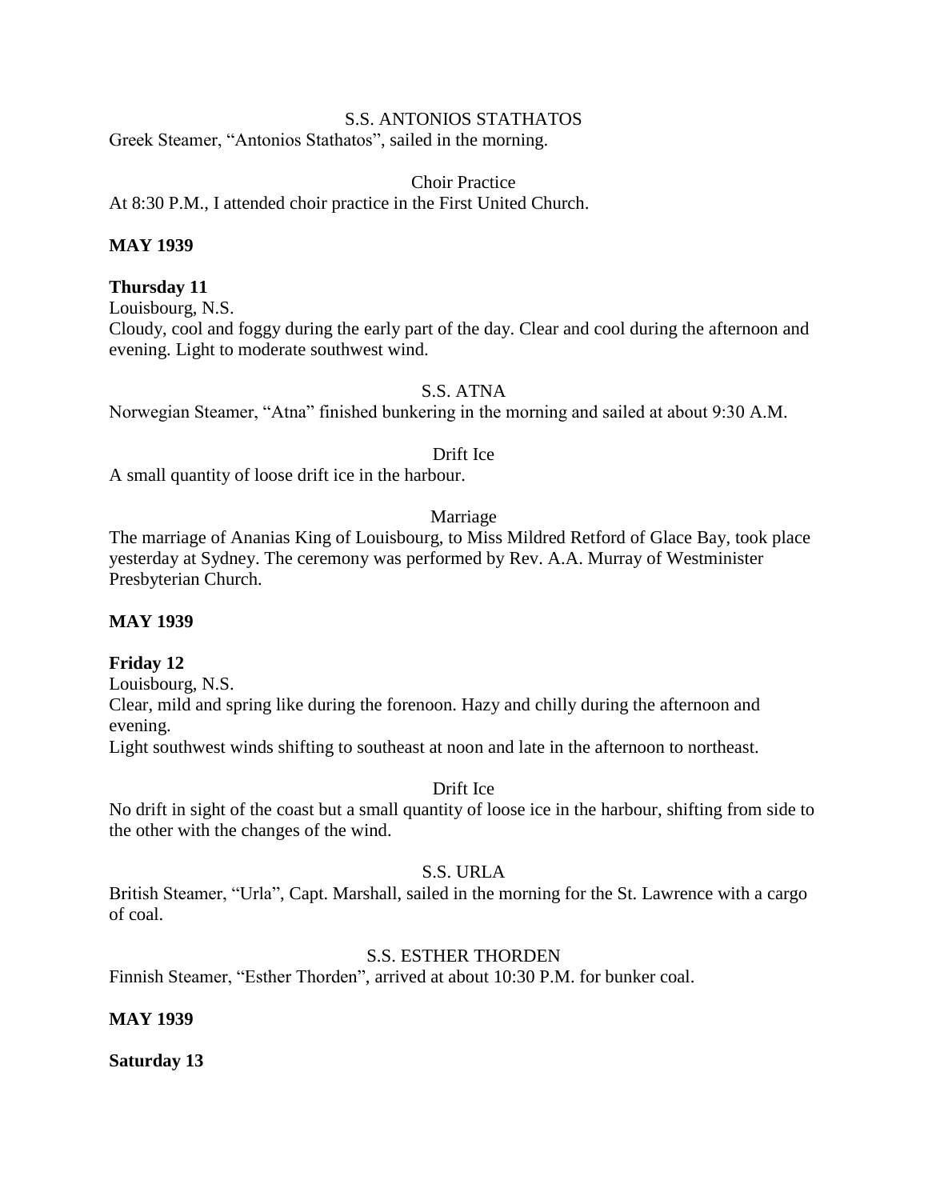S.S. ANTONIOS STATHATOS

Greek Steamer, "Antonios Stathatos", sailed in the morning.

Choir Practice

At 8:30 P.M., I attended choir practice in the First United Church.

**MAY 1939**

**Thursday 11**

Louisbourg, N.S.

Cloudy, cool and foggy during the early part of the day. Clear and cool during the afternoon and evening. Light to moderate southwest wind.

S.S. ATNA

Norwegian Steamer, "Atna" finished bunkering in the morning and sailed at about 9:30 A.M.

Drift Ice

A small quantity of loose drift ice in the harbour.

Marriage

The marriage of Ananias King of Louisbourg, to Miss Mildred Retford of Glace Bay, took place yesterday at Sydney. The ceremony was performed by Rev. A.A. Murray of Westminister Presbyterian Church.

**MAY 1939**

**Friday 12**

Louisbourg, N.S.

Clear, mild and spring like during the forenoon. Hazy and chilly during the afternoon and evening.

Light southwest winds shifting to southeast at noon and late in the afternoon to northeast.

Drift Ice

No drift in sight of the coast but a small quantity of loose ice in the harbour, shifting from side to the other with the changes of the wind.

S.S. URLA

British Steamer, "Urla", Capt. Marshall, sailed in the morning for the St. Lawrence with a cargo of coal.

S.S. ESTHER THORDEN

Finnish Steamer, "Esther Thorden", arrived at about 10:30 P.M. for bunker coal.

**MAY 1939**

**Saturday 13**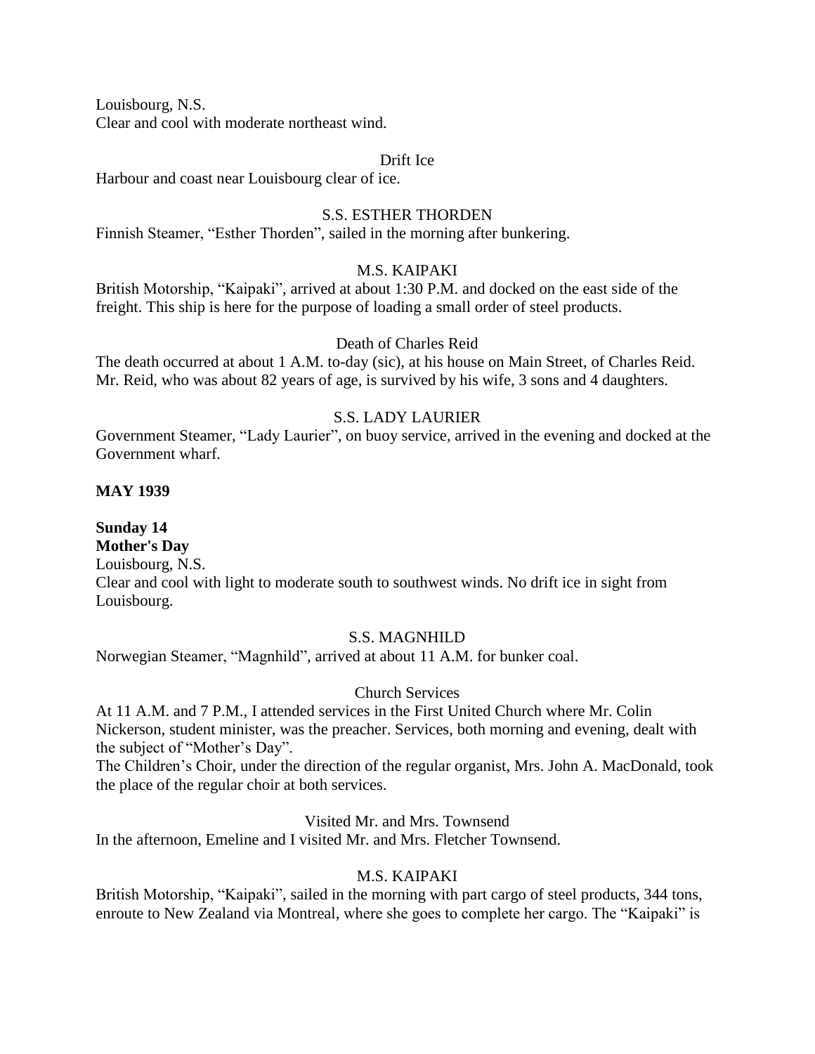Louisbourg, N.S.
Clear and cool with moderate northeast wind.

Drift Ice

Harbour and coast near Louisbourg clear of ice.

S.S. ESTHER THORDEN

Finnish Steamer, “Esther Thorden”, sailed in the morning after bunkering.

M.S. KAIPAKI

British Motorship, “Kaipaki”, arrived at about 1:30 P.M. and docked on the east side of the freight. This ship is here for the purpose of loading a small order of steel products.

Death of Charles Reid

The death occurred at about 1 A.M. to-day (sic), at his house on Main Street, of Charles Reid. Mr. Reid, who was about 82 years of age, is survived by his wife, 3 sons and 4 daughters.

S.S. LADY LAURIER

Government Steamer, “Lady Laurier”, on buoy service, arrived in the evening and docked at the Government wharf.

**MAY 1939**

**Sunday 14**
**Mother's Day**
Louisbourg, N.S.
Clear and cool with light to moderate south to southwest winds. No drift ice in sight from Louisbourg.

S.S. MAGNHILD

Norwegian Steamer, “Magnhild”, arrived at about 11 A.M. for bunker coal.

Church Services

At 11 A.M. and 7 P.M., I attended services in the First United Church where Mr. Colin Nickerson, student minister, was the preacher. Services, both morning and evening, dealt with the subject of “Mother’s Day”.
The Children’s Choir, under the direction of the regular organist, Mrs. John A. MacDonald, took the place of the regular choir at both services.

Visited Mr. and Mrs. Townsend

In the afternoon, Emeline and I visited Mr. and Mrs. Fletcher Townsend.

M.S. KAIPAKI

British Motorship, “Kaipaki”, sailed in the morning with part cargo of steel products, 344 tons, enroute to New Zealand via Montreal, where she goes to complete her cargo. The “Kaipaki” is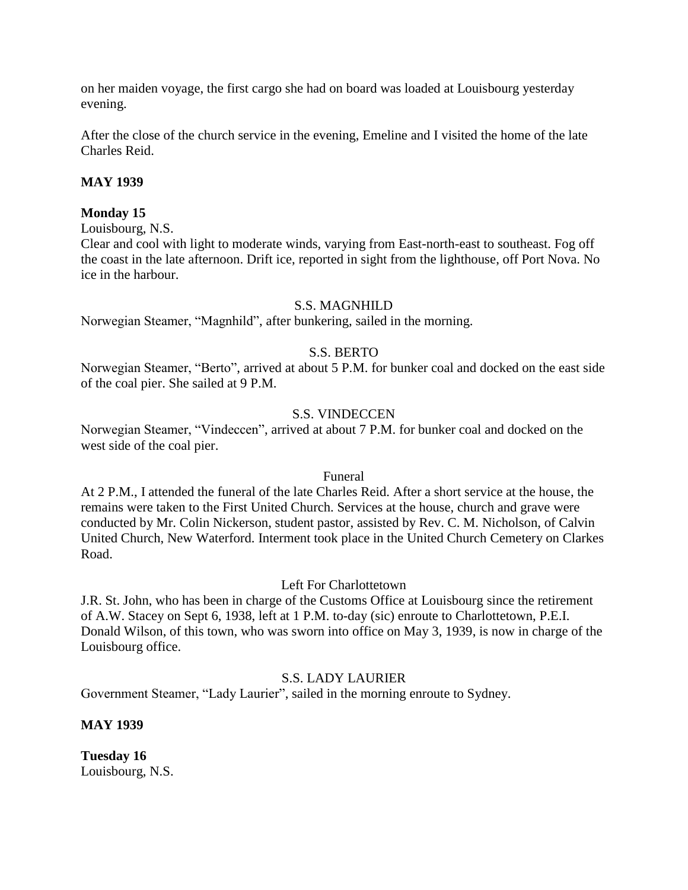on her maiden voyage, the first cargo she had on board was loaded at Louisbourg yesterday evening.

After the close of the church service in the evening, Emeline and I visited the home of the late Charles Reid.

**MAY 1939**

**Monday 15**
Louisbourg, N.S.
Clear and cool with light to moderate winds, varying from East-north-east to southeast. Fog off the coast in the late afternoon. Drift ice, reported in sight from the lighthouse, off Port Nova. No ice in the harbour.

S.S. MAGNHILD

Norwegian Steamer, "Magnhild", after bunkering, sailed in the morning.

S.S. BERTO

Norwegian Steamer, "Berto", arrived at about 5 P.M. for bunker coal and docked on the east side of the coal pier. She sailed at 9 P.M.

S.S. VINDECCEN

Norwegian Steamer, "Vindeccen", arrived at about 7 P.M. for bunker coal and docked on the west side of the coal pier.

Funeral

At 2 P.M., I attended the funeral of the late Charles Reid. After a short service at the house, the remains were taken to the First United Church. Services at the house, church and grave were conducted by Mr. Colin Nickerson, student pastor, assisted by Rev. C. M. Nicholson, of Calvin United Church, New Waterford. Interment took place in the United Church Cemetery on Clarkes Road.

Left For Charlottetown

J.R. St. John, who has been in charge of the Customs Office at Louisbourg since the retirement of A.W. Stacey on Sept 6, 1938, left at 1 P.M. to-day (sic) enroute to Charlottetown, P.E.I. Donald Wilson, of this town, who was sworn into office on May 3, 1939, is now in charge of the Louisbourg office.

S.S. LADY LAURIER

Government Steamer, "Lady Laurier", sailed in the morning enroute to Sydney.

**MAY 1939**

**Tuesday 16**
Louisbourg, N.S.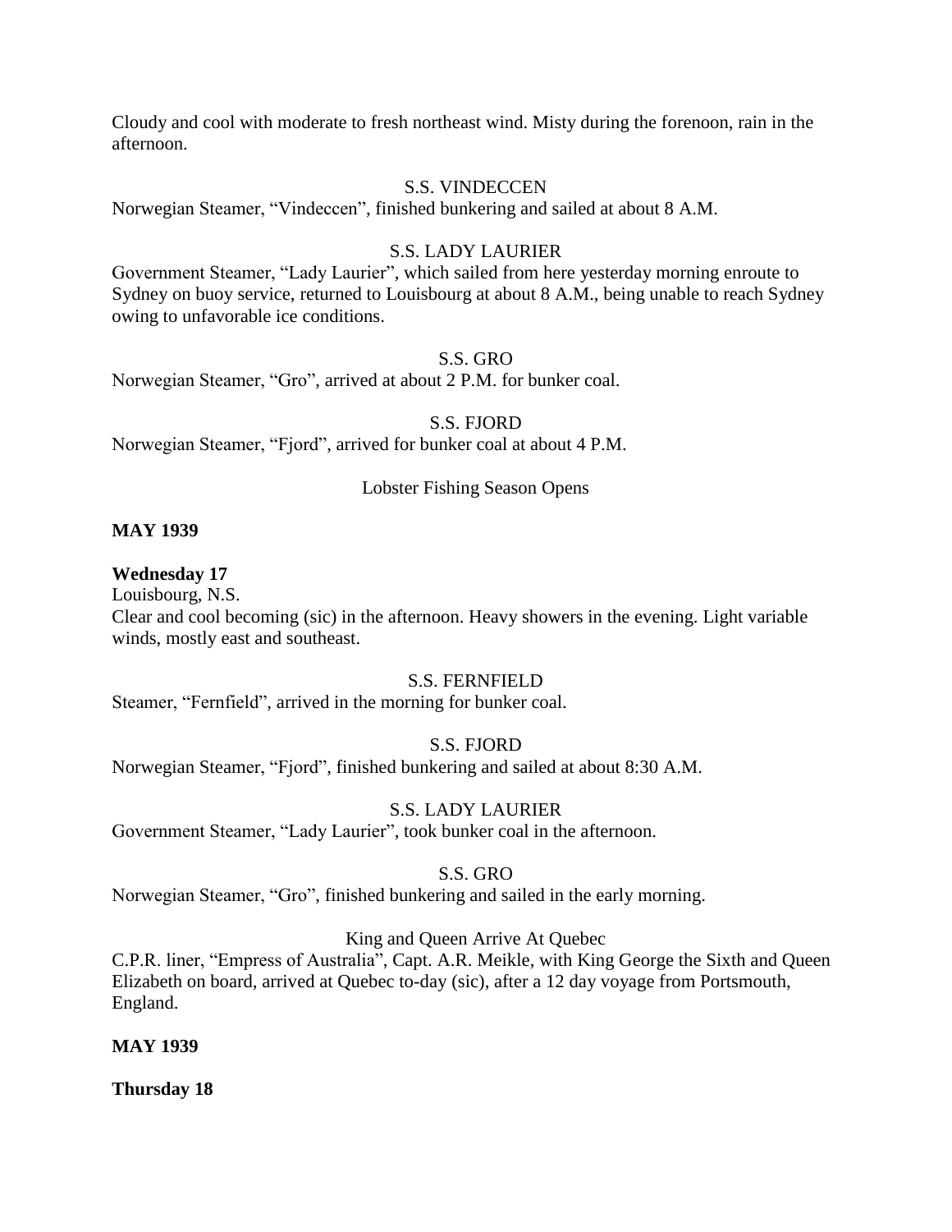Cloudy and cool with moderate to fresh northeast wind. Misty during the forenoon, rain in the afternoon.

S.S. VINDECCEN

Norwegian Steamer, "Vindeccen", finished bunkering and sailed at about 8 A.M.

S.S. LADY LAURIER

Government Steamer, "Lady Laurier", which sailed from here yesterday morning enroute to Sydney on buoy service, returned to Louisbourg at about 8 A.M., being unable to reach Sydney owing to unfavorable ice conditions.

S.S. GRO

Norwegian Steamer, "Gro", arrived at about 2 P.M. for bunker coal.

S.S. FJORD

Norwegian Steamer, "Fjord", arrived for bunker coal at about 4 P.M.

Lobster Fishing Season Opens

**MAY 1939**

**Wednesday 17**

Louisbourg, N.S.

Clear and cool becoming (sic) in the afternoon. Heavy showers in the evening. Light variable winds, mostly east and southeast.

S.S. FERNFIELD

Steamer, "Fernfield", arrived in the morning for bunker coal.

S.S. FJORD

Norwegian Steamer, "Fjord", finished bunkering and sailed at about 8:30 A.M.

S.S. LADY LAURIER

Government Steamer, "Lady Laurier", took bunker coal in the afternoon.

S.S. GRO

Norwegian Steamer, "Gro", finished bunkering and sailed in the early morning.

King and Queen Arrive At Quebec

C.P.R. liner, "Empress of Australia", Capt. A.R. Meikle, with King George the Sixth and Queen Elizabeth on board, arrived at Quebec to-day (sic), after a 12 day voyage from Portsmouth, England.

**MAY 1939**

**Thursday 18**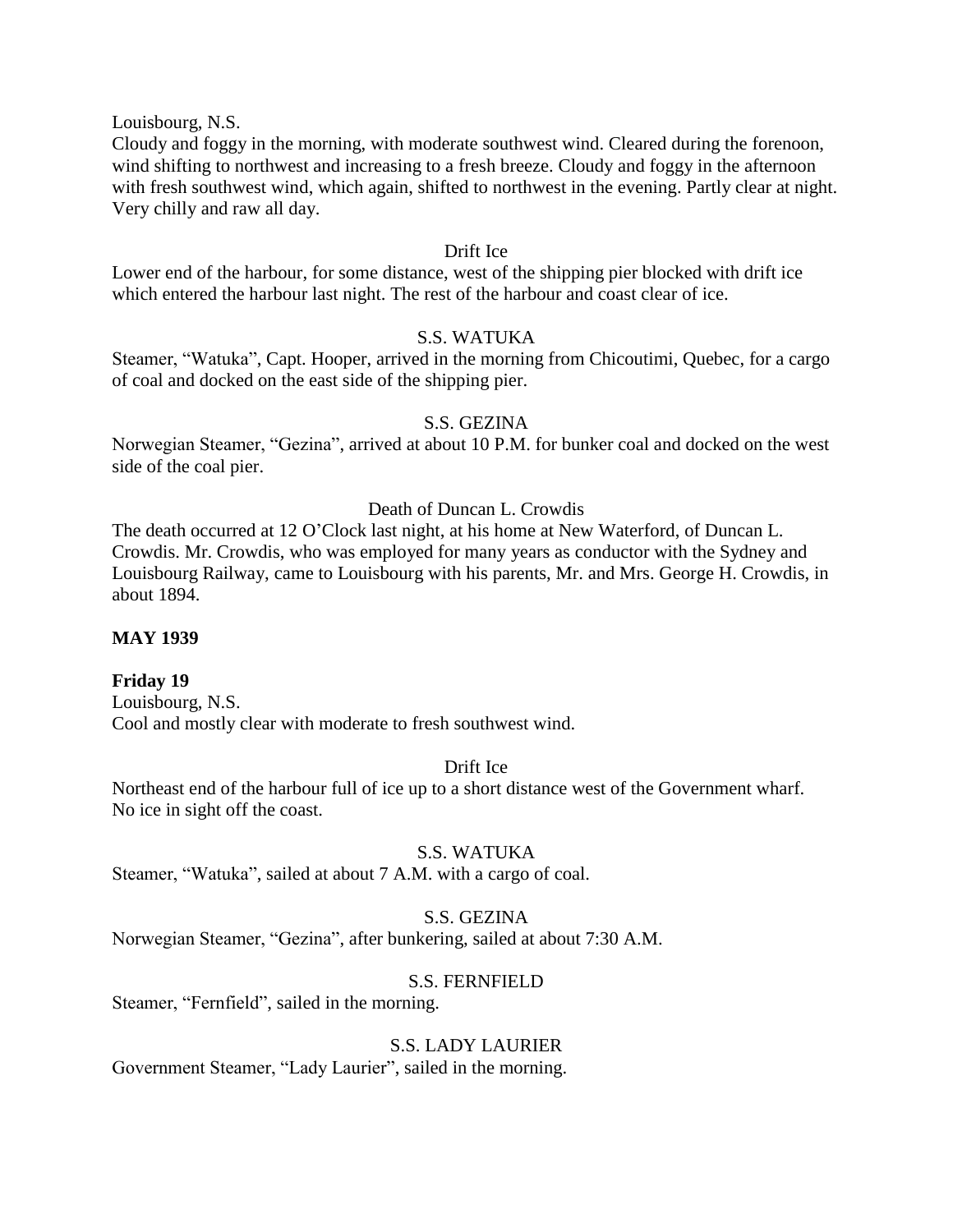Louisbourg, N.S.
Cloudy and foggy in the morning, with moderate southwest wind. Cleared during the forenoon, wind shifting to northwest and increasing to a fresh breeze. Cloudy and foggy in the afternoon with fresh southwest wind, which again, shifted to northwest in the evening. Partly clear at night. Very chilly and raw all day.

Drift Ice

Lower end of the harbour, for some distance, west of the shipping pier blocked with drift ice which entered the harbour last night. The rest of the harbour and coast clear of ice.

S.S. WATUKA

Steamer, "Watuka", Capt. Hooper, arrived in the morning from Chicoutimi, Quebec, for a cargo of coal and docked on the east side of the shipping pier.

S.S. GEZINA

Norwegian Steamer, "Gezina", arrived at about 10 P.M. for bunker coal and docked on the west side of the coal pier.

Death of Duncan L. Crowdis

The death occurred at 12 O'Clock last night, at his home at New Waterford, of Duncan L. Crowdis. Mr. Crowdis, who was employed for many years as conductor with the Sydney and Louisbourg Railway, came to Louisbourg with his parents, Mr. and Mrs. George H. Crowdis, in about 1894.

**MAY 1939**

**Friday 19**
Louisbourg, N.S.
Cool and mostly clear with moderate to fresh southwest wind.

Drift Ice

Northeast end of the harbour full of ice up to a short distance west of the Government wharf. No ice in sight off the coast.

S.S. WATUKA

Steamer, "Watuka", sailed at about 7 A.M. with a cargo of coal.

S.S. GEZINA

Norwegian Steamer, "Gezina", after bunkering, sailed at about 7:30 A.M.

S.S. FERNFIELD

Steamer, "Fernfield", sailed in the morning.

S.S. LADY LAURIER

Government Steamer, "Lady Laurier", sailed in the morning.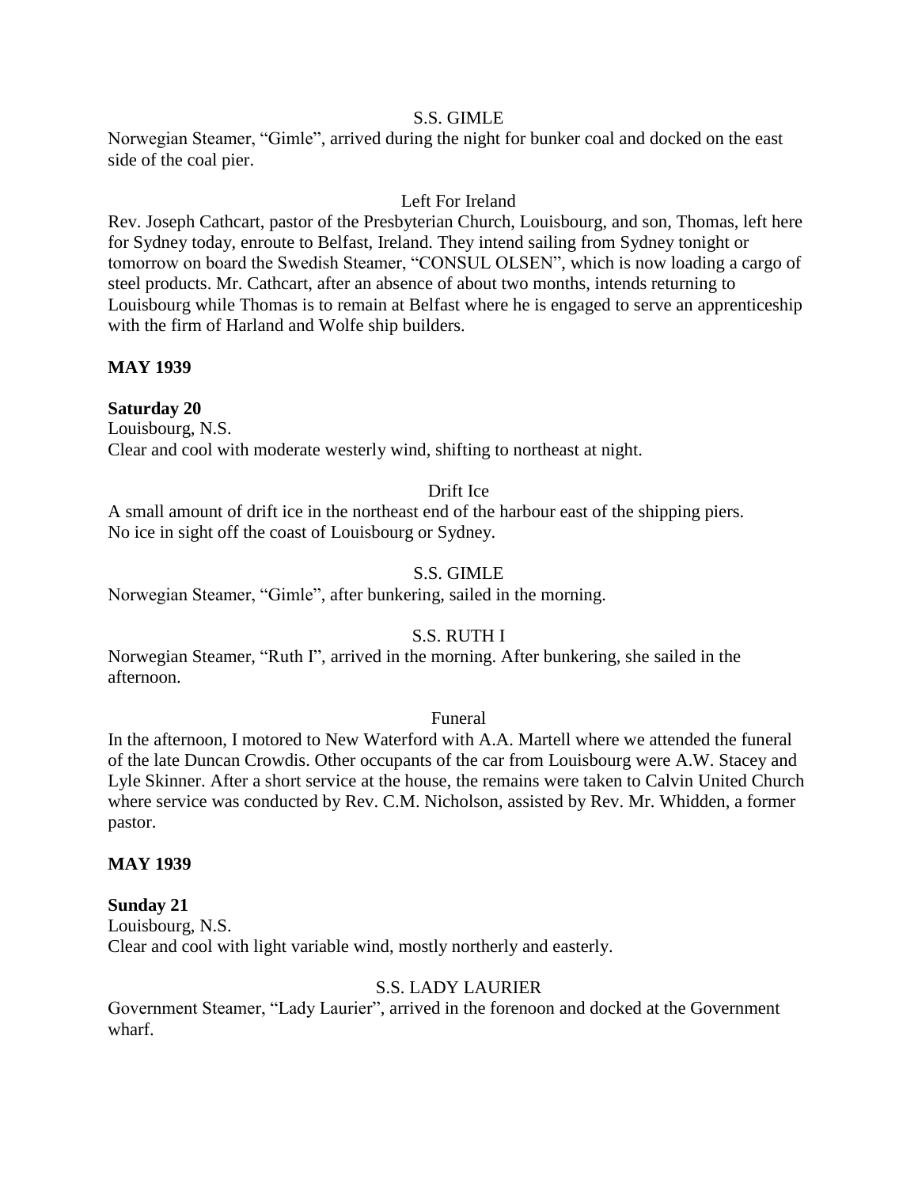S.S. GIMLE

Norwegian Steamer, "Gimle", arrived during the night for bunker coal and docked on the east side of the coal pier.

Left For Ireland

Rev. Joseph Cathcart, pastor of the Presbyterian Church, Louisbourg, and son, Thomas, left here for Sydney today, enroute to Belfast, Ireland. They intend sailing from Sydney tonight or tomorrow on board the Swedish Steamer, "CONSUL OLSEN", which is now loading a cargo of steel products. Mr. Cathcart, after an absence of about two months, intends returning to Louisbourg while Thomas is to remain at Belfast where he is engaged to serve an apprenticeship with the firm of Harland and Wolfe ship builders.

**MAY 1939**

**Saturday 20**

Louisbourg, N.S.

Clear and cool with moderate westerly wind, shifting to northeast at night.

Drift Ice

A small amount of drift ice in the northeast end of the harbour east of the shipping piers. No ice in sight off the coast of Louisbourg or Sydney.

S.S. GIMLE

Norwegian Steamer, "Gimle", after bunkering, sailed in the morning.

S.S. RUTH I

Norwegian Steamer, "Ruth I", arrived in the morning. After bunkering, she sailed in the afternoon.

Funeral

In the afternoon, I motored to New Waterford with A.A. Martell where we attended the funeral of the late Duncan Crowdis. Other occupants of the car from Louisbourg were A.W. Stacey and Lyle Skinner. After a short service at the house, the remains were taken to Calvin United Church where service was conducted by Rev. C.M. Nicholson, assisted by Rev. Mr. Whidden, a former pastor.

**MAY 1939**

**Sunday 21**

Louisbourg, N.S.

Clear and cool with light variable wind, mostly northerly and easterly.

S.S. LADY LAURIER

Government Steamer, "Lady Laurier", arrived in the forenoon and docked at the Government wharf.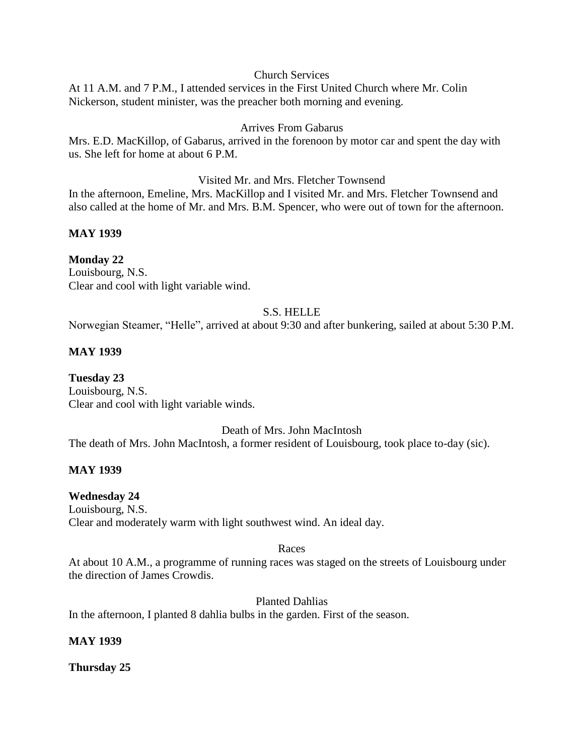Church Services

At 11 A.M. and 7 P.M., I attended services in the First United Church where Mr. Colin Nickerson, student minister, was the preacher both morning and evening.

Arrives From Gabarus

Mrs. E.D. MacKillop, of Gabarus, arrived in the forenoon by motor car and spent the day with us. She left for home at about 6 P.M.

Visited Mr. and Mrs. Fletcher Townsend

In the afternoon, Emeline, Mrs. MacKillop and I visited Mr. and Mrs. Fletcher Townsend and also called at the home of Mr. and Mrs. B.M. Spencer, who were out of town for the afternoon.

**MAY 1939**

**Monday 22**
Louisbourg, N.S.
Clear and cool with light variable wind.

S.S. HELLE

Norwegian Steamer, "Helle", arrived at about 9:30 and after bunkering, sailed at about 5:30 P.M.

**MAY 1939**

**Tuesday 23**
Louisbourg, N.S.
Clear and cool with light variable winds.

Death of Mrs. John MacIntosh

The death of Mrs. John MacIntosh, a former resident of Louisbourg, took place to-day (sic).

**MAY 1939**

**Wednesday 24**
Louisbourg, N.S.
Clear and moderately warm with light southwest wind. An ideal day.

Races

At about 10 A.M., a programme of running races was staged on the streets of Louisbourg under the direction of James Crowdis.

Planted Dahlias

In the afternoon, I planted 8 dahlia bulbs in the garden. First of the season.

**MAY 1939**

**Thursday 25**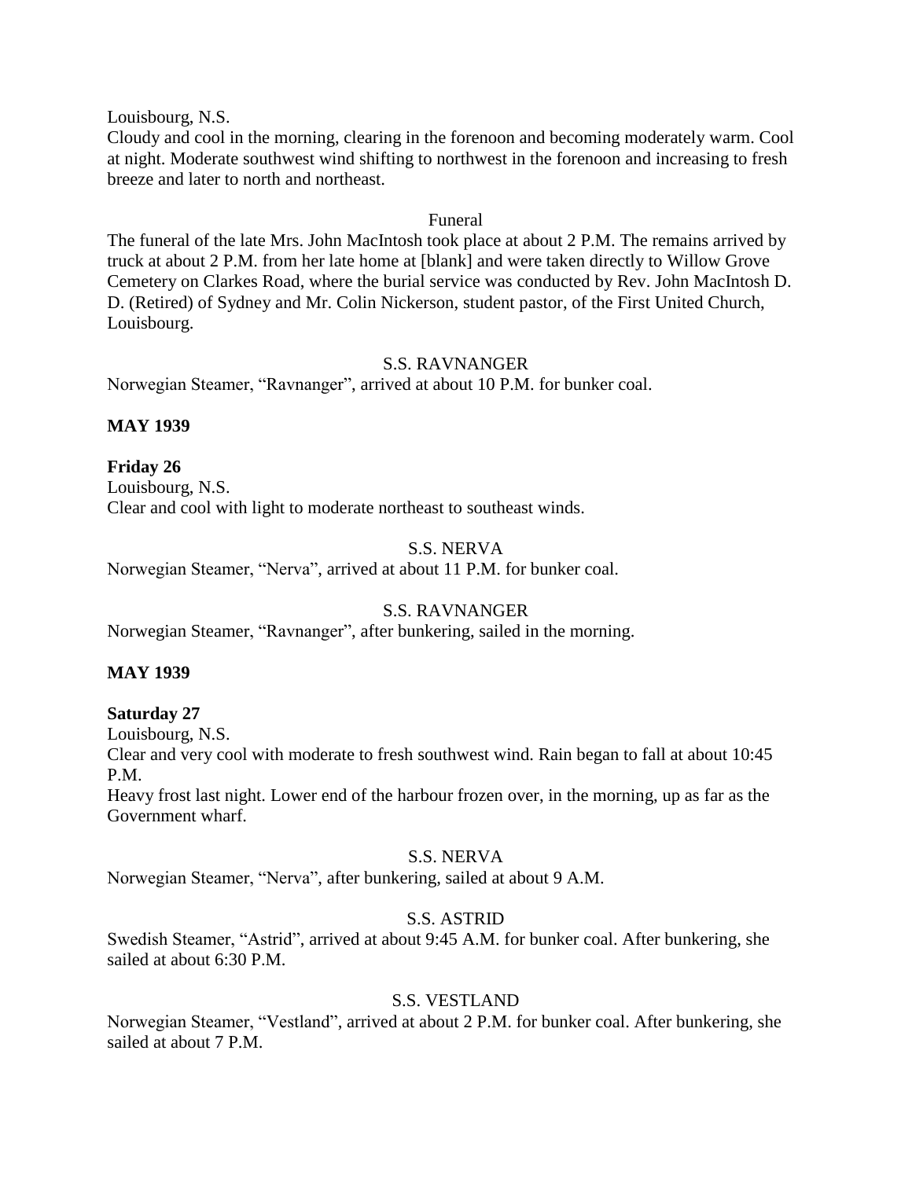Louisbourg, N.S.

Cloudy and cool in the morning, clearing in the forenoon and becoming moderately warm. Cool at night. Moderate southwest wind shifting to northwest in the forenoon and increasing to fresh breeze and later to north and northeast.

Funeral

The funeral of the late Mrs. John MacIntosh took place at about 2 P.M. The remains arrived by truck at about 2 P.M. from her late home at [blank] and were taken directly to Willow Grove Cemetery on Clarkes Road, where the burial service was conducted by Rev. John MacIntosh D. D. (Retired) of Sydney and Mr. Colin Nickerson, student pastor, of the First United Church, Louisbourg.

S.S. RAVNANGER

Norwegian Steamer, “Ravnanger”, arrived at about 10 P.M. for bunker coal.

**MAY 1939**

**Friday 26**

Louisbourg, N.S.

Clear and cool with light to moderate northeast to southeast winds.

S.S. NERVA

Norwegian Steamer, “Nerva”, arrived at about 11 P.M. for bunker coal.

S.S. RAVNANGER

Norwegian Steamer, “Ravnanger”, after bunkering, sailed in the morning.

**MAY 1939**

**Saturday 27**

Louisbourg, N.S.

Clear and very cool with moderate to fresh southwest wind. Rain began to fall at about 10:45 P.M.

Heavy frost last night. Lower end of the harbour frozen over, in the morning, up as far as the Government wharf.

S.S. NERVA

Norwegian Steamer, “Nerva”, after bunkering, sailed at about 9 A.M.

S.S. ASTRID

Swedish Steamer, “Astrid”, arrived at about 9:45 A.M. for bunker coal. After bunkering, she sailed at about 6:30 P.M.

S.S. VESTLAND

Norwegian Steamer, “Vestland”, arrived at about 2 P.M. for bunker coal. After bunkering, she sailed at about 7 P.M.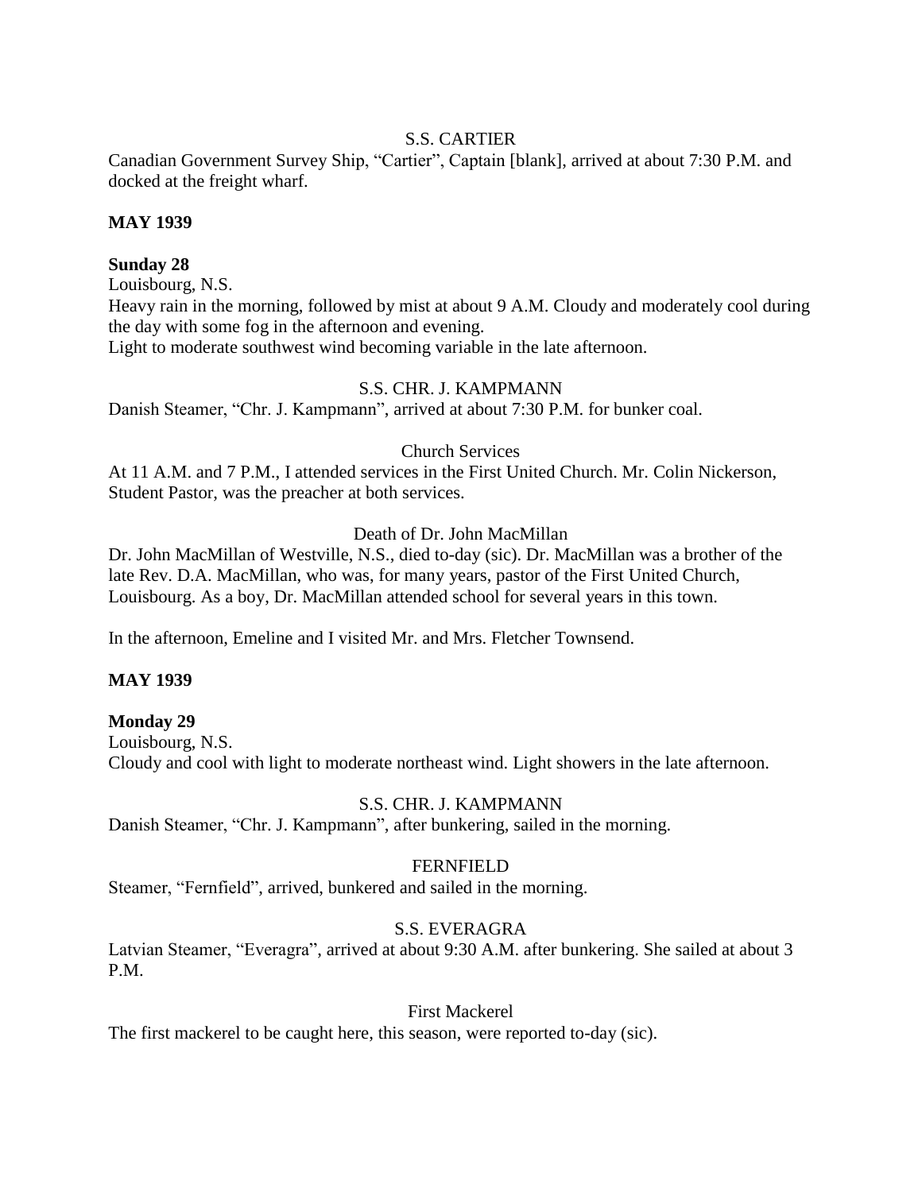S.S. CARTIER

Canadian Government Survey Ship, “Cartier”, Captain [blank], arrived at about 7:30 P.M. and docked at the freight wharf.

**MAY 1939**

**Sunday 28**

Louisbourg, N.S.

Heavy rain in the morning, followed by mist at about 9 A.M. Cloudy and moderately cool during the day with some fog in the afternoon and evening.

Light to moderate southwest wind becoming variable in the late afternoon.

S.S. CHR. J. KAMPMANN

Danish Steamer, “Chr. J. Kampmann”, arrived at about 7:30 P.M. for bunker coal.

Church Services

At 11 A.M. and 7 P.M., I attended services in the First United Church. Mr. Colin Nickerson, Student Pastor, was the preacher at both services.

Death of Dr. John MacMillan

Dr. John MacMillan of Westville, N.S., died to-day (sic). Dr. MacMillan was a brother of the late Rev. D.A. MacMillan, who was, for many years, pastor of the First United Church, Louisbourg. As a boy, Dr. MacMillan attended school for several years in this town.

In the afternoon, Emeline and I visited Mr. and Mrs. Fletcher Townsend.

**MAY 1939**

**Monday 29**

Louisbourg, N.S.

Cloudy and cool with light to moderate northeast wind. Light showers in the late afternoon.

S.S. CHR. J. KAMPMANN

Danish Steamer, “Chr. J. Kampmann”, after bunkering, sailed in the morning.

FERNFIELD

Steamer, “Fernfield”, arrived, bunkered and sailed in the morning.

S.S. EVERAGRA

Latvian Steamer, “Everagra”, arrived at about 9:30 A.M. after bunkering. She sailed at about 3 P.M.

First Mackerel

The first mackerel to be caught here, this season, were reported to-day (sic).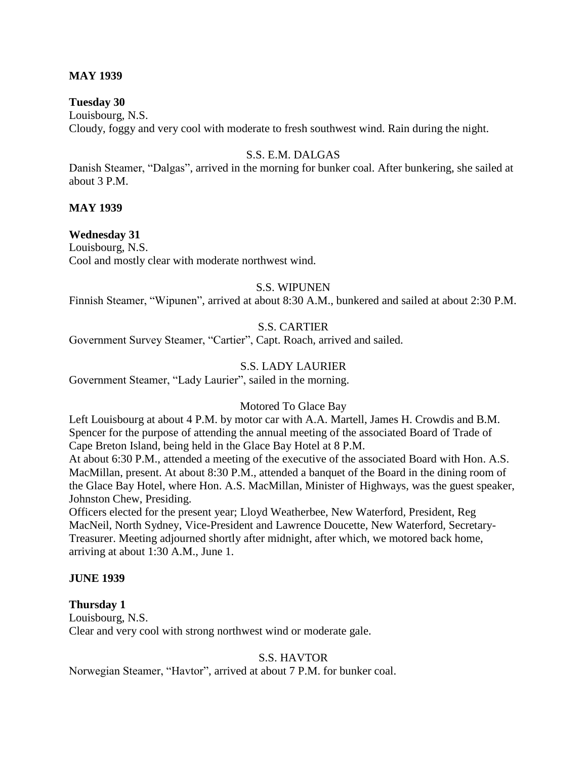**MAY 1939**

**Tuesday 30**
Louisbourg, N.S.
Cloudy, foggy and very cool with moderate to fresh southwest wind. Rain during the night.

S.S. E.M. DALGAS

Danish Steamer, "Dalgas", arrived in the morning for bunker coal. After bunkering, she sailed at about 3 P.M.

**MAY 1939**

**Wednesday 31**
Louisbourg, N.S.
Cool and mostly clear with moderate northwest wind.

S.S. WIPUNEN

Finnish Steamer, "Wipunen", arrived at about 8:30 A.M., bunkered and sailed at about 2:30 P.M.

S.S. CARTIER

Government Survey Steamer, "Cartier", Capt. Roach, arrived and sailed.

S.S. LADY LAURIER

Government Steamer, "Lady Laurier", sailed in the morning.

Motored To Glace Bay

Left Louisbourg at about 4 P.M. by motor car with A.A. Martell, James H. Crowdis and B.M. Spencer for the purpose of attending the annual meeting of the associated Board of Trade of Cape Breton Island, being held in the Glace Bay Hotel at 8 P.M.
At about 6:30 P.M., attended a meeting of the executive of the associated Board with Hon. A.S. MacMillan, present. At about 8:30 P.M., attended a banquet of the Board in the dining room of the Glace Bay Hotel, where Hon. A.S. MacMillan, Minister of Highways, was the guest speaker, Johnston Chew, Presiding.
Officers elected for the present year; Lloyd Weatherbee, New Waterford, President, Reg MacNeil, North Sydney, Vice-President and Lawrence Doucette, New Waterford, Secretary-Treasurer. Meeting adjourned shortly after midnight, after which, we motored back home, arriving at about 1:30 A.M., June 1.

**JUNE 1939**

**Thursday 1**
Louisbourg, N.S.
Clear and very cool with strong northwest wind or moderate gale.

S.S. HAVTOR

Norwegian Steamer, "Havtor", arrived at about 7 P.M. for bunker coal.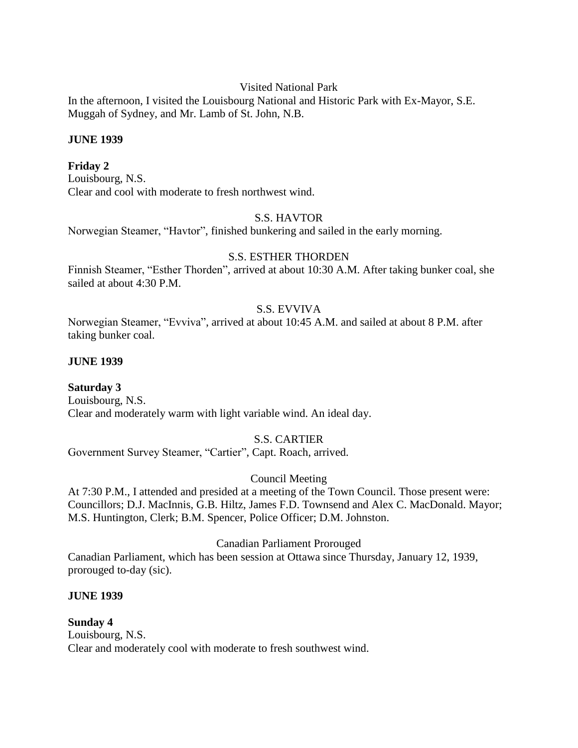Visited National Park

In the afternoon, I visited the Louisbourg National and Historic Park with Ex-Mayor, S.E. Muggah of Sydney, and Mr. Lamb of St. John, N.B.

**JUNE 1939**

**Friday 2**

Louisbourg, N.S.

Clear and cool with moderate to fresh northwest wind.

S.S. HAVTOR

Norwegian Steamer, "Havtor", finished bunkering and sailed in the early morning.

S.S. ESTHER THORDEN

Finnish Steamer, "Esther Thorden", arrived at about 10:30 A.M. After taking bunker coal, she sailed at about 4:30 P.M.

S.S. EVVIVA

Norwegian Steamer, "Evviva", arrived at about 10:45 A.M. and sailed at about 8 P.M. after taking bunker coal.

**JUNE 1939**

**Saturday 3**

Louisbourg, N.S.

Clear and moderately warm with light variable wind. An ideal day.

S.S. CARTIER

Government Survey Steamer, "Cartier", Capt. Roach, arrived.

Council Meeting

At 7:30 P.M., I attended and presided at a meeting of the Town Council. Those present were: Councillors; D.J. MacInnis, G.B. Hiltz, James F.D. Townsend and Alex C. MacDonald. Mayor; M.S. Huntington, Clerk; B.M. Spencer, Police Officer; D.M. Johnston.

Canadian Parliament Prorouged

Canadian Parliament, which has been session at Ottawa since Thursday, January 12, 1939, prorouged to-day (sic).

**JUNE 1939**

**Sunday 4**

Louisbourg, N.S.

Clear and moderately cool with moderate to fresh southwest wind.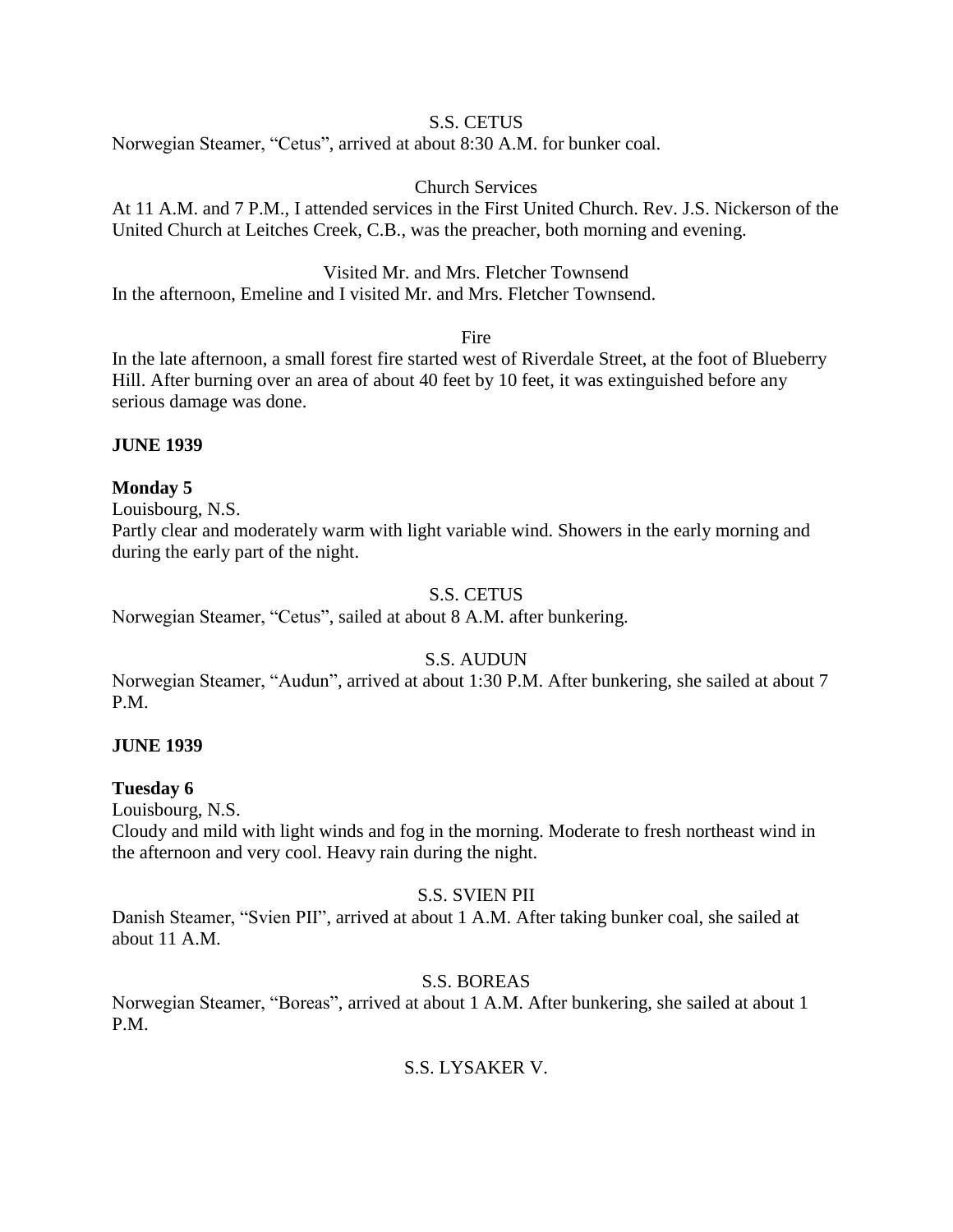S.S. CETUS

Norwegian Steamer, "Cetus", arrived at about 8:30 A.M. for bunker coal.

Church Services

At 11 A.M. and 7 P.M., I attended services in the First United Church. Rev. J.S. Nickerson of the United Church at Leitches Creek, C.B., was the preacher, both morning and evening.

Visited Mr. and Mrs. Fletcher Townsend

In the afternoon, Emeline and I visited Mr. and Mrs. Fletcher Townsend.

Fire

In the late afternoon, a small forest fire started west of Riverdale Street, at the foot of Blueberry Hill. After burning over an area of about 40 feet by 10 feet, it was extinguished before any serious damage was done.

**JUNE 1939**

**Monday 5**

Louisbourg, N.S.

Partly clear and moderately warm with light variable wind. Showers in the early morning and during the early part of the night.

S.S. CETUS

Norwegian Steamer, "Cetus", sailed at about 8 A.M. after bunkering.

S.S. AUDUN

Norwegian Steamer, "Audun", arrived at about 1:30 P.M. After bunkering, she sailed at about 7 P.M.

**JUNE 1939**

**Tuesday 6**

Louisbourg, N.S.

Cloudy and mild with light winds and fog in the morning. Moderate to fresh northeast wind in the afternoon and very cool. Heavy rain during the night.

S.S. SVIEN PII

Danish Steamer, "Svien PII", arrived at about 1 A.M. After taking bunker coal, she sailed at about 11 A.M.

S.S. BOREAS

Norwegian Steamer, "Boreas", arrived at about 1 A.M. After bunkering, she sailed at about 1 P.M.

S.S. LYSAKER V.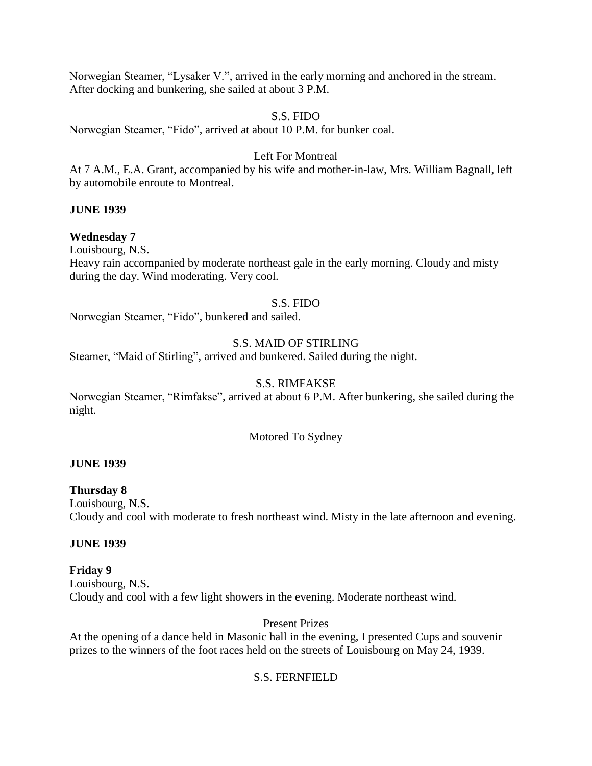Norwegian Steamer, "Lysaker V.", arrived in the early morning and anchored in the stream. After docking and bunkering, she sailed at about 3 P.M.

S.S. FIDO

Norwegian Steamer, "Fido", arrived at about 10 P.M. for bunker coal.

Left For Montreal

At 7 A.M., E.A. Grant, accompanied by his wife and mother-in-law, Mrs. William Bagnall, left by automobile enroute to Montreal.

**JUNE 1939**

**Wednesday 7**

Louisbourg, N.S.

Heavy rain accompanied by moderate northeast gale in the early morning. Cloudy and misty during the day. Wind moderating. Very cool.

S.S. FIDO

Norwegian Steamer, "Fido", bunkered and sailed.

S.S. MAID OF STIRLING

Steamer, "Maid of Stirling", arrived and bunkered. Sailed during the night.

S.S. RIMFAKSE

Norwegian Steamer, "Rimfakse", arrived at about 6 P.M. After bunkering, she sailed during the night.

Motored To Sydney

**JUNE 1939**

**Thursday 8**

Louisbourg, N.S.

Cloudy and cool with moderate to fresh northeast wind. Misty in the late afternoon and evening.

**JUNE 1939**

**Friday 9**

Louisbourg, N.S.

Cloudy and cool with a few light showers in the evening. Moderate northeast wind.

Present Prizes

At the opening of a dance held in Masonic hall in the evening, I presented Cups and souvenir prizes to the winners of the foot races held on the streets of Louisbourg on May 24, 1939.

S.S. FERNFIELD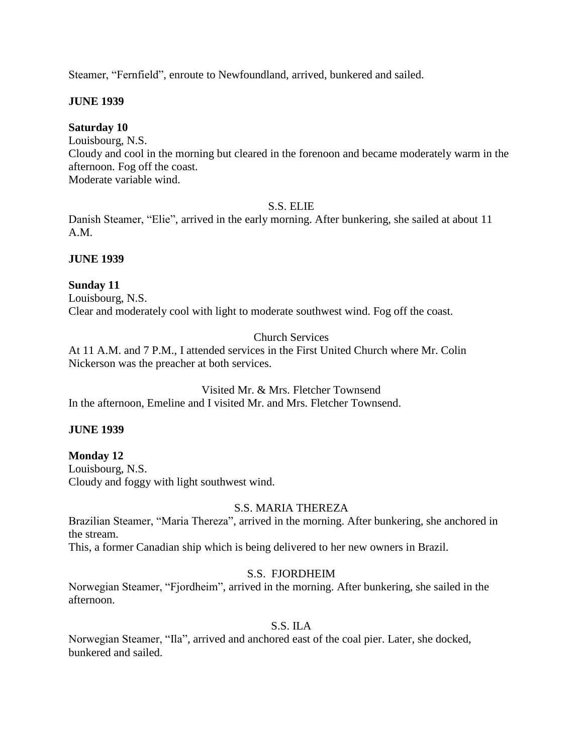Steamer, “Fernfield”, enroute to Newfoundland, arrived, bunkered and sailed.

**JUNE 1939**

**Saturday 10**
Louisbourg, N.S.
Cloudy and cool in the morning but cleared in the forenoon and became moderately warm in the afternoon. Fog off the coast.
Moderate variable wind.

S.S. ELIE

Danish Steamer, “Elie”, arrived in the early morning. After bunkering, she sailed at about 11 A.M.

**JUNE 1939**

**Sunday 11**
Louisbourg, N.S.
Clear and moderately cool with light to moderate southwest wind. Fog off the coast.

Church Services

At 11 A.M. and 7 P.M., I attended services in the First United Church where Mr. Colin Nickerson was the preacher at both services.

Visited Mr. & Mrs. Fletcher Townsend

In the afternoon, Emeline and I visited Mr. and Mrs. Fletcher Townsend.

**JUNE 1939**

**Monday 12**
Louisbourg, N.S.
Cloudy and foggy with light southwest wind.

S.S. MARIA THEREZA

Brazilian Steamer, “Maria Thereza”, arrived in the morning. After bunkering, she anchored in the stream.
This, a former Canadian ship which is being delivered to her new owners in Brazil.

S.S. FJORDHEIM

Norwegian Steamer, “Fjordheim”, arrived in the morning. After bunkering, she sailed in the afternoon.

S.S. ILA

Norwegian Steamer, “Ila”, arrived and anchored east of the coal pier. Later, she docked, bunkered and sailed.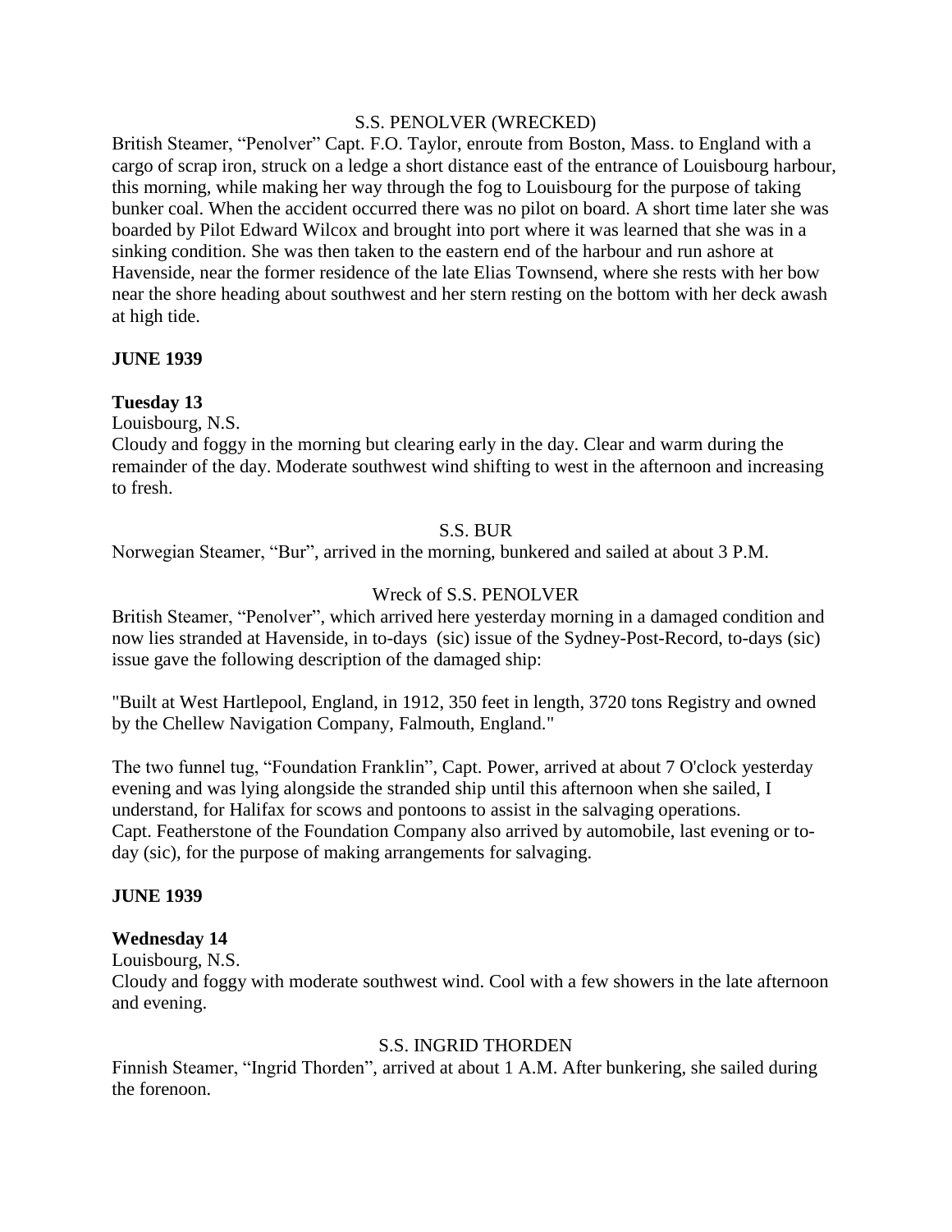S.S. PENOLVER (WRECKED)

British Steamer, "Penolver" Capt. F.O. Taylor, enroute from Boston, Mass. to England with a cargo of scrap iron, struck on a ledge a short distance east of the entrance of Louisbourg harbour, this morning, while making her way through the fog to Louisbourg for the purpose of taking bunker coal. When the accident occurred there was no pilot on board. A short time later she was boarded by Pilot Edward Wilcox and brought into port where it was learned that she was in a sinking condition. She was then taken to the eastern end of the harbour and run ashore at Havenside, near the former residence of the late Elias Townsend, where she rests with her bow near the shore heading about southwest and her stern resting on the bottom with her deck awash at high tide.

**JUNE 1939**

**Tuesday 13**

Louisbourg, N.S.

Cloudy and foggy in the morning but clearing early in the day. Clear and warm during the remainder of the day. Moderate southwest wind shifting to west in the afternoon and increasing to fresh.

S.S. BUR

Norwegian Steamer, "Bur", arrived in the morning, bunkered and sailed at about 3 P.M.

Wreck of S.S. PENOLVER

British Steamer, "Penolver", which arrived here yesterday morning in a damaged condition and now lies stranded at Havenside, in to-days (sic) issue of the Sydney-Post-Record, to-days (sic) issue gave the following description of the damaged ship:

"Built at West Hartlepool, England, in 1912, 350 feet in length, 3720 tons Registry and owned by the Chellew Navigation Company, Falmouth, England."

The two funnel tug, "Foundation Franklin", Capt. Power, arrived at about 7 O'clock yesterday evening and was lying alongside the stranded ship until this afternoon when she sailed, I understand, for Halifax for scows and pontoons to assist in the salvaging operations. Capt. Featherstone of the Foundation Company also arrived by automobile, last evening or to-day (sic), for the purpose of making arrangements for salvaging.

**JUNE 1939**

**Wednesday 14**

Louisbourg, N.S.

Cloudy and foggy with moderate southwest wind. Cool with a few showers in the late afternoon and evening.

S.S. INGRID THORDEN

Finnish Steamer, "Ingrid Thorden", arrived at about 1 A.M. After bunkering, she sailed during the forenoon.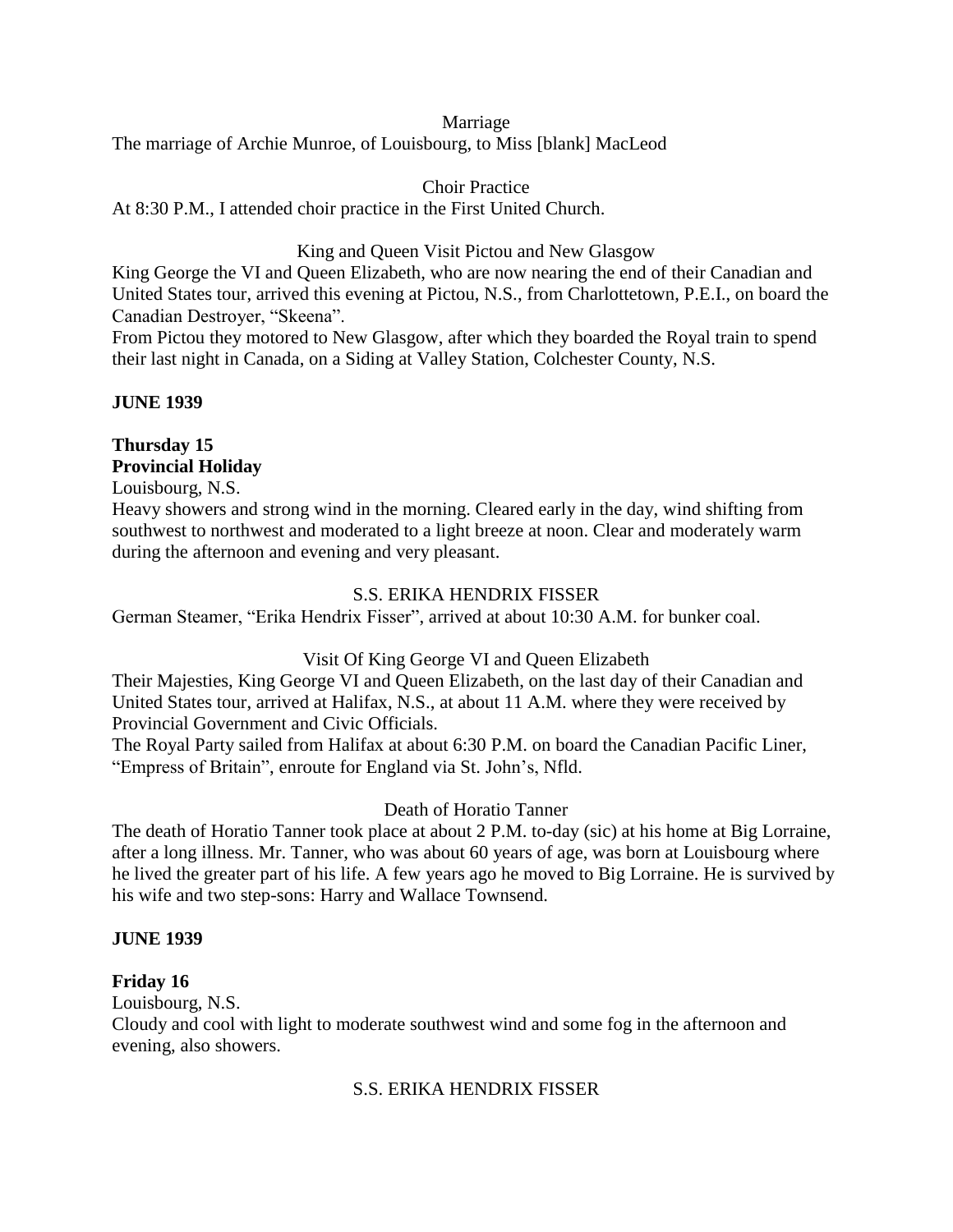Marriage

The marriage of Archie Munroe, of Louisbourg, to Miss [blank] MacLeod

Choir Practice

At 8:30 P.M., I attended choir practice in the First United Church.

King and Queen Visit Pictou and New Glasgow

King George the VI and Queen Elizabeth, who are now nearing the end of their Canadian and United States tour, arrived this evening at Pictou, N.S., from Charlottetown, P.E.I., on board the Canadian Destroyer, "Skeena".

From Pictou they motored to New Glasgow, after which they boarded the Royal train to spend their last night in Canada, on a Siding at Valley Station, Colchester County, N.S.

**JUNE 1939**

**Thursday 15**
**Provincial Holiday**

Louisbourg, N.S.

Heavy showers and strong wind in the morning. Cleared early in the day, wind shifting from southwest to northwest and moderated to a light breeze at noon. Clear and moderately warm during the afternoon and evening and very pleasant.

S.S. ERIKA HENDRIX FISSER

German Steamer, "Erika Hendrix Fisser", arrived at about 10:30 A.M. for bunker coal.

Visit Of King George VI and Queen Elizabeth

Their Majesties, King George VI and Queen Elizabeth, on the last day of their Canadian and United States tour, arrived at Halifax, N.S., at about 11 A.M. where they were received by Provincial Government and Civic Officials.

The Royal Party sailed from Halifax at about 6:30 P.M. on board the Canadian Pacific Liner, "Empress of Britain", enroute for England via St. John's, Nfld.

Death of Horatio Tanner

The death of Horatio Tanner took place at about 2 P.M. to-day (sic) at his home at Big Lorraine, after a long illness. Mr. Tanner, who was about 60 years of age, was born at Louisbourg where he lived the greater part of his life. A few years ago he moved to Big Lorraine. He is survived by his wife and two step-sons: Harry and Wallace Townsend.

**JUNE 1939**

**Friday 16**

Louisbourg, N.S.

Cloudy and cool with light to moderate southwest wind and some fog in the afternoon and evening, also showers.

S.S. ERIKA HENDRIX FISSER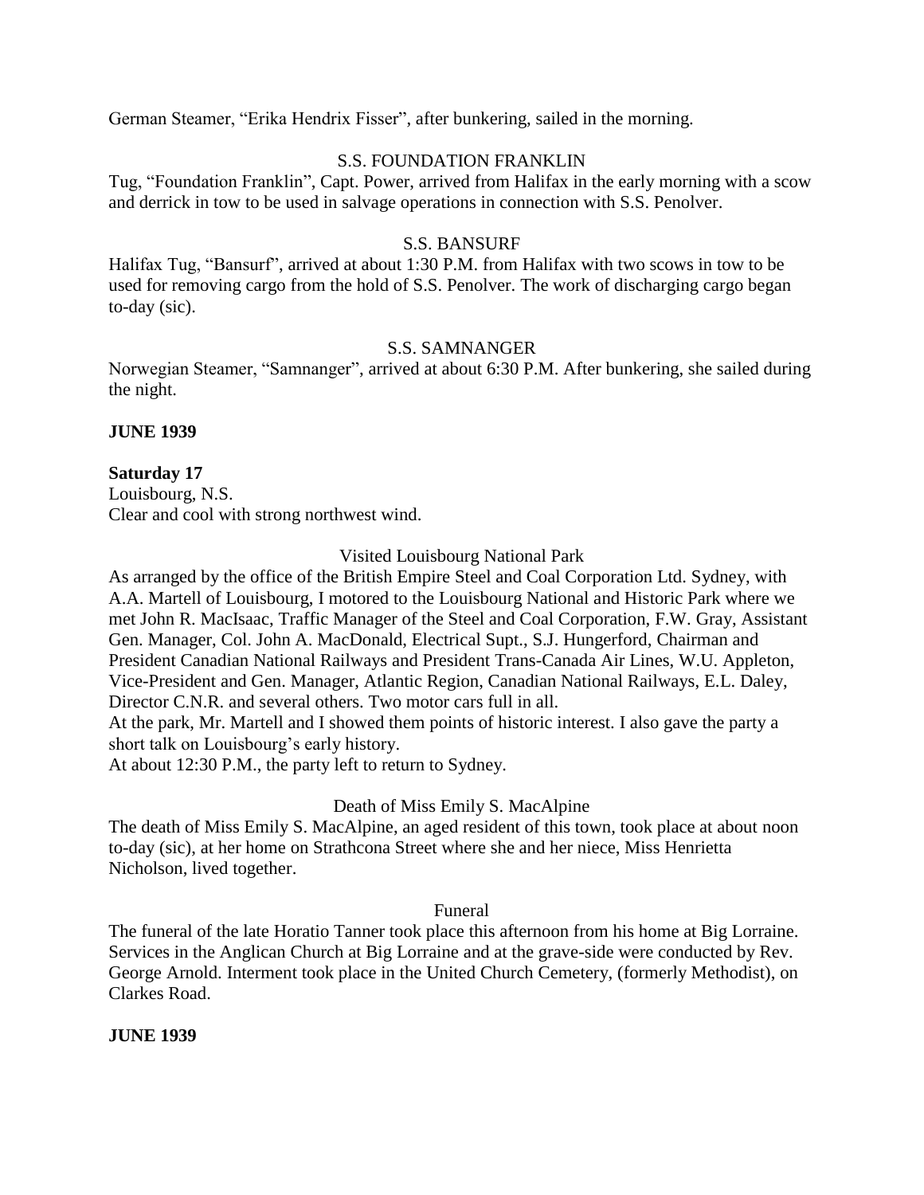German Steamer, “Erika Hendrix Fisser”, after bunkering, sailed in the morning.

S.S. FOUNDATION FRANKLIN

Tug, “Foundation Franklin”, Capt. Power, arrived from Halifax in the early morning with a scow and derrick in tow to be used in salvage operations in connection with S.S. Penolver.

S.S. BANSURF

Halifax Tug, “Bansurf”, arrived at about 1:30 P.M. from Halifax with two scows in tow to be used for removing cargo from the hold of S.S. Penolver. The work of discharging cargo began to-day (sic).

S.S. SAMNANGER

Norwegian Steamer, “Samnanger”, arrived at about 6:30 P.M. After bunkering, she sailed during the night.

**JUNE 1939**

**Saturday 17**
Louisbourg, N.S.
Clear and cool with strong northwest wind.

Visited Louisbourg National Park

As arranged by the office of the British Empire Steel and Coal Corporation Ltd. Sydney, with A.A. Martell of Louisbourg, I motored to the Louisbourg National and Historic Park where we met John R. MacIsaac, Traffic Manager of the Steel and Coal Corporation, F.W. Gray, Assistant Gen. Manager, Col. John A. MacDonald, Electrical Supt., S.J. Hungerford, Chairman and President Canadian National Railways and President Trans-Canada Air Lines, W.U. Appleton, Vice-President and Gen. Manager, Atlantic Region, Canadian National Railways, E.L. Daley, Director C.N.R. and several others. Two motor cars full in all.
At the park, Mr. Martell and I showed them points of historic interest. I also gave the party a short talk on Louisbourg’s early history.
At about 12:30 P.M., the party left to return to Sydney.

Death of Miss Emily S. MacAlpine

The death of Miss Emily S. MacAlpine, an aged resident of this town, took place at about noon to-day (sic), at her home on Strathcona Street where she and her niece, Miss Henrietta Nicholson, lived together.

Funeral

The funeral of the late Horatio Tanner took place this afternoon from his home at Big Lorraine. Services in the Anglican Church at Big Lorraine and at the grave-side were conducted by Rev. George Arnold. Interment took place in the United Church Cemetery, (formerly Methodist), on Clarkes Road.

**JUNE 1939**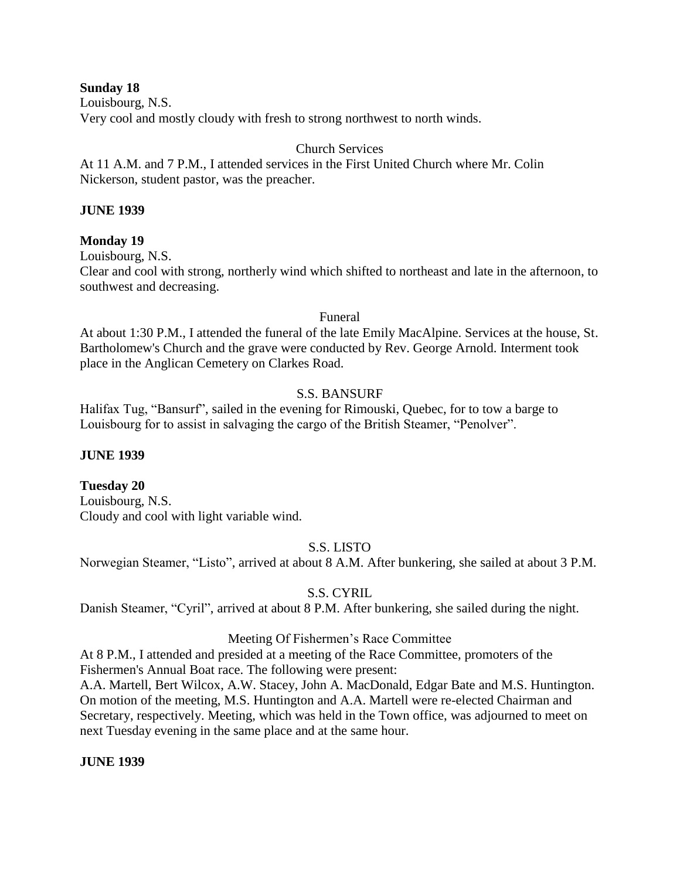**Sunday 18**
Louisbourg, N.S.
Very cool and mostly cloudy with fresh to strong northwest to north winds.

Church Services

At 11 A.M. and 7 P.M., I attended services in the First United Church where Mr. Colin Nickerson, student pastor, was the preacher.

**JUNE 1939**

**Monday 19**
Louisbourg, N.S.
Clear and cool with strong, northerly wind which shifted to northeast and late in the afternoon, to southwest and decreasing.

Funeral

At about 1:30 P.M., I attended the funeral of the late Emily MacAlpine. Services at the house, St. Bartholomew's Church and the grave were conducted by Rev. George Arnold. Interment took place in the Anglican Cemetery on Clarkes Road.

S.S. BANSURF

Halifax Tug, "Bansurf", sailed in the evening for Rimouski, Quebec, for to tow a barge to Louisbourg for to assist in salvaging the cargo of the British Steamer, "Penolver".

**JUNE 1939**

**Tuesday 20**
Louisbourg, N.S.
Cloudy and cool with light variable wind.

S.S. LISTO

Norwegian Steamer, "Listo", arrived at about 8 A.M. After bunkering, she sailed at about 3 P.M.

S.S. CYRIL

Danish Steamer, "Cyril", arrived at about 8 P.M. After bunkering, she sailed during the night.

Meeting Of Fishermen's Race Committee

At 8 P.M., I attended and presided at a meeting of the Race Committee, promoters of the Fishermen's Annual Boat race. The following were present:
A.A. Martell, Bert Wilcox, A.W. Stacey, John A. MacDonald, Edgar Bate and M.S. Huntington. On motion of the meeting, M.S. Huntington and A.A. Martell were re-elected Chairman and Secretary, respectively. Meeting, which was held in the Town office, was adjourned to meet on next Tuesday evening in the same place and at the same hour.

**JUNE 1939**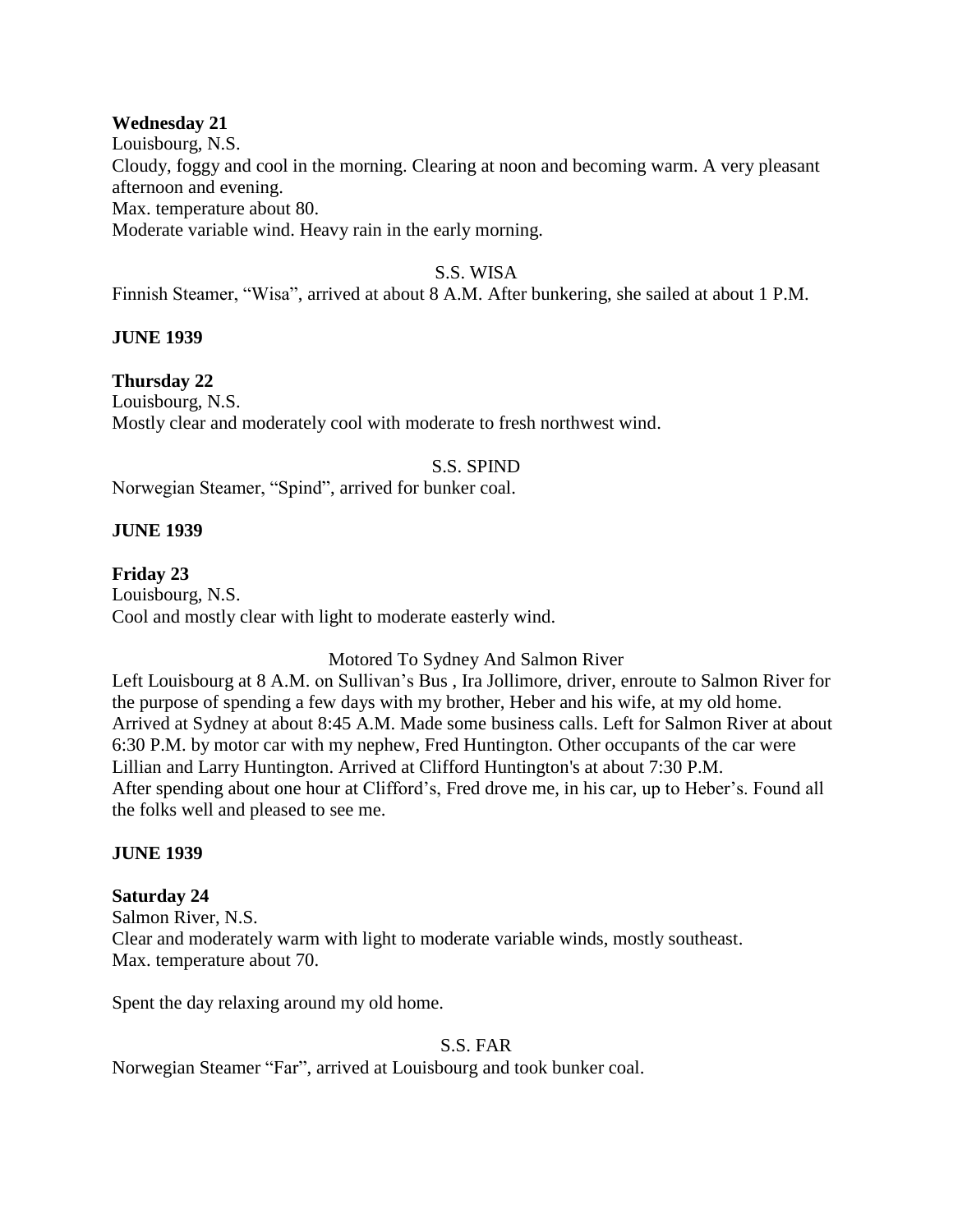**Wednesday 21**
Louisbourg, N.S.
Cloudy, foggy and cool in the morning. Clearing at noon and becoming warm. A very pleasant afternoon and evening.
Max. temperature about 80.
Moderate variable wind. Heavy rain in the early morning.

S.S. WISA

Finnish Steamer, "Wisa", arrived at about 8 A.M. After bunkering, she sailed at about 1 P.M.

**JUNE 1939**

**Thursday 22**
Louisbourg, N.S.
Mostly clear and moderately cool with moderate to fresh northwest wind.

S.S. SPIND

Norwegian Steamer, "Spind", arrived for bunker coal.

**JUNE 1939**

**Friday 23**
Louisbourg, N.S.
Cool and mostly clear with light to moderate easterly wind.

Motored To Sydney And Salmon River

Left Louisbourg at 8 A.M. on Sullivan's Bus , Ira Jollimore, driver, enroute to Salmon River for the purpose of spending a few days with my brother, Heber and his wife, at my old home. Arrived at Sydney at about 8:45 A.M. Made some business calls. Left for Salmon River at about 6:30 P.M. by motor car with my nephew, Fred Huntington. Other occupants of the car were Lillian and Larry Huntington. Arrived at Clifford Huntington's at about 7:30 P.M.
After spending about one hour at Clifford's, Fred drove me, in his car, up to Heber's. Found all the folks well and pleased to see me.

**JUNE 1939**

**Saturday 24**
Salmon River, N.S.
Clear and moderately warm with light to moderate variable winds, mostly southeast.
Max. temperature about 70.

Spent the day relaxing around my old home.

S.S. FAR

Norwegian Steamer "Far", arrived at Louisbourg and took bunker coal.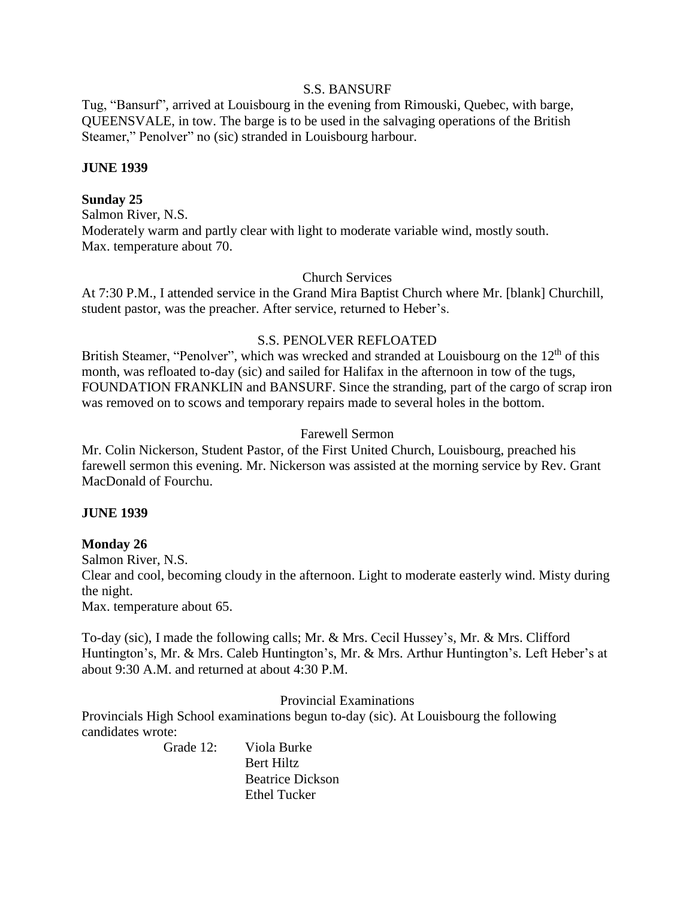S.S. BANSURF

Tug, "Bansurf", arrived at Louisbourg in the evening from Rimouski, Quebec, with barge, QUEENSVALE, in tow. The barge is to be used in the salvaging operations of the British Steamer," Penolver" no (sic) stranded in Louisbourg harbour.

**JUNE 1939**

**Sunday 25**

Salmon River, N.S.
Moderately warm and partly clear with light to moderate variable wind, mostly south.
Max. temperature about 70.

Church Services

At 7:30 P.M., I attended service in the Grand Mira Baptist Church where Mr. [blank] Churchill, student pastor, was the preacher. After service, returned to Heber's.

S.S. PENOLVER REFLOATED

British Steamer, "Penolver", which was wrecked and stranded at Louisbourg on the 12th of this month, was refloated to-day (sic) and sailed for Halifax in the afternoon in tow of the tugs, FOUNDATION FRANKLIN and BANSURF. Since the stranding, part of the cargo of scrap iron was removed on to scows and temporary repairs made to several holes in the bottom.

Farewell Sermon

Mr. Colin Nickerson, Student Pastor, of the First United Church, Louisbourg, preached his farewell sermon this evening. Mr. Nickerson was assisted at the morning service by Rev. Grant MacDonald of Fourchu.

**JUNE 1939**

**Monday 26**

Salmon River, N.S.
Clear and cool, becoming cloudy in the afternoon. Light to moderate easterly wind. Misty during the night.
Max. temperature about 65.

To-day (sic), I made the following calls; Mr. & Mrs. Cecil Hussey's, Mr. & Mrs. Clifford Huntington's, Mr. & Mrs. Caleb Huntington's, Mr. & Mrs. Arthur Huntington's. Left Heber's at about 9:30 A.M. and returned at about 4:30 P.M.

Provincial Examinations

Provincials High School examinations begun to-day (sic). At Louisbourg the following candidates wrote:

Grade 12: Viola Burke
Bert Hiltz
Beatrice Dickson
Ethel Tucker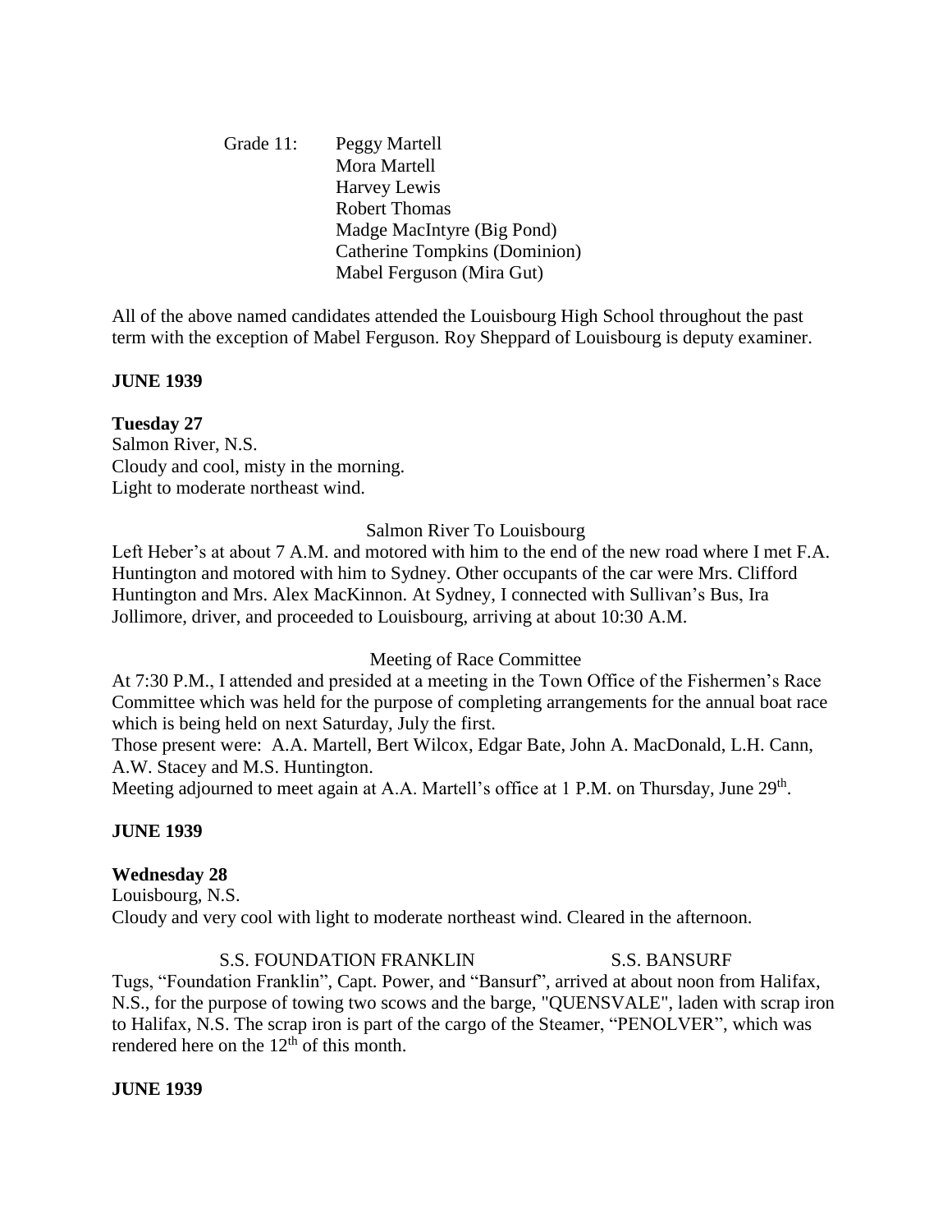Grade 11: Peggy Martell
Mora Martell
Harvey Lewis
Robert Thomas
Madge MacIntyre (Big Pond)
Catherine Tompkins (Dominion)
Mabel Ferguson (Mira Gut)

All of the above named candidates attended the Louisbourg High School throughout the past term with the exception of Mabel Ferguson. Roy Sheppard of Louisbourg is deputy examiner.

**JUNE 1939**

**Tuesday 27**
Salmon River, N.S.
Cloudy and cool, misty in the morning.
Light to moderate northeast wind.

Salmon River To Louisbourg

Left Heber's at about 7 A.M. and motored with him to the end of the new road where I met F.A. Huntington and motored with him to Sydney. Other occupants of the car were Mrs. Clifford Huntington and Mrs. Alex MacKinnon. At Sydney, I connected with Sullivan's Bus, Ira Jollimore, driver, and proceeded to Louisbourg, arriving at about 10:30 A.M.

Meeting of Race Committee

At 7:30 P.M., I attended and presided at a meeting in the Town Office of the Fishermen's Race Committee which was held for the purpose of completing arrangements for the annual boat race which is being held on next Saturday, July the first.
Those present were: A.A. Martell, Bert Wilcox, Edgar Bate, John A. MacDonald, L.H. Cann, A.W. Stacey and M.S. Huntington.
Meeting adjourned to meet again at A.A. Martell's office at 1 P.M. on Thursday, June 29th.

**JUNE 1939**

**Wednesday 28**
Louisbourg, N.S.
Cloudy and very cool with light to moderate northeast wind. Cleared in the afternoon.

S.S. FOUNDATION FRANKLIN S.S. BANSURF

Tugs, "Foundation Franklin", Capt. Power, and "Bansurf", arrived at about noon from Halifax, N.S., for the purpose of towing two scows and the barge, "QUENSVALE", laden with scrap iron to Halifax, N.S. The scrap iron is part of the cargo of the Steamer, "PENOLVER", which was rendered here on the 12th of this month.

**JUNE 1939**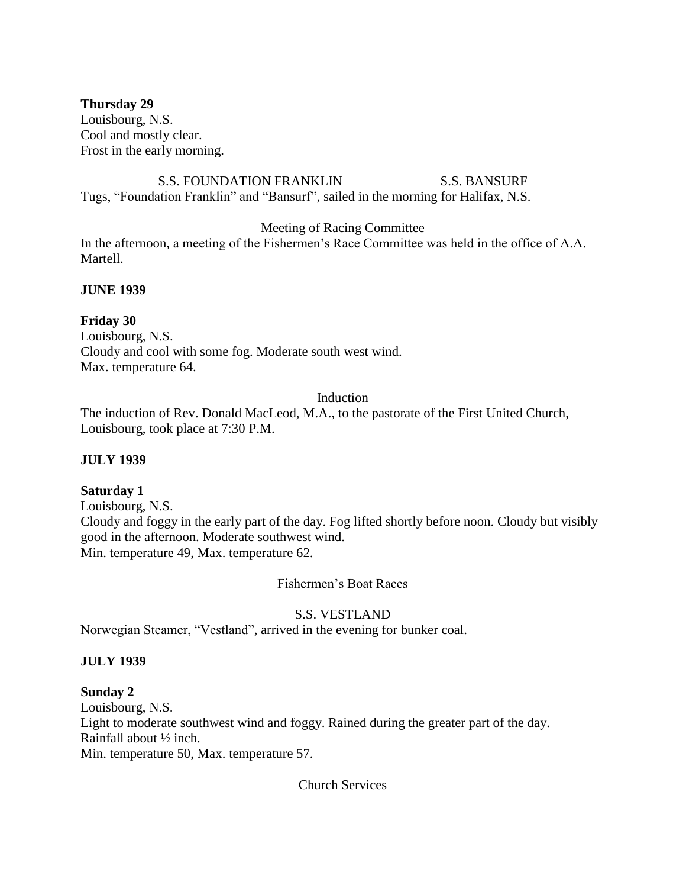**Thursday 29**
Louisbourg, N.S.
Cool and mostly clear.
Frost in the early morning.

S.S. FOUNDATION FRANKLIN S.S. BANSURF

Tugs, "Foundation Franklin" and "Bansurf", sailed in the morning for Halifax, N.S.

Meeting of Racing Committee

In the afternoon, a meeting of the Fishermen's Race Committee was held in the office of A.A. Martell.

**JUNE 1939**

**Friday 30**
Louisbourg, N.S.
Cloudy and cool with some fog. Moderate south west wind.
Max. temperature 64.

Induction

The induction of Rev. Donald MacLeod, M.A., to the pastorate of the First United Church, Louisbourg, took place at 7:30 P.M.

**JULY 1939**

**Saturday 1**
Louisbourg, N.S.
Cloudy and foggy in the early part of the day. Fog lifted shortly before noon. Cloudy but visibly good in the afternoon. Moderate southwest wind.
Min. temperature 49, Max. temperature 62.

Fishermen's Boat Races

S.S. VESTLAND

Norwegian Steamer, "Vestland", arrived in the evening for bunker coal.

**JULY 1939**

**Sunday 2**
Louisbourg, N.S.
Light to moderate southwest wind and foggy. Rained during the greater part of the day.
Rainfall about ½ inch.
Min. temperature 50, Max. temperature 57.

Church Services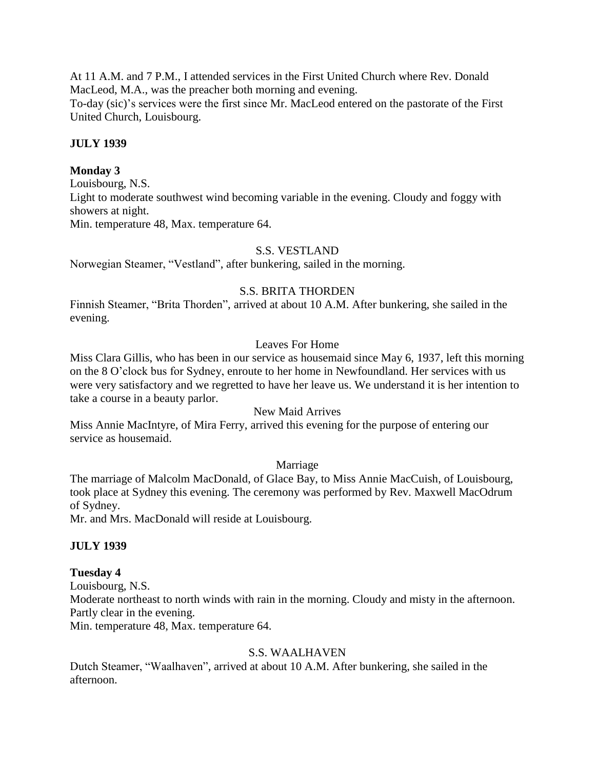At 11 A.M. and 7 P.M., I attended services in the First United Church where Rev. Donald MacLeod, M.A., was the preacher both morning and evening.
To-day (sic)'s services were the first since Mr. MacLeod entered on the pastorate of the First United Church, Louisbourg.

**JULY 1939**

**Monday 3**
Louisbourg, N.S.
Light to moderate southwest wind becoming variable in the evening. Cloudy and foggy with showers at night.
Min. temperature 48, Max. temperature 64.

S.S. VESTLAND

Norwegian Steamer, "Vestland", after bunkering, sailed in the morning.

S.S. BRITA THORDEN

Finnish Steamer, "Brita Thorden", arrived at about 10 A.M. After bunkering, she sailed in the evening.

Leaves For Home

Miss Clara Gillis, who has been in our service as housemaid since May 6, 1937, left this morning on the 8 O'clock bus for Sydney, enroute to her home in Newfoundland. Her services with us were very satisfactory and we regretted to have her leave us. We understand it is her intention to take a course in a beauty parlor.

New Maid Arrives

Miss Annie MacIntyre, of Mira Ferry, arrived this evening for the purpose of entering our service as housemaid.

Marriage

The marriage of Malcolm MacDonald, of Glace Bay, to Miss Annie MacCuish, of Louisbourg, took place at Sydney this evening. The ceremony was performed by Rev. Maxwell MacOdrum of Sydney.
Mr. and Mrs. MacDonald will reside at Louisbourg.

**JULY 1939**

**Tuesday 4**
Louisbourg, N.S.
Moderate northeast to north winds with rain in the morning. Cloudy and misty in the afternoon. Partly clear in the evening.
Min. temperature 48, Max. temperature 64.

S.S. WAALHAVEN

Dutch Steamer, "Waalhaven", arrived at about 10 A.M. After bunkering, she sailed in the afternoon.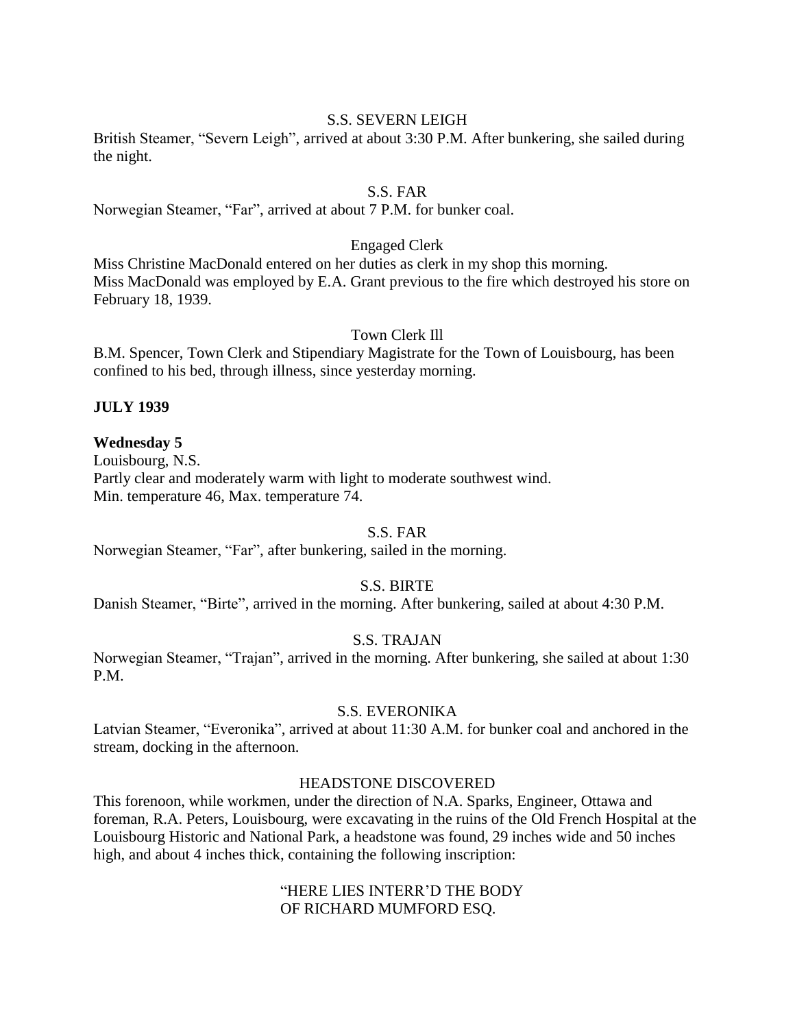S.S. SEVERN LEIGH

British Steamer, "Severn Leigh", arrived at about 3:30 P.M. After bunkering, she sailed during the night.

S.S. FAR

Norwegian Steamer, "Far", arrived at about 7 P.M. for bunker coal.

Engaged Clerk

Miss Christine MacDonald entered on her duties as clerk in my shop this morning.
Miss MacDonald was employed by E.A. Grant previous to the fire which destroyed his store on February 18, 1939.

Town Clerk Ill

B.M. Spencer, Town Clerk and Stipendiary Magistrate for the Town of Louisbourg, has been confined to his bed, through illness, since yesterday morning.

**JULY 1939**

**Wednesday 5**

Louisbourg, N.S.
Partly clear and moderately warm with light to moderate southwest wind.
Min. temperature 46, Max. temperature 74.

S.S. FAR

Norwegian Steamer, "Far", after bunkering, sailed in the morning.

S.S. BIRTE

Danish Steamer, "Birte", arrived in the morning. After bunkering, sailed at about 4:30 P.M.

S.S. TRAJAN

Norwegian Steamer, "Trajan", arrived in the morning. After bunkering, she sailed at about 1:30 P.M.

S.S. EVERONIKA

Latvian Steamer, "Everonika", arrived at about 11:30 A.M. for bunker coal and anchored in the stream, docking in the afternoon.

HEADSTONE DISCOVERED

This forenoon, while workmen, under the direction of N.A. Sparks, Engineer, Ottawa and foreman, R.A. Peters, Louisbourg, were excavating in the ruins of the Old French Hospital at the Louisbourg Historic and National Park, a headstone was found, 29 inches wide and 50 inches high, and about 4 inches thick, containing the following inscription:

"HERE LIES INTERR'D THE BODY
OF RICHARD MUMFORD ESQ.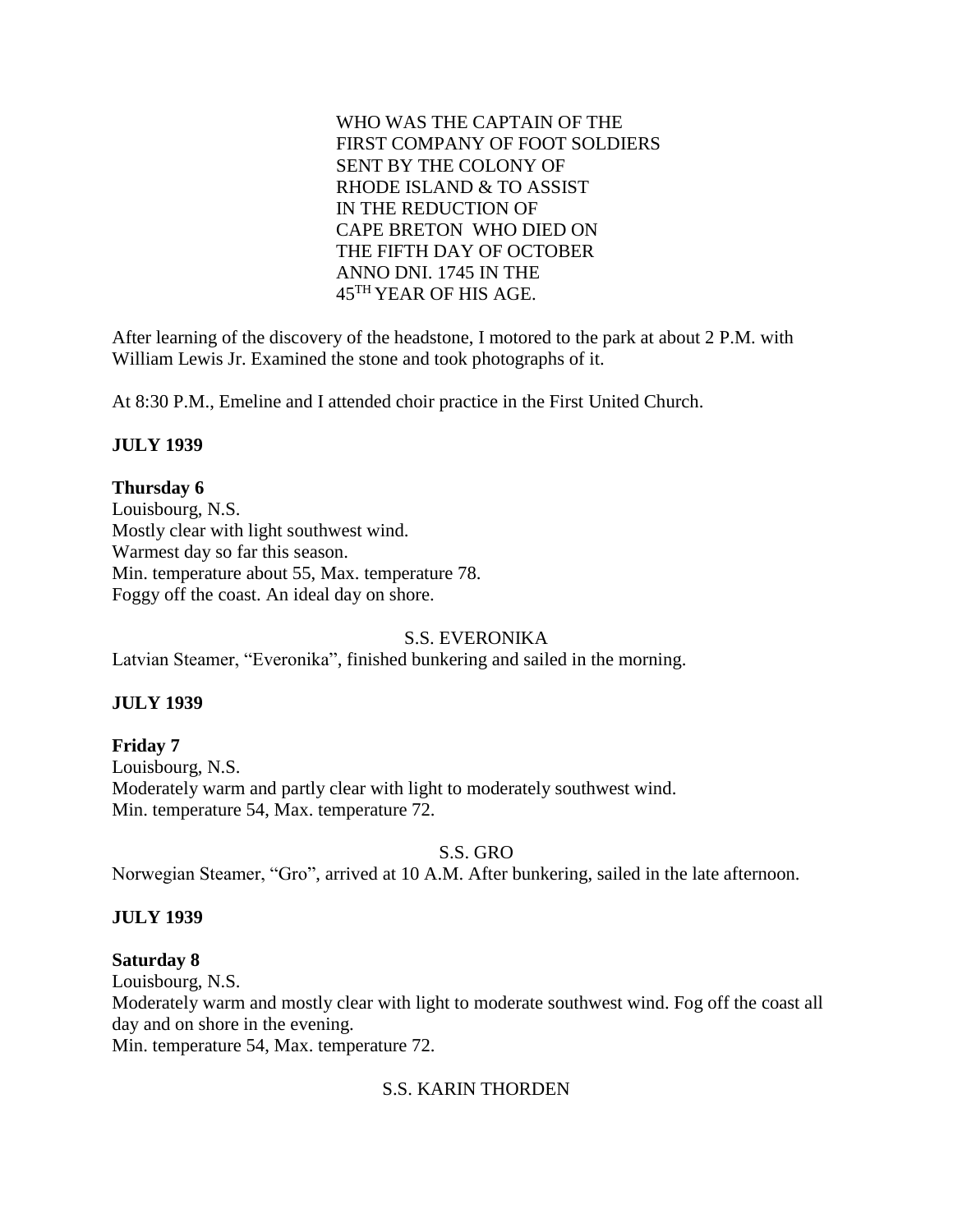WHO WAS THE CAPTAIN OF THE
FIRST COMPANY OF FOOT SOLDIERS
SENT BY THE COLONY OF
RHODE ISLAND & TO ASSIST
IN THE REDUCTION OF
CAPE BRETON WHO DIED ON
THE FIFTH DAY OF OCTOBER
ANNO DNI. 1745 IN THE
45TH YEAR OF HIS AGE.

After learning of the discovery of the headstone, I motored to the park at about 2 P.M. with William Lewis Jr. Examined the stone and took photographs of it.

At 8:30 P.M., Emeline and I attended choir practice in the First United Church.

**JULY 1939**

**Thursday 6**
Louisbourg, N.S.
Mostly clear with light southwest wind.
Warmest day so far this season.
Min. temperature about 55, Max. temperature 78.
Foggy off the coast. An ideal day on shore.

S.S. EVERONIKA

Latvian Steamer, "Everonika", finished bunkering and sailed in the morning.

**JULY 1939**

**Friday 7**
Louisbourg, N.S.
Moderately warm and partly clear with light to moderately southwest wind.
Min. temperature 54, Max. temperature 72.

S.S. GRO

Norwegian Steamer, "Gro", arrived at 10 A.M. After bunkering, sailed in the late afternoon.

**JULY 1939**

**Saturday 8**
Louisbourg, N.S.
Moderately warm and mostly clear with light to moderate southwest wind. Fog off the coast all day and on shore in the evening.
Min. temperature 54, Max. temperature 72.

S.S. KARIN THORDEN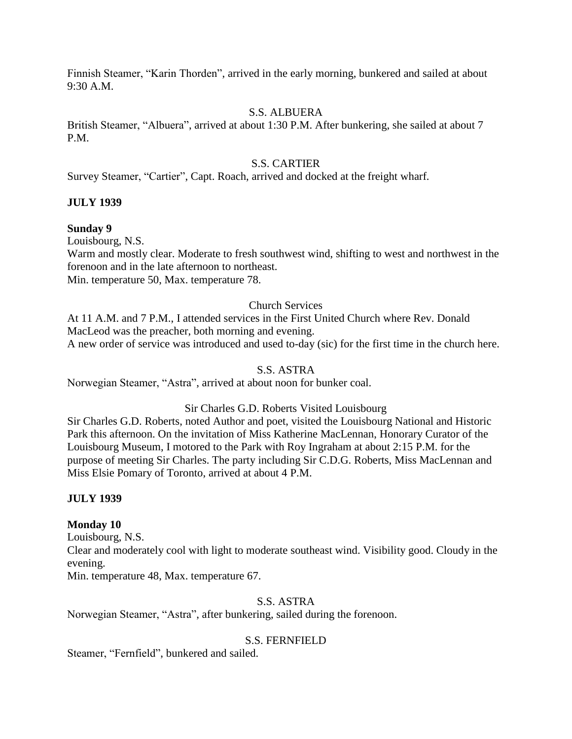Finnish Steamer, “Karin Thorden”, arrived in the early morning, bunkered and sailed at about 9:30 A.M.

S.S. ALBUERA

British Steamer, “Albuera”, arrived at about 1:30 P.M. After bunkering, she sailed at about 7 P.M.

S.S. CARTIER

Survey Steamer, “Cartier”, Capt. Roach, arrived and docked at the freight wharf.

**JULY 1939**

**Sunday 9**

Louisbourg, N.S.

Warm and mostly clear. Moderate to fresh southwest wind, shifting to west and northwest in the forenoon and in the late afternoon to northeast.

Min. temperature 50, Max. temperature 78.

Church Services

At 11 A.M. and 7 P.M., I attended services in the First United Church where Rev. Donald MacLeod was the preacher, both morning and evening.

A new order of service was introduced and used to-day (sic) for the first time in the church here.

S.S. ASTRA

Norwegian Steamer, “Astra”, arrived at about noon for bunker coal.

Sir Charles G.D. Roberts Visited Louisbourg

Sir Charles G.D. Roberts, noted Author and poet, visited the Louisbourg National and Historic Park this afternoon. On the invitation of Miss Katherine MacLennan, Honorary Curator of the Louisbourg Museum, I motored to the Park with Roy Ingraham at about 2:15 P.M. for the purpose of meeting Sir Charles. The party including Sir C.D.G. Roberts, Miss MacLennan and Miss Elsie Pomary of Toronto, arrived at about 4 P.M.

**JULY 1939**

**Monday 10**

Louisbourg, N.S.

Clear and moderately cool with light to moderate southeast wind. Visibility good. Cloudy in the evening.

Min. temperature 48, Max. temperature 67.

S.S. ASTRA

Norwegian Steamer, “Astra”, after bunkering, sailed during the forenoon.

S.S. FERNFIELD

Steamer, “Fernfield”, bunkered and sailed.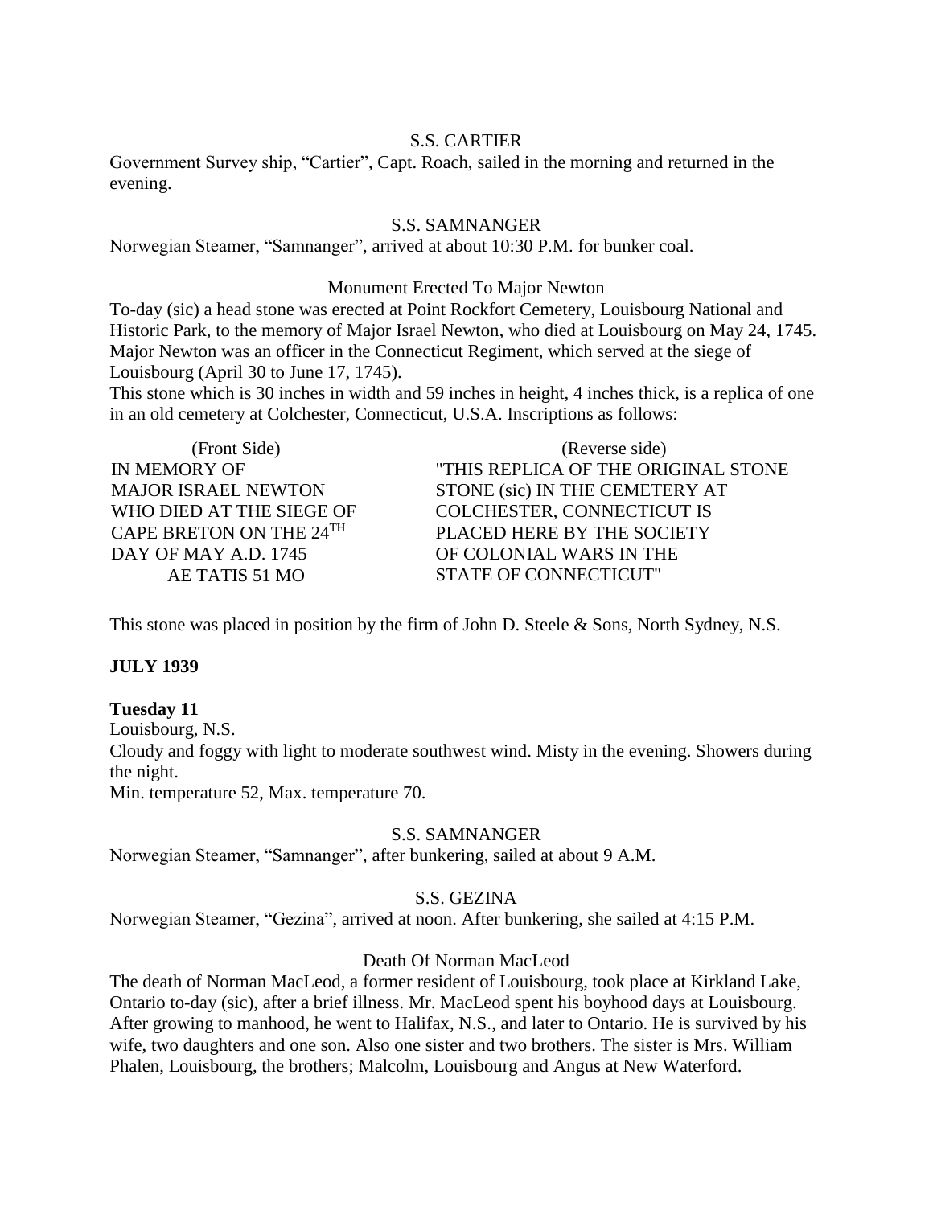S.S. CARTIER

Government Survey ship, “Cartier”, Capt. Roach, sailed in the morning and returned in the evening.

S.S. SAMNANGER

Norwegian Steamer, “Samnanger”, arrived at about 10:30 P.M. for bunker coal.

Monument Erected To Major Newton

To-day (sic) a head stone was erected at Point Rockfort Cemetery, Louisbourg National and Historic Park, to the memory of Major Israel Newton, who died at Louisbourg on May 24, 1745. Major Newton was an officer in the Connecticut Regiment, which served at the siege of Louisbourg (April 30 to June 17, 1745).

This stone which is 30 inches in width and 59 inches in height, 4 inches thick, is a replica of one in an old cemetery at Colchester, Connecticut, U.S.A. Inscriptions as follows:

| (Front Side) | (Reverse side) |
|---|---|
| IN MEMORY OF | "THIS REPLICA OF THE ORIGINAL STONE |
| MAJOR ISRAEL NEWTON | STONE (sic) IN THE CEMETERY AT |
| WHO DIED AT THE SIEGE OF | COLCHESTER, CONNECTICUT IS |
| CAPE BRETON ON THE 24TH | PLACED HERE BY THE SOCIETY |
| DAY OF MAY A.D. 1745 | OF COLONIAL WARS IN THE |
| AE TATIS 51 MO | STATE OF CONNECTICUT" |

This stone was placed in position by the firm of John D. Steele & Sons, North Sydney, N.S.

**JULY 1939**

**Tuesday 11**

Louisbourg, N.S.

Cloudy and foggy with light to moderate southwest wind. Misty in the evening. Showers during the night.

Min. temperature 52, Max. temperature 70.

S.S. SAMNANGER

Norwegian Steamer, “Samnanger”, after bunkering, sailed at about 9 A.M.

S.S. GEZINA

Norwegian Steamer, “Gezina”, arrived at noon. After bunkering, she sailed at 4:15 P.M.

Death Of Norman MacLeod

The death of Norman MacLeod, a former resident of Louisbourg, took place at Kirkland Lake, Ontario to-day (sic), after a brief illness. Mr. MacLeod spent his boyhood days at Louisbourg. After growing to manhood, he went to Halifax, N.S., and later to Ontario. He is survived by his wife, two daughters and one son. Also one sister and two brothers. The sister is Mrs. William Phalen, Louisbourg, the brothers; Malcolm, Louisbourg and Angus at New Waterford.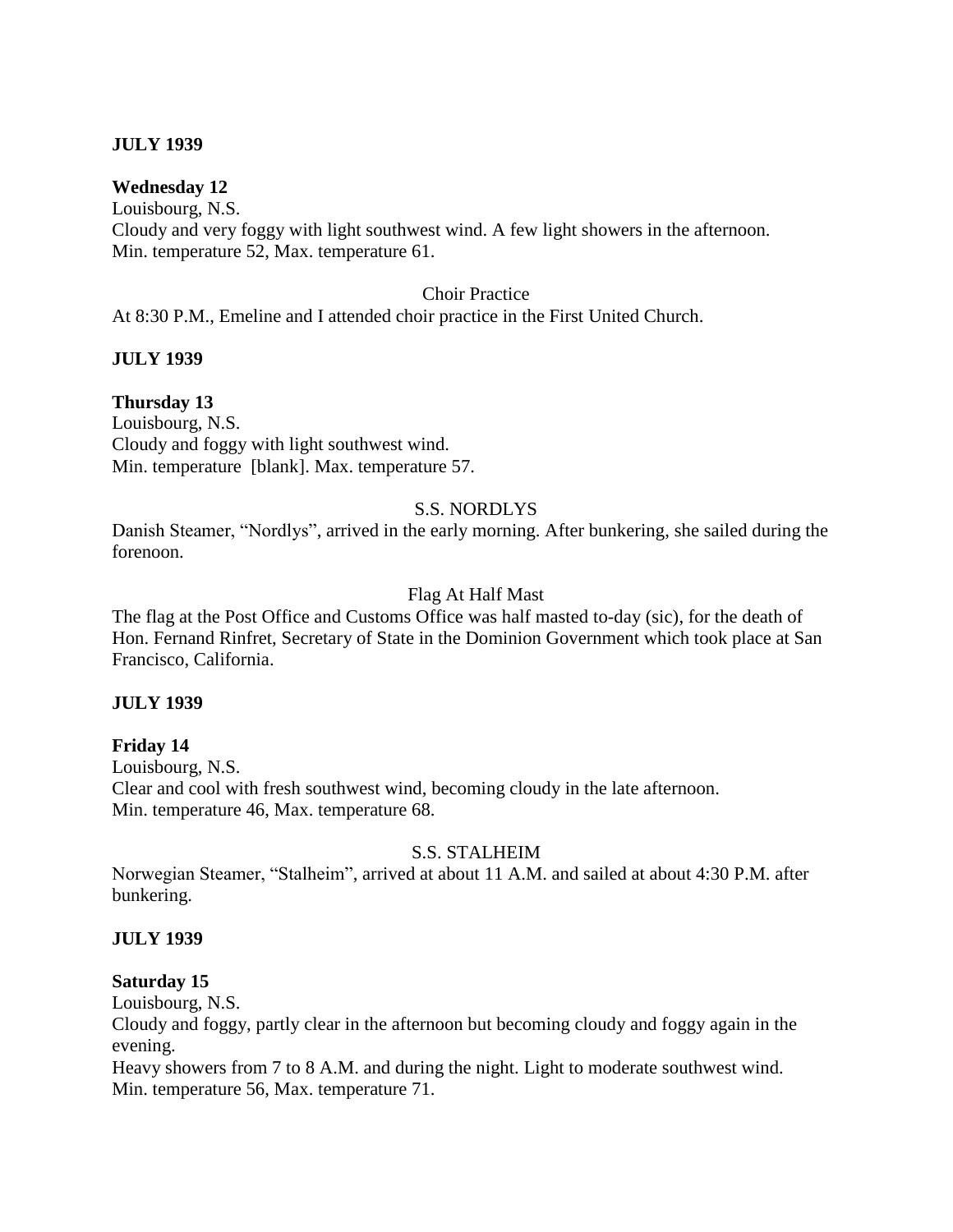**JULY 1939**

**Wednesday 12**
Louisbourg, N.S.
Cloudy and very foggy with light southwest wind. A few light showers in the afternoon.
Min. temperature 52, Max. temperature 61.

Choir Practice
At 8:30 P.M., Emeline and I attended choir practice in the First United Church.

**JULY 1939**

**Thursday 13**
Louisbourg, N.S.
Cloudy and foggy with light southwest wind.
Min. temperature [blank]. Max. temperature 57.

S.S. NORDLYS
Danish Steamer, "Nordlys", arrived in the early morning. After bunkering, she sailed during the forenoon.

Flag At Half Mast
The flag at the Post Office and Customs Office was half masted to-day (sic), for the death of Hon. Fernand Rinfret, Secretary of State in the Dominion Government which took place at San Francisco, California.

**JULY 1939**

**Friday 14**
Louisbourg, N.S.
Clear and cool with fresh southwest wind, becoming cloudy in the late afternoon.
Min. temperature 46, Max. temperature 68.

S.S. STALHEIM
Norwegian Steamer, "Stalheim", arrived at about 11 A.M. and sailed at about 4:30 P.M. after bunkering.

**JULY 1939**

**Saturday 15**
Louisbourg, N.S.
Cloudy and foggy, partly clear in the afternoon but becoming cloudy and foggy again in the evening.
Heavy showers from 7 to 8 A.M. and during the night. Light to moderate southwest wind.
Min. temperature 56, Max. temperature 71.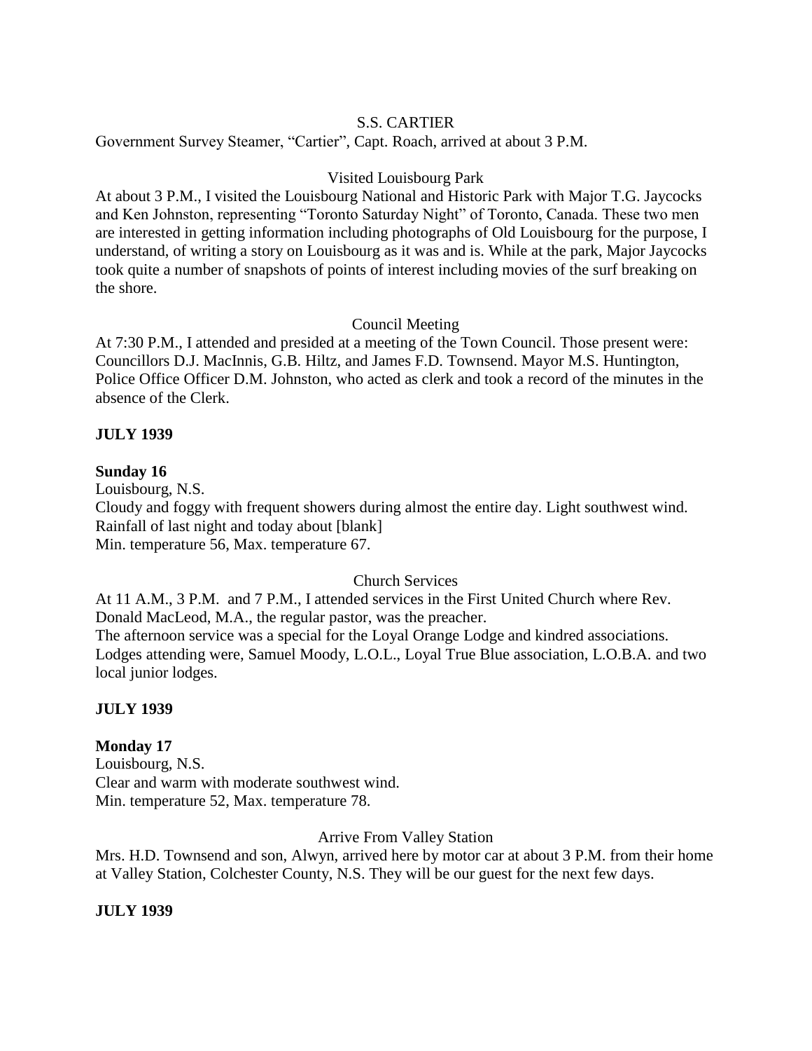S.S. CARTIER

Government Survey Steamer, "Cartier", Capt. Roach, arrived at about 3 P.M.

Visited Louisbourg Park

At about 3 P.M., I visited the Louisbourg National and Historic Park with Major T.G. Jaycocks and Ken Johnston, representing "Toronto Saturday Night" of Toronto, Canada. These two men are interested in getting information including photographs of Old Louisbourg for the purpose, I understand, of writing a story on Louisbourg as it was and is. While at the park, Major Jaycocks took quite a number of snapshots of points of interest including movies of the surf breaking on the shore.

Council Meeting

At 7:30 P.M., I attended and presided at a meeting of the Town Council. Those present were: Councillors D.J. MacInnis, G.B. Hiltz, and James F.D. Townsend. Mayor M.S. Huntington, Police Office Officer D.M. Johnston, who acted as clerk and took a record of the minutes in the absence of the Clerk.

**JULY 1939**

**Sunday 16**

Louisbourg, N.S.
Cloudy and foggy with frequent showers during almost the entire day. Light southwest wind.
Rainfall of last night and today about [blank]
Min. temperature 56, Max. temperature 67.

Church Services

At 11 A.M., 3 P.M. and 7 P.M., I attended services in the First United Church where Rev. Donald MacLeod, M.A., the regular pastor, was the preacher.
The afternoon service was a special for the Loyal Orange Lodge and kindred associations. Lodges attending were, Samuel Moody, L.O.L., Loyal True Blue association, L.O.B.A. and two local junior lodges.

**JULY 1939**

**Monday 17**

Louisbourg, N.S.
Clear and warm with moderate southwest wind.
Min. temperature 52, Max. temperature 78.

Arrive From Valley Station

Mrs. H.D. Townsend and son, Alwyn, arrived here by motor car at about 3 P.M. from their home at Valley Station, Colchester County, N.S. They will be our guest for the next few days.

**JULY 1939**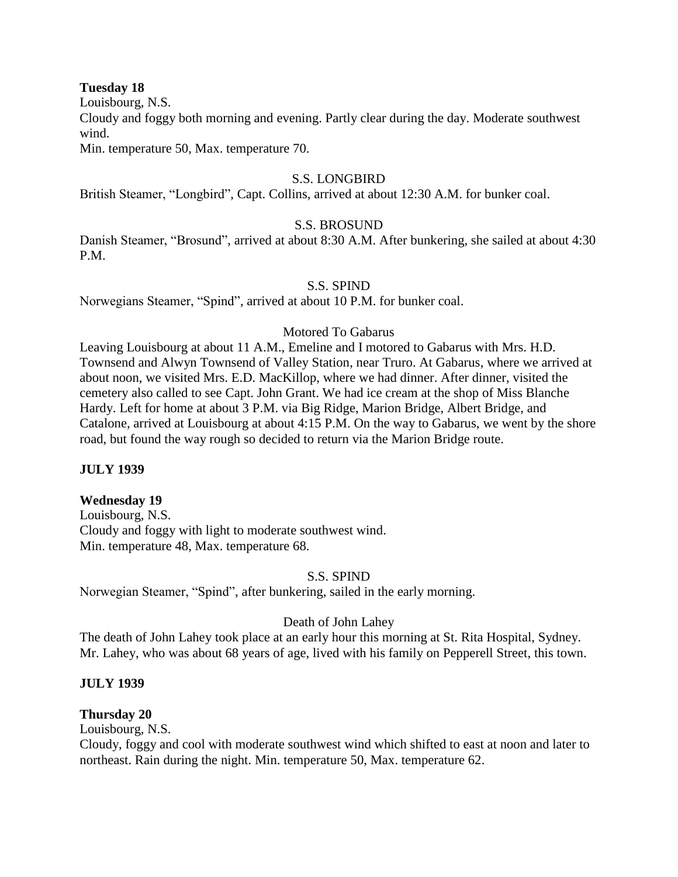**Tuesday 18**

Louisbourg, N.S.

Cloudy and foggy both morning and evening. Partly clear during the day. Moderate southwest wind.

Min. temperature 50, Max. temperature 70.

S.S. LONGBIRD

British Steamer, "Longbird", Capt. Collins, arrived at about 12:30 A.M. for bunker coal.

S.S. BROSUND

Danish Steamer, "Brosund", arrived at about 8:30 A.M. After bunkering, she sailed at about 4:30 P.M.

S.S. SPIND

Norwegians Steamer, "Spind", arrived at about 10 P.M. for bunker coal.

Motored To Gabarus

Leaving Louisbourg at about 11 A.M., Emeline and I motored to Gabarus with Mrs. H.D. Townsend and Alwyn Townsend of Valley Station, near Truro. At Gabarus, where we arrived at about noon, we visited Mrs. E.D. MacKillop, where we had dinner. After dinner, visited the cemetery also called to see Capt. John Grant. We had ice cream at the shop of Miss Blanche Hardy. Left for home at about 3 P.M. via Big Ridge, Marion Bridge, Albert Bridge, and Catalone, arrived at Louisbourg at about 4:15 P.M. On the way to Gabarus, we went by the shore road, but found the way rough so decided to return via the Marion Bridge route.

**JULY 1939**

**Wednesday 19**

Louisbourg, N.S.

Cloudy and foggy with light to moderate southwest wind.

Min. temperature 48, Max. temperature 68.

S.S. SPIND

Norwegian Steamer, "Spind", after bunkering, sailed in the early morning.

Death of John Lahey

The death of John Lahey took place at an early hour this morning at St. Rita Hospital, Sydney. Mr. Lahey, who was about 68 years of age, lived with his family on Pepperell Street, this town.

**JULY 1939**

**Thursday 20**

Louisbourg, N.S.

Cloudy, foggy and cool with moderate southwest wind which shifted to east at noon and later to northeast. Rain during the night. Min. temperature 50, Max. temperature 62.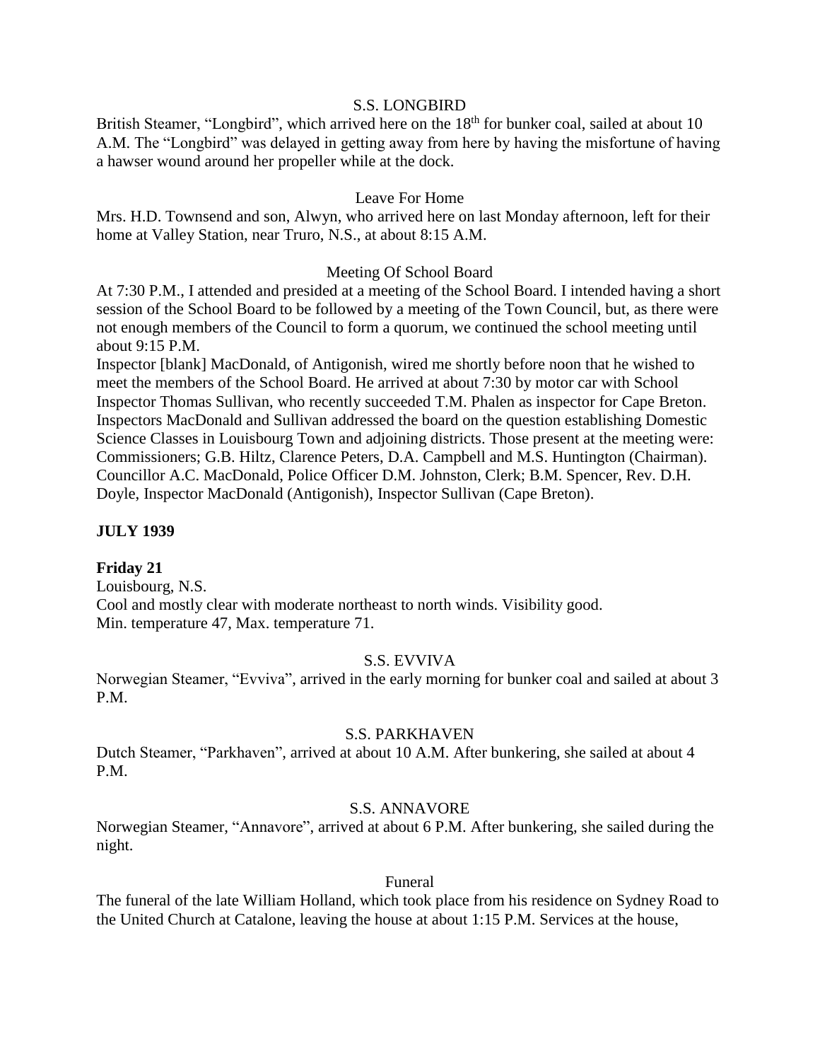S.S. LONGBIRD

British Steamer, "Longbird", which arrived here on the 18th for bunker coal, sailed at about 10 A.M. The "Longbird" was delayed in getting away from here by having the misfortune of having a hawser wound around her propeller while at the dock.

Leave For Home

Mrs. H.D. Townsend and son, Alwyn, who arrived here on last Monday afternoon, left for their home at Valley Station, near Truro, N.S., at about 8:15 A.M.

Meeting Of School Board

At 7:30 P.M., I attended and presided at a meeting of the School Board. I intended having a short session of the School Board to be followed by a meeting of the Town Council, but, as there were not enough members of the Council to form a quorum, we continued the school meeting until about 9:15 P.M.

Inspector [blank] MacDonald, of Antigonish, wired me shortly before noon that he wished to meet the members of the School Board. He arrived at about 7:30 by motor car with School Inspector Thomas Sullivan, who recently succeeded T.M. Phalen as inspector for Cape Breton. Inspectors MacDonald and Sullivan addressed the board on the question establishing Domestic Science Classes in Louisbourg Town and adjoining districts. Those present at the meeting were: Commissioners; G.B. Hiltz, Clarence Peters, D.A. Campbell and M.S. Huntington (Chairman). Councillor A.C. MacDonald, Police Officer D.M. Johnston, Clerk; B.M. Spencer, Rev. D.H. Doyle, Inspector MacDonald (Antigonish), Inspector Sullivan (Cape Breton).

**JULY 1939**

**Friday 21**

Louisbourg, N.S.

Cool and mostly clear with moderate northeast to north winds. Visibility good.

Min. temperature 47, Max. temperature 71.

S.S. EVVIVA

Norwegian Steamer, "Evviva", arrived in the early morning for bunker coal and sailed at about 3 P.M.

S.S. PARKHAVEN

Dutch Steamer, "Parkhaven", arrived at about 10 A.M. After bunkering, she sailed at about 4 P.M.

S.S. ANNAVORE

Norwegian Steamer, "Annavore", arrived at about 6 P.M. After bunkering, she sailed during the night.

Funeral

The funeral of the late William Holland, which took place from his residence on Sydney Road to the United Church at Catalone, leaving the house at about 1:15 P.M. Services at the house,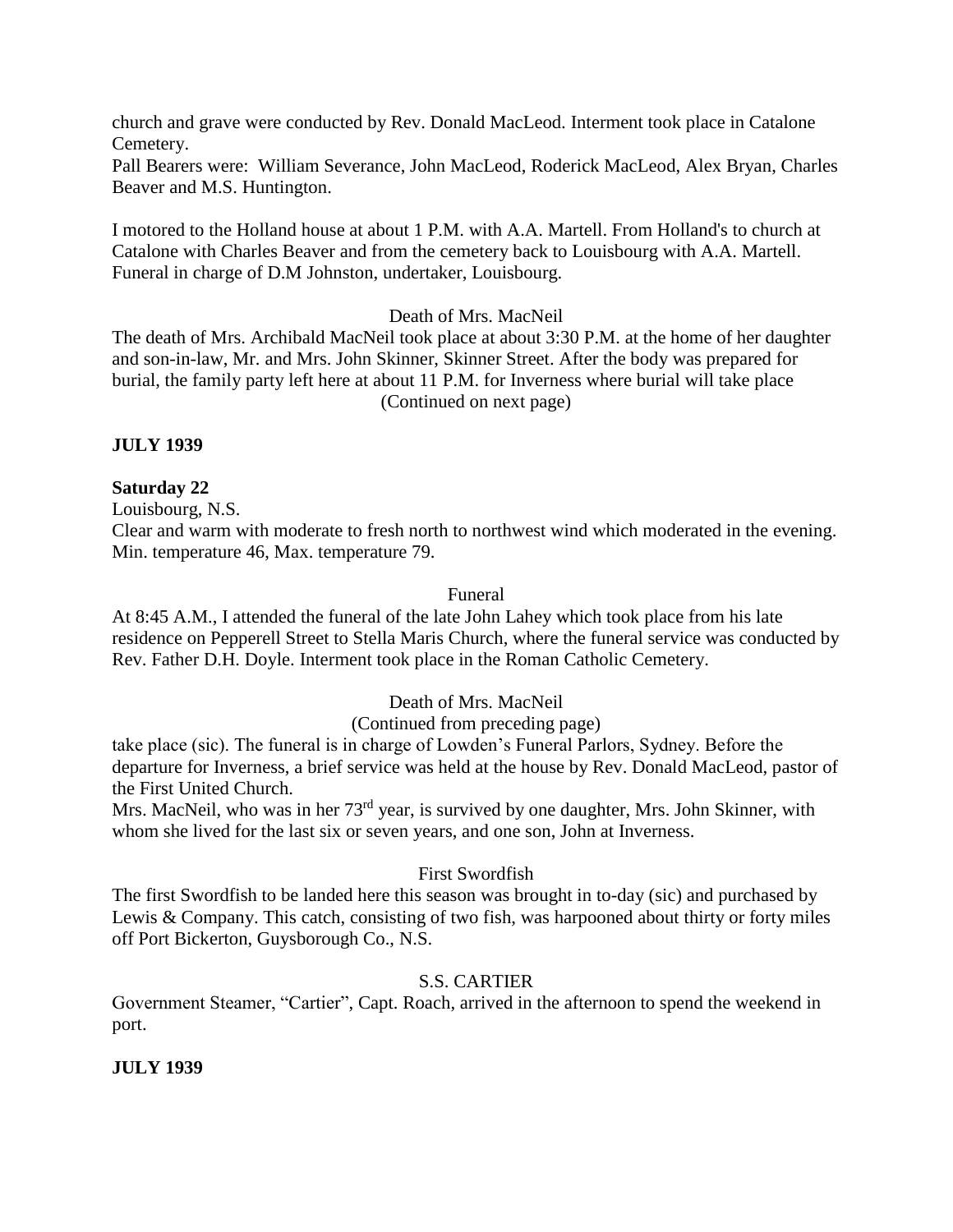church and grave were conducted by Rev. Donald MacLeod. Interment took place in Catalone Cemetery.
Pall Bearers were: William Severance, John MacLeod, Roderick MacLeod, Alex Bryan, Charles Beaver and M.S. Huntington.

I motored to the Holland house at about 1 P.M. with A.A. Martell. From Holland's to church at Catalone with Charles Beaver and from the cemetery back to Louisbourg with A.A. Martell. Funeral in charge of D.M Johnston, undertaker, Louisbourg.

Death of Mrs. MacNeil

The death of Mrs. Archibald MacNeil took place at about 3:30 P.M. at the home of her daughter and son-in-law, Mr. and Mrs. John Skinner, Skinner Street. After the body was prepared for burial, the family party left here at about 11 P.M. for Inverness where burial will take place
(Continued on next page)

**JULY 1939**

**Saturday 22**

Louisbourg, N.S.
Clear and warm with moderate to fresh north to northwest wind which moderated in the evening. Min. temperature 46, Max. temperature 79.

Funeral

At 8:45 A.M., I attended the funeral of the late John Lahey which took place from his late residence on Pepperell Street to Stella Maris Church, where the funeral service was conducted by Rev. Father D.H. Doyle. Interment took place in the Roman Catholic Cemetery.

Death of Mrs. MacNeil
(Continued from preceding page)

take place (sic). The funeral is in charge of Lowden's Funeral Parlors, Sydney. Before the departure for Inverness, a brief service was held at the house by Rev. Donald MacLeod, pastor of the First United Church.
Mrs. MacNeil, who was in her 73rd year, is survived by one daughter, Mrs. John Skinner, with whom she lived for the last six or seven years, and one son, John at Inverness.

First Swordfish

The first Swordfish to be landed here this season was brought in to-day (sic) and purchased by Lewis & Company. This catch, consisting of two fish, was harpooned about thirty or forty miles off Port Bickerton, Guysborough Co., N.S.

S.S. CARTIER

Government Steamer, "Cartier", Capt. Roach, arrived in the afternoon to spend the weekend in port.

**JULY 1939**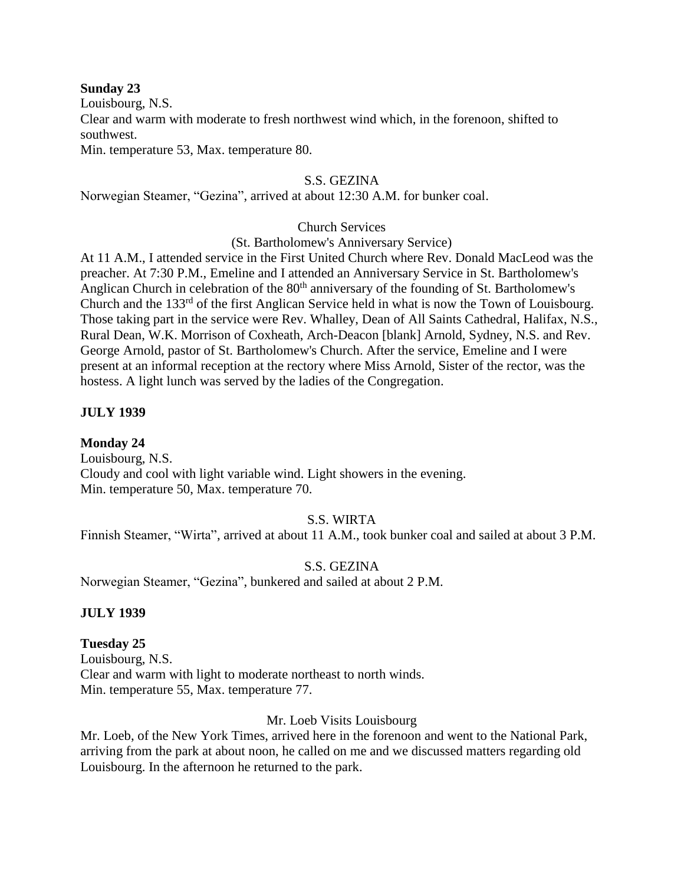**Sunday 23**

Louisbourg, N.S.

Clear and warm with moderate to fresh northwest wind which, in the forenoon, shifted to southwest.

Min. temperature 53, Max. temperature 80.

S.S. GEZINA

Norwegian Steamer, "Gezina", arrived at about 12:30 A.M. for bunker coal.

Church Services

(St. Bartholomew's Anniversary Service)

At 11 A.M., I attended service in the First United Church where Rev. Donald MacLeod was the preacher. At 7:30 P.M., Emeline and I attended an Anniversary Service in St. Bartholomew's Anglican Church in celebration of the 80th anniversary of the founding of St. Bartholomew's Church and the 133rd of the first Anglican Service held in what is now the Town of Louisbourg. Those taking part in the service were Rev. Whalley, Dean of All Saints Cathedral, Halifax, N.S., Rural Dean, W.K. Morrison of Coxheath, Arch-Deacon [blank] Arnold, Sydney, N.S. and Rev. George Arnold, pastor of St. Bartholomew's Church. After the service, Emeline and I were present at an informal reception at the rectory where Miss Arnold, Sister of the rector, was the hostess. A light lunch was served by the ladies of the Congregation.

**JULY 1939**

**Monday 24**

Louisbourg, N.S.

Cloudy and cool with light variable wind. Light showers in the evening.

Min. temperature 50, Max. temperature 70.

S.S. WIRTA

Finnish Steamer, "Wirta", arrived at about 11 A.M., took bunker coal and sailed at about 3 P.M.

S.S. GEZINA

Norwegian Steamer, "Gezina", bunkered and sailed at about 2 P.M.

**JULY 1939**

**Tuesday 25**

Louisbourg, N.S.

Clear and warm with light to moderate northeast to north winds.

Min. temperature 55, Max. temperature 77.

Mr. Loeb Visits Louisbourg

Mr. Loeb, of the New York Times, arrived here in the forenoon and went to the National Park, arriving from the park at about noon, he called on me and we discussed matters regarding old Louisbourg. In the afternoon he returned to the park.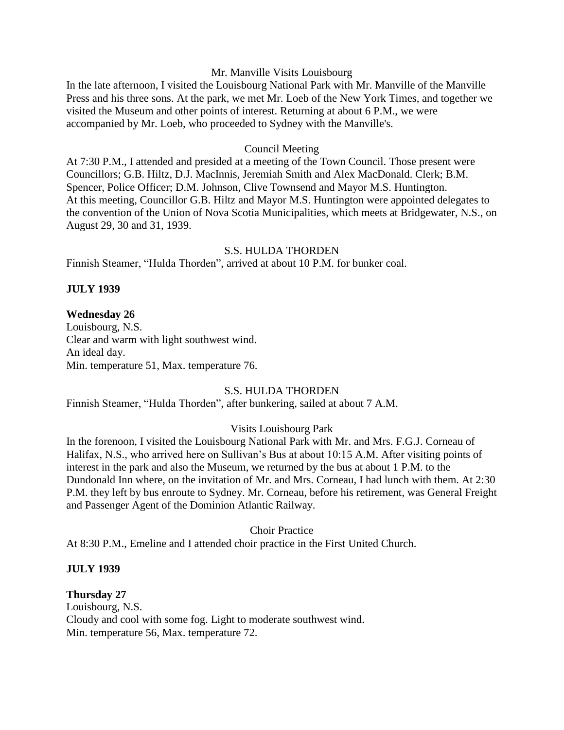Mr. Manville Visits Louisbourg

In the late afternoon, I visited the Louisbourg National Park with Mr. Manville of the Manville Press and his three sons. At the park, we met Mr. Loeb of the New York Times, and together we visited the Museum and other points of interest. Returning at about 6 P.M., we were accompanied by Mr. Loeb, who proceeded to Sydney with the Manville's.

Council Meeting

At 7:30 P.M., I attended and presided at a meeting of the Town Council. Those present were Councillors; G.B. Hiltz, D.J. MacInnis, Jeremiah Smith and Alex MacDonald. Clerk; B.M. Spencer, Police Officer; D.M. Johnson, Clive Townsend and Mayor M.S. Huntington.
At this meeting, Councillor G.B. Hiltz and Mayor M.S. Huntington were appointed delegates to the convention of the Union of Nova Scotia Municipalities, which meets at Bridgewater, N.S., on August 29, 30 and 31, 1939.

S.S. HULDA THORDEN

Finnish Steamer, "Hulda Thorden", arrived at about 10 P.M. for bunker coal.

**JULY 1939**

**Wednesday 26**

Louisbourg, N.S.
Clear and warm with light southwest wind.
An ideal day.
Min. temperature 51, Max. temperature 76.

S.S. HULDA THORDEN

Finnish Steamer, "Hulda Thorden", after bunkering, sailed at about 7 A.M.

Visits Louisbourg Park

In the forenoon, I visited the Louisbourg National Park with Mr. and Mrs. F.G.J. Corneau of Halifax, N.S., who arrived here on Sullivan's Bus at about 10:15 A.M. After visiting points of interest in the park and also the Museum, we returned by the bus at about 1 P.M. to the Dundonald Inn where, on the invitation of Mr. and Mrs. Corneau, I had lunch with them. At 2:30 P.M. they left by bus enroute to Sydney. Mr. Corneau, before his retirement, was General Freight and Passenger Agent of the Dominion Atlantic Railway.

Choir Practice

At 8:30 P.M., Emeline and I attended choir practice in the First United Church.

**JULY 1939**

**Thursday 27**

Louisbourg, N.S.
Cloudy and cool with some fog. Light to moderate southwest wind.
Min. temperature 56, Max. temperature 72.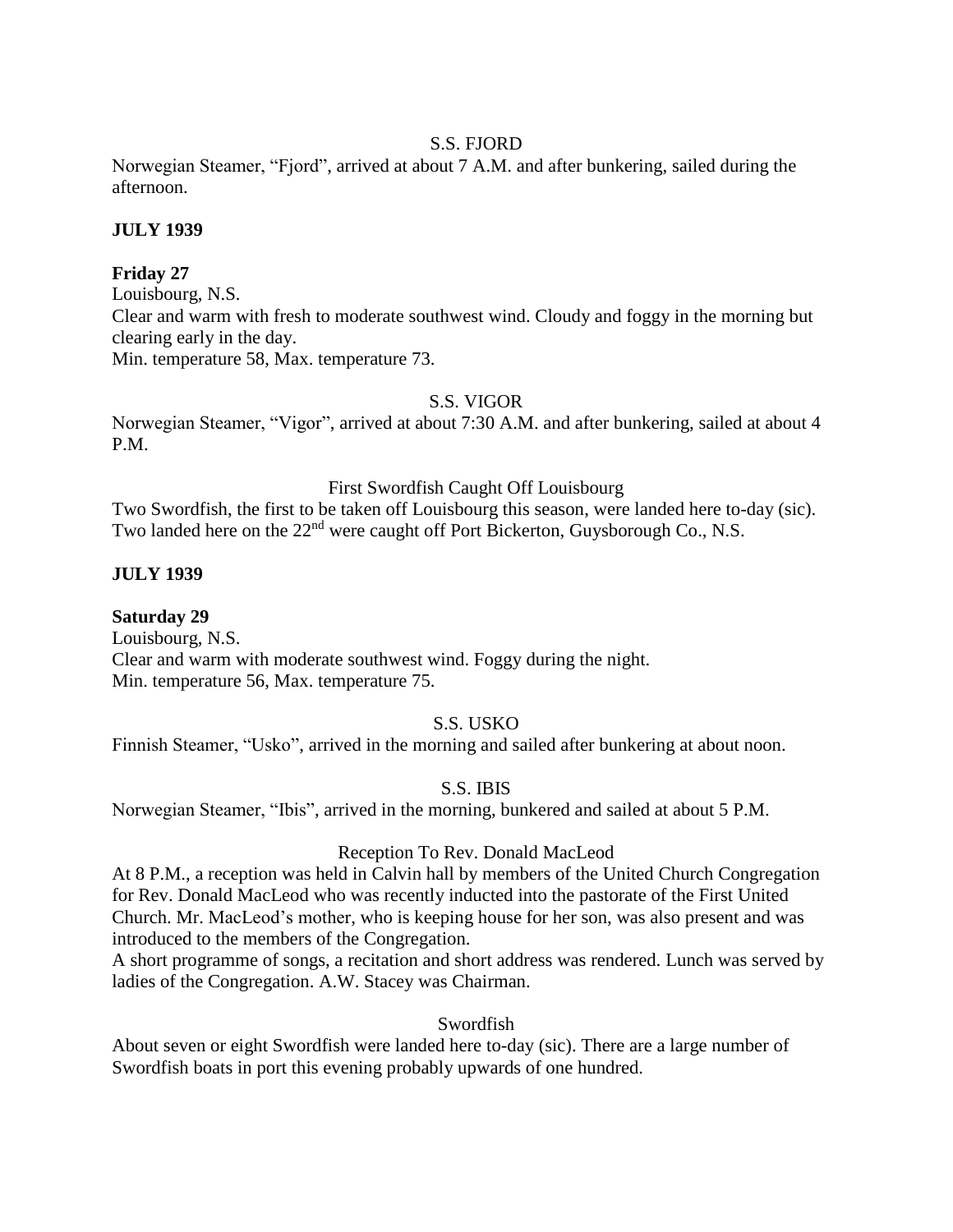S.S. FJORD

Norwegian Steamer, "Fjord", arrived at about 7 A.M. and after bunkering, sailed during the afternoon.

**JULY 1939**

**Friday 27**

Louisbourg, N.S.

Clear and warm with fresh to moderate southwest wind. Cloudy and foggy in the morning but clearing early in the day.

Min. temperature 58, Max. temperature 73.

S.S. VIGOR

Norwegian Steamer, "Vigor", arrived at about 7:30 A.M. and after bunkering, sailed at about 4 P.M.

First Swordfish Caught Off Louisbourg

Two Swordfish, the first to be taken off Louisbourg this season, were landed here to-day (sic). Two landed here on the 22nd were caught off Port Bickerton, Guysborough Co., N.S.

**JULY 1939**

**Saturday 29**

Louisbourg, N.S.

Clear and warm with moderate southwest wind. Foggy during the night.

Min. temperature 56, Max. temperature 75.

S.S. USKO

Finnish Steamer, "Usko", arrived in the morning and sailed after bunkering at about noon.

S.S. IBIS

Norwegian Steamer, "Ibis", arrived in the morning, bunkered and sailed at about 5 P.M.

Reception To Rev. Donald MacLeod

At 8 P.M., a reception was held in Calvin hall by members of the United Church Congregation for Rev. Donald MacLeod who was recently inducted into the pastorate of the First United Church. Mr. MacLeod's mother, who is keeping house for her son, was also present and was introduced to the members of the Congregation.

A short programme of songs, a recitation and short address was rendered. Lunch was served by ladies of the Congregation. A.W. Stacey was Chairman.

Swordfish

About seven or eight Swordfish were landed here to-day (sic). There are a large number of Swordfish boats in port this evening probably upwards of one hundred.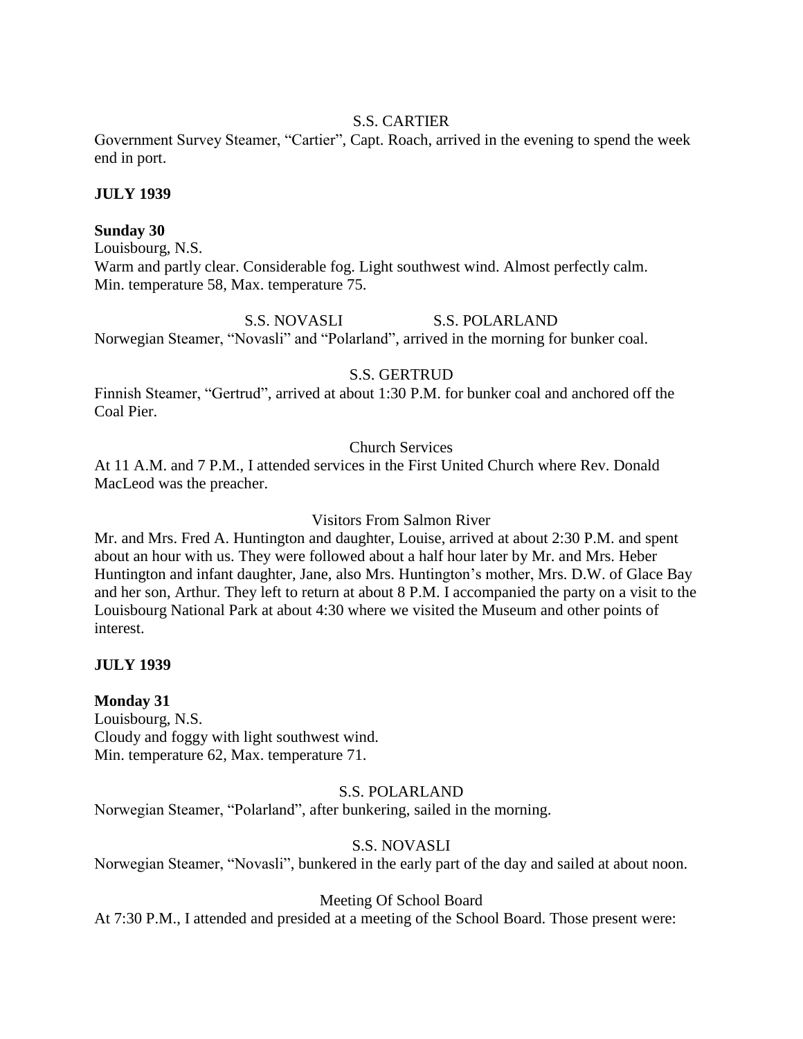S.S. CARTIER

Government Survey Steamer, "Cartier", Capt. Roach, arrived in the evening to spend the week end in port.

**JULY 1939**

**Sunday 30**

Louisbourg, N.S.

Warm and partly clear. Considerable fog. Light southwest wind. Almost perfectly calm.

Min. temperature 58, Max. temperature 75.

S.S. NOVASLI S.S. POLARLAND

Norwegian Steamer, "Novasli" and "Polarland", arrived in the morning for bunker coal.

S.S. GERTRUD

Finnish Steamer, "Gertrud", arrived at about 1:30 P.M. for bunker coal and anchored off the Coal Pier.

Church Services

At 11 A.M. and 7 P.M., I attended services in the First United Church where Rev. Donald MacLeod was the preacher.

Visitors From Salmon River

Mr. and Mrs. Fred A. Huntington and daughter, Louise, arrived at about 2:30 P.M. and spent about an hour with us. They were followed about a half hour later by Mr. and Mrs. Heber Huntington and infant daughter, Jane, also Mrs. Huntington's mother, Mrs. D.W. of Glace Bay and her son, Arthur. They left to return at about 8 P.M. I accompanied the party on a visit to the Louisbourg National Park at about 4:30 where we visited the Museum and other points of interest.

**JULY 1939**

**Monday 31**

Louisbourg, N.S.

Cloudy and foggy with light southwest wind.

Min. temperature 62, Max. temperature 71.

S.S. POLARLAND

Norwegian Steamer, "Polarland", after bunkering, sailed in the morning.

S.S. NOVASLI

Norwegian Steamer, "Novasli", bunkered in the early part of the day and sailed at about noon.

Meeting Of School Board

At 7:30 P.M., I attended and presided at a meeting of the School Board. Those present were: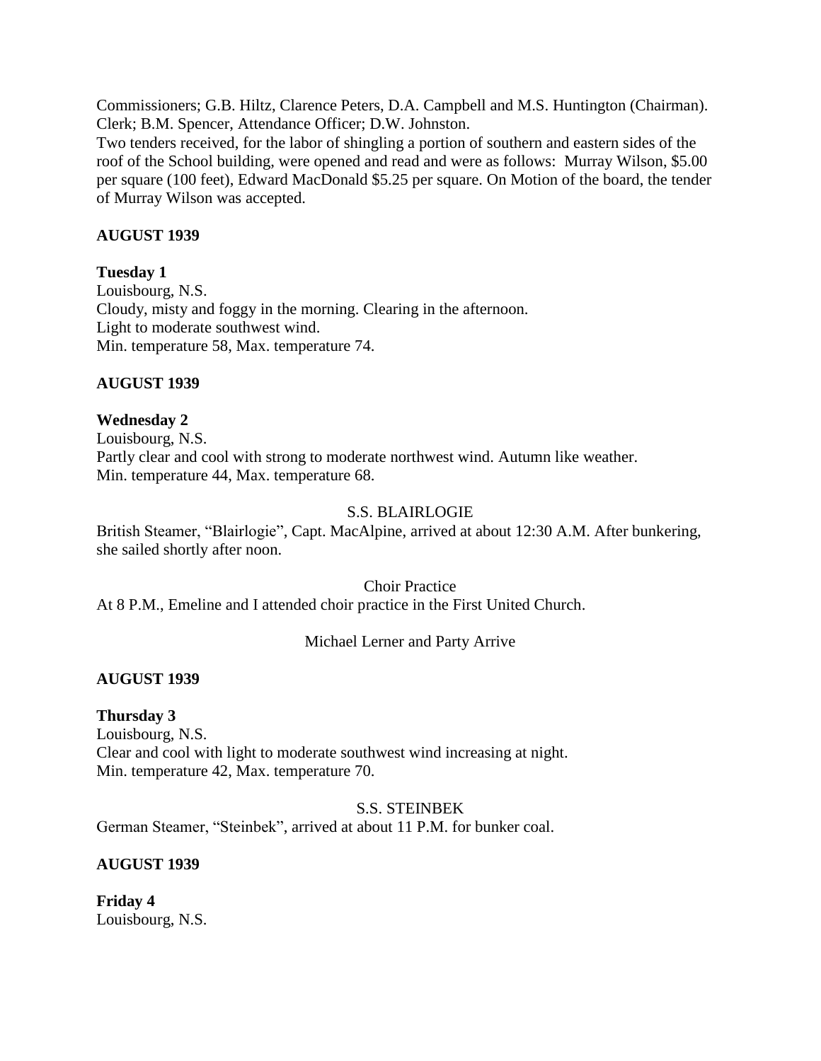Commissioners; G.B. Hiltz, Clarence Peters, D.A. Campbell and M.S. Huntington (Chairman). Clerk; B.M. Spencer, Attendance Officer; D.W. Johnston.
Two tenders received, for the labor of shingling a portion of southern and eastern sides of the roof of the School building, were opened and read and were as follows: Murray Wilson, $5.00 per square (100 feet), Edward MacDonald $5.25 per square. On Motion of the board, the tender of Murray Wilson was accepted.

**AUGUST 1939**

**Tuesday 1**
Louisbourg, N.S.
Cloudy, misty and foggy in the morning. Clearing in the afternoon.
Light to moderate southwest wind.
Min. temperature 58, Max. temperature 74.

**AUGUST 1939**

**Wednesday 2**
Louisbourg, N.S.
Partly clear and cool with strong to moderate northwest wind. Autumn like weather.
Min. temperature 44, Max. temperature 68.

S.S. BLAIRLOGIE

British Steamer, "Blairlogie", Capt. MacAlpine, arrived at about 12:30 A.M. After bunkering, she sailed shortly after noon.

Choir Practice

At 8 P.M., Emeline and I attended choir practice in the First United Church.

Michael Lerner and Party Arrive

**AUGUST 1939**

**Thursday 3**
Louisbourg, N.S.
Clear and cool with light to moderate southwest wind increasing at night.
Min. temperature 42, Max. temperature 70.

S.S. STEINBEK

German Steamer, "Steinbek", arrived at about 11 P.M. for bunker coal.

**AUGUST 1939**

**Friday 4**
Louisbourg, N.S.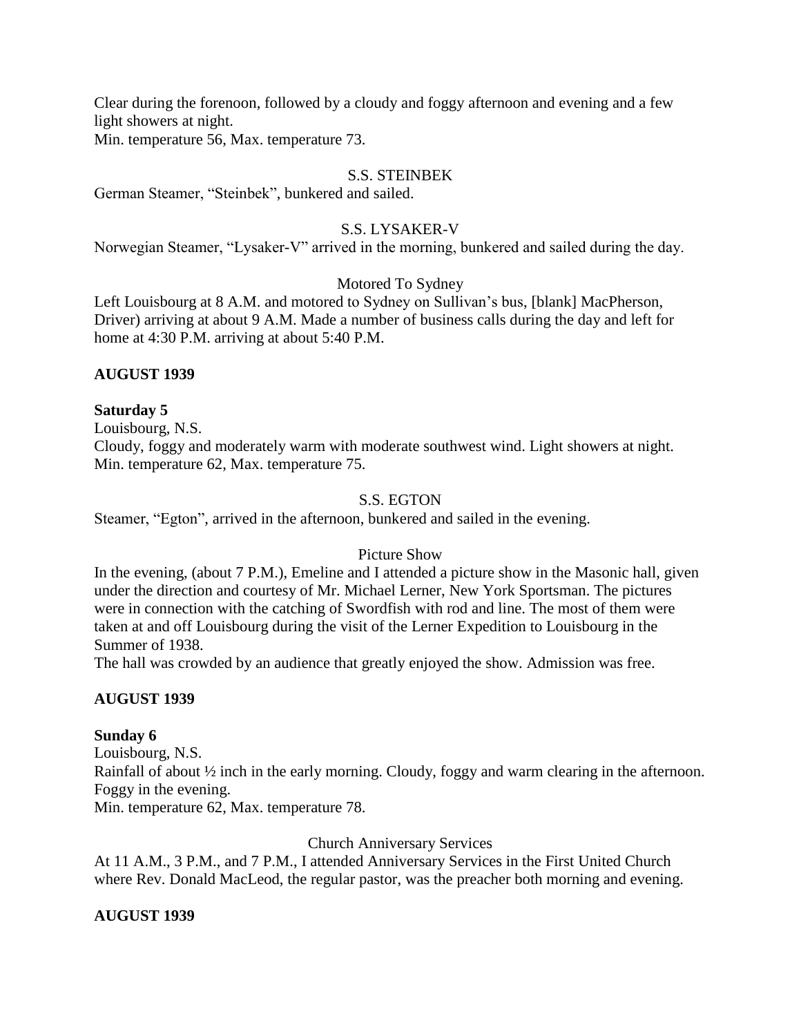Clear during the forenoon, followed by a cloudy and foggy afternoon and evening and a few light showers at night.
Min. temperature 56, Max. temperature 73.

S.S. STEINBEK

German Steamer, "Steinbek", bunkered and sailed.

S.S. LYSAKER-V

Norwegian Steamer, "Lysaker-V" arrived in the morning, bunkered and sailed during the day.

Motored To Sydney

Left Louisbourg at 8 A.M. and motored to Sydney on Sullivan's bus, [blank] MacPherson, Driver) arriving at about 9 A.M. Made a number of business calls during the day and left for home at 4:30 P.M. arriving at about 5:40 P.M.

**AUGUST 1939**

**Saturday 5**

Louisbourg, N.S.
Cloudy, foggy and moderately warm with moderate southwest wind. Light showers at night.
Min. temperature 62, Max. temperature 75.

S.S. EGTON

Steamer, "Egton", arrived in the afternoon, bunkered and sailed in the evening.

Picture Show

In the evening, (about 7 P.M.), Emeline and I attended a picture show in the Masonic hall, given under the direction and courtesy of Mr. Michael Lerner, New York Sportsman. The pictures were in connection with the catching of Swordfish with rod and line. The most of them were taken at and off Louisbourg during the visit of the Lerner Expedition to Louisbourg in the Summer of 1938.
The hall was crowded by an audience that greatly enjoyed the show. Admission was free.

**AUGUST 1939**

**Sunday 6**

Louisbourg, N.S.
Rainfall of about ½ inch in the early morning. Cloudy, foggy and warm clearing in the afternoon. Foggy in the evening.
Min. temperature 62, Max. temperature 78.

Church Anniversary Services

At 11 A.M., 3 P.M., and 7 P.M., I attended Anniversary Services in the First United Church where Rev. Donald MacLeod, the regular pastor, was the preacher both morning and evening.

**AUGUST 1939**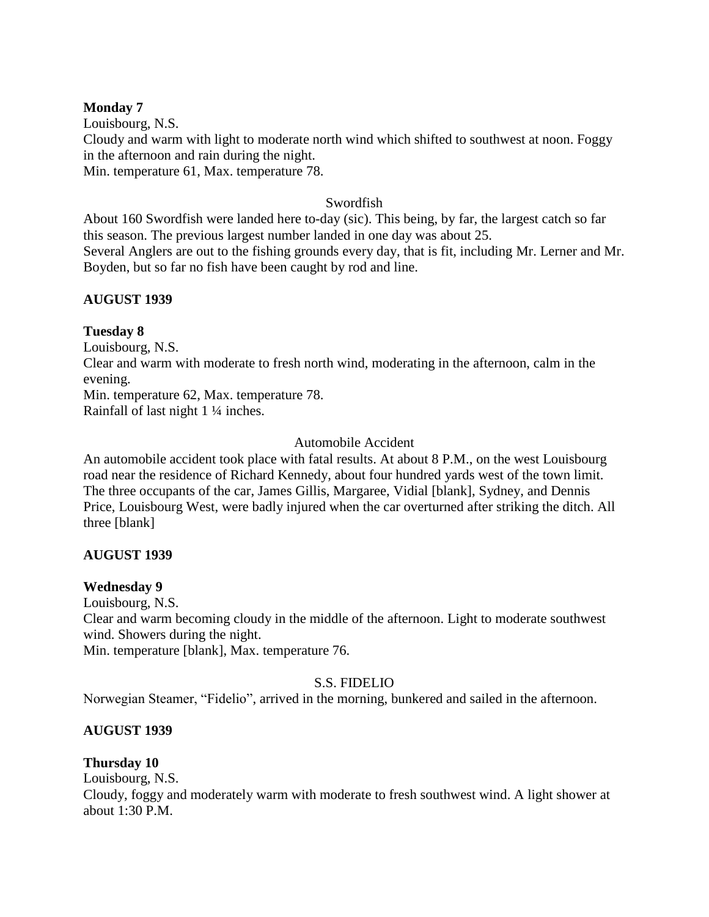**Monday 7**
Louisbourg, N.S.
Cloudy and warm with light to moderate north wind which shifted to southwest at noon. Foggy in the afternoon and rain during the night.
Min. temperature 61, Max. temperature 78.

Swordfish

About 160 Swordfish were landed here to-day (sic). This being, by far, the largest catch so far this season. The previous largest number landed in one day was about 25.
Several Anglers are out to the fishing grounds every day, that is fit, including Mr. Lerner and Mr. Boyden, but so far no fish have been caught by rod and line.

**AUGUST 1939**

**Tuesday 8**
Louisbourg, N.S.
Clear and warm with moderate to fresh north wind, moderating in the afternoon, calm in the evening.
Min. temperature 62, Max. temperature 78.
Rainfall of last night 1 ¼ inches.

Automobile Accident

An automobile accident took place with fatal results. At about 8 P.M., on the west Louisbourg road near the residence of Richard Kennedy, about four hundred yards west of the town limit. The three occupants of the car, James Gillis, Margaree, Vidial [blank], Sydney, and Dennis Price, Louisbourg West, were badly injured when the car overturned after striking the ditch. All three [blank]

**AUGUST 1939**

**Wednesday 9**
Louisbourg, N.S.
Clear and warm becoming cloudy in the middle of the afternoon. Light to moderate southwest wind. Showers during the night.
Min. temperature [blank], Max. temperature 76.

S.S. FIDELIO

Norwegian Steamer, "Fidelio", arrived in the morning, bunkered and sailed in the afternoon.

**AUGUST 1939**

**Thursday 10**
Louisbourg, N.S.
Cloudy, foggy and moderately warm with moderate to fresh southwest wind. A light shower at about 1:30 P.M.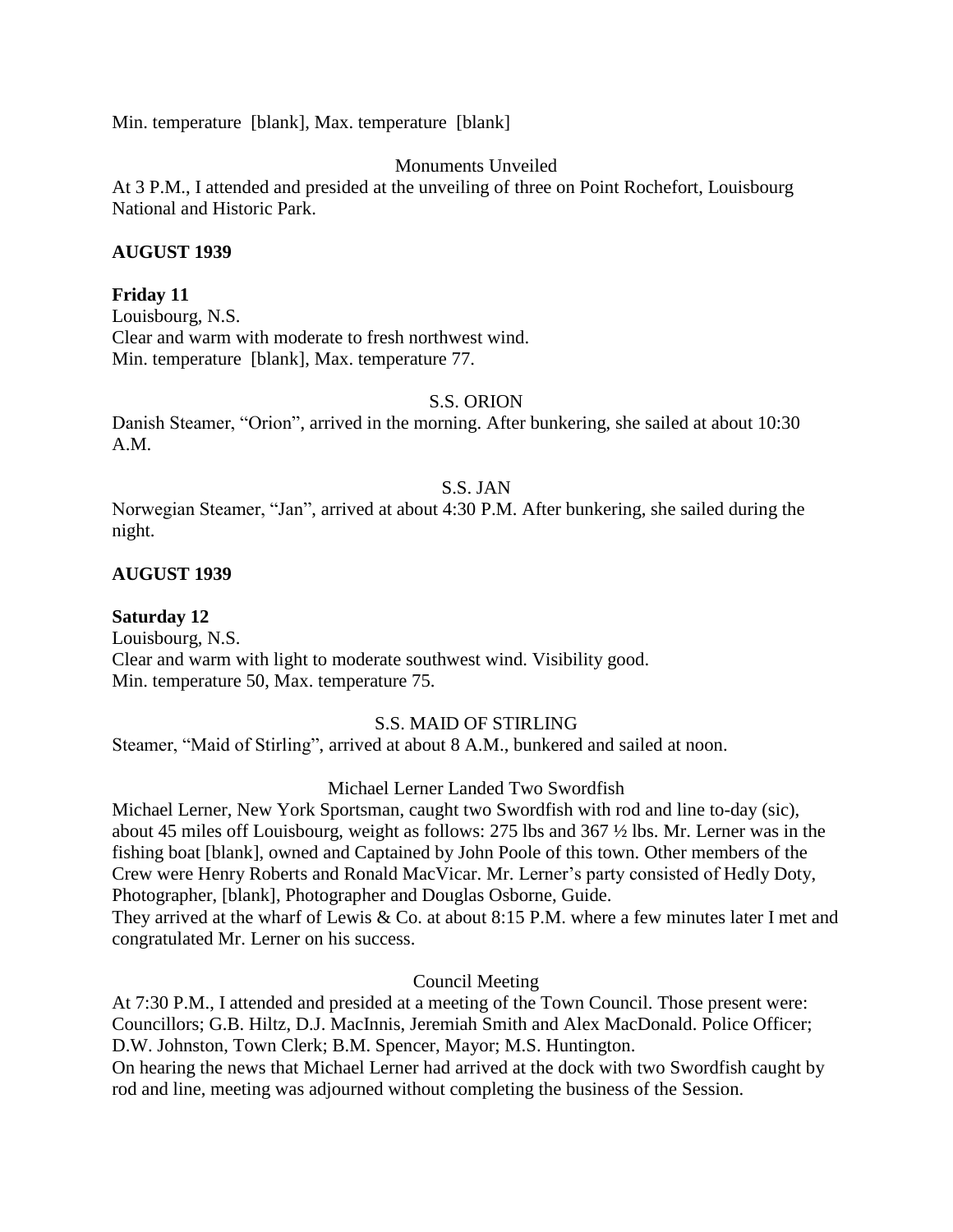Min. temperature [blank], Max. temperature [blank]

Monuments Unveiled

At 3 P.M., I attended and presided at the unveiling of three on Point Rochefort, Louisbourg National and Historic Park.

**AUGUST 1939**

**Friday 11**

Louisbourg, N.S.
Clear and warm with moderate to fresh northwest wind.
Min. temperature [blank], Max. temperature 77.

S.S. ORION

Danish Steamer, "Orion", arrived in the morning. After bunkering, she sailed at about 10:30 A.M.

S.S. JAN

Norwegian Steamer, "Jan", arrived at about 4:30 P.M. After bunkering, she sailed during the night.

**AUGUST 1939**

**Saturday 12**

Louisbourg, N.S.
Clear and warm with light to moderate southwest wind. Visibility good.
Min. temperature 50, Max. temperature 75.

S.S. MAID OF STIRLING

Steamer, "Maid of Stirling", arrived at about 8 A.M., bunkered and sailed at noon.

Michael Lerner Landed Two Swordfish

Michael Lerner, New York Sportsman, caught two Swordfish with rod and line to-day (sic), about 45 miles off Louisbourg, weight as follows: 275 lbs and 367 ½ lbs. Mr. Lerner was in the fishing boat [blank], owned and Captained by John Poole of this town. Other members of the Crew were Henry Roberts and Ronald MacVicar. Mr. Lerner's party consisted of Hedly Doty, Photographer, [blank], Photographer and Douglas Osborne, Guide.
They arrived at the wharf of Lewis & Co. at about 8:15 P.M. where a few minutes later I met and congratulated Mr. Lerner on his success.

Council Meeting

At 7:30 P.M., I attended and presided at a meeting of the Town Council. Those present were: Councillors; G.B. Hiltz, D.J. MacInnis, Jeremiah Smith and Alex MacDonald. Police Officer; D.W. Johnston, Town Clerk; B.M. Spencer, Mayor; M.S. Huntington.
On hearing the news that Michael Lerner had arrived at the dock with two Swordfish caught by rod and line, meeting was adjourned without completing the business of the Session.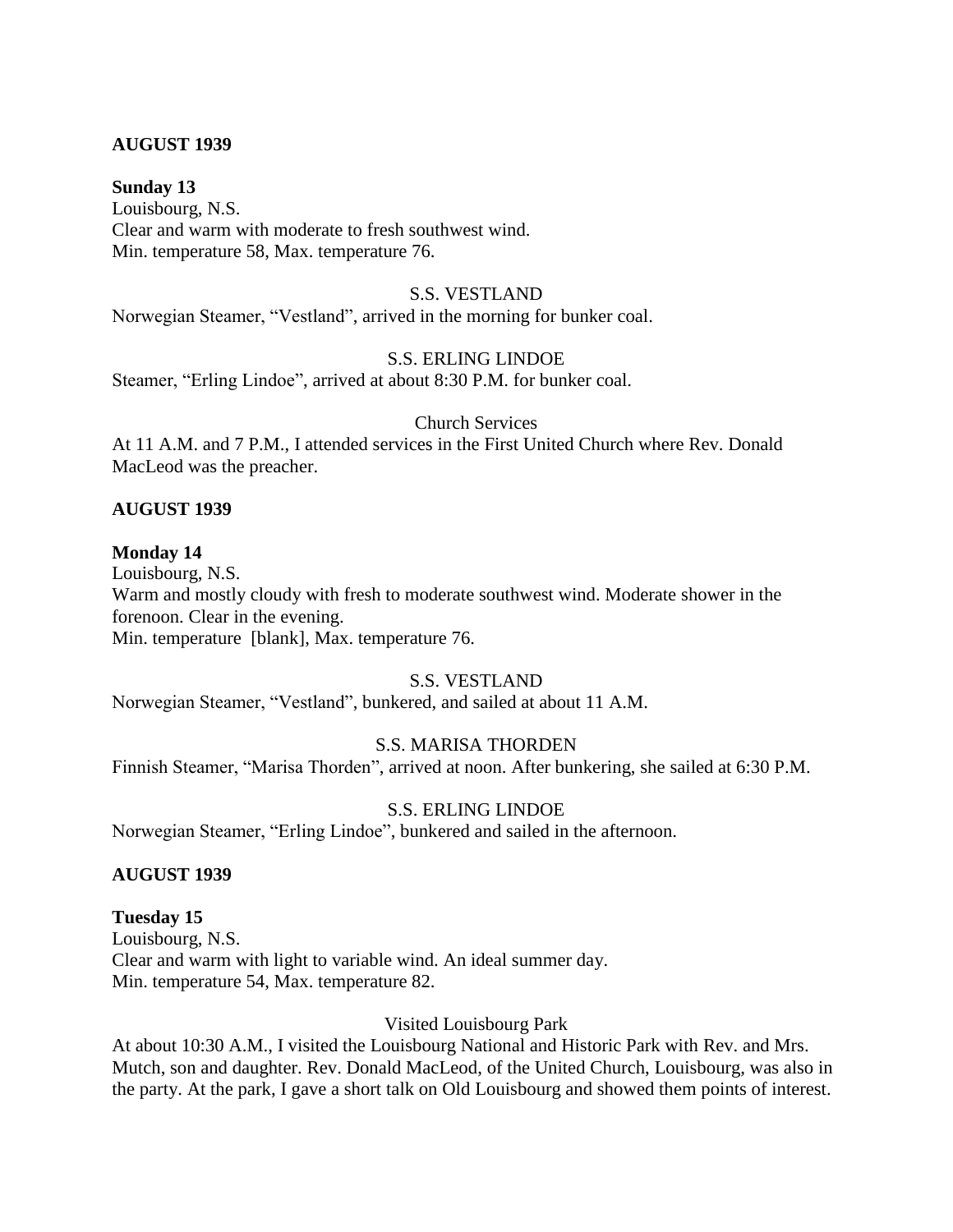**AUGUST 1939**

**Sunday 13**
Louisbourg, N.S.
Clear and warm with moderate to fresh southwest wind.
Min. temperature 58, Max. temperature 76.

S.S. VESTLAND

Norwegian Steamer, "Vestland", arrived in the morning for bunker coal.

S.S. ERLING LINDOE

Steamer, "Erling Lindoe", arrived at about 8:30 P.M. for bunker coal.

Church Services

At 11 A.M. and 7 P.M., I attended services in the First United Church where Rev. Donald MacLeod was the preacher.

**AUGUST 1939**

**Monday 14**
Louisbourg, N.S.
Warm and mostly cloudy with fresh to moderate southwest wind. Moderate shower in the forenoon. Clear in the evening.
Min. temperature [blank], Max. temperature 76.

S.S. VESTLAND

Norwegian Steamer, "Vestland", bunkered, and sailed at about 11 A.M.

S.S. MARISA THORDEN

Finnish Steamer, "Marisa Thorden", arrived at noon. After bunkering, she sailed at 6:30 P.M.

S.S. ERLING LINDOE

Norwegian Steamer, "Erling Lindoe", bunkered and sailed in the afternoon.

**AUGUST 1939**

**Tuesday 15**
Louisbourg, N.S.
Clear and warm with light to variable wind. An ideal summer day.
Min. temperature 54, Max. temperature 82.

Visited Louisbourg Park

At about 10:30 A.M., I visited the Louisbourg National and Historic Park with Rev. and Mrs. Mutch, son and daughter. Rev. Donald MacLeod, of the United Church, Louisbourg, was also in the party. At the park, I gave a short talk on Old Louisbourg and showed them points of interest.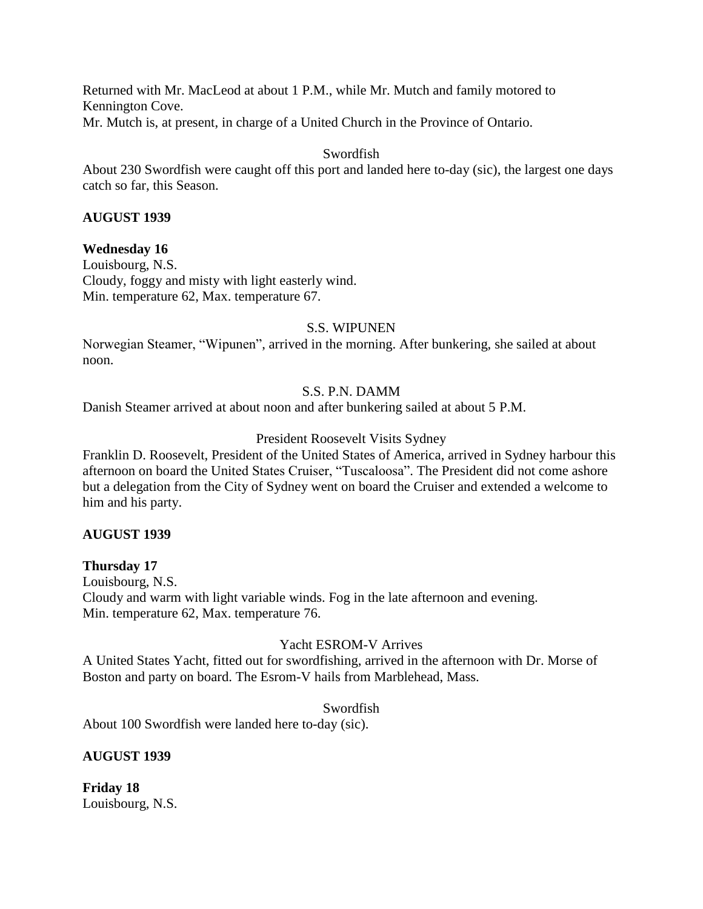Returned with Mr. MacLeod at about 1 P.M., while Mr. Mutch and family motored to Kennington Cove.
Mr. Mutch is, at present, in charge of a United Church in the Province of Ontario.

Swordfish

About 230 Swordfish were caught off this port and landed here to-day (sic), the largest one days catch so far, this Season.

**AUGUST 1939**

**Wednesday 16**
Louisbourg, N.S.
Cloudy, foggy and misty with light easterly wind.
Min. temperature 62, Max. temperature 67.

S.S. WIPUNEN

Norwegian Steamer, "Wipunen", arrived in the morning. After bunkering, she sailed at about noon.

S.S. P.N. DAMM

Danish Steamer arrived at about noon and after bunkering sailed at about 5 P.M.

President Roosevelt Visits Sydney

Franklin D. Roosevelt, President of the United States of America, arrived in Sydney harbour this afternoon on board the United States Cruiser, "Tuscaloosa". The President did not come ashore but a delegation from the City of Sydney went on board the Cruiser and extended a welcome to him and his party.

**AUGUST 1939**

**Thursday 17**
Louisbourg, N.S.
Cloudy and warm with light variable winds. Fog in the late afternoon and evening.
Min. temperature 62, Max. temperature 76.

Yacht ESROM-V Arrives

A United States Yacht, fitted out for swordfishing, arrived in the afternoon with Dr. Morse of Boston and party on board. The Esrom-V hails from Marblehead, Mass.

Swordfish

About 100 Swordfish were landed here to-day (sic).

**AUGUST 1939**

**Friday 18**
Louisbourg, N.S.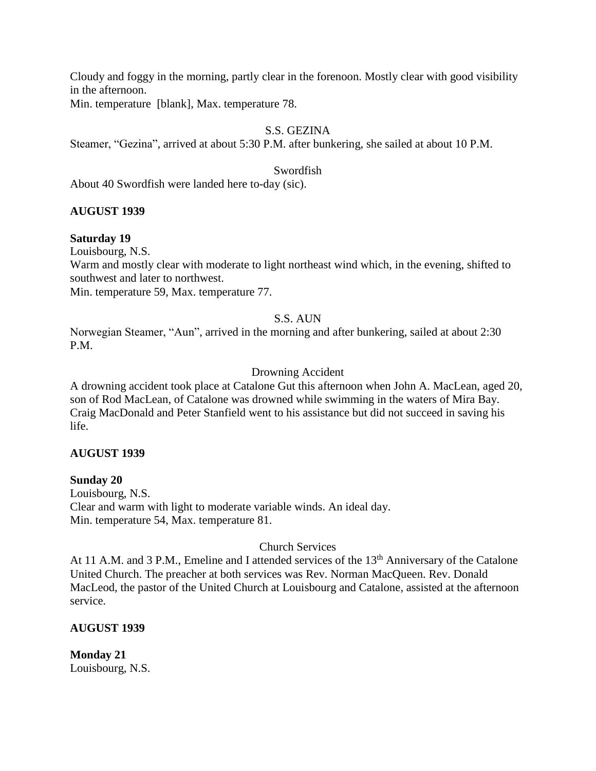Cloudy and foggy in the morning, partly clear in the forenoon. Mostly clear with good visibility in the afternoon.
Min. temperature [blank], Max. temperature 78.

S.S. GEZINA

Steamer, "Gezina", arrived at about 5:30 P.M. after bunkering, she sailed at about 10 P.M.

Swordfish

About 40 Swordfish were landed here to-day (sic).

**AUGUST 1939**

**Saturday 19**
Louisbourg, N.S.
Warm and mostly clear with moderate to light northeast wind which, in the evening, shifted to southwest and later to northwest.
Min. temperature 59, Max. temperature 77.

S.S. AUN

Norwegian Steamer, "Aun", arrived in the morning and after bunkering, sailed at about 2:30 P.M.

Drowning Accident

A drowning accident took place at Catalone Gut this afternoon when John A. MacLean, aged 20, son of Rod MacLean, of Catalone was drowned while swimming in the waters of Mira Bay. Craig MacDonald and Peter Stanfield went to his assistance but did not succeed in saving his life.

**AUGUST 1939**

**Sunday 20**
Louisbourg, N.S.
Clear and warm with light to moderate variable winds. An ideal day.
Min. temperature 54, Max. temperature 81.

Church Services

At 11 A.M. and 3 P.M., Emeline and I attended services of the 13th Anniversary of the Catalone United Church. The preacher at both services was Rev. Norman MacQueen. Rev. Donald MacLeod, the pastor of the United Church at Louisbourg and Catalone, assisted at the afternoon service.

**AUGUST 1939**

**Monday 21**
Louisbourg, N.S.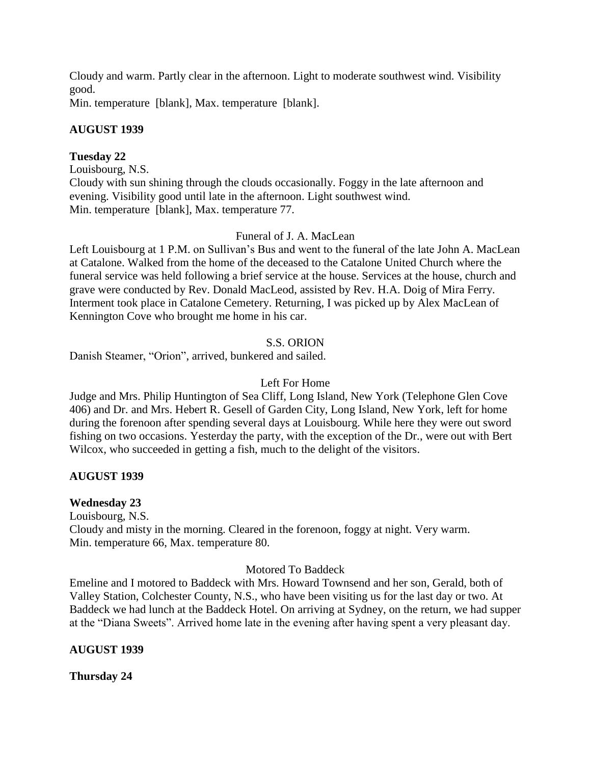Cloudy and warm. Partly clear in the afternoon. Light to moderate southwest wind. Visibility good.
Min. temperature [blank], Max. temperature [blank].

**AUGUST 1939**

**Tuesday 22**
Louisbourg, N.S.
Cloudy with sun shining through the clouds occasionally. Foggy in the late afternoon and evening. Visibility good until late in the afternoon. Light southwest wind.
Min. temperature [blank], Max. temperature 77.

Funeral of J. A. MacLean

Left Louisbourg at 1 P.M. on Sullivan's Bus and went to the funeral of the late John A. MacLean at Catalone. Walked from the home of the deceased to the Catalone United Church where the funeral service was held following a brief service at the house. Services at the house, church and grave were conducted by Rev. Donald MacLeod, assisted by Rev. H.A. Doig of Mira Ferry. Interment took place in Catalone Cemetery. Returning, I was picked up by Alex MacLean of Kennington Cove who brought me home in his car.

S.S. ORION

Danish Steamer, "Orion", arrived, bunkered and sailed.

Left For Home

Judge and Mrs. Philip Huntington of Sea Cliff, Long Island, New York (Telephone Glen Cove 406) and Dr. and Mrs. Hebert R. Gesell of Garden City, Long Island, New York, left for home during the forenoon after spending several days at Louisbourg. While here they were out sword fishing on two occasions. Yesterday the party, with the exception of the Dr., were out with Bert Wilcox, who succeeded in getting a fish, much to the delight of the visitors.

**AUGUST 1939**

**Wednesday 23**
Louisbourg, N.S.
Cloudy and misty in the morning. Cleared in the forenoon, foggy at night. Very warm.
Min. temperature 66, Max. temperature 80.

Motored To Baddeck

Emeline and I motored to Baddeck with Mrs. Howard Townsend and her son, Gerald, both of Valley Station, Colchester County, N.S., who have been visiting us for the last day or two. At Baddeck we had lunch at the Baddeck Hotel. On arriving at Sydney, on the return, we had supper at the "Diana Sweets". Arrived home late in the evening after having spent a very pleasant day.

**AUGUST 1939**

**Thursday 24**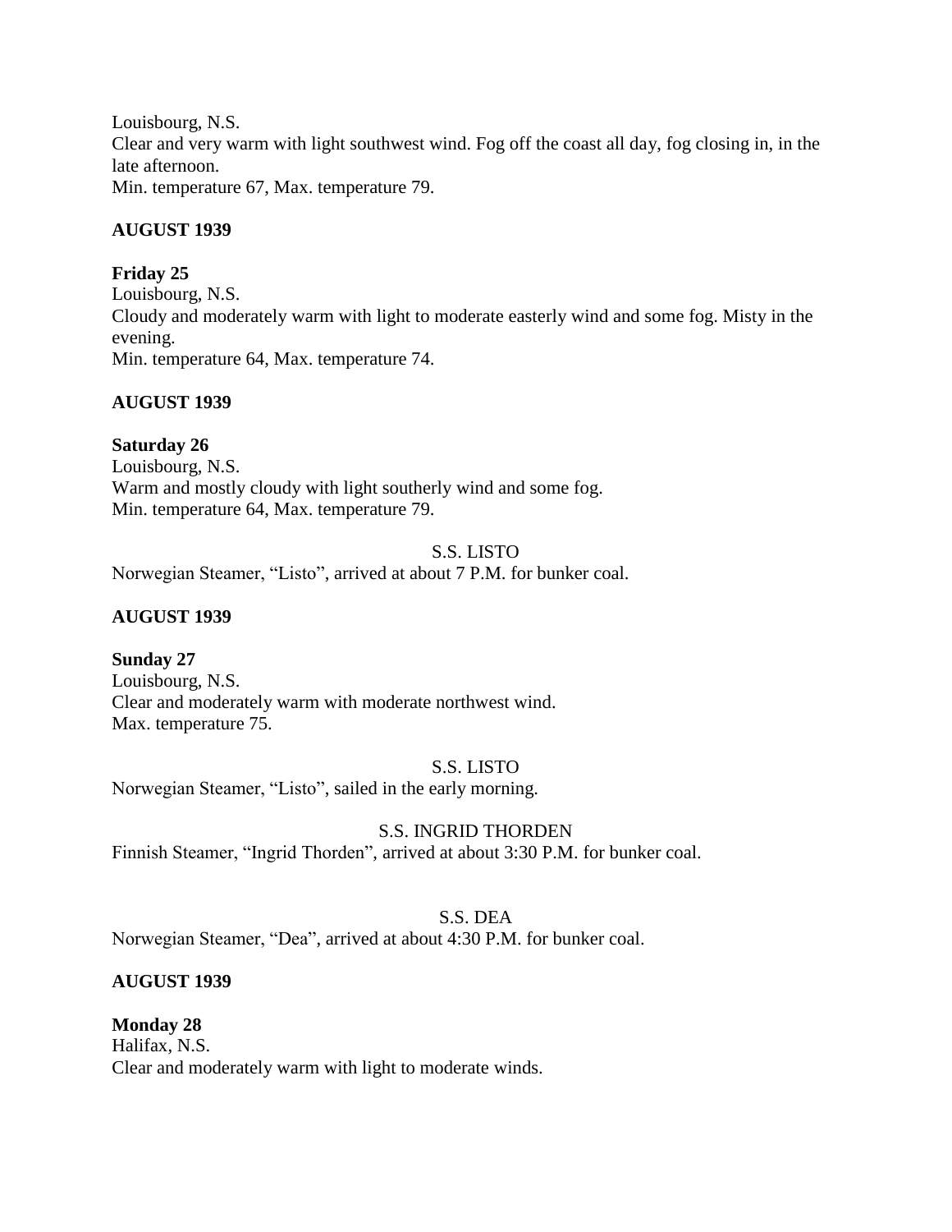Louisbourg, N.S.
Clear and very warm with light southwest wind. Fog off the coast all day, fog closing in, in the late afternoon.
Min. temperature 67, Max. temperature 79.

**AUGUST 1939**

**Friday 25**
Louisbourg, N.S.
Cloudy and moderately warm with light to moderate easterly wind and some fog. Misty in the evening.
Min. temperature 64, Max. temperature 74.

**AUGUST 1939**

**Saturday 26**
Louisbourg, N.S.
Warm and mostly cloudy with light southerly wind and some fog.
Min. temperature 64, Max. temperature 79.

S.S. LISTO

Norwegian Steamer, "Listo", arrived at about 7 P.M. for bunker coal.

**AUGUST 1939**

**Sunday 27**
Louisbourg, N.S.
Clear and moderately warm with moderate northwest wind.
Max. temperature 75.

S.S. LISTO

Norwegian Steamer, "Listo", sailed in the early morning.

S.S. INGRID THORDEN

Finnish Steamer, "Ingrid Thorden", arrived at about 3:30 P.M. for bunker coal.

S.S. DEA

Norwegian Steamer, "Dea", arrived at about 4:30 P.M. for bunker coal.

**AUGUST 1939**

**Monday 28**
Halifax, N.S.
Clear and moderately warm with light to moderate winds.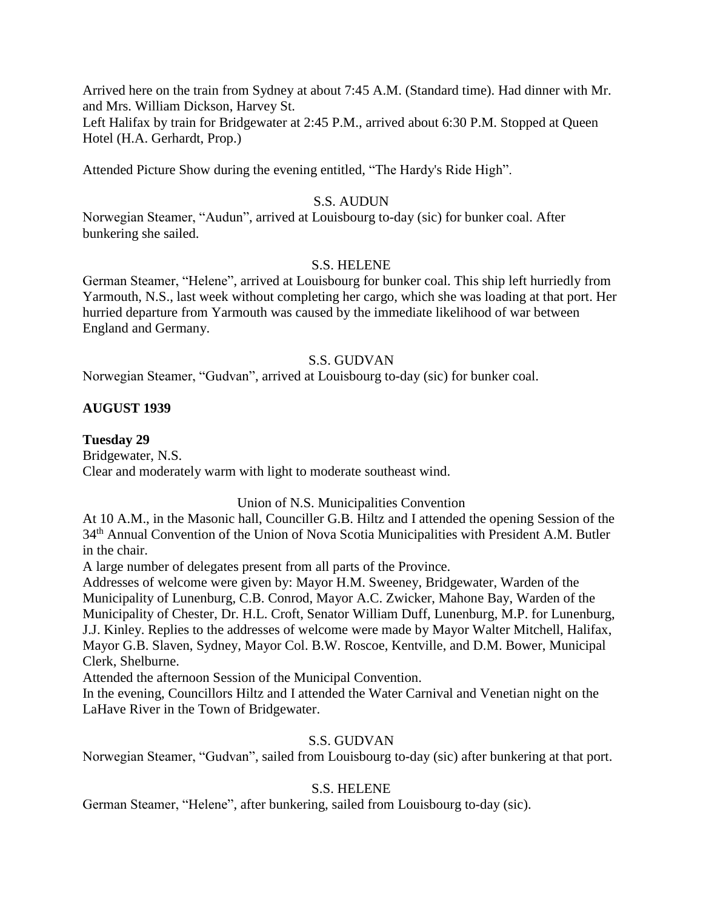Arrived here on the train from Sydney at about 7:45 A.M. (Standard time). Had dinner with Mr. and Mrs. William Dickson, Harvey St.
Left Halifax by train for Bridgewater at 2:45 P.M., arrived about 6:30 P.M. Stopped at Queen Hotel (H.A. Gerhardt, Prop.)

Attended Picture Show during the evening entitled, "The Hardy's Ride High".

S.S. AUDUN

Norwegian Steamer, "Audun", arrived at Louisbourg to-day (sic) for bunker coal. After bunkering she sailed.

S.S. HELENE

German Steamer, "Helene", arrived at Louisbourg for bunker coal. This ship left hurriedly from Yarmouth, N.S., last week without completing her cargo, which she was loading at that port. Her hurried departure from Yarmouth was caused by the immediate likelihood of war between England and Germany.

S.S. GUDVAN

Norwegian Steamer, "Gudvan", arrived at Louisbourg to-day (sic) for bunker coal.

**AUGUST 1939**

**Tuesday 29**
Bridgewater, N.S.
Clear and moderately warm with light to moderate southeast wind.

Union of N.S. Municipalities Convention

At 10 A.M., in the Masonic hall, Counciller G.B. Hiltz and I attended the opening Session of the 34th Annual Convention of the Union of Nova Scotia Municipalities with President A.M. Butler in the chair.
A large number of delegates present from all parts of the Province.
Addresses of welcome were given by: Mayor H.M. Sweeney, Bridgewater, Warden of the Municipality of Lunenburg, C.B. Conrod, Mayor A.C. Zwicker, Mahone Bay, Warden of the Municipality of Chester, Dr. H.L. Croft, Senator William Duff, Lunenburg, M.P. for Lunenburg, J.J. Kinley. Replies to the addresses of welcome were made by Mayor Walter Mitchell, Halifax, Mayor G.B. Slaven, Sydney, Mayor Col. B.W. Roscoe, Kentville, and D.M. Bower, Municipal Clerk, Shelburne.
Attended the afternoon Session of the Municipal Convention.
In the evening, Councillors Hiltz and I attended the Water Carnival and Venetian night on the LaHave River in the Town of Bridgewater.

S.S. GUDVAN

Norwegian Steamer, "Gudvan", sailed from Louisbourg to-day (sic) after bunkering at that port.

S.S. HELENE

German Steamer, "Helene", after bunkering, sailed from Louisbourg to-day (sic).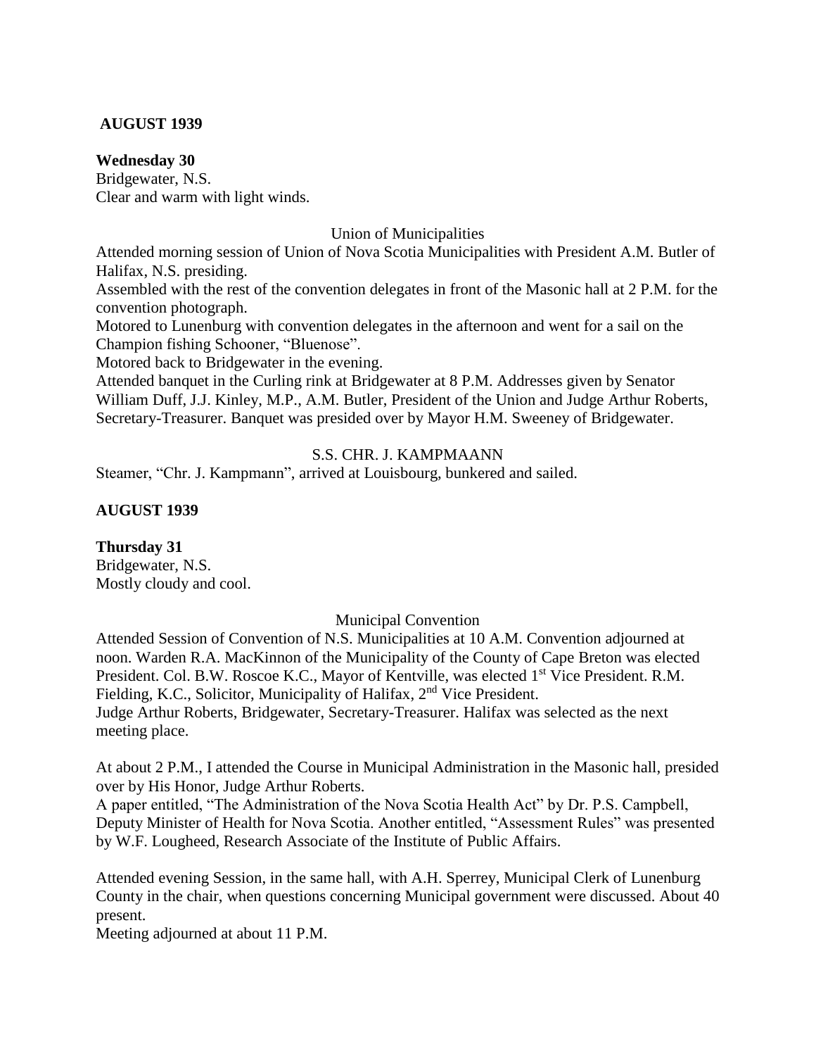**AUGUST 1939**

**Wednesday 30**
Bridgewater, N.S.
Clear and warm with light winds.

Union of Municipalities

Attended morning session of Union of Nova Scotia Municipalities with President A.M. Butler of Halifax, N.S. presiding.
Assembled with the rest of the convention delegates in front of the Masonic hall at 2 P.M. for the convention photograph.
Motored to Lunenburg with convention delegates in the afternoon and went for a sail on the Champion fishing Schooner, "Bluenose".
Motored back to Bridgewater in the evening.
Attended banquet in the Curling rink at Bridgewater at 8 P.M. Addresses given by Senator William Duff, J.J. Kinley, M.P., A.M. Butler, President of the Union and Judge Arthur Roberts, Secretary-Treasurer. Banquet was presided over by Mayor H.M. Sweeney of Bridgewater.

S.S. CHR. J. KAMPMAANN

Steamer, "Chr. J. Kampmann", arrived at Louisbourg, bunkered and sailed.

**AUGUST 1939**

**Thursday 31**
Bridgewater, N.S.
Mostly cloudy and cool.

Municipal Convention

Attended Session of Convention of N.S. Municipalities at 10 A.M. Convention adjourned at noon. Warden R.A. MacKinnon of the Municipality of the County of Cape Breton was elected President. Col. B.W. Roscoe K.C., Mayor of Kentville, was elected 1st Vice President. R.M. Fielding, K.C., Solicitor, Municipality of Halifax, 2nd Vice President.
Judge Arthur Roberts, Bridgewater, Secretary-Treasurer. Halifax was selected as the next meeting place.

At about 2 P.M., I attended the Course in Municipal Administration in the Masonic hall, presided over by His Honor, Judge Arthur Roberts.
A paper entitled, "The Administration of the Nova Scotia Health Act" by Dr. P.S. Campbell, Deputy Minister of Health for Nova Scotia. Another entitled, "Assessment Rules" was presented by W.F. Lougheed, Research Associate of the Institute of Public Affairs.

Attended evening Session, in the same hall, with A.H. Sperrey, Municipal Clerk of Lunenburg County in the chair, when questions concerning Municipal government were discussed. About 40 present.
Meeting adjourned at about 11 P.M.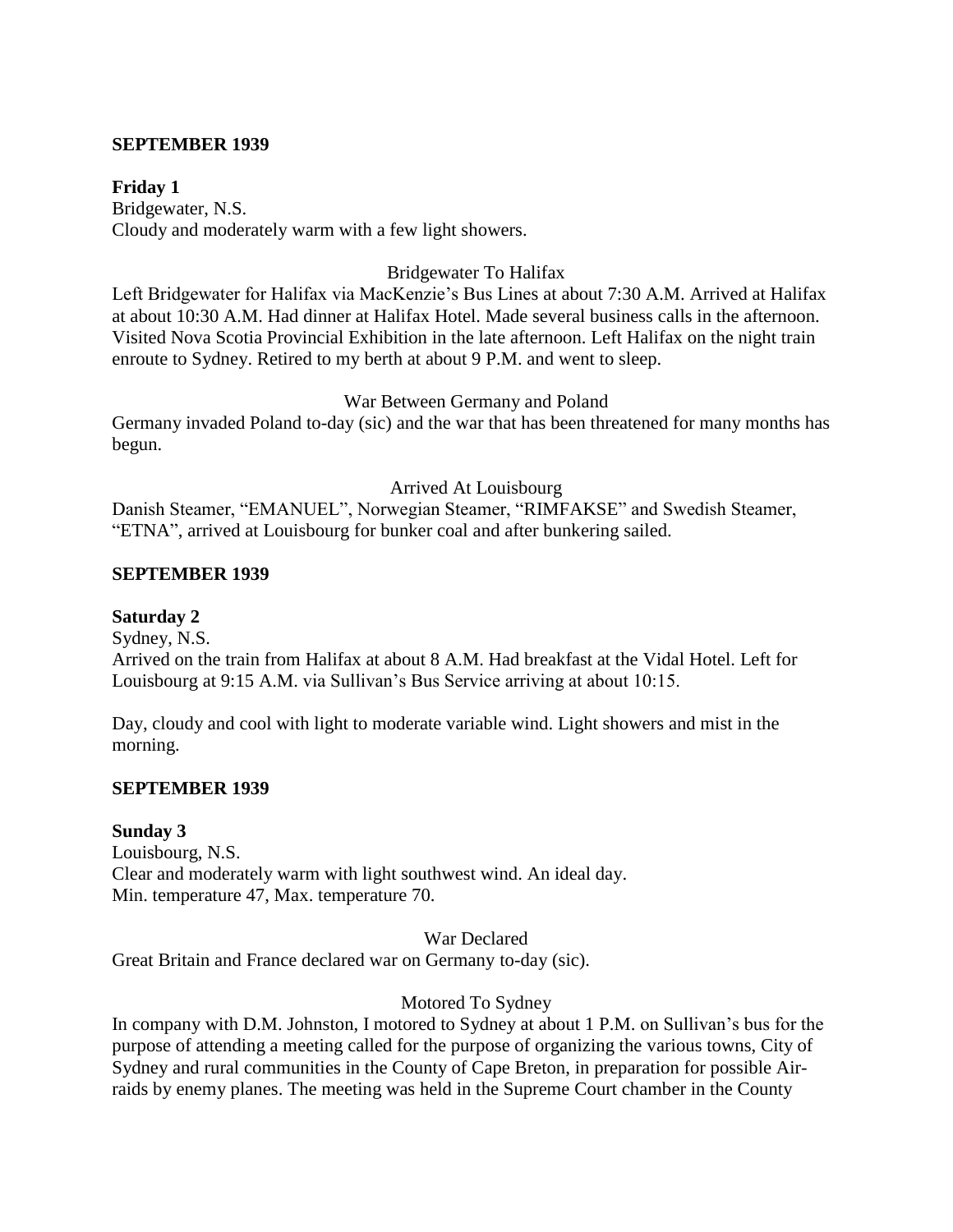**SEPTEMBER 1939**

**Friday 1**

Bridgewater, N.S.
Cloudy and moderately warm with a few light showers.

Bridgewater To Halifax

Left Bridgewater for Halifax via MacKenzie's Bus Lines at about 7:30 A.M. Arrived at Halifax at about 10:30 A.M. Had dinner at Halifax Hotel. Made several business calls in the afternoon. Visited Nova Scotia Provincial Exhibition in the late afternoon. Left Halifax on the night train enroute to Sydney. Retired to my berth at about 9 P.M. and went to sleep.

War Between Germany and Poland

Germany invaded Poland to-day (sic) and the war that has been threatened for many months has begun.

Arrived At Louisbourg

Danish Steamer, "EMANUEL", Norwegian Steamer, "RIMFAKSE" and Swedish Steamer, "ETNA", arrived at Louisbourg for bunker coal and after bunkering sailed.

**SEPTEMBER 1939**

**Saturday 2**

Sydney, N.S.
Arrived on the train from Halifax at about 8 A.M. Had breakfast at the Vidal Hotel. Left for Louisbourg at 9:15 A.M. via Sullivan's Bus Service arriving at about 10:15.

Day, cloudy and cool with light to moderate variable wind. Light showers and mist in the morning.

**SEPTEMBER 1939**

**Sunday 3**

Louisbourg, N.S.
Clear and moderately warm with light southwest wind. An ideal day.
Min. temperature 47, Max. temperature 70.

War Declared

Great Britain and France declared war on Germany to-day (sic).

Motored To Sydney

In company with D.M. Johnston, I motored to Sydney at about 1 P.M. on Sullivan's bus for the purpose of attending a meeting called for the purpose of organizing the various towns, City of Sydney and rural communities in the County of Cape Breton, in preparation for possible Air-raids by enemy planes. The meeting was held in the Supreme Court chamber in the County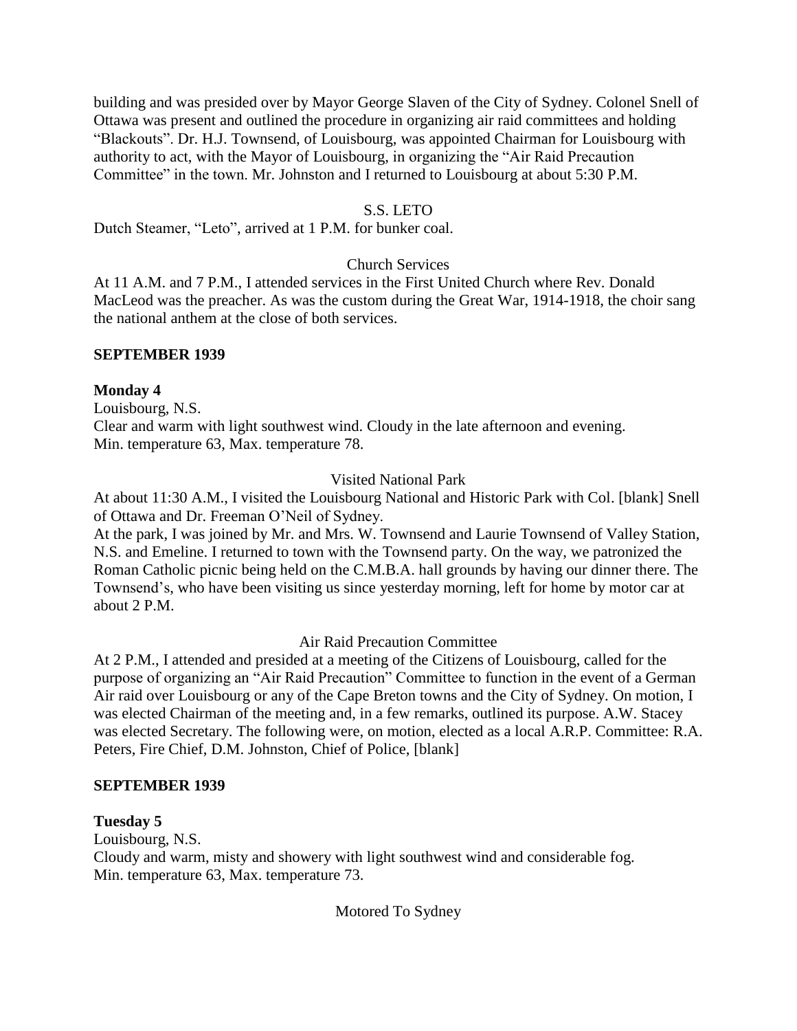building and was presided over by Mayor George Slaven of the City of Sydney. Colonel Snell of Ottawa was present and outlined the procedure in organizing air raid committees and holding "Blackouts". Dr. H.J. Townsend, of Louisbourg, was appointed Chairman for Louisbourg with authority to act, with the Mayor of Louisbourg, in organizing the "Air Raid Precaution Committee" in the town. Mr. Johnston and I returned to Louisbourg at about 5:30 P.M.

S.S. LETO

Dutch Steamer, "Leto", arrived at 1 P.M. for bunker coal.

Church Services

At 11 A.M. and 7 P.M., I attended services in the First United Church where Rev. Donald MacLeod was the preacher. As was the custom during the Great War, 1914-1918, the choir sang the national anthem at the close of both services.

**SEPTEMBER 1939**

**Monday 4**

Louisbourg, N.S.
Clear and warm with light southwest wind. Cloudy in the late afternoon and evening.
Min. temperature 63, Max. temperature 78.

Visited National Park

At about 11:30 A.M., I visited the Louisbourg National and Historic Park with Col. [blank] Snell of Ottawa and Dr. Freeman O'Neil of Sydney.
At the park, I was joined by Mr. and Mrs. W. Townsend and Laurie Townsend of Valley Station, N.S. and Emeline. I returned to town with the Townsend party. On the way, we patronized the Roman Catholic picnic being held on the C.M.B.A. hall grounds by having our dinner there. The Townsend's, who have been visiting us since yesterday morning, left for home by motor car at about 2 P.M.

Air Raid Precaution Committee

At 2 P.M., I attended and presided at a meeting of the Citizens of Louisbourg, called for the purpose of organizing an "Air Raid Precaution" Committee to function in the event of a German Air raid over Louisbourg or any of the Cape Breton towns and the City of Sydney. On motion, I was elected Chairman of the meeting and, in a few remarks, outlined its purpose. A.W. Stacey was elected Secretary. The following were, on motion, elected as a local A.R.P. Committee: R.A. Peters, Fire Chief, D.M. Johnston, Chief of Police, [blank]

**SEPTEMBER 1939**

**Tuesday 5**

Louisbourg, N.S.
Cloudy and warm, misty and showery with light southwest wind and considerable fog.
Min. temperature 63, Max. temperature 73.

Motored To Sydney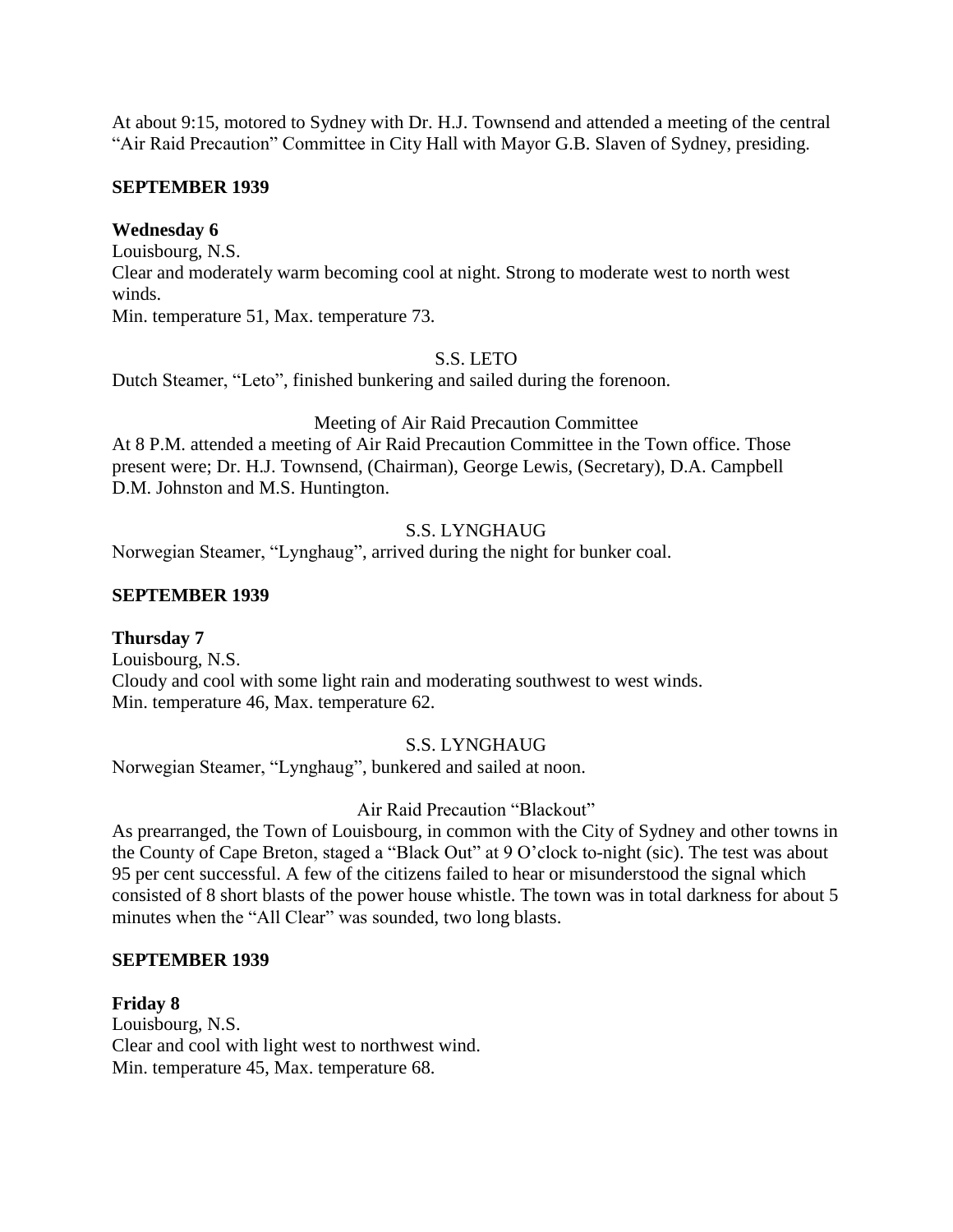At about 9:15, motored to Sydney with Dr. H.J. Townsend and attended a meeting of the central "Air Raid Precaution" Committee in City Hall with Mayor G.B. Slaven of Sydney, presiding.

**SEPTEMBER 1939**

**Wednesday 6**
Louisbourg, N.S.
Clear and moderately warm becoming cool at night. Strong to moderate west to north west winds.
Min. temperature 51, Max. temperature 73.

S.S. LETO

Dutch Steamer, "Leto", finished bunkering and sailed during the forenoon.

Meeting of Air Raid Precaution Committee

At 8 P.M. attended a meeting of Air Raid Precaution Committee in the Town office. Those present were; Dr. H.J. Townsend, (Chairman), George Lewis, (Secretary), D.A. Campbell D.M. Johnston and M.S. Huntington.

S.S. LYNGHAUG

Norwegian Steamer, "Lynghaug", arrived during the night for bunker coal.

**SEPTEMBER 1939**

**Thursday 7**
Louisbourg, N.S.
Cloudy and cool with some light rain and moderating southwest to west winds.
Min. temperature 46, Max. temperature 62.

S.S. LYNGHAUG

Norwegian Steamer, "Lynghaug", bunkered and sailed at noon.

Air Raid Precaution "Blackout"

As prearranged, the Town of Louisbourg, in common with the City of Sydney and other towns in the County of Cape Breton, staged a "Black Out" at 9 O'clock to-night (sic). The test was about 95 per cent successful. A few of the citizens failed to hear or misunderstood the signal which consisted of 8 short blasts of the power house whistle. The town was in total darkness for about 5 minutes when the "All Clear" was sounded, two long blasts.

**SEPTEMBER 1939**

**Friday 8**
Louisbourg, N.S.
Clear and cool with light west to northwest wind.
Min. temperature 45, Max. temperature 68.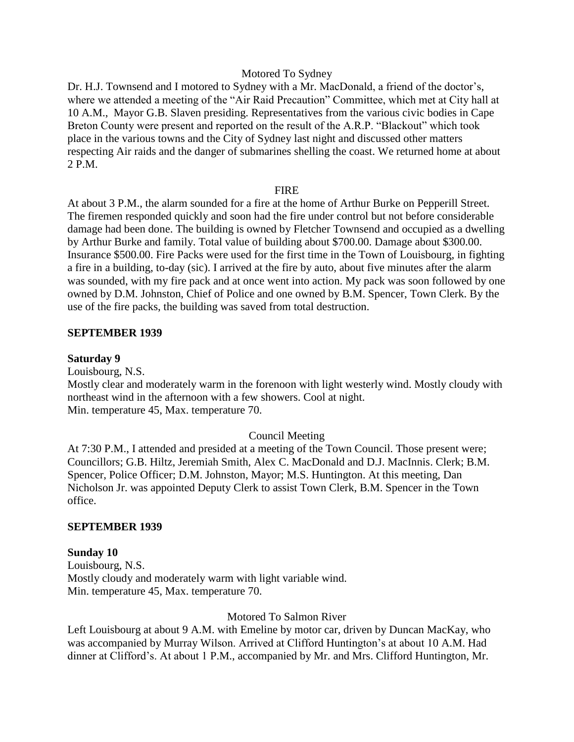Motored To Sydney

Dr. H.J. Townsend and I motored to Sydney with a Mr. MacDonald, a friend of the doctor's, where we attended a meeting of the "Air Raid Precaution" Committee, which met at City hall at 10 A.M., Mayor G.B. Slaven presiding. Representatives from the various civic bodies in Cape Breton County were present and reported on the result of the A.R.P. "Blackout" which took place in the various towns and the City of Sydney last night and discussed other matters respecting Air raids and the danger of submarines shelling the coast. We returned home at about 2 P.M.

FIRE

At about 3 P.M., the alarm sounded for a fire at the home of Arthur Burke on Pepperill Street. The firemen responded quickly and soon had the fire under control but not before considerable damage had been done. The building is owned by Fletcher Townsend and occupied as a dwelling by Arthur Burke and family. Total value of building about $700.00. Damage about $300.00. Insurance $500.00. Fire Packs were used for the first time in the Town of Louisbourg, in fighting a fire in a building, to-day (sic). I arrived at the fire by auto, about five minutes after the alarm was sounded, with my fire pack and at once went into action. My pack was soon followed by one owned by D.M. Johnston, Chief of Police and one owned by B.M. Spencer, Town Clerk. By the use of the fire packs, the building was saved from total destruction.

**SEPTEMBER 1939**

**Saturday 9**

Louisbourg, N.S.

Mostly clear and moderately warm in the forenoon with light westerly wind. Mostly cloudy with northeast wind in the afternoon with a few showers. Cool at night.

Min. temperature 45, Max. temperature 70.

Council Meeting

At 7:30 P.M., I attended and presided at a meeting of the Town Council. Those present were; Councillors; G.B. Hiltz, Jeremiah Smith, Alex C. MacDonald and D.J. MacInnis. Clerk; B.M. Spencer, Police Officer; D.M. Johnston, Mayor; M.S. Huntington. At this meeting, Dan Nicholson Jr. was appointed Deputy Clerk to assist Town Clerk, B.M. Spencer in the Town office.

**SEPTEMBER 1939**

**Sunday 10**

Louisbourg, N.S.

Mostly cloudy and moderately warm with light variable wind.

Min. temperature 45, Max. temperature 70.

Motored To Salmon River

Left Louisbourg at about 9 A.M. with Emeline by motor car, driven by Duncan MacKay, who was accompanied by Murray Wilson. Arrived at Clifford Huntington's at about 10 A.M. Had dinner at Clifford's. At about 1 P.M., accompanied by Mr. and Mrs. Clifford Huntington, Mr.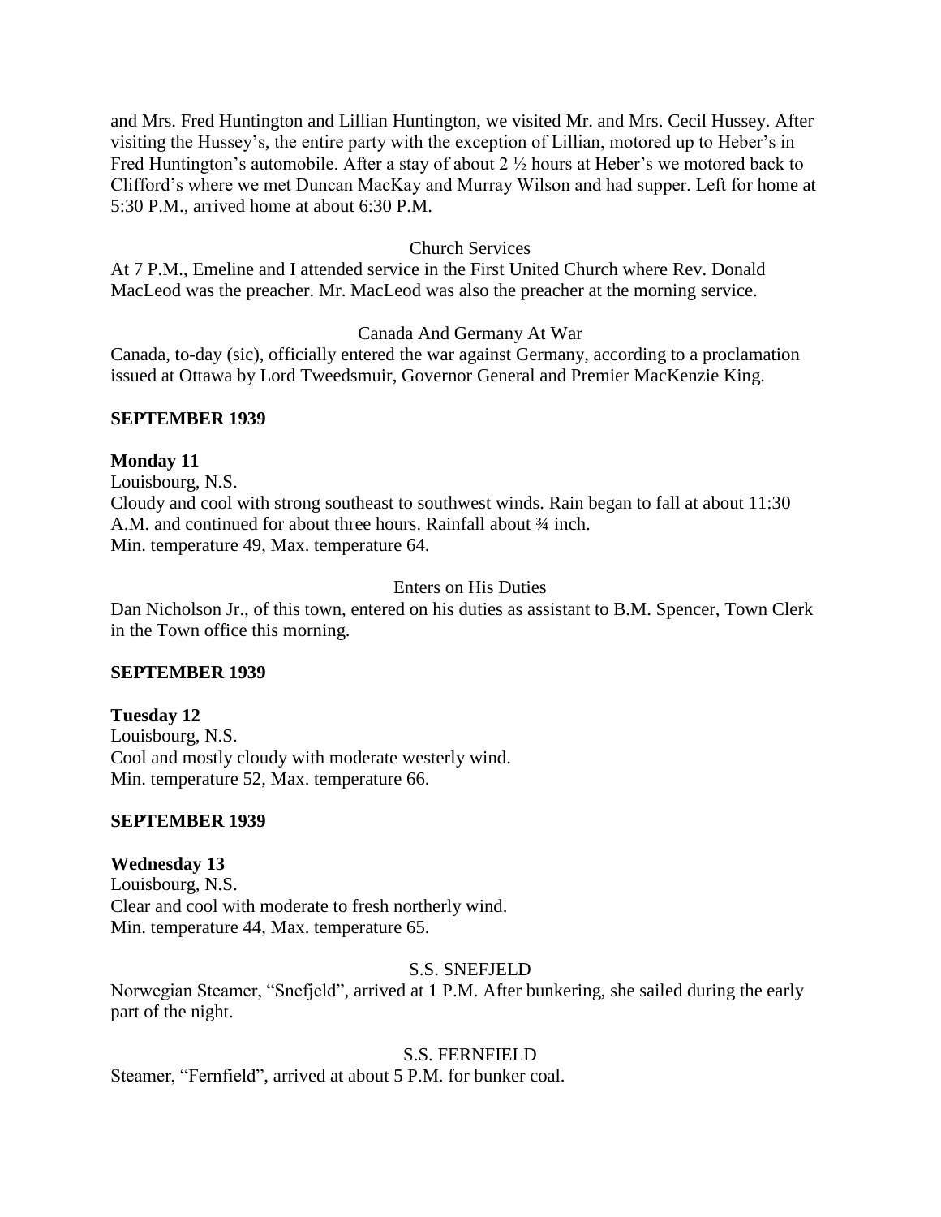and Mrs. Fred Huntington and Lillian Huntington, we visited Mr. and Mrs. Cecil Hussey. After visiting the Hussey's, the entire party with the exception of Lillian, motored up to Heber's in Fred Huntington's automobile. After a stay of about 2 ½ hours at Heber's we motored back to Clifford's where we met Duncan MacKay and Murray Wilson and had supper. Left for home at 5:30 P.M., arrived home at about 6:30 P.M.

Church Services

At 7 P.M., Emeline and I attended service in the First United Church where Rev. Donald MacLeod was the preacher. Mr. MacLeod was also the preacher at the morning service.

Canada And Germany At War

Canada, to-day (sic), officially entered the war against Germany, according to a proclamation issued at Ottawa by Lord Tweedsmuir, Governor General and Premier MacKenzie King.

**SEPTEMBER 1939**

**Monday 11**

Louisbourg, N.S.

Cloudy and cool with strong southeast to southwest winds. Rain began to fall at about 11:30 A.M. and continued for about three hours. Rainfall about ¾ inch.

Min. temperature 49, Max. temperature 64.

Enters on His Duties

Dan Nicholson Jr., of this town, entered on his duties as assistant to B.M. Spencer, Town Clerk in the Town office this morning.

**SEPTEMBER 1939**

**Tuesday 12**

Louisbourg, N.S.

Cool and mostly cloudy with moderate westerly wind.

Min. temperature 52, Max. temperature 66.

**SEPTEMBER 1939**

**Wednesday 13**

Louisbourg, N.S.

Clear and cool with moderate to fresh northerly wind.

Min. temperature 44, Max. temperature 65.

S.S. SNEFJELD

Norwegian Steamer, "Snefjeld", arrived at 1 P.M. After bunkering, she sailed during the early part of the night.

S.S. FERNFIELD

Steamer, "Fernfield", arrived at about 5 P.M. for bunker coal.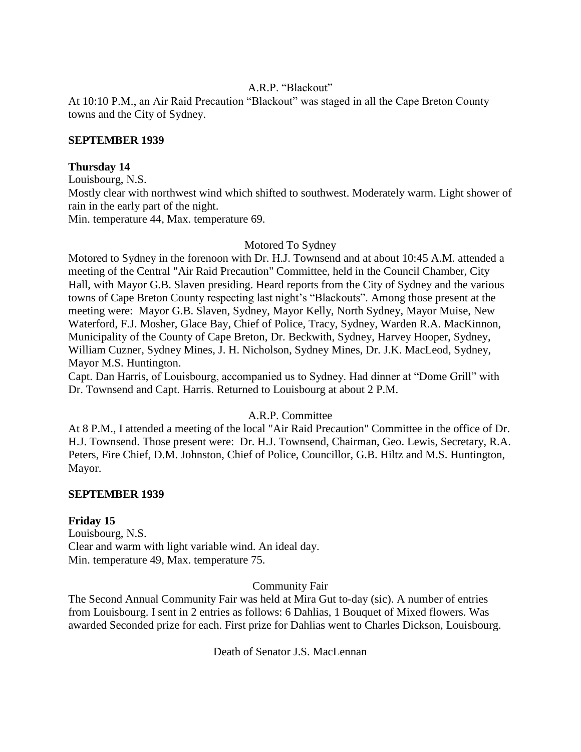A.R.P. "Blackout"

At 10:10 P.M., an Air Raid Precaution "Blackout" was staged in all the Cape Breton County towns and the City of Sydney.

**SEPTEMBER 1939**

**Thursday 14**

Louisbourg, N.S.

Mostly clear with northwest wind which shifted to southwest. Moderately warm. Light shower of rain in the early part of the night.

Min. temperature 44, Max. temperature 69.

Motored To Sydney

Motored to Sydney in the forenoon with Dr. H.J. Townsend and at about 10:45 A.M. attended a meeting of the Central "Air Raid Precaution" Committee, held in the Council Chamber, City Hall, with Mayor G.B. Slaven presiding. Heard reports from the City of Sydney and the various towns of Cape Breton County respecting last night's "Blackouts". Among those present at the meeting were: Mayor G.B. Slaven, Sydney, Mayor Kelly, North Sydney, Mayor Muise, New Waterford, F.J. Mosher, Glace Bay, Chief of Police, Tracy, Sydney, Warden R.A. MacKinnon, Municipality of the County of Cape Breton, Dr. Beckwith, Sydney, Harvey Hooper, Sydney, William Cuzner, Sydney Mines, J. H. Nicholson, Sydney Mines, Dr. J.K. MacLeod, Sydney, Mayor M.S. Huntington.

Capt. Dan Harris, of Louisbourg, accompanied us to Sydney. Had dinner at "Dome Grill" with Dr. Townsend and Capt. Harris. Returned to Louisbourg at about 2 P.M.

A.R.P. Committee

At 8 P.M., I attended a meeting of the local "Air Raid Precaution" Committee in the office of Dr. H.J. Townsend. Those present were: Dr. H.J. Townsend, Chairman, Geo. Lewis, Secretary, R.A. Peters, Fire Chief, D.M. Johnston, Chief of Police, Councillor, G.B. Hiltz and M.S. Huntington, Mayor.

**SEPTEMBER 1939**

**Friday 15**

Louisbourg, N.S.

Clear and warm with light variable wind. An ideal day.

Min. temperature 49, Max. temperature 75.

Community Fair

The Second Annual Community Fair was held at Mira Gut to-day (sic). A number of entries from Louisbourg. I sent in 2 entries as follows: 6 Dahlias, 1 Bouquet of Mixed flowers. Was awarded Seconded prize for each. First prize for Dahlias went to Charles Dickson, Louisbourg.

Death of Senator J.S. MacLennan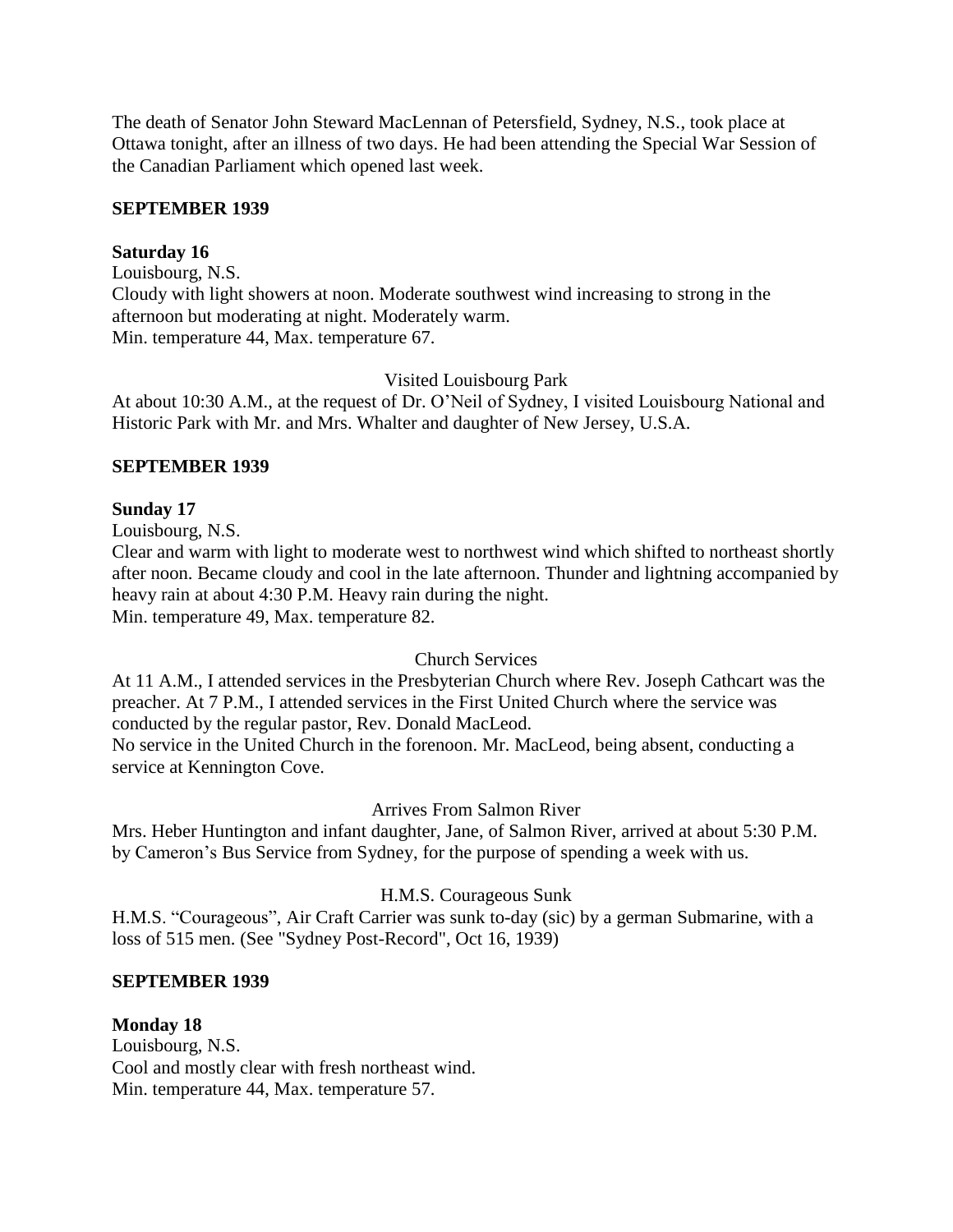The death of Senator John Steward MacLennan of Petersfield, Sydney, N.S., took place at Ottawa tonight, after an illness of two days. He had been attending the Special War Session of the Canadian Parliament which opened last week.

**SEPTEMBER 1939**

**Saturday 16**
Louisbourg, N.S.
Cloudy with light showers at noon. Moderate southwest wind increasing to strong in the afternoon but moderating at night. Moderately warm.
Min. temperature 44, Max. temperature 67.

Visited Louisbourg Park

At about 10:30 A.M., at the request of Dr. O'Neil of Sydney, I visited Louisbourg National and Historic Park with Mr. and Mrs. Whalter and daughter of New Jersey, U.S.A.

**SEPTEMBER 1939**

**Sunday 17**
Louisbourg, N.S.
Clear and warm with light to moderate west to northwest wind which shifted to northeast shortly after noon. Became cloudy and cool in the late afternoon. Thunder and lightning accompanied by heavy rain at about 4:30 P.M. Heavy rain during the night.
Min. temperature 49, Max. temperature 82.

Church Services

At 11 A.M., I attended services in the Presbyterian Church where Rev. Joseph Cathcart was the preacher. At 7 P.M., I attended services in the First United Church where the service was conducted by the regular pastor, Rev. Donald MacLeod.
No service in the United Church in the forenoon. Mr. MacLeod, being absent, conducting a service at Kennington Cove.

Arrives From Salmon River

Mrs. Heber Huntington and infant daughter, Jane, of Salmon River, arrived at about 5:30 P.M. by Cameron's Bus Service from Sydney, for the purpose of spending a week with us.

H.M.S. Courageous Sunk

H.M.S. "Courageous", Air Craft Carrier was sunk to-day (sic) by a german Submarine, with a loss of 515 men. (See "Sydney Post-Record", Oct 16, 1939)

**SEPTEMBER 1939**

**Monday 18**
Louisbourg, N.S.
Cool and mostly clear with fresh northeast wind.
Min. temperature 44, Max. temperature 57.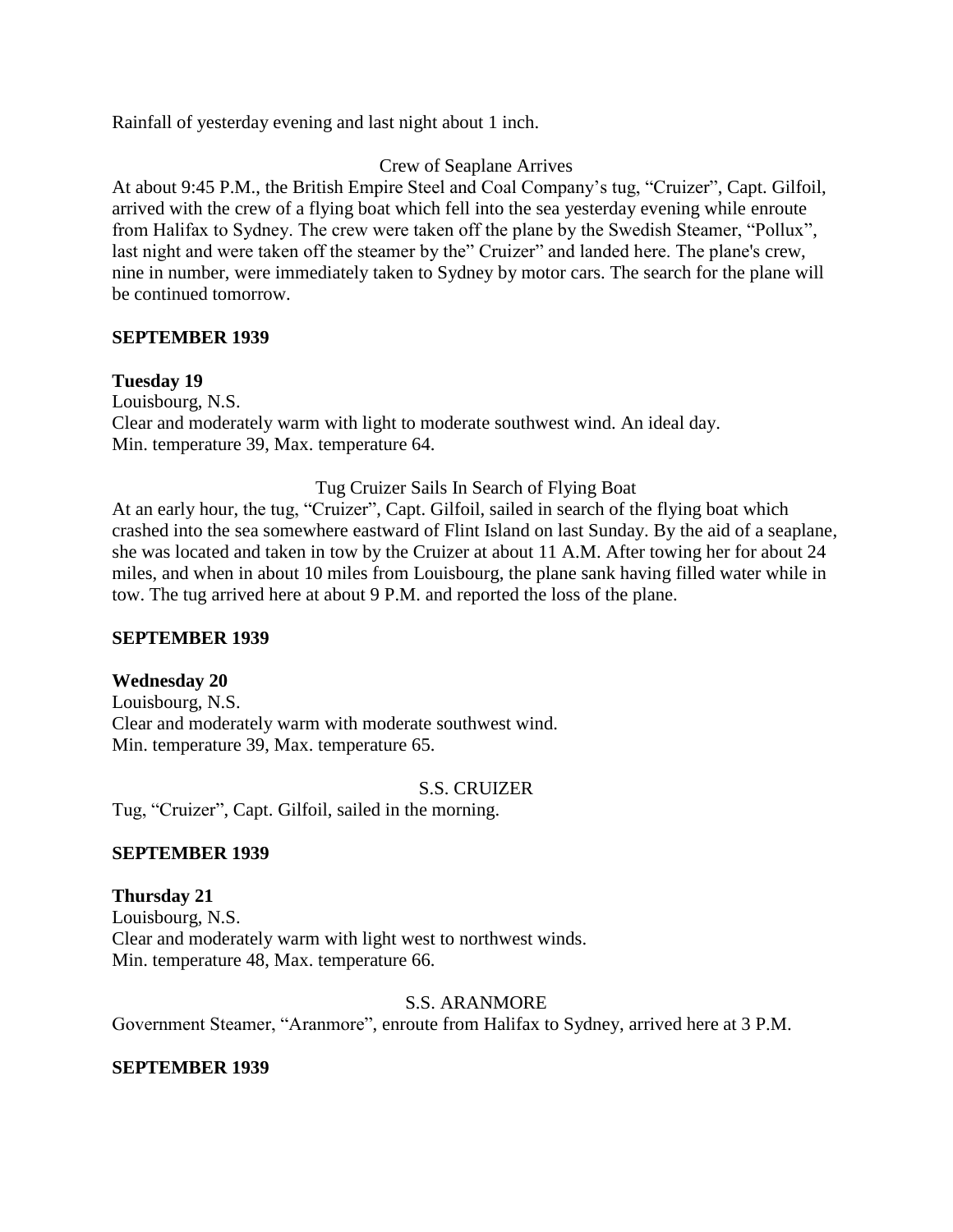Rainfall of yesterday evening and last night about 1 inch.

Crew of Seaplane Arrives

At about 9:45 P.M., the British Empire Steel and Coal Company's tug, "Cruizer", Capt. Gilfoil, arrived with the crew of a flying boat which fell into the sea yesterday evening while enroute from Halifax to Sydney. The crew were taken off the plane by the Swedish Steamer, "Pollux", last night and were taken off the steamer by the" Cruizer" and landed here. The plane's crew, nine in number, were immediately taken to Sydney by motor cars. The search for the plane will be continued tomorrow.

**SEPTEMBER 1939**

**Tuesday 19**

Louisbourg, N.S.

Clear and moderately warm with light to moderate southwest wind. An ideal day.

Min. temperature 39, Max. temperature 64.

Tug Cruizer Sails In Search of Flying Boat

At an early hour, the tug, "Cruizer", Capt. Gilfoil, sailed in search of the flying boat which crashed into the sea somewhere eastward of Flint Island on last Sunday. By the aid of a seaplane, she was located and taken in tow by the Cruizer at about 11 A.M. After towing her for about 24 miles, and when in about 10 miles from Louisbourg, the plane sank having filled water while in tow. The tug arrived here at about 9 P.M. and reported the loss of the plane.

**SEPTEMBER 1939**

**Wednesday 20**

Louisbourg, N.S.

Clear and moderately warm with moderate southwest wind.

Min. temperature 39, Max. temperature 65.

S.S. CRUIZER

Tug, "Cruizer", Capt. Gilfoil, sailed in the morning.

**SEPTEMBER 1939**

**Thursday 21**

Louisbourg, N.S.

Clear and moderately warm with light west to northwest winds.

Min. temperature 48, Max. temperature 66.

S.S. ARANMORE

Government Steamer, "Aranmore", enroute from Halifax to Sydney, arrived here at 3 P.M.

**SEPTEMBER 1939**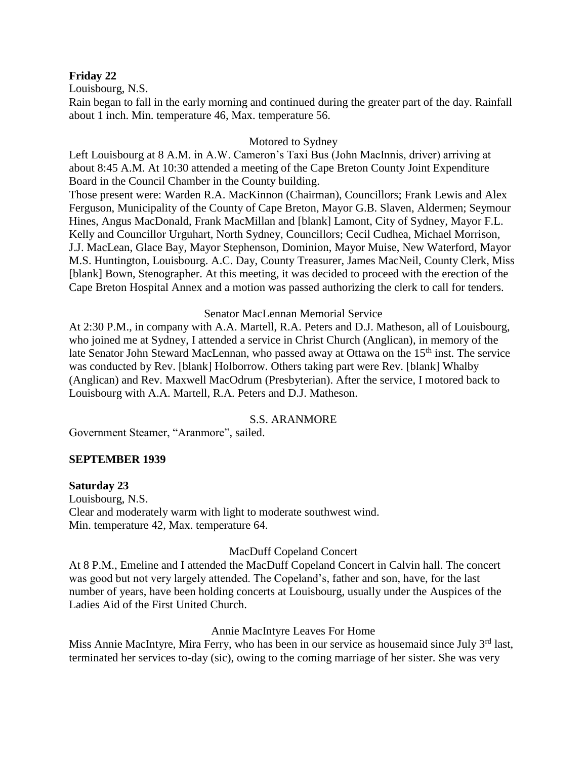**Friday 22**

Louisbourg, N.S.

Rain began to fall in the early morning and continued during the greater part of the day. Rainfall about 1 inch. Min. temperature 46, Max. temperature 56.

Motored to Sydney

Left Louisbourg at 8 A.M. in A.W. Cameron's Taxi Bus (John MacInnis, driver) arriving at about 8:45 A.M. At 10:30 attended a meeting of the Cape Breton County Joint Expenditure Board in the Council Chamber in the County building.

Those present were: Warden R.A. MacKinnon (Chairman), Councillors; Frank Lewis and Alex Ferguson, Municipality of the County of Cape Breton, Mayor G.B. Slaven, Aldermen; Seymour Hines, Angus MacDonald, Frank MacMillan and [blank] Lamont, City of Sydney, Mayor F.L. Kelly and Councillor Urguhart, North Sydney, Councillors; Cecil Cudhea, Michael Morrison, J.J. MacLean, Glace Bay, Mayor Stephenson, Dominion, Mayor Muise, New Waterford, Mayor M.S. Huntington, Louisbourg. A.C. Day, County Treasurer, James MacNeil, County Clerk, Miss [blank] Bown, Stenographer. At this meeting, it was decided to proceed with the erection of the Cape Breton Hospital Annex and a motion was passed authorizing the clerk to call for tenders.

Senator MacLennan Memorial Service

At 2:30 P.M., in company with A.A. Martell, R.A. Peters and D.J. Matheson, all of Louisbourg, who joined me at Sydney, I attended a service in Christ Church (Anglican), in memory of the late Senator John Steward MacLennan, who passed away at Ottawa on the 15th inst. The service was conducted by Rev. [blank] Holborrow. Others taking part were Rev. [blank] Whalby (Anglican) and Rev. Maxwell MacOdrum (Presbyterian). After the service, I motored back to Louisbourg with A.A. Martell, R.A. Peters and D.J. Matheson.

S.S. ARANMORE

Government Steamer, "Aranmore", sailed.

**SEPTEMBER 1939**

**Saturday 23**

Louisbourg, N.S.

Clear and moderately warm with light to moderate southwest wind.
Min. temperature 42, Max. temperature 64.

MacDuff Copeland Concert

At 8 P.M., Emeline and I attended the MacDuff Copeland Concert in Calvin hall. The concert was good but not very largely attended. The Copeland's, father and son, have, for the last number of years, have been holding concerts at Louisbourg, usually under the Auspices of the Ladies Aid of the First United Church.

Annie MacIntyre Leaves For Home

Miss Annie MacIntyre, Mira Ferry, who has been in our service as housemaid since July 3rd last, terminated her services to-day (sic), owing to the coming marriage of her sister. She was very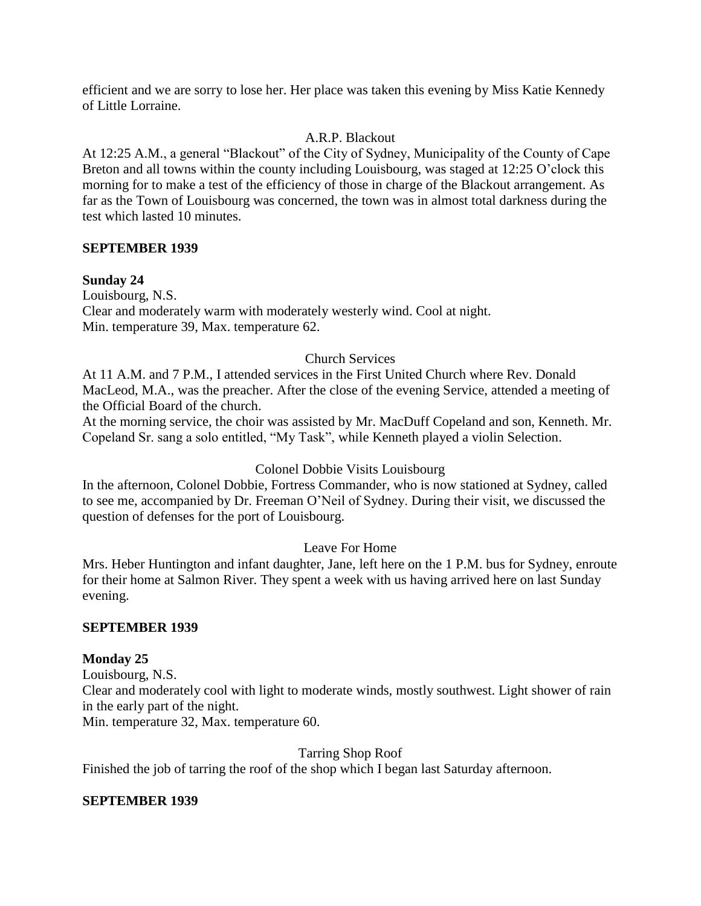efficient and we are sorry to lose her. Her place was taken this evening by Miss Katie Kennedy of Little Lorraine.

A.R.P. Blackout

At 12:25 A.M., a general "Blackout" of the City of Sydney, Municipality of the County of Cape Breton and all towns within the county including Louisbourg, was staged at 12:25 O'clock this morning for to make a test of the efficiency of those in charge of the Blackout arrangement. As far as the Town of Louisbourg was concerned, the town was in almost total darkness during the test which lasted 10 minutes.

**SEPTEMBER 1939**

**Sunday 24**

Louisbourg, N.S.
Clear and moderately warm with moderately westerly wind. Cool at night.
Min. temperature 39, Max. temperature 62.

Church Services

At 11 A.M. and 7 P.M., I attended services in the First United Church where Rev. Donald MacLeod, M.A., was the preacher. After the close of the evening Service, attended a meeting of the Official Board of the church.
At the morning service, the choir was assisted by Mr. MacDuff Copeland and son, Kenneth. Mr. Copeland Sr. sang a solo entitled, "My Task", while Kenneth played a violin Selection.

Colonel Dobbie Visits Louisbourg

In the afternoon, Colonel Dobbie, Fortress Commander, who is now stationed at Sydney, called to see me, accompanied by Dr. Freeman O'Neil of Sydney. During their visit, we discussed the question of defenses for the port of Louisbourg.

Leave For Home

Mrs. Heber Huntington and infant daughter, Jane, left here on the 1 P.M. bus for Sydney, enroute for their home at Salmon River. They spent a week with us having arrived here on last Sunday evening.

**SEPTEMBER 1939**

**Monday 25**

Louisbourg, N.S.
Clear and moderately cool with light to moderate winds, mostly southwest. Light shower of rain in the early part of the night.
Min. temperature 32, Max. temperature 60.

Tarring Shop Roof

Finished the job of tarring the roof of the shop which I began last Saturday afternoon.

**SEPTEMBER 1939**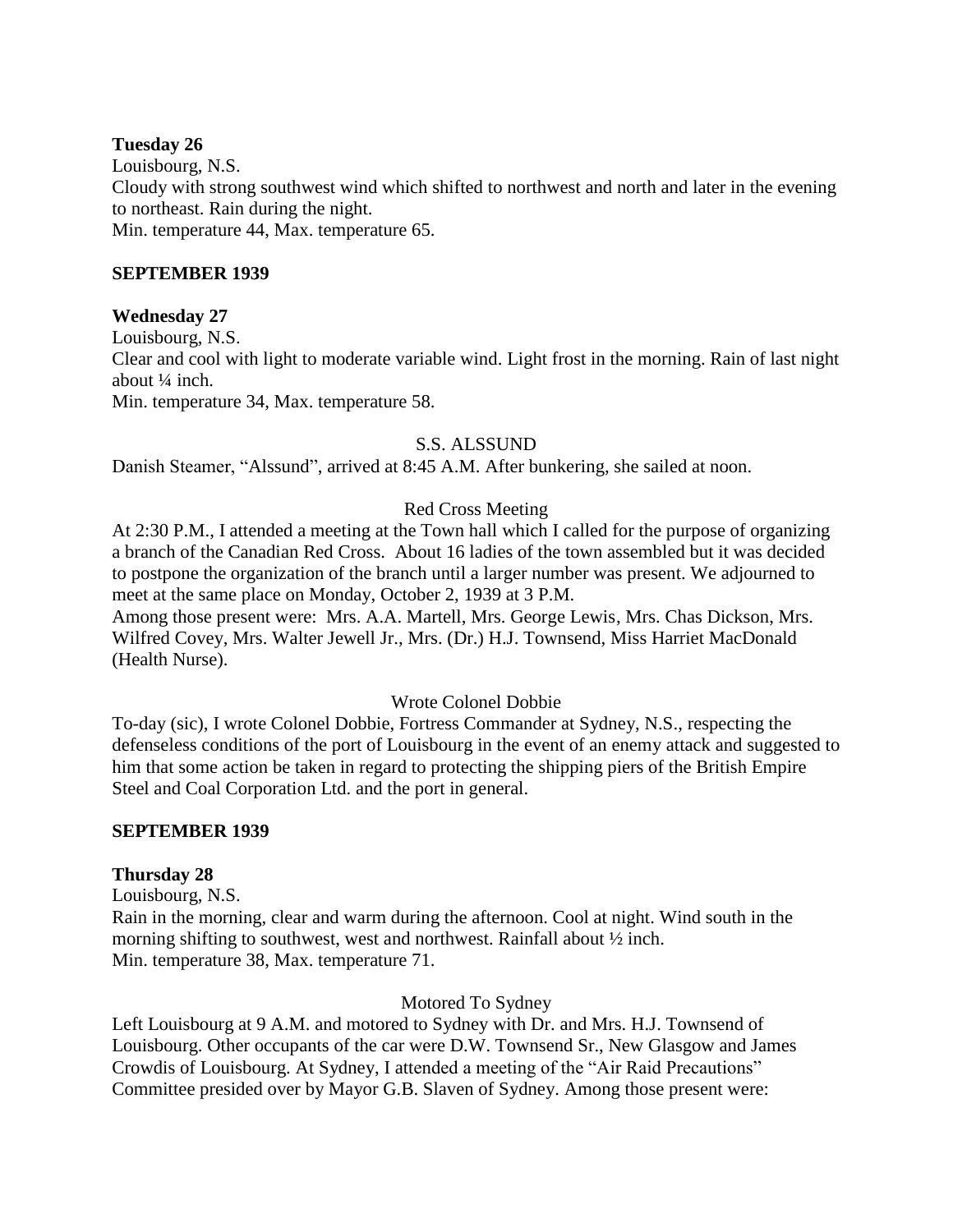**Tuesday 26**
Louisbourg, N.S.
Cloudy with strong southwest wind which shifted to northwest and north and later in the evening to northeast. Rain during the night.
Min. temperature 44, Max. temperature 65.

**SEPTEMBER 1939**

**Wednesday 27**
Louisbourg, N.S.
Clear and cool with light to moderate variable wind. Light frost in the morning. Rain of last night about ¼ inch.
Min. temperature 34, Max. temperature 58.

S.S. ALSSUND

Danish Steamer, "Alssund", arrived at 8:45 A.M. After bunkering, she sailed at noon.

Red Cross Meeting

At 2:30 P.M., I attended a meeting at the Town hall which I called for the purpose of organizing a branch of the Canadian Red Cross. About 16 ladies of the town assembled but it was decided to postpone the organization of the branch until a larger number was present. We adjourned to meet at the same place on Monday, October 2, 1939 at 3 P.M.
Among those present were: Mrs. A.A. Martell, Mrs. George Lewis, Mrs. Chas Dickson, Mrs. Wilfred Covey, Mrs. Walter Jewell Jr., Mrs. (Dr.) H.J. Townsend, Miss Harriet MacDonald (Health Nurse).

Wrote Colonel Dobbie

To-day (sic), I wrote Colonel Dobbie, Fortress Commander at Sydney, N.S., respecting the defenseless conditions of the port of Louisbourg in the event of an enemy attack and suggested to him that some action be taken in regard to protecting the shipping piers of the British Empire Steel and Coal Corporation Ltd. and the port in general.

**SEPTEMBER 1939**

**Thursday 28**
Louisbourg, N.S.
Rain in the morning, clear and warm during the afternoon. Cool at night. Wind south in the morning shifting to southwest, west and northwest. Rainfall about ½ inch.
Min. temperature 38, Max. temperature 71.

Motored To Sydney

Left Louisbourg at 9 A.M. and motored to Sydney with Dr. and Mrs. H.J. Townsend of Louisbourg. Other occupants of the car were D.W. Townsend Sr., New Glasgow and James Crowdis of Louisbourg. At Sydney, I attended a meeting of the "Air Raid Precautions" Committee presided over by Mayor G.B. Slaven of Sydney. Among those present were: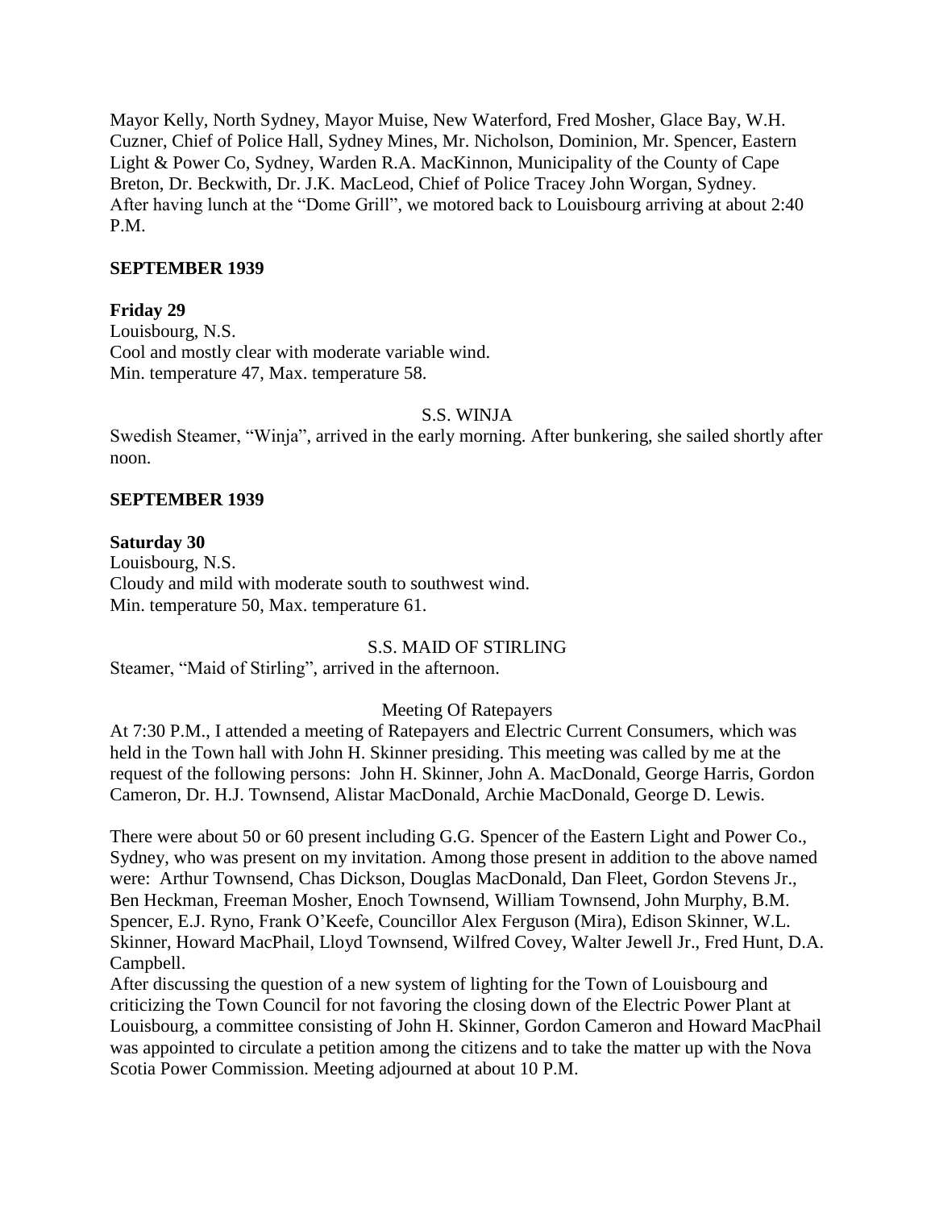Mayor Kelly, North Sydney, Mayor Muise, New Waterford, Fred Mosher, Glace Bay, W.H. Cuzner, Chief of Police Hall, Sydney Mines, Mr. Nicholson, Dominion, Mr. Spencer, Eastern Light & Power Co, Sydney, Warden R.A. MacKinnon, Municipality of the County of Cape Breton, Dr. Beckwith, Dr. J.K. MacLeod, Chief of Police Tracey John Worgan, Sydney. After having lunch at the "Dome Grill", we motored back to Louisbourg arriving at about 2:40 P.M.

**SEPTEMBER 1939**

**Friday 29**
Louisbourg, N.S.
Cool and mostly clear with moderate variable wind.
Min. temperature 47, Max. temperature 58.

S.S. WINJA

Swedish Steamer, "Winja", arrived in the early morning. After bunkering, she sailed shortly after noon.

**SEPTEMBER 1939**

**Saturday 30**
Louisbourg, N.S.
Cloudy and mild with moderate south to southwest wind.
Min. temperature 50, Max. temperature 61.

S.S. MAID OF STIRLING

Steamer, "Maid of Stirling", arrived in the afternoon.

Meeting Of Ratepayers

At 7:30 P.M., I attended a meeting of Ratepayers and Electric Current Consumers, which was held in the Town hall with John H. Skinner presiding. This meeting was called by me at the request of the following persons: John H. Skinner, John A. MacDonald, George Harris, Gordon Cameron, Dr. H.J. Townsend, Alistar MacDonald, Archie MacDonald, George D. Lewis.

There were about 50 or 60 present including G.G. Spencer of the Eastern Light and Power Co., Sydney, who was present on my invitation. Among those present in addition to the above named were: Arthur Townsend, Chas Dickson, Douglas MacDonald, Dan Fleet, Gordon Stevens Jr., Ben Heckman, Freeman Mosher, Enoch Townsend, William Townsend, John Murphy, B.M. Spencer, E.J. Ryno, Frank O'Keefe, Councillor Alex Ferguson (Mira), Edison Skinner, W.L. Skinner, Howard MacPhail, Lloyd Townsend, Wilfred Covey, Walter Jewell Jr., Fred Hunt, D.A. Campbell.

After discussing the question of a new system of lighting for the Town of Louisbourg and criticizing the Town Council for not favoring the closing down of the Electric Power Plant at Louisbourg, a committee consisting of John H. Skinner, Gordon Cameron and Howard MacPhail was appointed to circulate a petition among the citizens and to take the matter up with the Nova Scotia Power Commission. Meeting adjourned at about 10 P.M.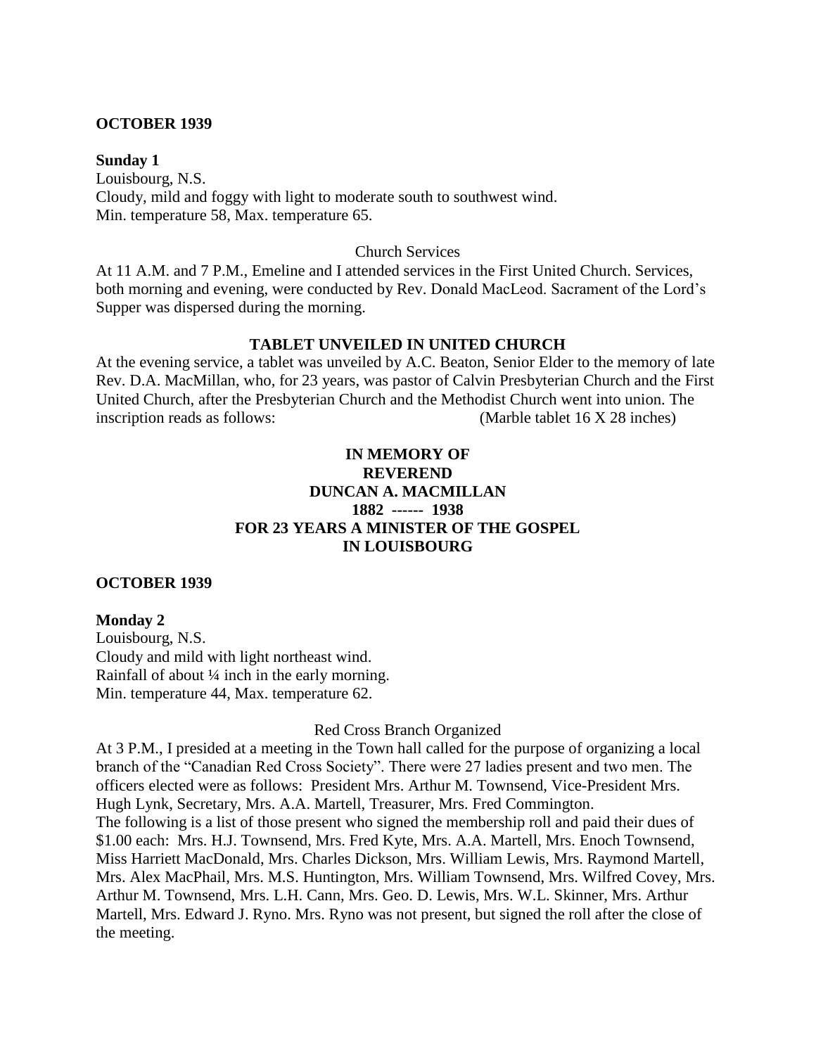**OCTOBER 1939**

**Sunday 1**
Louisbourg, N.S.
Cloudy, mild and foggy with light to moderate south to southwest wind.
Min. temperature 58, Max. temperature 65.

Church Services

At 11 A.M. and 7 P.M., Emeline and I attended services in the First United Church. Services, both morning and evening, were conducted by Rev. Donald MacLeod. Sacrament of the Lord's Supper was dispersed during the morning.

**TABLET UNVEILED IN UNITED CHURCH**

At the evening service, a tablet was unveiled by A.C. Beaton, Senior Elder to the memory of late Rev. D.A. MacMillan, who, for 23 years, was pastor of Calvin Presbyterian Church and the First United Church, after the Presbyterian Church and the Methodist Church went into union. The inscription reads as follows: (Marble tablet 16 X 28 inches)

**IN MEMORY OF**
**REVEREND**
**DUNCAN A. MACMILLAN**
**1882 ------ 1938**
**FOR 23 YEARS A MINISTER OF THE GOSPEL**
**IN LOUISBOURG**

**OCTOBER 1939**

**Monday 2**
Louisbourg, N.S.
Cloudy and mild with light northeast wind.
Rainfall of about ¼ inch in the early morning.
Min. temperature 44, Max. temperature 62.

Red Cross Branch Organized

At 3 P.M., I presided at a meeting in the Town hall called for the purpose of organizing a local branch of the "Canadian Red Cross Society". There were 27 ladies present and two men. The officers elected were as follows: President Mrs. Arthur M. Townsend, Vice-President Mrs. Hugh Lynk, Secretary, Mrs. A.A. Martell, Treasurer, Mrs. Fred Commington.
The following is a list of those present who signed the membership roll and paid their dues of $1.00 each: Mrs. H.J. Townsend, Mrs. Fred Kyte, Mrs. A.A. Martell, Mrs. Enoch Townsend, Miss Harriett MacDonald, Mrs. Charles Dickson, Mrs. William Lewis, Mrs. Raymond Martell, Mrs. Alex MacPhail, Mrs. M.S. Huntington, Mrs. William Townsend, Mrs. Wilfred Covey, Mrs. Arthur M. Townsend, Mrs. L.H. Cann, Mrs. Geo. D. Lewis, Mrs. W.L. Skinner, Mrs. Arthur Martell, Mrs. Edward J. Ryno. Mrs. Ryno was not present, but signed the roll after the close of the meeting.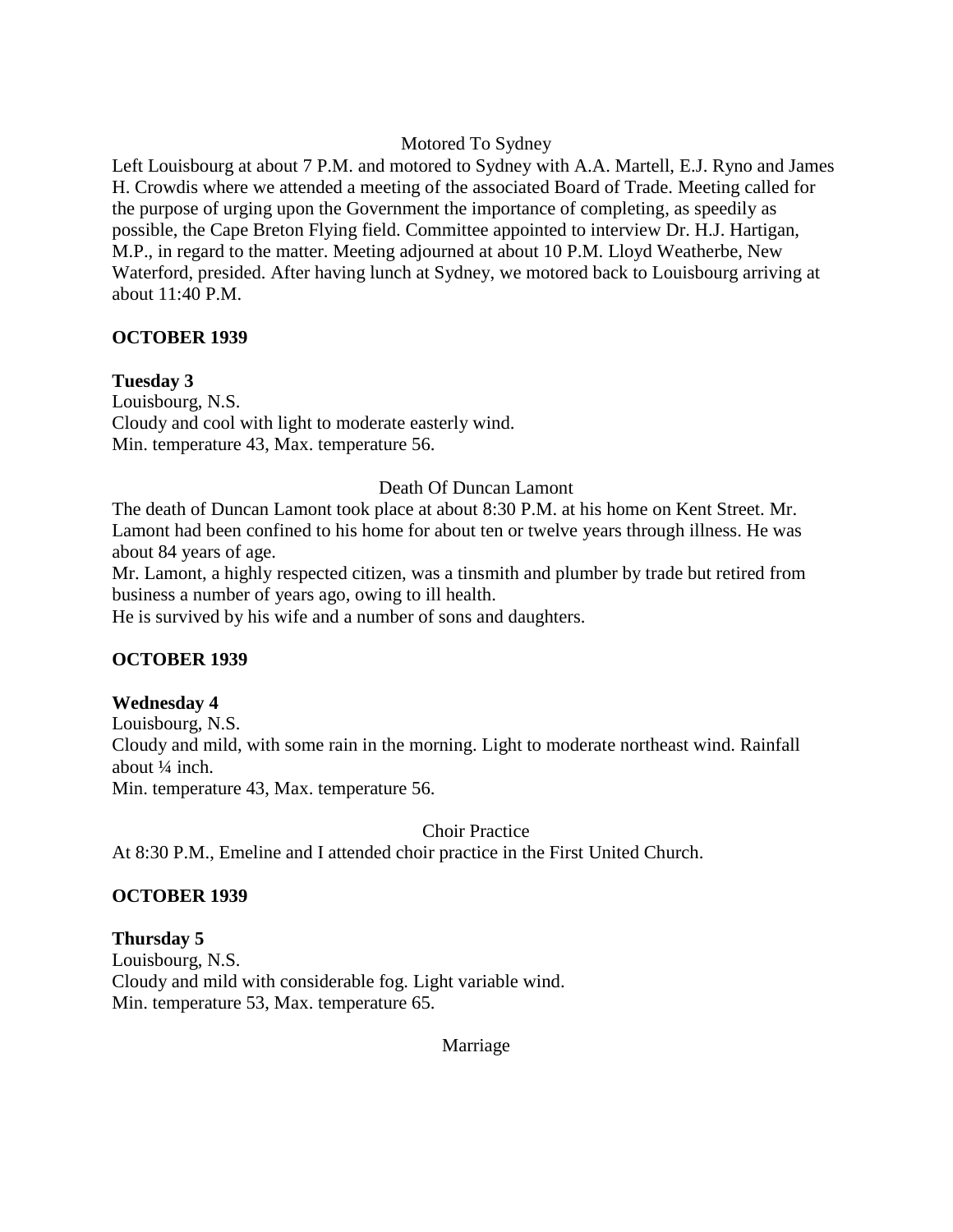Motored To Sydney

Left Louisbourg at about 7 P.M. and motored to Sydney with A.A. Martell, E.J. Ryno and James H. Crowdis where we attended a meeting of the associated Board of Trade. Meeting called for the purpose of urging upon the Government the importance of completing, as speedily as possible, the Cape Breton Flying field. Committee appointed to interview Dr. H.J. Hartigan, M.P., in regard to the matter. Meeting adjourned at about 10 P.M. Lloyd Weatherbe, New Waterford, presided. After having lunch at Sydney, we motored back to Louisbourg arriving at about 11:40 P.M.

**OCTOBER 1939**

**Tuesday 3**

Louisbourg, N.S.
Cloudy and cool with light to moderate easterly wind.
Min. temperature 43, Max. temperature 56.

Death Of Duncan Lamont

The death of Duncan Lamont took place at about 8:30 P.M. at his home on Kent Street. Mr. Lamont had been confined to his home for about ten or twelve years through illness. He was about 84 years of age.
Mr. Lamont, a highly respected citizen, was a tinsmith and plumber by trade but retired from business a number of years ago, owing to ill health.
He is survived by his wife and a number of sons and daughters.

**OCTOBER 1939**

**Wednesday 4**

Louisbourg, N.S.
Cloudy and mild, with some rain in the morning. Light to moderate northeast wind. Rainfall about ¼ inch.
Min. temperature 43, Max. temperature 56.

Choir Practice

At 8:30 P.M., Emeline and I attended choir practice in the First United Church.

**OCTOBER 1939**

**Thursday 5**

Louisbourg, N.S.
Cloudy and mild with considerable fog. Light variable wind.
Min. temperature 53, Max. temperature 65.

Marriage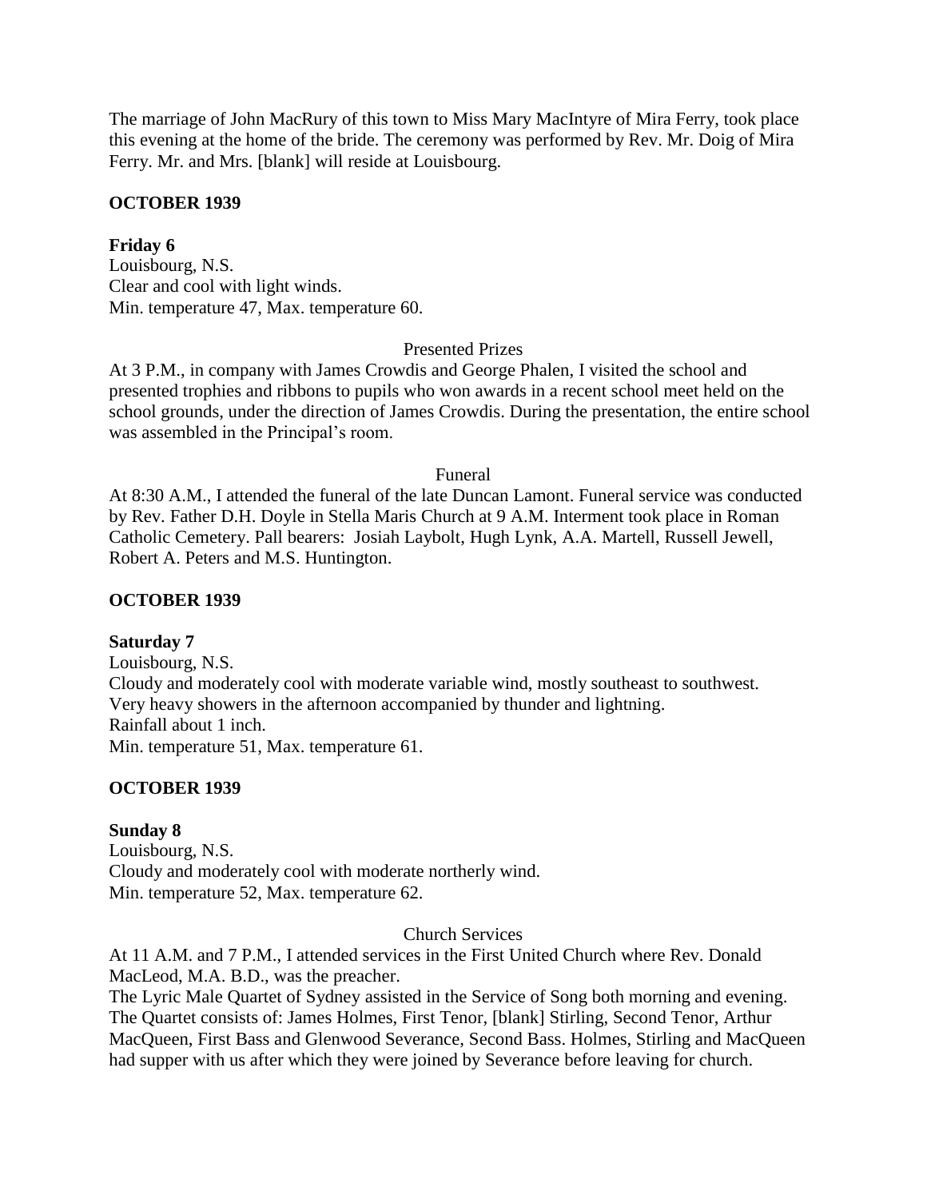The marriage of John MacRury of this town to Miss Mary MacIntyre of Mira Ferry, took place this evening at the home of the bride. The ceremony was performed by Rev. Mr. Doig of Mira Ferry. Mr. and Mrs. [blank] will reside at Louisbourg.

**OCTOBER 1939**

**Friday 6**
Louisbourg, N.S.
Clear and cool with light winds.
Min. temperature 47, Max. temperature 60.

Presented Prizes

At 3 P.M., in company with James Crowdis and George Phalen, I visited the school and presented trophies and ribbons to pupils who won awards in a recent school meet held on the school grounds, under the direction of James Crowdis. During the presentation, the entire school was assembled in the Principal's room.

Funeral

At 8:30 A.M., I attended the funeral of the late Duncan Lamont. Funeral service was conducted by Rev. Father D.H. Doyle in Stella Maris Church at 9 A.M. Interment took place in Roman Catholic Cemetery. Pall bearers: Josiah Laybolt, Hugh Lynk, A.A. Martell, Russell Jewell, Robert A. Peters and M.S. Huntington.

**OCTOBER 1939**

**Saturday 7**
Louisbourg, N.S.
Cloudy and moderately cool with moderate variable wind, mostly southeast to southwest.
Very heavy showers in the afternoon accompanied by thunder and lightning.
Rainfall about 1 inch.
Min. temperature 51, Max. temperature 61.

**OCTOBER 1939**

**Sunday 8**
Louisbourg, N.S.
Cloudy and moderately cool with moderate northerly wind.
Min. temperature 52, Max. temperature 62.

Church Services

At 11 A.M. and 7 P.M., I attended services in the First United Church where Rev. Donald MacLeod, M.A. B.D., was the preacher.
The Lyric Male Quartet of Sydney assisted in the Service of Song both morning and evening. The Quartet consists of: James Holmes, First Tenor, [blank] Stirling, Second Tenor, Arthur MacQueen, First Bass and Glenwood Severance, Second Bass. Holmes, Stirling and MacQueen had supper with us after which they were joined by Severance before leaving for church.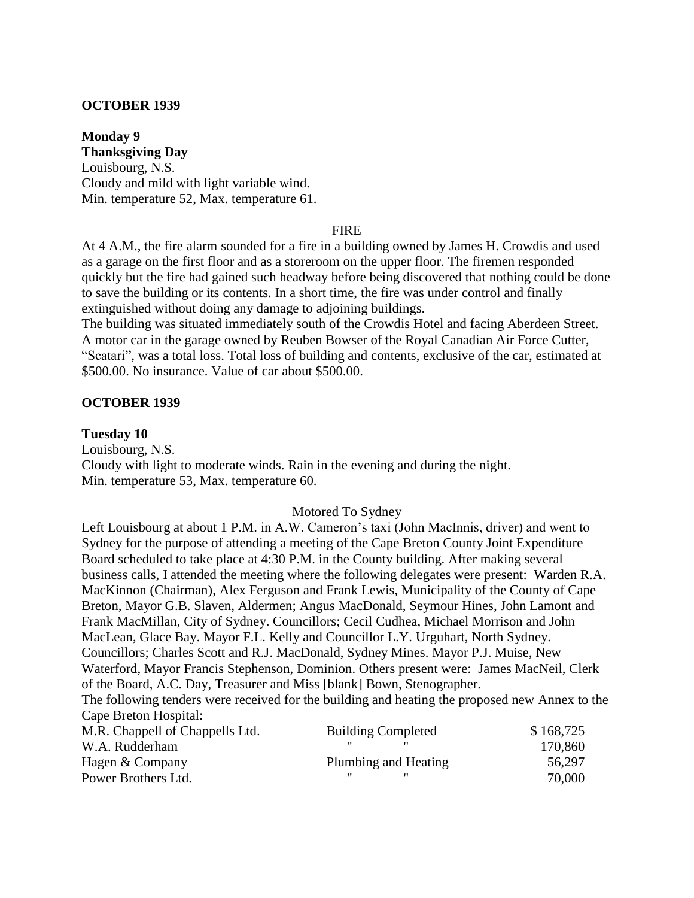**OCTOBER 1939**

**Monday 9**
**Thanksgiving Day**
Louisbourg, N.S.
Cloudy and mild with light variable wind.
Min. temperature 52, Max. temperature 61.

FIRE

At 4 A.M., the fire alarm sounded for a fire in a building owned by James H. Crowdis and used as a garage on the first floor and as a storeroom on the upper floor. The firemen responded quickly but the fire had gained such headway before being discovered that nothing could be done to save the building or its contents. In a short time, the fire was under control and finally extinguished without doing any damage to adjoining buildings.
The building was situated immediately south of the Crowdis Hotel and facing Aberdeen Street. A motor car in the garage owned by Reuben Bowser of the Royal Canadian Air Force Cutter, "Scatari", was a total loss. Total loss of building and contents, exclusive of the car, estimated at $500.00. No insurance. Value of car about $500.00.

**OCTOBER 1939**

**Tuesday 10**
Louisbourg, N.S.
Cloudy with light to moderate winds. Rain in the evening and during the night.
Min. temperature 53, Max. temperature 60.

Motored To Sydney

Left Louisbourg at about 1 P.M. in A.W. Cameron's taxi (John MacInnis, driver) and went to Sydney for the purpose of attending a meeting of the Cape Breton County Joint Expenditure Board scheduled to take place at 4:30 P.M. in the County building. After making several business calls, I attended the meeting where the following delegates were present: Warden R.A. MacKinnon (Chairman), Alex Ferguson and Frank Lewis, Municipality of the County of Cape Breton, Mayor G.B. Slaven, Aldermen; Angus MacDonald, Seymour Hines, John Lamont and Frank MacMillan, City of Sydney. Councillors; Cecil Cudhea, Michael Morrison and John MacLean, Glace Bay. Mayor F.L. Kelly and Councillor L.Y. Urguhart, North Sydney. Councillors; Charles Scott and R.J. MacDonald, Sydney Mines. Mayor P.J. Muise, New Waterford, Mayor Francis Stephenson, Dominion. Others present were: James MacNeil, Clerk of the Board, A.C. Day, Treasurer and Miss [blank] Bown, Stenographer.
The following tenders were received for the building and heating the proposed new Annex to the Cape Breton Hospital:

| | | |
|---|---|---|
| M.R. Chappell of Chappells Ltd. | Building Completed | $ 168,725 |
| W.A. Rudderham | " " | 170,860 |
| Hagen & Company | Plumbing and Heating | 56,297 |
| Power Brothers Ltd. | " " | 70,000 |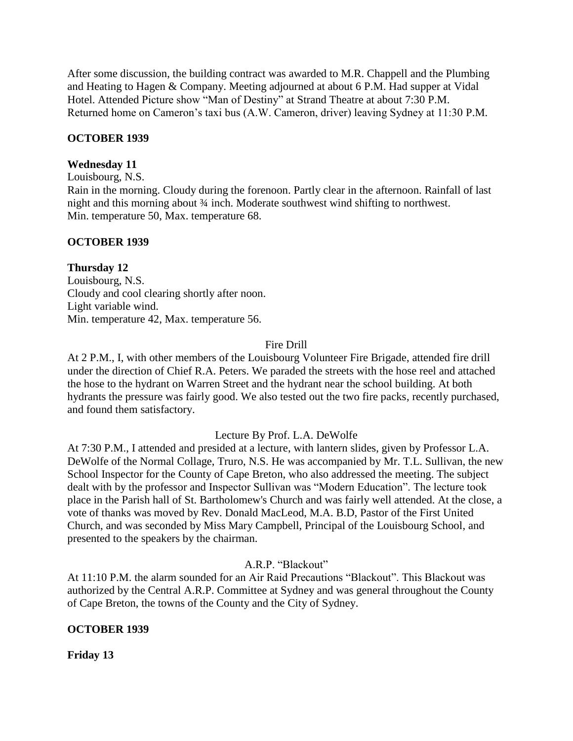After some discussion, the building contract was awarded to M.R. Chappell and the Plumbing and Heating to Hagen & Company. Meeting adjourned at about 6 P.M. Had supper at Vidal Hotel. Attended Picture show "Man of Destiny" at Strand Theatre at about 7:30 P.M. Returned home on Cameron's taxi bus (A.W. Cameron, driver) leaving Sydney at 11:30 P.M.

**OCTOBER 1939**

**Wednesday 11**

Louisbourg, N.S.
Rain in the morning. Cloudy during the forenoon. Partly clear in the afternoon. Rainfall of last night and this morning about ¾ inch. Moderate southwest wind shifting to northwest.
Min. temperature 50, Max. temperature 68.

**OCTOBER 1939**

**Thursday 12**

Louisbourg, N.S.
Cloudy and cool clearing shortly after noon.
Light variable wind.
Min. temperature 42, Max. temperature 56.

Fire Drill

At 2 P.M., I, with other members of the Louisbourg Volunteer Fire Brigade, attended fire drill under the direction of Chief R.A. Peters. We paraded the streets with the hose reel and attached the hose to the hydrant on Warren Street and the hydrant near the school building. At both hydrants the pressure was fairly good. We also tested out the two fire packs, recently purchased, and found them satisfactory.

Lecture By Prof. L.A. DeWolfe

At 7:30 P.M., I attended and presided at a lecture, with lantern slides, given by Professor L.A. DeWolfe of the Normal Collage, Truro, N.S. He was accompanied by Mr. T.L. Sullivan, the new School Inspector for the County of Cape Breton, who also addressed the meeting. The subject dealt with by the professor and Inspector Sullivan was "Modern Education". The lecture took place in the Parish hall of St. Bartholomew's Church and was fairly well attended. At the close, a vote of thanks was moved by Rev. Donald MacLeod, M.A. B.D, Pastor of the First United Church, and was seconded by Miss Mary Campbell, Principal of the Louisbourg School, and presented to the speakers by the chairman.

A.R.P. "Blackout"

At 11:10 P.M. the alarm sounded for an Air Raid Precautions "Blackout". This Blackout was authorized by the Central A.R.P. Committee at Sydney and was general throughout the County of Cape Breton, the towns of the County and the City of Sydney.

**OCTOBER 1939**

**Friday 13**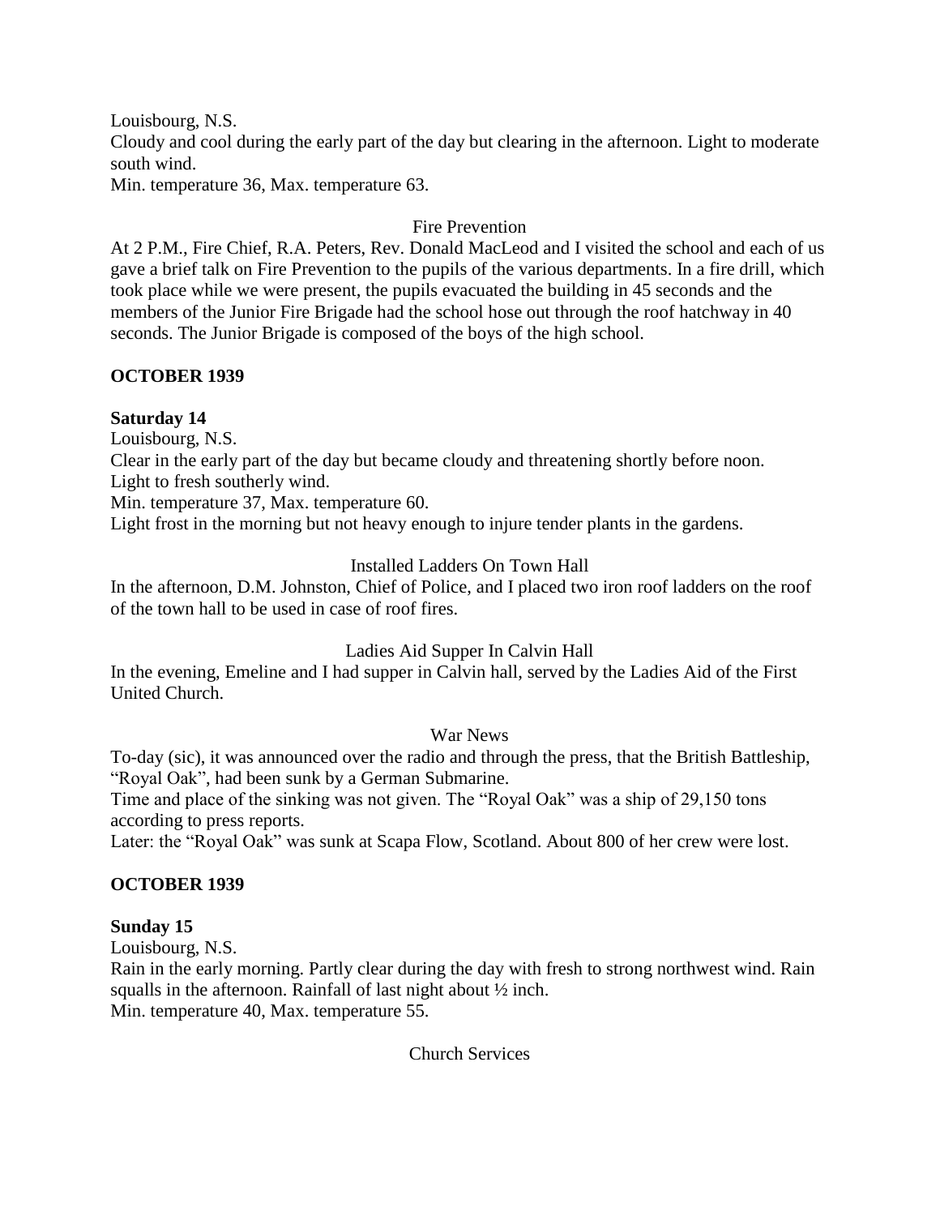Louisbourg, N.S.
Cloudy and cool during the early part of the day but clearing in the afternoon. Light to moderate south wind.
Min. temperature 36, Max. temperature 63.

Fire Prevention

At 2 P.M., Fire Chief, R.A. Peters, Rev. Donald MacLeod and I visited the school and each of us gave a brief talk on Fire Prevention to the pupils of the various departments. In a fire drill, which took place while we were present, the pupils evacuated the building in 45 seconds and the members of the Junior Fire Brigade had the school hose out through the roof hatchway in 40 seconds. The Junior Brigade is composed of the boys of the high school.

**OCTOBER 1939**

**Saturday 14**

Louisbourg, N.S.
Clear in the early part of the day but became cloudy and threatening shortly before noon.
Light to fresh southerly wind.
Min. temperature 37, Max. temperature 60.
Light frost in the morning but not heavy enough to injure tender plants in the gardens.

Installed Ladders On Town Hall

In the afternoon, D.M. Johnston, Chief of Police, and I placed two iron roof ladders on the roof of the town hall to be used in case of roof fires.

Ladies Aid Supper In Calvin Hall

In the evening, Emeline and I had supper in Calvin hall, served by the Ladies Aid of the First United Church.

War News

To-day (sic), it was announced over the radio and through the press, that the British Battleship, "Royal Oak", had been sunk by a German Submarine.
Time and place of the sinking was not given. The "Royal Oak" was a ship of 29,150 tons according to press reports.
Later: the "Royal Oak" was sunk at Scapa Flow, Scotland. About 800 of her crew were lost.

**OCTOBER 1939**

**Sunday 15**

Louisbourg, N.S.
Rain in the early morning. Partly clear during the day with fresh to strong northwest wind. Rain squalls in the afternoon. Rainfall of last night about ½ inch.
Min. temperature 40, Max. temperature 55.

Church Services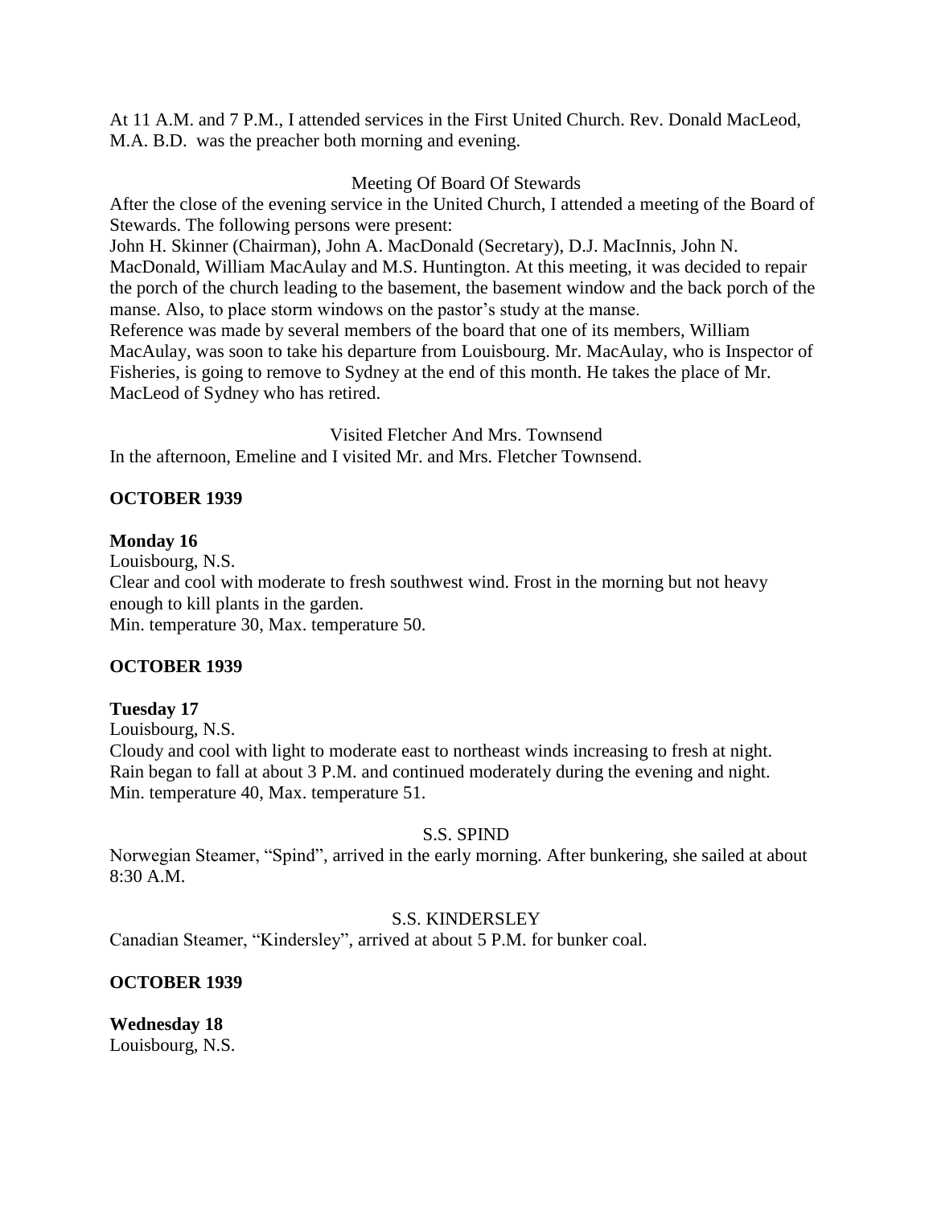At 11 A.M. and 7 P.M., I attended services in the First United Church. Rev. Donald MacLeod, M.A. B.D. was the preacher both morning and evening.

Meeting Of Board Of Stewards

After the close of the evening service in the United Church, I attended a meeting of the Board of Stewards. The following persons were present:

John H. Skinner (Chairman), John A. MacDonald (Secretary), D.J. MacInnis, John N. MacDonald, William MacAulay and M.S. Huntington. At this meeting, it was decided to repair the porch of the church leading to the basement, the basement window and the back porch of the manse. Also, to place storm windows on the pastor's study at the manse.

Reference was made by several members of the board that one of its members, William MacAulay, was soon to take his departure from Louisbourg. Mr. MacAulay, who is Inspector of Fisheries, is going to remove to Sydney at the end of this month. He takes the place of Mr. MacLeod of Sydney who has retired.

Visited Fletcher And Mrs. Townsend

In the afternoon, Emeline and I visited Mr. and Mrs. Fletcher Townsend.

**OCTOBER 1939**

**Monday 16**

Louisbourg, N.S.

Clear and cool with moderate to fresh southwest wind. Frost in the morning but not heavy enough to kill plants in the garden.

Min. temperature 30, Max. temperature 50.

**OCTOBER 1939**

**Tuesday 17**

Louisbourg, N.S.

Cloudy and cool with light to moderate east to northeast winds increasing to fresh at night. Rain began to fall at about 3 P.M. and continued moderately during the evening and night.

Min. temperature 40, Max. temperature 51.

S.S. SPIND

Norwegian Steamer, "Spind", arrived in the early morning. After bunkering, she sailed at about 8:30 A.M.

S.S. KINDERSLEY

Canadian Steamer, "Kindersley", arrived at about 5 P.M. for bunker coal.

**OCTOBER 1939**

**Wednesday 18**

Louisbourg, N.S.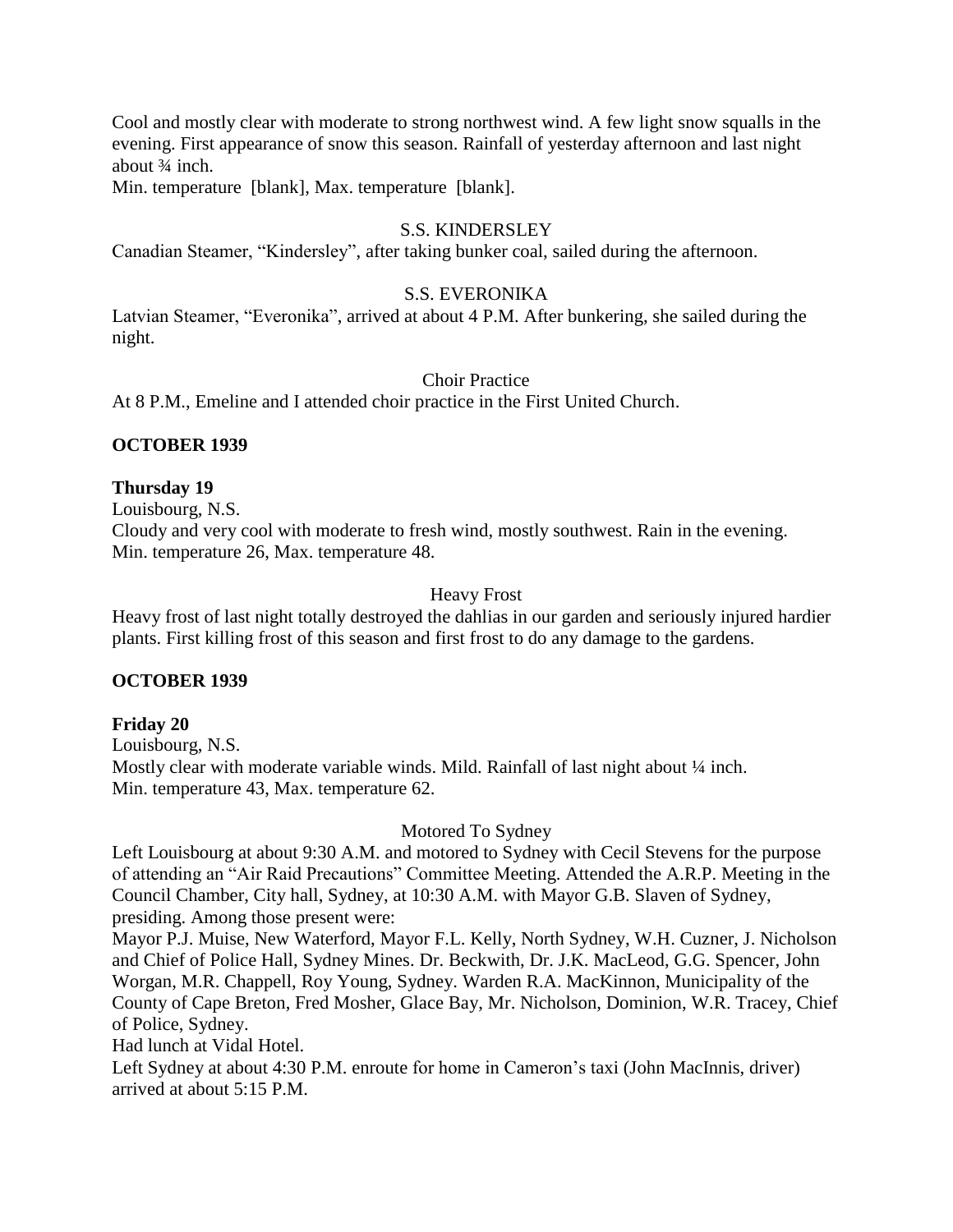Cool and mostly clear with moderate to strong northwest wind. A few light snow squalls in the evening. First appearance of snow this season. Rainfall of yesterday afternoon and last night about ¾ inch.
Min. temperature [blank], Max. temperature [blank].

S.S. KINDERSLEY

Canadian Steamer, “Kindersley”, after taking bunker coal, sailed during the afternoon.

S.S. EVERONIKA

Latvian Steamer, “Everonika”, arrived at about 4 P.M. After bunkering, she sailed during the night.

Choir Practice

At 8 P.M., Emeline and I attended choir practice in the First United Church.

**OCTOBER 1939**

**Thursday 19**

Louisbourg, N.S.
Cloudy and very cool with moderate to fresh wind, mostly southwest. Rain in the evening.
Min. temperature 26, Max. temperature 48.

Heavy Frost

Heavy frost of last night totally destroyed the dahlias in our garden and seriously injured hardier plants. First killing frost of this season and first frost to do any damage to the gardens.

**OCTOBER 1939**

**Friday 20**

Louisbourg, N.S.
Mostly clear with moderate variable winds. Mild. Rainfall of last night about ¼ inch.
Min. temperature 43, Max. temperature 62.

Motored To Sydney

Left Louisbourg at about 9:30 A.M. and motored to Sydney with Cecil Stevens for the purpose of attending an “Air Raid Precautions” Committee Meeting. Attended the A.R.P. Meeting in the Council Chamber, City hall, Sydney, at 10:30 A.M. with Mayor G.B. Slaven of Sydney, presiding. Among those present were:

Mayor P.J. Muise, New Waterford, Mayor F.L. Kelly, North Sydney, W.H. Cuzner, J. Nicholson and Chief of Police Hall, Sydney Mines. Dr. Beckwith, Dr. J.K. MacLeod, G.G. Spencer, John Worgan, M.R. Chappell, Roy Young, Sydney. Warden R.A. MacKinnon, Municipality of the County of Cape Breton, Fred Mosher, Glace Bay, Mr. Nicholson, Dominion, W.R. Tracey, Chief of Police, Sydney.

Had lunch at Vidal Hotel.

Left Sydney at about 4:30 P.M. enroute for home in Cameron’s taxi (John MacInnis, driver) arrived at about 5:15 P.M.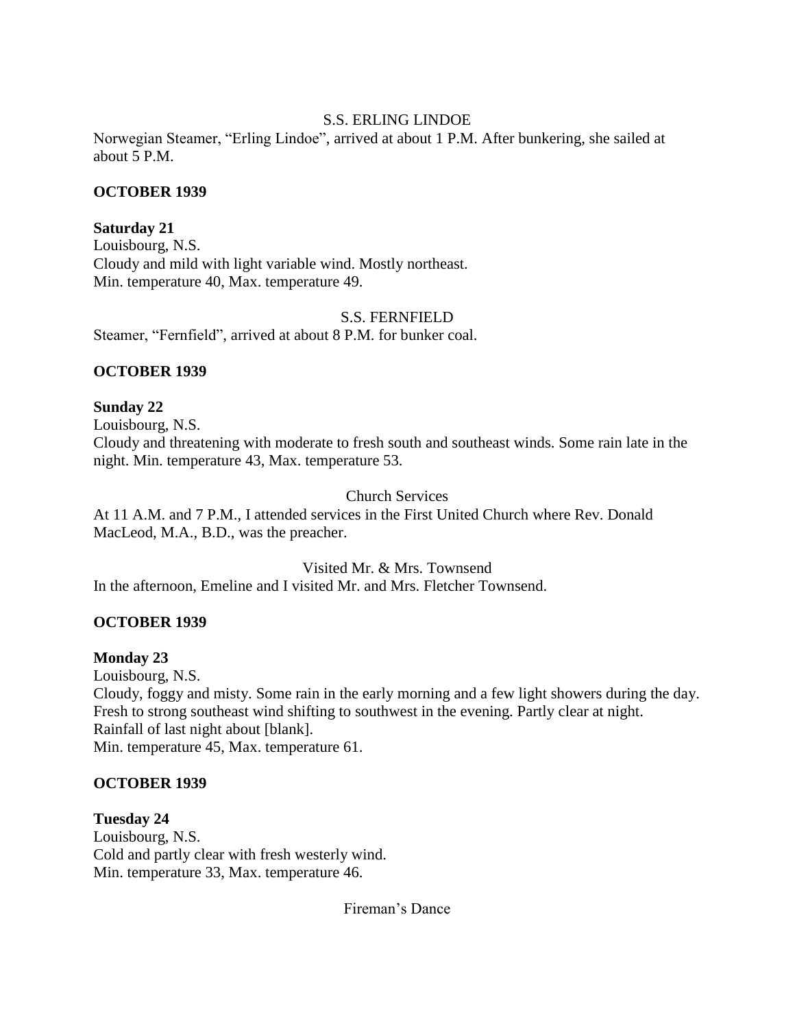S.S. ERLING LINDOE

Norwegian Steamer, "Erling Lindoe", arrived at about 1 P.M. After bunkering, she sailed at about 5 P.M.

**OCTOBER 1939**

**Saturday 21**

Louisbourg, N.S.
Cloudy and mild with light variable wind. Mostly northeast.
Min. temperature 40, Max. temperature 49.

S.S. FERNFIELD

Steamer, "Fernfield", arrived at about 8 P.M. for bunker coal.

**OCTOBER 1939**

**Sunday 22**

Louisbourg, N.S.
Cloudy and threatening with moderate to fresh south and southeast winds. Some rain late in the night. Min. temperature 43, Max. temperature 53.

Church Services

At 11 A.M. and 7 P.M., I attended services in the First United Church where Rev. Donald MacLeod, M.A., B.D., was the preacher.

Visited Mr. & Mrs. Townsend

In the afternoon, Emeline and I visited Mr. and Mrs. Fletcher Townsend.

**OCTOBER 1939**

**Monday 23**

Louisbourg, N.S.
Cloudy, foggy and misty. Some rain in the early morning and a few light showers during the day. Fresh to strong southeast wind shifting to southwest in the evening. Partly clear at night.
Rainfall of last night about [blank].
Min. temperature 45, Max. temperature 61.

**OCTOBER 1939**

**Tuesday 24**

Louisbourg, N.S.
Cold and partly clear with fresh westerly wind.
Min. temperature 33, Max. temperature 46.

Fireman's Dance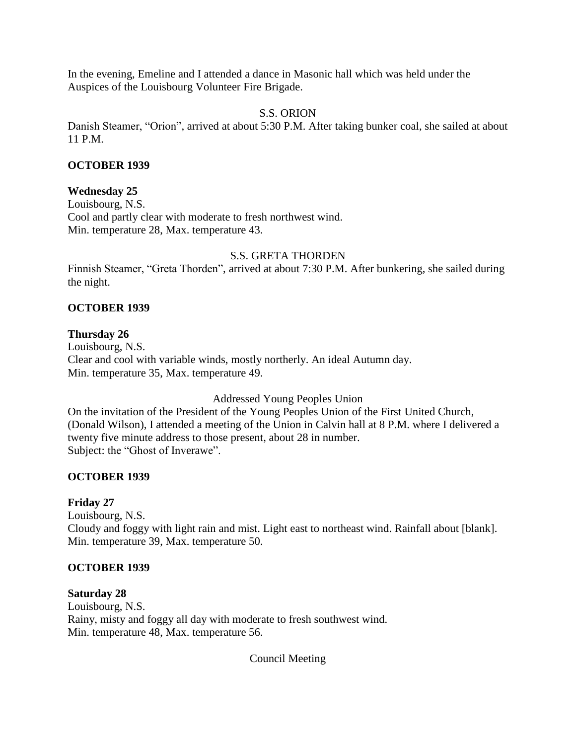In the evening, Emeline and I attended a dance in Masonic hall which was held under the Auspices of the Louisbourg Volunteer Fire Brigade.

S.S. ORION

Danish Steamer, “Orion”, arrived at about 5:30 P.M. After taking bunker coal, she sailed at about 11 P.M.

**OCTOBER 1939**

**Wednesday 25**
Louisbourg, N.S.
Cool and partly clear with moderate to fresh northwest wind.
Min. temperature 28, Max. temperature 43.

S.S. GRETA THORDEN

Finnish Steamer, “Greta Thorden”, arrived at about 7:30 P.M. After bunkering, she sailed during the night.

**OCTOBER 1939**

**Thursday 26**
Louisbourg, N.S.
Clear and cool with variable winds, mostly northerly. An ideal Autumn day.
Min. temperature 35, Max. temperature 49.

Addressed Young Peoples Union

On the invitation of the President of the Young Peoples Union of the First United Church, (Donald Wilson), I attended a meeting of the Union in Calvin hall at 8 P.M. where I delivered a twenty five minute address to those present, about 28 in number.
Subject: the “Ghost of Inverawe”.

**OCTOBER 1939**

**Friday 27**
Louisbourg, N.S.
Cloudy and foggy with light rain and mist. Light east to northeast wind. Rainfall about [blank].
Min. temperature 39, Max. temperature 50.

**OCTOBER 1939**

**Saturday 28**
Louisbourg, N.S.
Rainy, misty and foggy all day with moderate to fresh southwest wind.
Min. temperature 48, Max. temperature 56.

Council Meeting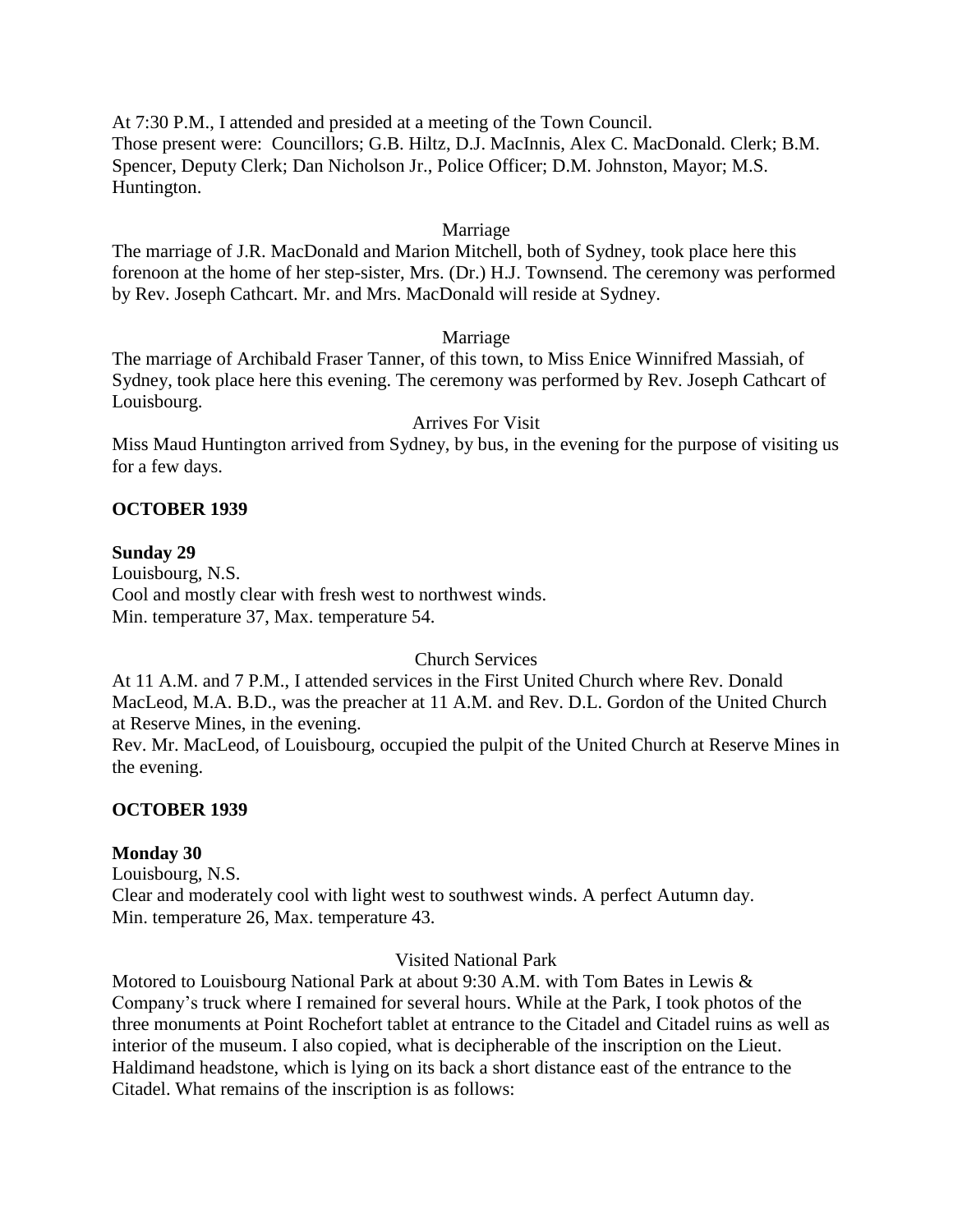At 7:30 P.M., I attended and presided at a meeting of the Town Council.
Those present were: Councillors; G.B. Hiltz, D.J. MacInnis, Alex C. MacDonald. Clerk; B.M. Spencer, Deputy Clerk; Dan Nicholson Jr., Police Officer; D.M. Johnston, Mayor; M.S. Huntington.

Marriage

The marriage of J.R. MacDonald and Marion Mitchell, both of Sydney, took place here this forenoon at the home of her step-sister, Mrs. (Dr.) H.J. Townsend. The ceremony was performed by Rev. Joseph Cathcart. Mr. and Mrs. MacDonald will reside at Sydney.

Marriage

The marriage of Archibald Fraser Tanner, of this town, to Miss Enice Winnifred Massiah, of Sydney, took place here this evening. The ceremony was performed by Rev. Joseph Cathcart of Louisbourg.

Arrives For Visit

Miss Maud Huntington arrived from Sydney, by bus, in the evening for the purpose of visiting us for a few days.

**OCTOBER 1939**

**Sunday 29**

Louisbourg, N.S.
Cool and mostly clear with fresh west to northwest winds.
Min. temperature 37, Max. temperature 54.

Church Services

At 11 A.M. and 7 P.M., I attended services in the First United Church where Rev. Donald MacLeod, M.A. B.D., was the preacher at 11 A.M. and Rev. D.L. Gordon of the United Church at Reserve Mines, in the evening.
Rev. Mr. MacLeod, of Louisbourg, occupied the pulpit of the United Church at Reserve Mines in the evening.

**OCTOBER 1939**

**Monday 30**

Louisbourg, N.S.
Clear and moderately cool with light west to southwest winds. A perfect Autumn day.
Min. temperature 26, Max. temperature 43.

Visited National Park

Motored to Louisbourg National Park at about 9:30 A.M. with Tom Bates in Lewis & Company's truck where I remained for several hours. While at the Park, I took photos of the three monuments at Point Rochefort tablet at entrance to the Citadel and Citadel ruins as well as interior of the museum. I also copied, what is decipherable of the inscription on the Lieut. Haldimand headstone, which is lying on its back a short distance east of the entrance to the Citadel. What remains of the inscription is as follows: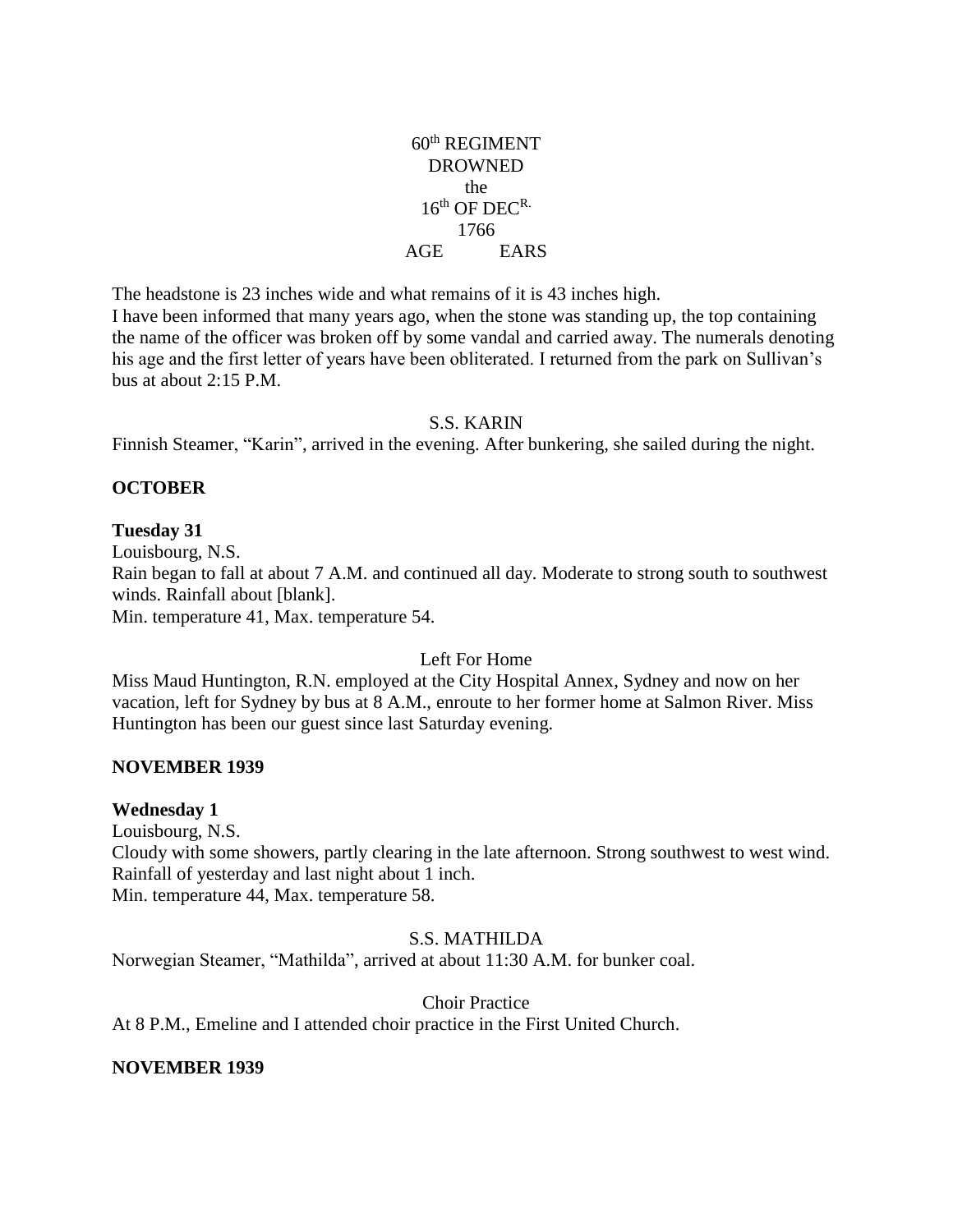60th REGIMENT
DROWNED
the
16th OF DECR.
1766
AGE EARS

The headstone is 23 inches wide and what remains of it is 43 inches high.
I have been informed that many years ago, when the stone was standing up, the top containing the name of the officer was broken off by some vandal and carried away. The numerals denoting his age and the first letter of years have been obliterated. I returned from the park on Sullivan's bus at about 2:15 P.M.

S.S. KARIN

Finnish Steamer, "Karin", arrived in the evening. After bunkering, she sailed during the night.

**OCTOBER**

**Tuesday 31**

Louisbourg, N.S.
Rain began to fall at about 7 A.M. and continued all day. Moderate to strong south to southwest winds. Rainfall about [blank].
Min. temperature 41, Max. temperature 54.

Left For Home

Miss Maud Huntington, R.N. employed at the City Hospital Annex, Sydney and now on her vacation, left for Sydney by bus at 8 A.M., enroute to her former home at Salmon River. Miss Huntington has been our guest since last Saturday evening.

**NOVEMBER 1939**

**Wednesday 1**

Louisbourg, N.S.
Cloudy with some showers, partly clearing in the late afternoon. Strong southwest to west wind. Rainfall of yesterday and last night about 1 inch.
Min. temperature 44, Max. temperature 58.

S.S. MATHILDA

Norwegian Steamer, "Mathilda", arrived at about 11:30 A.M. for bunker coal.

Choir Practice

At 8 P.M., Emeline and I attended choir practice in the First United Church.

**NOVEMBER 1939**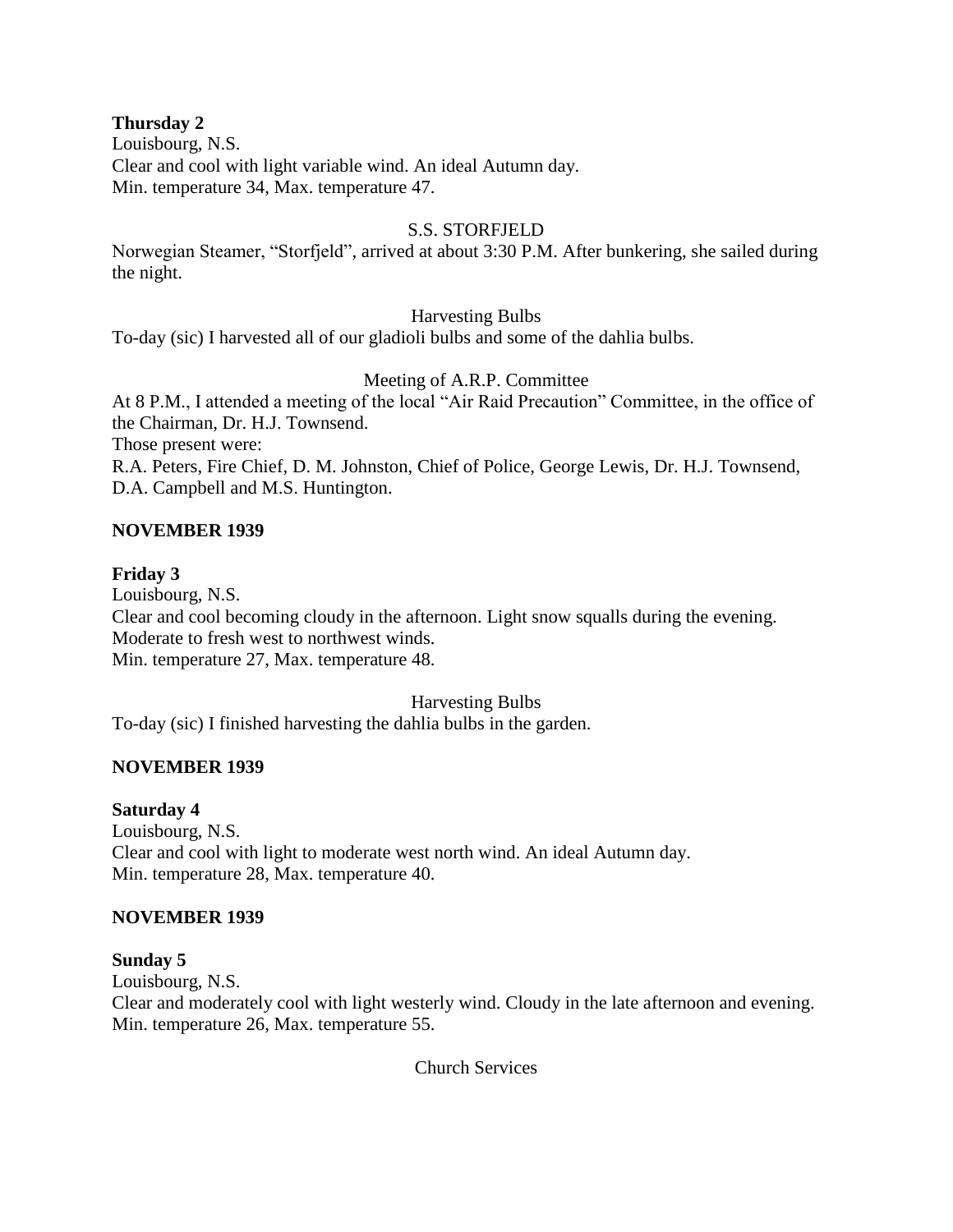**Thursday 2**
Louisbourg, N.S.
Clear and cool with light variable wind. An ideal Autumn day.
Min. temperature 34, Max. temperature 47.

S.S. STORFJELD

Norwegian Steamer, "Storfjeld", arrived at about 3:30 P.M. After bunkering, she sailed during the night.

Harvesting Bulbs

To-day (sic) I harvested all of our gladioli bulbs and some of the dahlia bulbs.

Meeting of A.R.P. Committee

At 8 P.M., I attended a meeting of the local "Air Raid Precaution" Committee, in the office of the Chairman, Dr. H.J. Townsend.
Those present were:
R.A. Peters, Fire Chief, D. M. Johnston, Chief of Police, George Lewis, Dr. H.J. Townsend, D.A. Campbell and M.S. Huntington.

**NOVEMBER 1939**

**Friday 3**
Louisbourg, N.S.
Clear and cool becoming cloudy in the afternoon. Light snow squalls during the evening. Moderate to fresh west to northwest winds.
Min. temperature 27, Max. temperature 48.

Harvesting Bulbs

To-day (sic) I finished harvesting the dahlia bulbs in the garden.

**NOVEMBER 1939**

**Saturday 4**
Louisbourg, N.S.
Clear and cool with light to moderate west north wind. An ideal Autumn day.
Min. temperature 28, Max. temperature 40.

**NOVEMBER 1939**

**Sunday 5**
Louisbourg, N.S.
Clear and moderately cool with light westerly wind. Cloudy in the late afternoon and evening.
Min. temperature 26, Max. temperature 55.

Church Services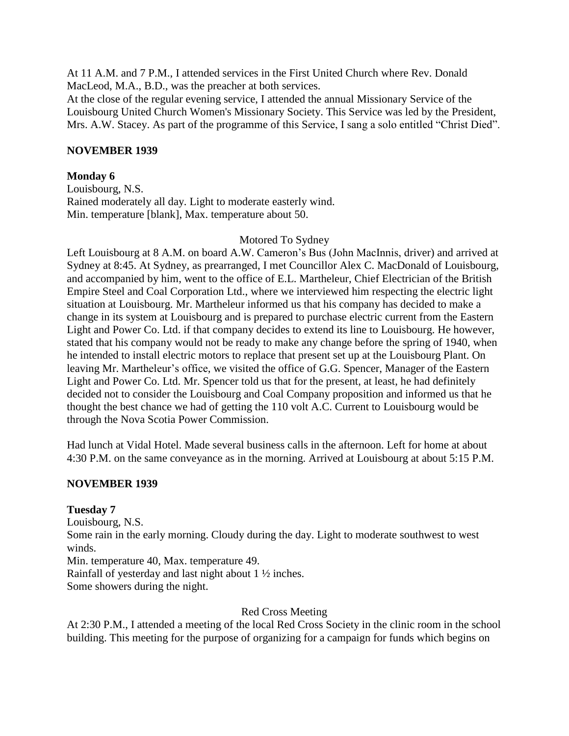At 11 A.M. and 7 P.M., I attended services in the First United Church where Rev. Donald MacLeod, M.A., B.D., was the preacher at both services.
At the close of the regular evening service, I attended the annual Missionary Service of the Louisbourg United Church Women's Missionary Society. This Service was led by the President, Mrs. A.W. Stacey. As part of the programme of this Service, I sang a solo entitled “Christ Died”.

**NOVEMBER 1939**

**Monday 6**
Louisbourg, N.S.
Rained moderately all day. Light to moderate easterly wind.
Min. temperature [blank], Max. temperature about 50.

Motored To Sydney

Left Louisbourg at 8 A.M. on board A.W. Cameron’s Bus (John MacInnis, driver) and arrived at Sydney at 8:45. At Sydney, as prearranged, I met Councillor Alex C. MacDonald of Louisbourg, and accompanied by him, went to the office of E.L. Martheleur, Chief Electrician of the British Empire Steel and Coal Corporation Ltd., where we interviewed him respecting the electric light situation at Louisbourg. Mr. Martheleur informed us that his company has decided to make a change in its system at Louisbourg and is prepared to purchase electric current from the Eastern Light and Power Co. Ltd. if that company decides to extend its line to Louisbourg. He however, stated that his company would not be ready to make any change before the spring of 1940, when he intended to install electric motors to replace that present set up at the Louisbourg Plant. On leaving Mr. Martheleur’s office, we visited the office of G.G. Spencer, Manager of the Eastern Light and Power Co. Ltd. Mr. Spencer told us that for the present, at least, he had definitely decided not to consider the Louisbourg and Coal Company proposition and informed us that he thought the best chance we had of getting the 110 volt A.C. Current to Louisbourg would be through the Nova Scotia Power Commission.

Had lunch at Vidal Hotel. Made several business calls in the afternoon. Left for home at about 4:30 P.M. on the same conveyance as in the morning. Arrived at Louisbourg at about 5:15 P.M.

**NOVEMBER 1939**

**Tuesday 7**
Louisbourg, N.S.
Some rain in the early morning. Cloudy during the day. Light to moderate southwest to west winds.
Min. temperature 40, Max. temperature 49.
Rainfall of yesterday and last night about 1 ½ inches.
Some showers during the night.

Red Cross Meeting

At 2:30 P.M., I attended a meeting of the local Red Cross Society in the clinic room in the school building. This meeting for the purpose of organizing for a campaign for funds which begins on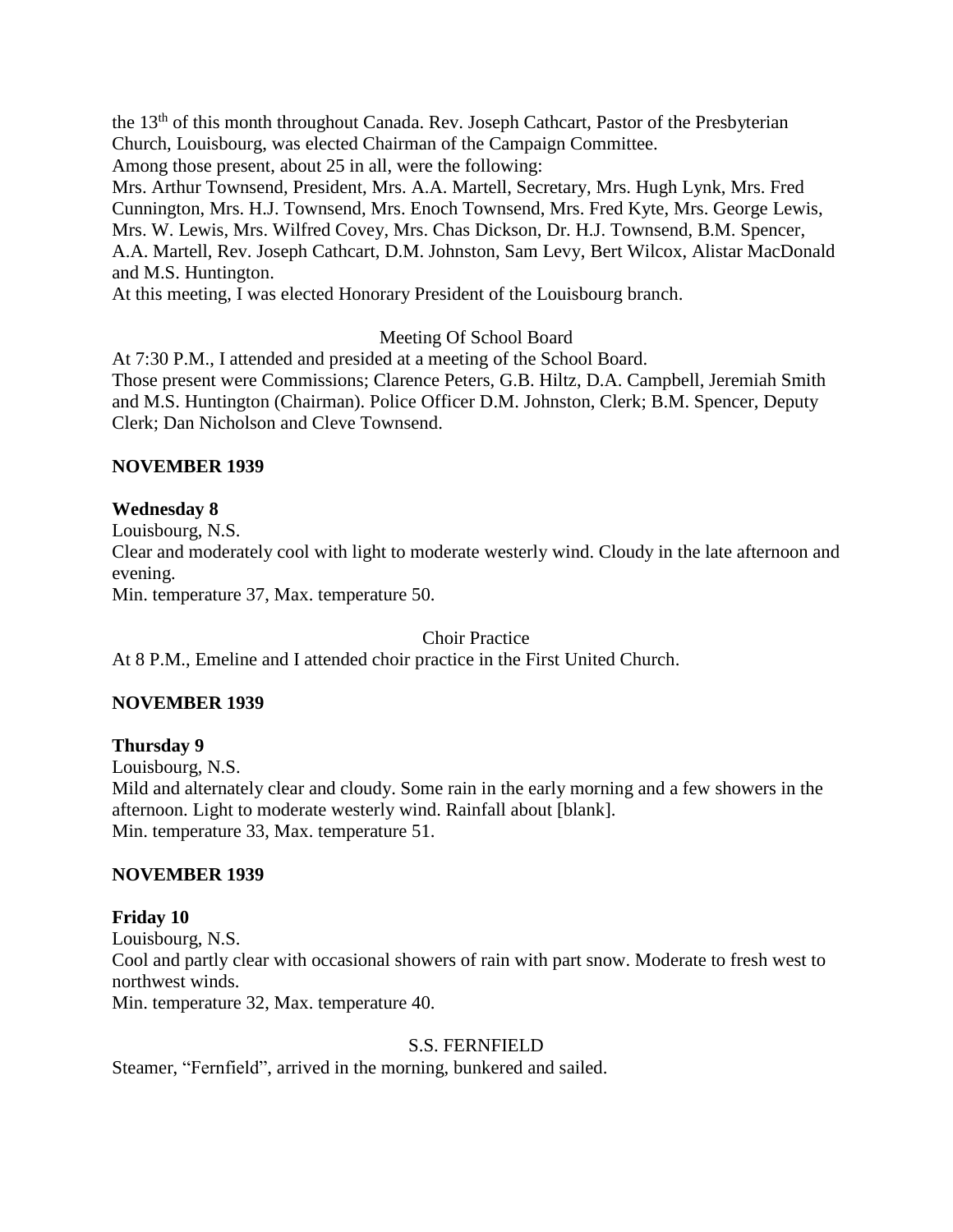the 13th of this month throughout Canada. Rev. Joseph Cathcart, Pastor of the Presbyterian Church, Louisbourg, was elected Chairman of the Campaign Committee.
Among those present, about 25 in all, were the following:
Mrs. Arthur Townsend, President, Mrs. A.A. Martell, Secretary, Mrs. Hugh Lynk, Mrs. Fred Cunnington, Mrs. H.J. Townsend, Mrs. Enoch Townsend, Mrs. Fred Kyte, Mrs. George Lewis, Mrs. W. Lewis, Mrs. Wilfred Covey, Mrs. Chas Dickson, Dr. H.J. Townsend, B.M. Spencer, A.A. Martell, Rev. Joseph Cathcart, D.M. Johnston, Sam Levy, Bert Wilcox, Alistar MacDonald and M.S. Huntington.
At this meeting, I was elected Honorary President of the Louisbourg branch.

Meeting Of School Board

At 7:30 P.M., I attended and presided at a meeting of the School Board.
Those present were Commissions; Clarence Peters, G.B. Hiltz, D.A. Campbell, Jeremiah Smith and M.S. Huntington (Chairman). Police Officer D.M. Johnston, Clerk; B.M. Spencer, Deputy Clerk; Dan Nicholson and Cleve Townsend.

**NOVEMBER 1939**

**Wednesday 8**

Louisbourg, N.S.
Clear and moderately cool with light to moderate westerly wind. Cloudy in the late afternoon and evening.
Min. temperature 37, Max. temperature 50.

Choir Practice

At 8 P.M., Emeline and I attended choir practice in the First United Church.

**NOVEMBER 1939**

**Thursday 9**

Louisbourg, N.S.
Mild and alternately clear and cloudy. Some rain in the early morning and a few showers in the afternoon. Light to moderate westerly wind. Rainfall about [blank].
Min. temperature 33, Max. temperature 51.

**NOVEMBER 1939**

**Friday 10**

Louisbourg, N.S.
Cool and partly clear with occasional showers of rain with part snow. Moderate to fresh west to northwest winds.
Min. temperature 32, Max. temperature 40.

S.S. FERNFIELD

Steamer, "Fernfield", arrived in the morning, bunkered and sailed.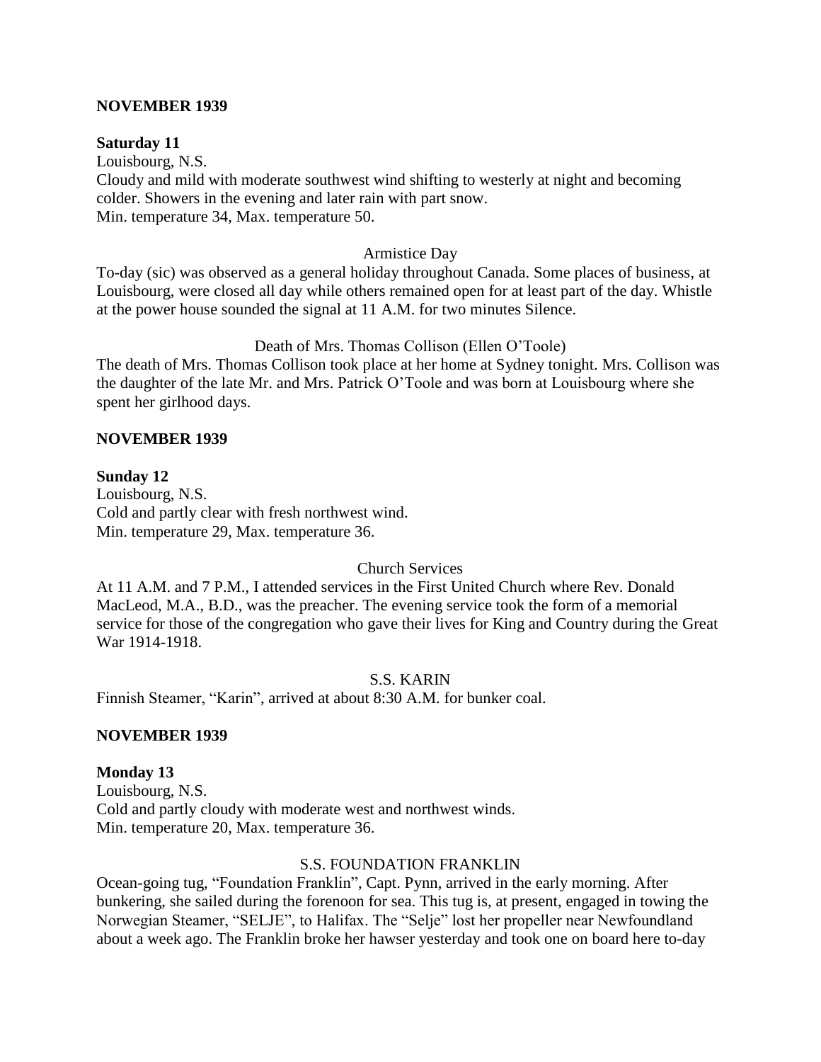**NOVEMBER 1939**

**Saturday 11**

Louisbourg, N.S.
Cloudy and mild with moderate southwest wind shifting to westerly at night and becoming colder. Showers in the evening and later rain with part snow.
Min. temperature 34, Max. temperature 50.

Armistice Day

To-day (sic) was observed as a general holiday throughout Canada. Some places of business, at Louisbourg, were closed all day while others remained open for at least part of the day. Whistle at the power house sounded the signal at 11 A.M. for two minutes Silence.

Death of Mrs. Thomas Collison (Ellen O'Toole)

The death of Mrs. Thomas Collison took place at her home at Sydney tonight. Mrs. Collison was the daughter of the late Mr. and Mrs. Patrick O'Toole and was born at Louisbourg where she spent her girlhood days.

**NOVEMBER 1939**

**Sunday 12**

Louisbourg, N.S.
Cold and partly clear with fresh northwest wind.
Min. temperature 29, Max. temperature 36.

Church Services

At 11 A.M. and 7 P.M., I attended services in the First United Church where Rev. Donald MacLeod, M.A., B.D., was the preacher. The evening service took the form of a memorial service for those of the congregation who gave their lives for King and Country during the Great War 1914-1918.

S.S. KARIN

Finnish Steamer, "Karin", arrived at about 8:30 A.M. for bunker coal.

**NOVEMBER 1939**

**Monday 13**

Louisbourg, N.S.
Cold and partly cloudy with moderate west and northwest winds.
Min. temperature 20, Max. temperature 36.

S.S. FOUNDATION FRANKLIN

Ocean-going tug, "Foundation Franklin", Capt. Pynn, arrived in the early morning. After bunkering, she sailed during the forenoon for sea. This tug is, at present, engaged in towing the Norwegian Steamer, "SELJE", to Halifax. The "Selje" lost her propeller near Newfoundland about a week ago. The Franklin broke her hawser yesterday and took one on board here to-day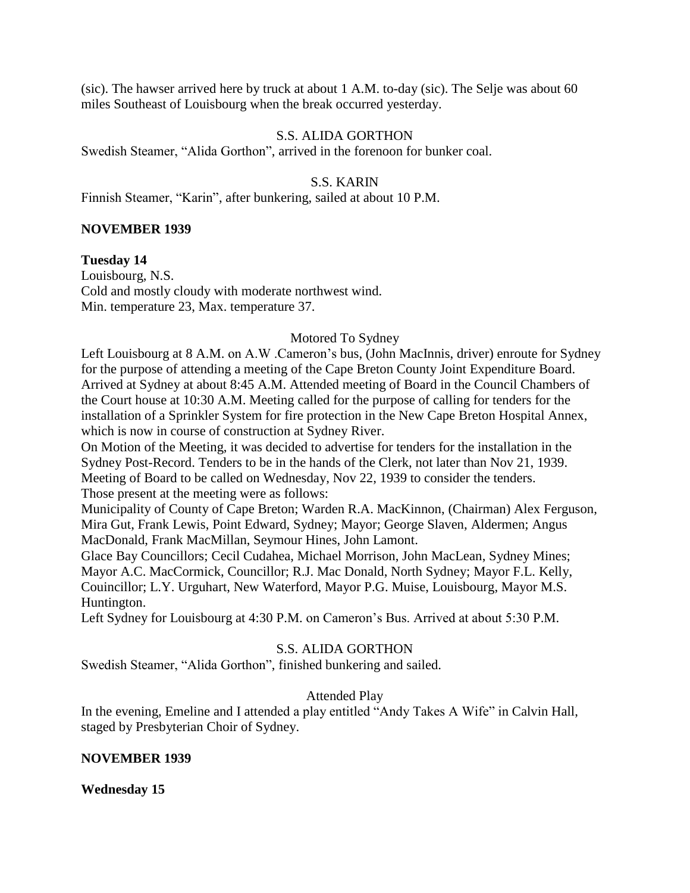(sic). The hawser arrived here by truck at about 1 A.M. to-day (sic). The Selje was about 60 miles Southeast of Louisbourg when the break occurred yesterday.

S.S. ALIDA GORTHON

Swedish Steamer, "Alida Gorthon", arrived in the forenoon for bunker coal.

S.S. KARIN

Finnish Steamer, "Karin", after bunkering, sailed at about 10 P.M.

**NOVEMBER 1939**

**Tuesday 14**

Louisbourg, N.S.
Cold and mostly cloudy with moderate northwest wind.
Min. temperature 23, Max. temperature 37.

Motored To Sydney

Left Louisbourg at 8 A.M. on A.W .Cameron's bus, (John MacInnis, driver) enroute for Sydney for the purpose of attending a meeting of the Cape Breton County Joint Expenditure Board. Arrived at Sydney at about 8:45 A.M. Attended meeting of Board in the Council Chambers of the Court house at 10:30 A.M. Meeting called for the purpose of calling for tenders for the installation of a Sprinkler System for fire protection in the New Cape Breton Hospital Annex, which is now in course of construction at Sydney River.

On Motion of the Meeting, it was decided to advertise for tenders for the installation in the Sydney Post-Record. Tenders to be in the hands of the Clerk, not later than Nov 21, 1939. Meeting of Board to be called on Wednesday, Nov 22, 1939 to consider the tenders.

Those present at the meeting were as follows:

Municipality of County of Cape Breton; Warden R.A. MacKinnon, (Chairman) Alex Ferguson, Mira Gut, Frank Lewis, Point Edward, Sydney; Mayor; George Slaven, Aldermen; Angus MacDonald, Frank MacMillan, Seymour Hines, John Lamont.

Glace Bay Councillors; Cecil Cudahea, Michael Morrison, John MacLean, Sydney Mines; Mayor A.C. MacCormick, Councillor; R.J. Mac Donald, North Sydney; Mayor F.L. Kelly, Couincillor; L.Y. Urguhart, New Waterford, Mayor P.G. Muise, Louisbourg, Mayor M.S. Huntington.

Left Sydney for Louisbourg at 4:30 P.M. on Cameron's Bus. Arrived at about 5:30 P.M.

S.S. ALIDA GORTHON

Swedish Steamer, "Alida Gorthon", finished bunkering and sailed.

Attended Play

In the evening, Emeline and I attended a play entitled "Andy Takes A Wife" in Calvin Hall, staged by Presbyterian Choir of Sydney.

**NOVEMBER 1939**

**Wednesday 15**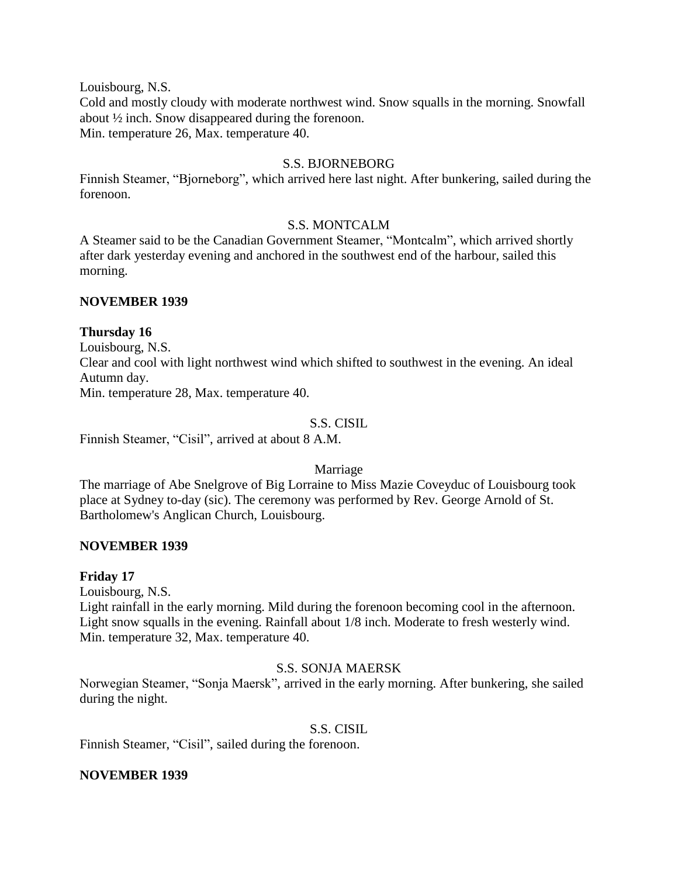Louisbourg, N.S.
Cold and mostly cloudy with moderate northwest wind. Snow squalls in the morning. Snowfall about ½ inch. Snow disappeared during the forenoon.
Min. temperature 26, Max. temperature 40.

S.S. BJORNEBORG

Finnish Steamer, “Bjorneborg”, which arrived here last night. After bunkering, sailed during the forenoon.

S.S. MONTCALM

A Steamer said to be the Canadian Government Steamer, “Montcalm”, which arrived shortly after dark yesterday evening and anchored in the southwest end of the harbour, sailed this morning.

**NOVEMBER 1939**

**Thursday 16**
Louisbourg, N.S.
Clear and cool with light northwest wind which shifted to southwest in the evening. An ideal Autumn day.
Min. temperature 28, Max. temperature 40.

S.S. CISIL

Finnish Steamer, “Cisil”, arrived at about 8 A.M.

Marriage

The marriage of Abe Snelgrove of Big Lorraine to Miss Mazie Coveyduc of Louisbourg took place at Sydney to-day (sic). The ceremony was performed by Rev. George Arnold of St. Bartholomew's Anglican Church, Louisbourg.

**NOVEMBER 1939**

**Friday 17**
Louisbourg, N.S.
Light rainfall in the early morning. Mild during the forenoon becoming cool in the afternoon. Light snow squalls in the evening. Rainfall about 1/8 inch. Moderate to fresh westerly wind.
Min. temperature 32, Max. temperature 40.

S.S. SONJA MAERSK

Norwegian Steamer, “Sonja Maersk”, arrived in the early morning. After bunkering, she sailed during the night.

S.S. CISIL

Finnish Steamer, “Cisil”, sailed during the forenoon.

**NOVEMBER 1939**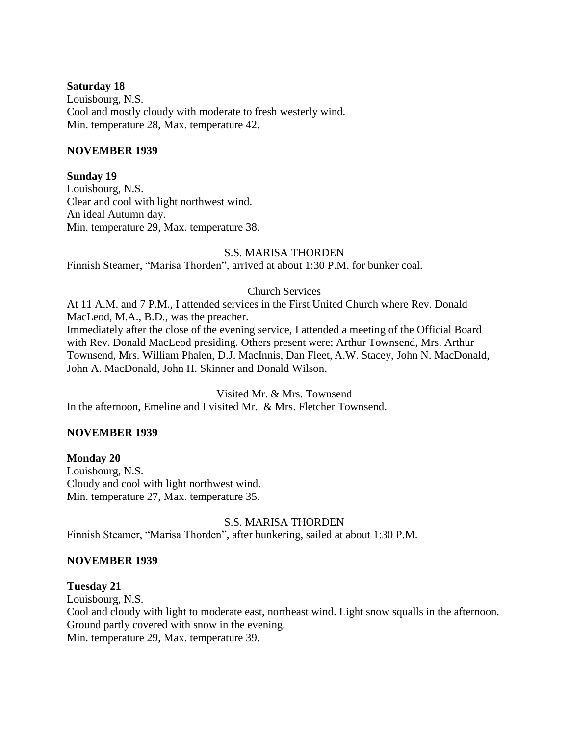**Saturday 18**
Louisbourg, N.S.
Cool and mostly cloudy with moderate to fresh westerly wind.
Min. temperature 28, Max. temperature 42.

**NOVEMBER 1939**

**Sunday 19**
Louisbourg, N.S.
Clear and cool with light northwest wind.
An ideal Autumn day.
Min. temperature 29, Max. temperature 38.

S.S. MARISA THORDEN

Finnish Steamer, "Marisa Thorden", arrived at about 1:30 P.M. for bunker coal.

Church Services

At 11 A.M. and 7 P.M., I attended services in the First United Church where Rev. Donald MacLeod, M.A., B.D., was the preacher.
Immediately after the close of the evening service, I attended a meeting of the Official Board with Rev. Donald MacLeod presiding. Others present were; Arthur Townsend, Mrs. Arthur Townsend, Mrs. William Phalen, D.J. MacInnis, Dan Fleet, A.W. Stacey, John N. MacDonald, John A. MacDonald, John H. Skinner and Donald Wilson.

Visited Mr. & Mrs. Townsend

In the afternoon, Emeline and I visited Mr. & Mrs. Fletcher Townsend.

**NOVEMBER 1939**

**Monday 20**
Louisbourg, N.S.
Cloudy and cool with light northwest wind.
Min. temperature 27, Max. temperature 35.

S.S. MARISA THORDEN

Finnish Steamer, "Marisa Thorden", after bunkering, sailed at about 1:30 P.M.

**NOVEMBER 1939**

**Tuesday 21**
Louisbourg, N.S.
Cool and cloudy with light to moderate east, northeast wind. Light snow squalls in the afternoon. Ground partly covered with snow in the evening.
Min. temperature 29, Max. temperature 39.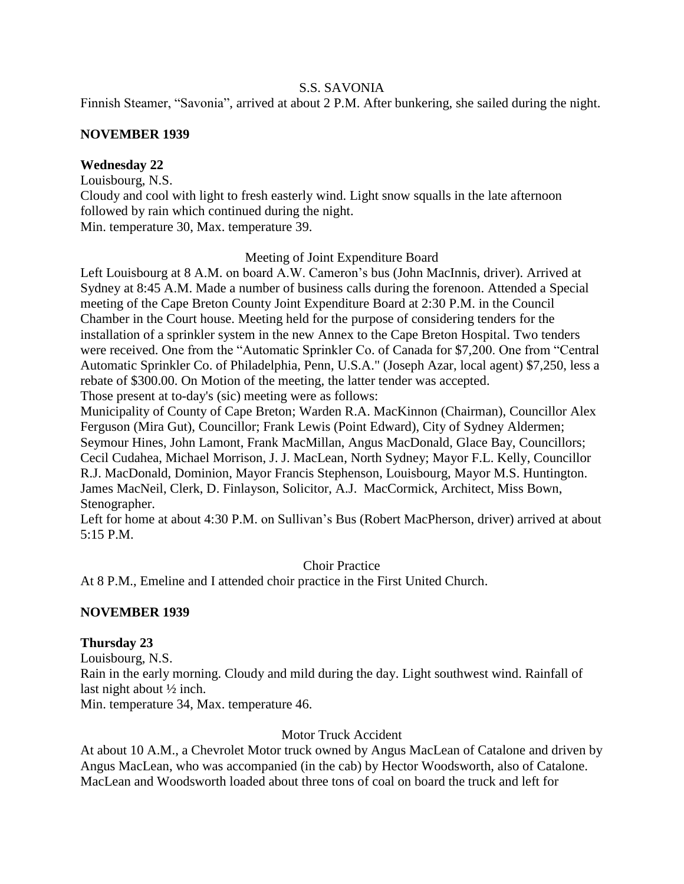S.S. SAVONIA

Finnish Steamer, "Savonia", arrived at about 2 P.M. After bunkering, she sailed during the night.

**NOVEMBER 1939**

**Wednesday 22**

Louisbourg, N.S.
Cloudy and cool with light to fresh easterly wind. Light snow squalls in the late afternoon followed by rain which continued during the night.
Min. temperature 30, Max. temperature 39.

Meeting of Joint Expenditure Board

Left Louisbourg at 8 A.M. on board A.W. Cameron's bus (John MacInnis, driver). Arrived at Sydney at 8:45 A.M. Made a number of business calls during the forenoon. Attended a Special meeting of the Cape Breton County Joint Expenditure Board at 2:30 P.M. in the Council Chamber in the Court house. Meeting held for the purpose of considering tenders for the installation of a sprinkler system in the new Annex to the Cape Breton Hospital. Two tenders were received. One from the "Automatic Sprinkler Co. of Canada for $7,200. One from "Central Automatic Sprinkler Co. of Philadelphia, Penn, U.S.A." (Joseph Azar, local agent) $7,250, less a rebate of $300.00. On Motion of the meeting, the latter tender was accepted.
Those present at to-day's (sic) meeting were as follows:
Municipality of County of Cape Breton; Warden R.A. MacKinnon (Chairman), Councillor Alex Ferguson (Mira Gut), Councillor; Frank Lewis (Point Edward), City of Sydney Aldermen; Seymour Hines, John Lamont, Frank MacMillan, Angus MacDonald, Glace Bay, Councillors; Cecil Cudahea, Michael Morrison, J. J. MacLean, North Sydney; Mayor F.L. Kelly, Councillor R.J. MacDonald, Dominion, Mayor Francis Stephenson, Louisbourg, Mayor M.S. Huntington. James MacNeil, Clerk, D. Finlayson, Solicitor, A.J. MacCormick, Architect, Miss Bown, Stenographer.
Left for home at about 4:30 P.M. on Sullivan's Bus (Robert MacPherson, driver) arrived at about 5:15 P.M.

Choir Practice

At 8 P.M., Emeline and I attended choir practice in the First United Church.

**NOVEMBER 1939**

**Thursday 23**

Louisbourg, N.S.
Rain in the early morning. Cloudy and mild during the day. Light southwest wind. Rainfall of last night about ½ inch.
Min. temperature 34, Max. temperature 46.

Motor Truck Accident

At about 10 A.M., a Chevrolet Motor truck owned by Angus MacLean of Catalone and driven by Angus MacLean, who was accompanied (in the cab) by Hector Woodsworth, also of Catalone. MacLean and Woodsworth loaded about three tons of coal on board the truck and left for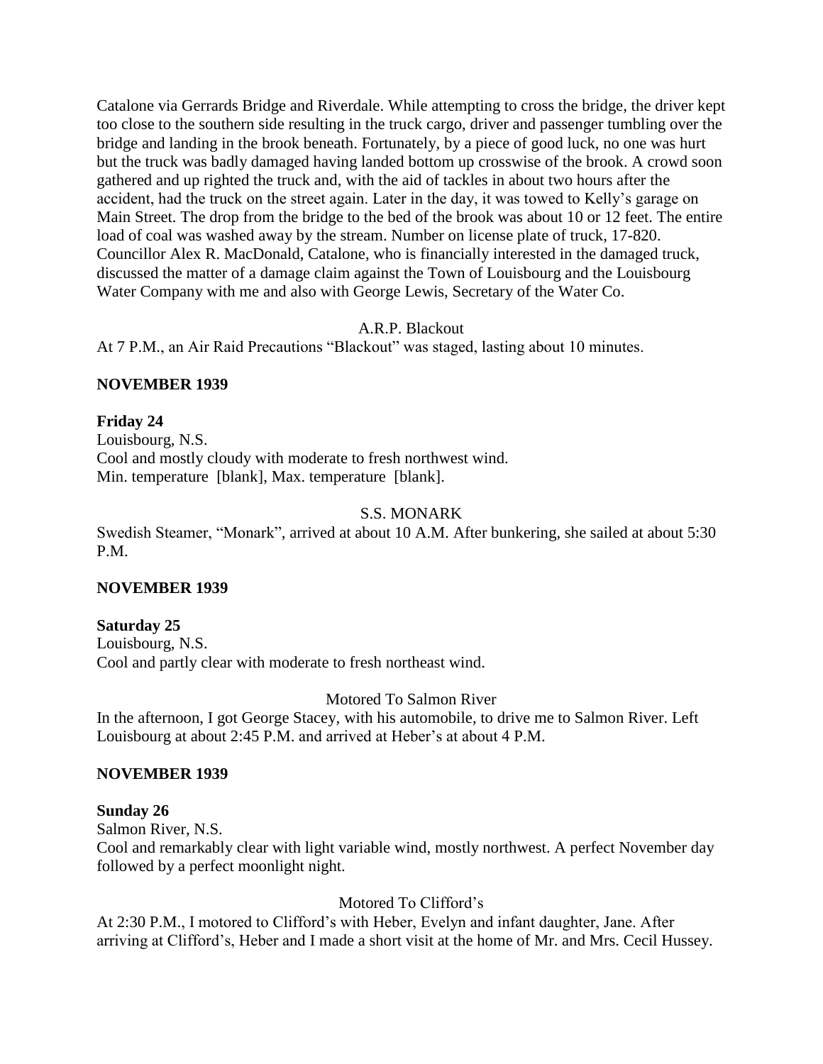Catalone via Gerrards Bridge and Riverdale. While attempting to cross the bridge, the driver kept too close to the southern side resulting in the truck cargo, driver and passenger tumbling over the bridge and landing in the brook beneath. Fortunately, by a piece of good luck, no one was hurt but the truck was badly damaged having landed bottom up crosswise of the brook. A crowd soon gathered and up righted the truck and, with the aid of tackles in about two hours after the accident, had the truck on the street again. Later in the day, it was towed to Kelly's garage on Main Street. The drop from the bridge to the bed of the brook was about 10 or 12 feet. The entire load of coal was washed away by the stream. Number on license plate of truck, 17-820. Councillor Alex R. MacDonald, Catalone, who is financially interested in the damaged truck, discussed the matter of a damage claim against the Town of Louisbourg and the Louisbourg Water Company with me and also with George Lewis, Secretary of the Water Co.

A.R.P. Blackout

At 7 P.M., an Air Raid Precautions "Blackout" was staged, lasting about 10 minutes.

**NOVEMBER 1939**

**Friday 24**

Louisbourg, N.S.
Cool and mostly cloudy with moderate to fresh northwest wind.
Min. temperature [blank], Max. temperature [blank].

S.S. MONARK

Swedish Steamer, "Monark", arrived at about 10 A.M. After bunkering, she sailed at about 5:30 P.M.

**NOVEMBER 1939**

**Saturday 25**

Louisbourg, N.S.
Cool and partly clear with moderate to fresh northeast wind.

Motored To Salmon River

In the afternoon, I got George Stacey, with his automobile, to drive me to Salmon River. Left Louisbourg at about 2:45 P.M. and arrived at Heber's at about 4 P.M.

**NOVEMBER 1939**

**Sunday 26**

Salmon River, N.S.
Cool and remarkably clear with light variable wind, mostly northwest. A perfect November day followed by a perfect moonlight night.

Motored To Clifford's

At 2:30 P.M., I motored to Clifford's with Heber, Evelyn and infant daughter, Jane. After arriving at Clifford's, Heber and I made a short visit at the home of Mr. and Mrs. Cecil Hussey.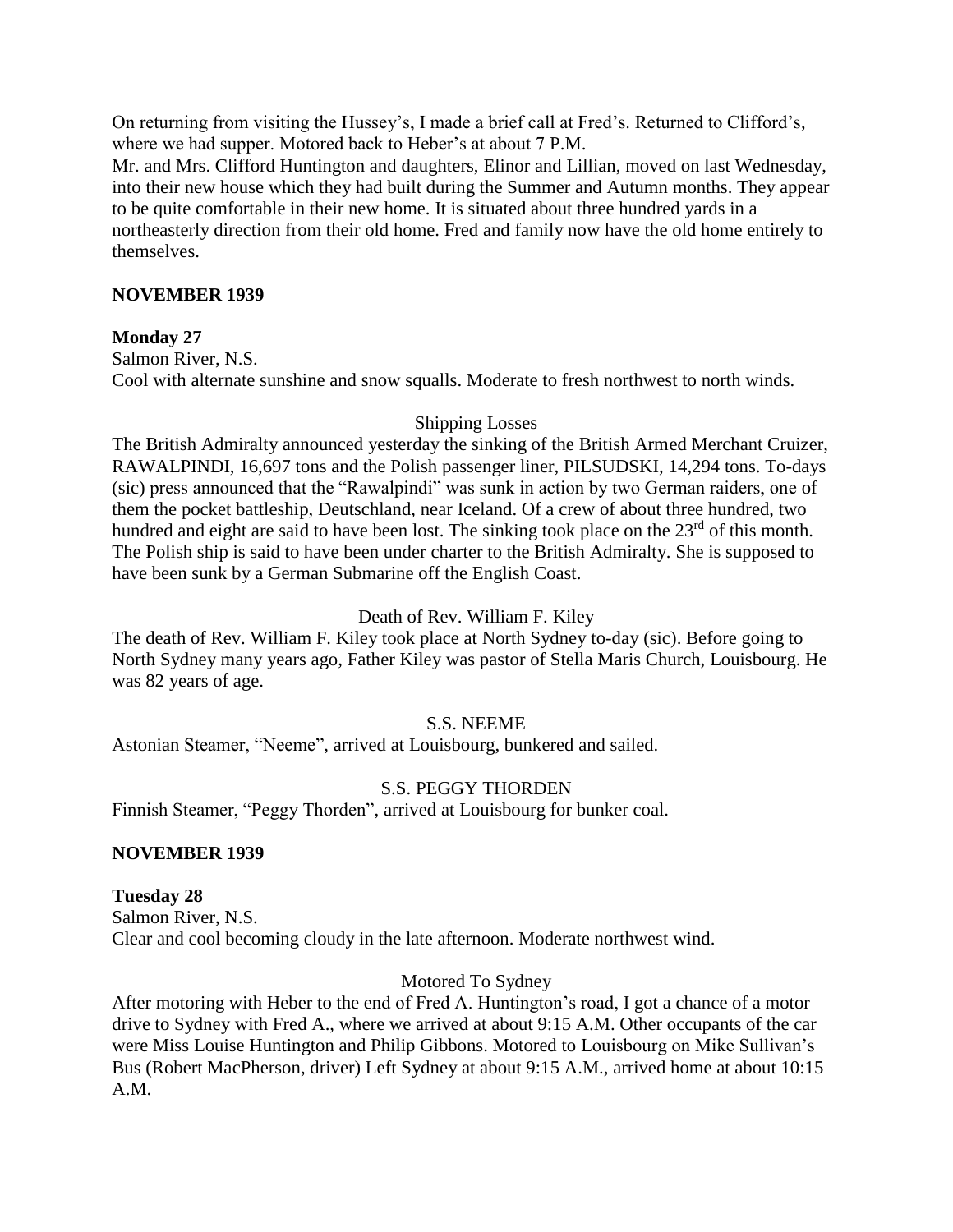On returning from visiting the Hussey's, I made a brief call at Fred's. Returned to Clifford's, where we had supper. Motored back to Heber's at about 7 P.M.

Mr. and Mrs. Clifford Huntington and daughters, Elinor and Lillian, moved on last Wednesday, into their new house which they had built during the Summer and Autumn months. They appear to be quite comfortable in their new home. It is situated about three hundred yards in a northeasterly direction from their old home. Fred and family now have the old home entirely to themselves.

**NOVEMBER 1939**

**Monday 27**

Salmon River, N.S.

Cool with alternate sunshine and snow squalls. Moderate to fresh northwest to north winds.

Shipping Losses

The British Admiralty announced yesterday the sinking of the British Armed Merchant Cruizer, RAWALPINDI, 16,697 tons and the Polish passenger liner, PILSUDSKI, 14,294 tons. To-days (sic) press announced that the "Rawalpindi" was sunk in action by two German raiders, one of them the pocket battleship, Deutschland, near Iceland. Of a crew of about three hundred, two hundred and eight are said to have been lost. The sinking took place on the 23rd of this month. The Polish ship is said to have been under charter to the British Admiralty. She is supposed to have been sunk by a German Submarine off the English Coast.

Death of Rev. William F. Kiley

The death of Rev. William F. Kiley took place at North Sydney to-day (sic). Before going to North Sydney many years ago, Father Kiley was pastor of Stella Maris Church, Louisbourg. He was 82 years of age.

S.S. NEEME

Astonian Steamer, "Neeme", arrived at Louisbourg, bunkered and sailed.

S.S. PEGGY THORDEN

Finnish Steamer, "Peggy Thorden", arrived at Louisbourg for bunker coal.

**NOVEMBER 1939**

**Tuesday 28**

Salmon River, N.S.

Clear and cool becoming cloudy in the late afternoon. Moderate northwest wind.

Motored To Sydney

After motoring with Heber to the end of Fred A. Huntington's road, I got a chance of a motor drive to Sydney with Fred A., where we arrived at about 9:15 A.M. Other occupants of the car were Miss Louise Huntington and Philip Gibbons. Motored to Louisbourg on Mike Sullivan's Bus (Robert MacPherson, driver) Left Sydney at about 9:15 A.M., arrived home at about 10:15 A.M.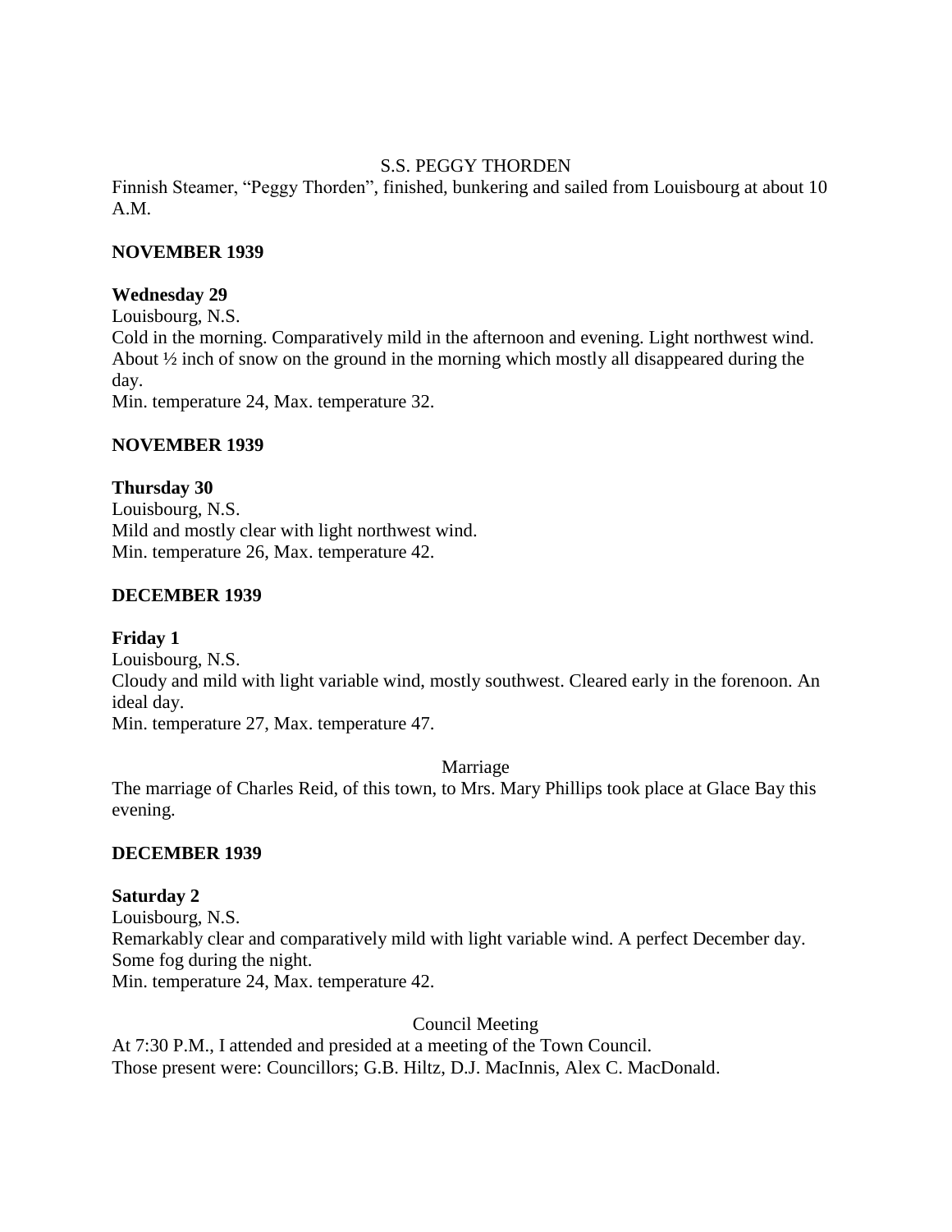S.S. PEGGY THORDEN

Finnish Steamer, "Peggy Thorden", finished, bunkering and sailed from Louisbourg at about 10 A.M.

**NOVEMBER 1939**

**Wednesday 29**

Louisbourg, N.S.

Cold in the morning. Comparatively mild in the afternoon and evening. Light northwest wind. About ½ inch of snow on the ground in the morning which mostly all disappeared during the day.

Min. temperature 24, Max. temperature 32.

**NOVEMBER 1939**

**Thursday 30**

Louisbourg, N.S.

Mild and mostly clear with light northwest wind.

Min. temperature 26, Max. temperature 42.

**DECEMBER 1939**

**Friday 1**

Louisbourg, N.S.

Cloudy and mild with light variable wind, mostly southwest. Cleared early in the forenoon. An ideal day.

Min. temperature 27, Max. temperature 47.

Marriage

The marriage of Charles Reid, of this town, to Mrs. Mary Phillips took place at Glace Bay this evening.

**DECEMBER 1939**

**Saturday 2**

Louisbourg, N.S.

Remarkably clear and comparatively mild with light variable wind. A perfect December day. Some fog during the night.

Min. temperature 24, Max. temperature 42.

Council Meeting

At 7:30 P.M., I attended and presided at a meeting of the Town Council.

Those present were: Councillors; G.B. Hiltz, D.J. MacInnis, Alex C. MacDonald.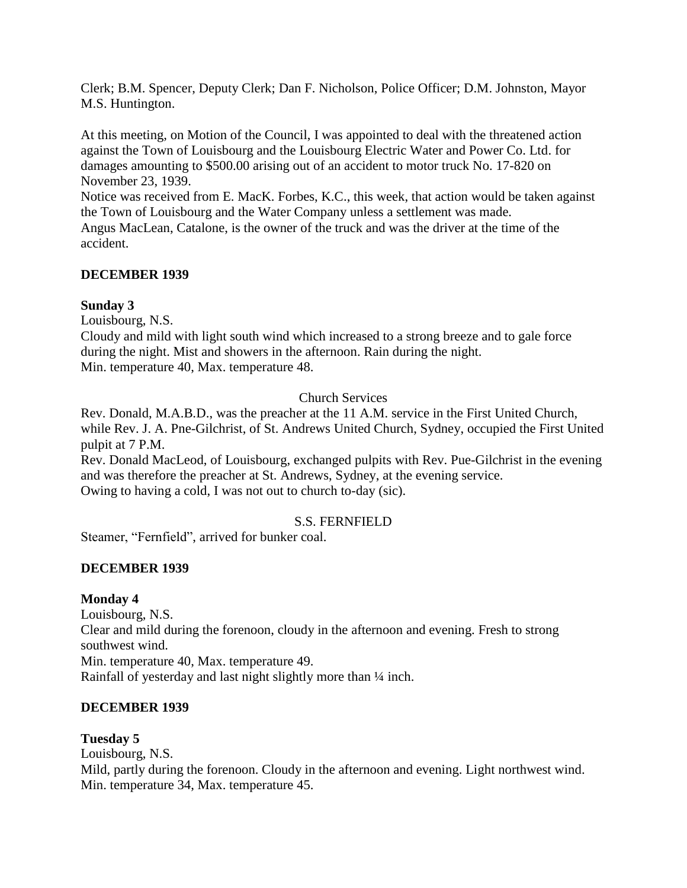Clerk; B.M. Spencer, Deputy Clerk; Dan F. Nicholson, Police Officer; D.M. Johnston, Mayor M.S. Huntington.

At this meeting, on Motion of the Council, I was appointed to deal with the threatened action against the Town of Louisbourg and the Louisbourg Electric Water and Power Co. Ltd. for damages amounting to $500.00 arising out of an accident to motor truck No. 17-820 on November 23, 1939.
Notice was received from E. MacK. Forbes, K.C., this week, that action would be taken against the Town of Louisbourg and the Water Company unless a settlement was made.
Angus MacLean, Catalone, is the owner of the truck and was the driver at the time of the accident.

**DECEMBER 1939**

**Sunday 3**
Louisbourg, N.S.
Cloudy and mild with light south wind which increased to a strong breeze and to gale force during the night. Mist and showers in the afternoon. Rain during the night.
Min. temperature 40, Max. temperature 48.

Church Services

Rev. Donald, M.A.B.D., was the preacher at the 11 A.M. service in the First United Church, while Rev. J. A. Pne-Gilchrist, of St. Andrews United Church, Sydney, occupied the First United pulpit at 7 P.M.
Rev. Donald MacLeod, of Louisbourg, exchanged pulpits with Rev. Pue-Gilchrist in the evening and was therefore the preacher at St. Andrews, Sydney, at the evening service.
Owing to having a cold, I was not out to church to-day (sic).

S.S. FERNFIELD

Steamer, “Fernfield”, arrived for bunker coal.

**DECEMBER 1939**

**Monday 4**
Louisbourg, N.S.
Clear and mild during the forenoon, cloudy in the afternoon and evening. Fresh to strong southwest wind.
Min. temperature 40, Max. temperature 49.
Rainfall of yesterday and last night slightly more than ¼ inch.

**DECEMBER 1939**

**Tuesday 5**
Louisbourg, N.S.
Mild, partly during the forenoon. Cloudy in the afternoon and evening. Light northwest wind.
Min. temperature 34, Max. temperature 45.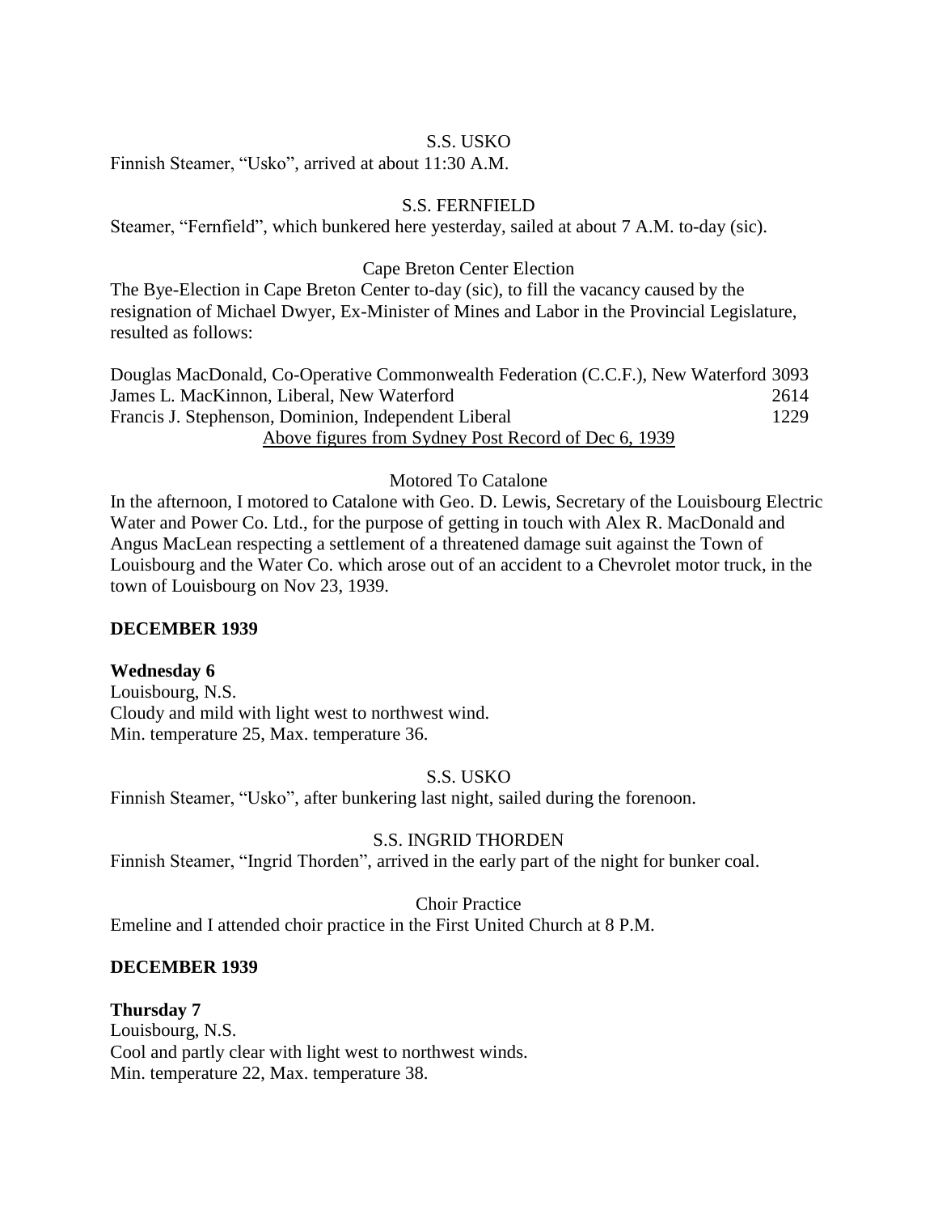S.S. USKO

Finnish Steamer, “Usko”, arrived at about 11:30 A.M.

S.S. FERNFIELD

Steamer, “Fernfield”, which bunkered here yesterday, sailed at about 7 A.M. to-day (sic).

Cape Breton Center Election

The Bye-Election in Cape Breton Center to-day (sic), to fill the vacancy caused by the resignation of Michael Dwyer, Ex-Minister of Mines and Labor in the Provincial Legislature, resulted as follows:

| | |
|---|---|
| Douglas MacDonald, Co-Operative Commonwealth Federation (C.C.F.), New Waterford | 3093 |
| James L. MacKinnon, Liberal, New Waterford | 2614 |
| Francis J. Stephenson, Dominion, Independent Liberal | 1229 |

Above figures from Sydney Post Record of Dec 6, 1939

Motored To Catalone

In the afternoon, I motored to Catalone with Geo. D. Lewis, Secretary of the Louisbourg Electric Water and Power Co. Ltd., for the purpose of getting in touch with Alex R. MacDonald and Angus MacLean respecting a settlement of a threatened damage suit against the Town of Louisbourg and the Water Co. which arose out of an accident to a Chevrolet motor truck, in the town of Louisbourg on Nov 23, 1939.

**DECEMBER 1939**

**Wednesday 6**

Louisbourg, N.S.
Cloudy and mild with light west to northwest wind.
Min. temperature 25, Max. temperature 36.

S.S. USKO

Finnish Steamer, “Usko”, after bunkering last night, sailed during the forenoon.

S.S. INGRID THORDEN

Finnish Steamer, “Ingrid Thorden”, arrived in the early part of the night for bunker coal.

Choir Practice

Emeline and I attended choir practice in the First United Church at 8 P.M.

**DECEMBER 1939**

**Thursday 7**

Louisbourg, N.S.
Cool and partly clear with light west to northwest winds.
Min. temperature 22, Max. temperature 38.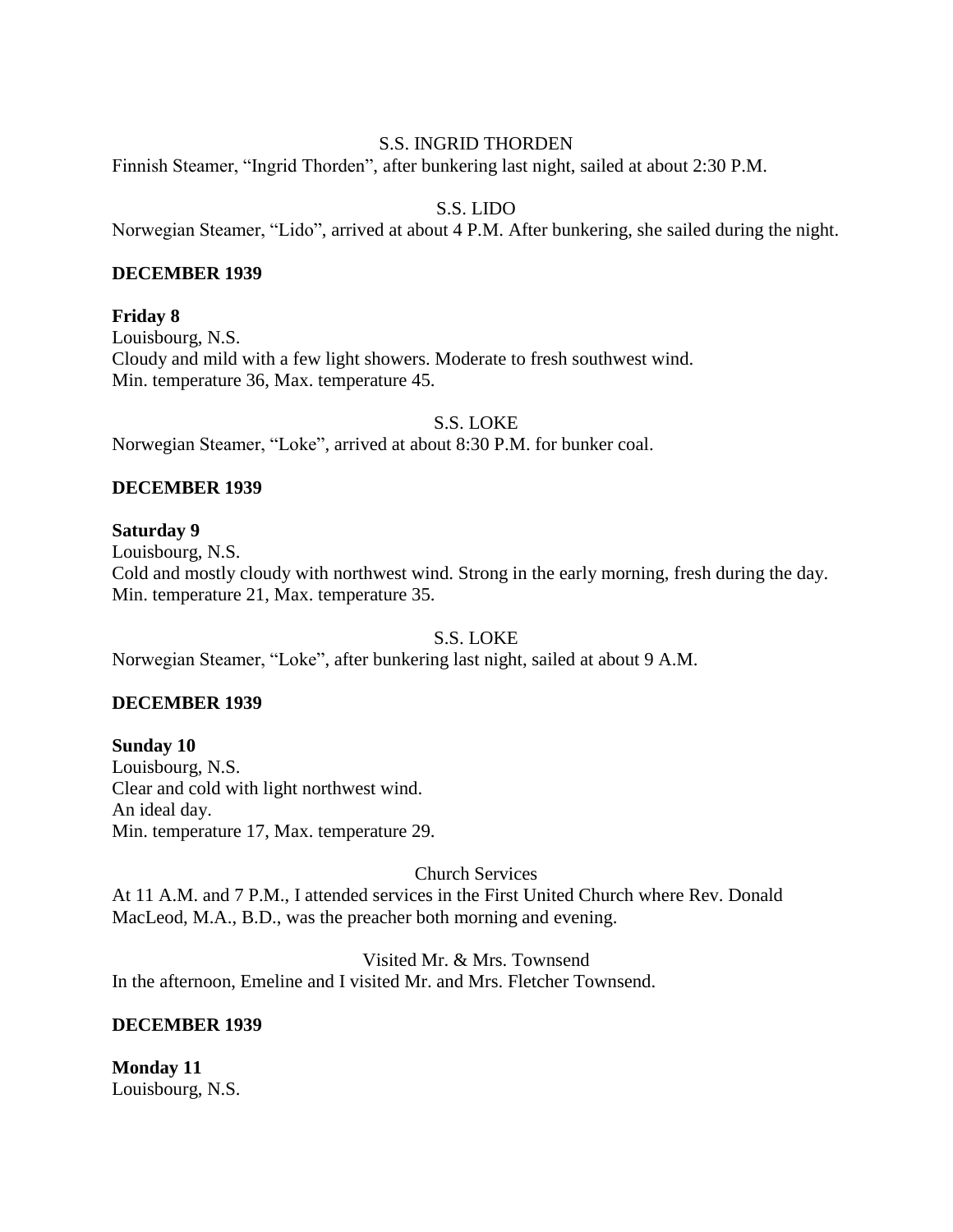S.S. INGRID THORDEN

Finnish Steamer, "Ingrid Thorden", after bunkering last night, sailed at about 2:30 P.M.

S.S. LIDO

Norwegian Steamer, "Lido", arrived at about 4 P.M. After bunkering, she sailed during the night.

**DECEMBER 1939**

**Friday 8**

Louisbourg, N.S.

Cloudy and mild with a few light showers. Moderate to fresh southwest wind.

Min. temperature 36, Max. temperature 45.

S.S. LOKE

Norwegian Steamer, "Loke", arrived at about 8:30 P.M. for bunker coal.

**DECEMBER 1939**

**Saturday 9**

Louisbourg, N.S.

Cold and mostly cloudy with northwest wind. Strong in the early morning, fresh during the day.

Min. temperature 21, Max. temperature 35.

S.S. LOKE

Norwegian Steamer, "Loke", after bunkering last night, sailed at about 9 A.M.

**DECEMBER 1939**

**Sunday 10**

Louisbourg, N.S.

Clear and cold with light northwest wind.

An ideal day.

Min. temperature 17, Max. temperature 29.

Church Services

At 11 A.M. and 7 P.M., I attended services in the First United Church where Rev. Donald MacLeod, M.A., B.D., was the preacher both morning and evening.

Visited Mr. & Mrs. Townsend

In the afternoon, Emeline and I visited Mr. and Mrs. Fletcher Townsend.

**DECEMBER 1939**

**Monday 11**

Louisbourg, N.S.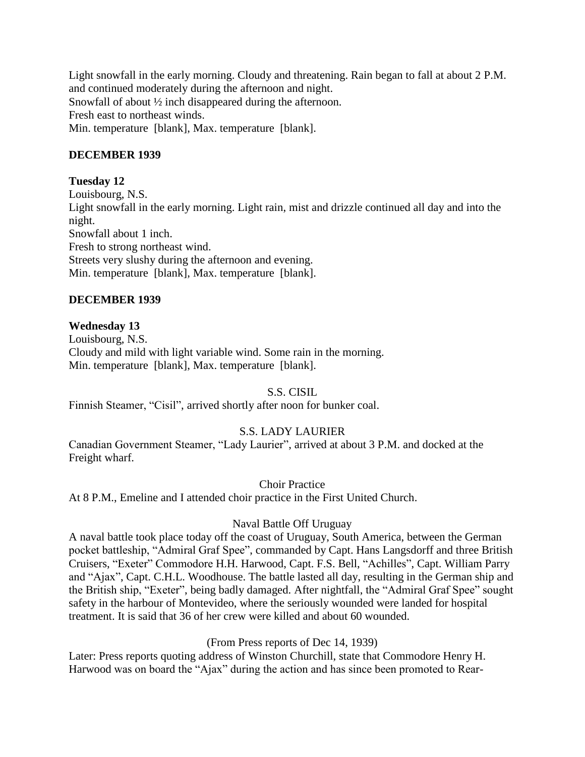Light snowfall in the early morning. Cloudy and threatening. Rain began to fall at about 2 P.M. and continued moderately during the afternoon and night.
Snowfall of about ½ inch disappeared during the afternoon.
Fresh east to northeast winds.
Min. temperature [blank], Max. temperature [blank].

**DECEMBER 1939**

**Tuesday 12**
Louisbourg, N.S.
Light snowfall in the early morning. Light rain, mist and drizzle continued all day and into the night.
Snowfall about 1 inch.
Fresh to strong northeast wind.
Streets very slushy during the afternoon and evening.
Min. temperature [blank], Max. temperature [blank].

**DECEMBER 1939**

**Wednesday 13**
Louisbourg, N.S.
Cloudy and mild with light variable wind. Some rain in the morning.
Min. temperature [blank], Max. temperature [blank].

S.S. CISIL

Finnish Steamer, "Cisil", arrived shortly after noon for bunker coal.

S.S. LADY LAURIER

Canadian Government Steamer, "Lady Laurier", arrived at about 3 P.M. and docked at the Freight wharf.

Choir Practice

At 8 P.M., Emeline and I attended choir practice in the First United Church.

Naval Battle Off Uruguay

A naval battle took place today off the coast of Uruguay, South America, between the German pocket battleship, "Admiral Graf Spee", commanded by Capt. Hans Langsdorff and three British Cruisers, "Exeter" Commodore H.H. Harwood, Capt. F.S. Bell, "Achilles", Capt. William Parry and "Ajax", Capt. C.H.L. Woodhouse. The battle lasted all day, resulting in the German ship and the British ship, "Exeter", being badly damaged. After nightfall, the "Admiral Graf Spee" sought safety in the harbour of Montevideo, where the seriously wounded were landed for hospital treatment. It is said that 36 of her crew were killed and about 60 wounded.

(From Press reports of Dec 14, 1939)

Later: Press reports quoting address of Winston Churchill, state that Commodore Henry H. Harwood was on board the "Ajax" during the action and has since been promoted to Rear-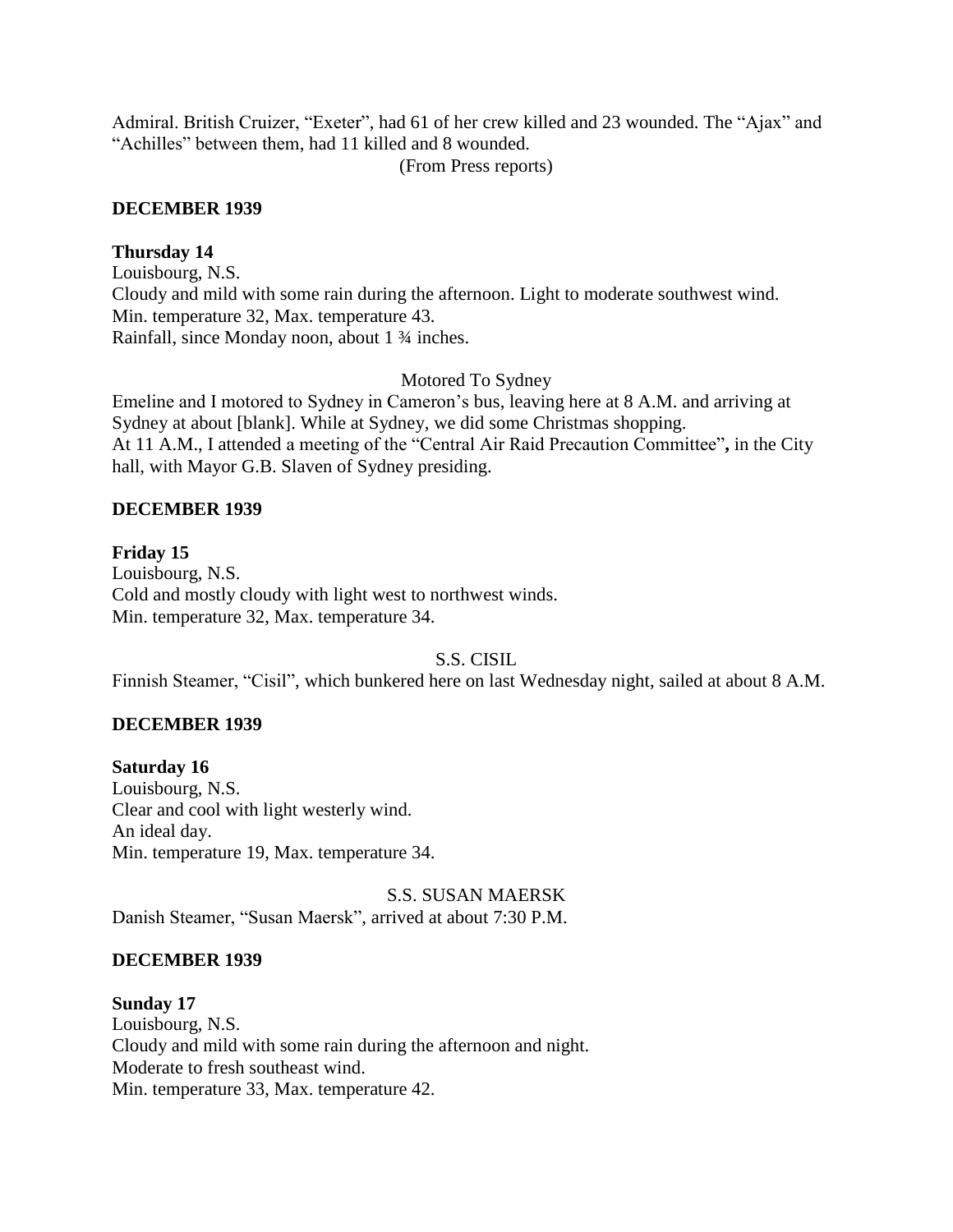Admiral. British Cruizer, "Exeter", had 61 of her crew killed and 23 wounded. The "Ajax" and "Achilles" between them, had 11 killed and 8 wounded.

(From Press reports)

**DECEMBER 1939**

**Thursday 14**

Louisbourg, N.S.

Cloudy and mild with some rain during the afternoon. Light to moderate southwest wind.

Min. temperature 32, Max. temperature 43.

Rainfall, since Monday noon, about 1 ¾ inches.

Motored To Sydney

Emeline and I motored to Sydney in Cameron's bus, leaving here at 8 A.M. and arriving at Sydney at about [blank]. While at Sydney, we did some Christmas shopping.

At 11 A.M., I attended a meeting of the "Central Air Raid Precaution Committee"**,** in the City hall, with Mayor G.B. Slaven of Sydney presiding.

**DECEMBER 1939**

**Friday 15**

Louisbourg, N.S.

Cold and mostly cloudy with light west to northwest winds.

Min. temperature 32, Max. temperature 34.

S.S. CISIL

Finnish Steamer, "Cisil", which bunkered here on last Wednesday night, sailed at about 8 A.M.

**DECEMBER 1939**

**Saturday 16**

Louisbourg, N.S.

Clear and cool with light westerly wind.

An ideal day.

Min. temperature 19, Max. temperature 34.

S.S. SUSAN MAERSK

Danish Steamer, "Susan Maersk", arrived at about 7:30 P.M.

**DECEMBER 1939**

**Sunday 17**

Louisbourg, N.S.

Cloudy and mild with some rain during the afternoon and night.

Moderate to fresh southeast wind.

Min. temperature 33, Max. temperature 42.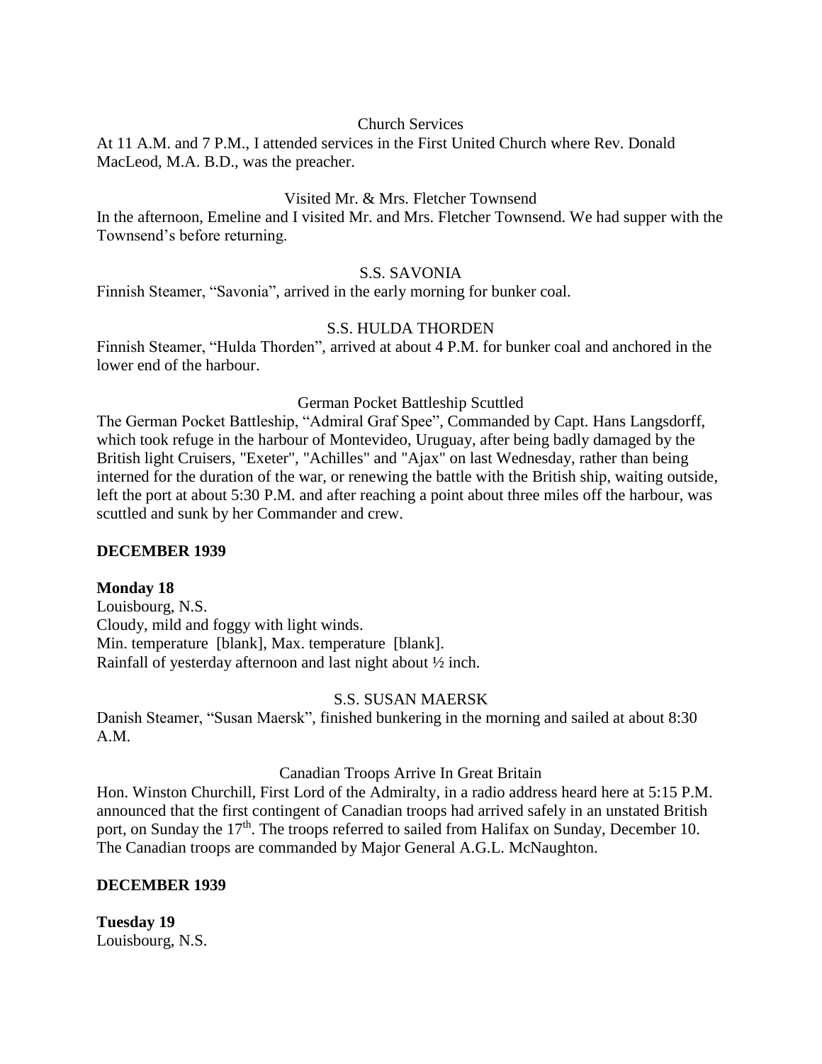Church Services

At 11 A.M. and 7 P.M., I attended services in the First United Church where Rev. Donald MacLeod, M.A. B.D., was the preacher.

Visited Mr. & Mrs. Fletcher Townsend

In the afternoon, Emeline and I visited Mr. and Mrs. Fletcher Townsend. We had supper with the Townsend's before returning.

S.S. SAVONIA

Finnish Steamer, "Savonia", arrived in the early morning for bunker coal.

S.S. HULDA THORDEN

Finnish Steamer, "Hulda Thorden", arrived at about 4 P.M. for bunker coal and anchored in the lower end of the harbour.

German Pocket Battleship Scuttled

The German Pocket Battleship, "Admiral Graf Spee", Commanded by Capt. Hans Langsdorff, which took refuge in the harbour of Montevideo, Uruguay, after being badly damaged by the British light Cruisers, "Exeter", "Achilles" and "Ajax" on last Wednesday, rather than being interned for the duration of the war, or renewing the battle with the British ship, waiting outside, left the port at about 5:30 P.M. and after reaching a point about three miles off the harbour, was scuttled and sunk by her Commander and crew.

**DECEMBER 1939**

**Monday 18**

Louisbourg, N.S.
Cloudy, mild and foggy with light winds.
Min. temperature [blank], Max. temperature [blank].
Rainfall of yesterday afternoon and last night about ½ inch.

S.S. SUSAN MAERSK

Danish Steamer, "Susan Maersk", finished bunkering in the morning and sailed at about 8:30 A.M.

Canadian Troops Arrive In Great Britain

Hon. Winston Churchill, First Lord of the Admiralty, in a radio address heard here at 5:15 P.M. announced that the first contingent of Canadian troops had arrived safely in an unstated British port, on Sunday the 17th. The troops referred to sailed from Halifax on Sunday, December 10. The Canadian troops are commanded by Major General A.G.L. McNaughton.

**DECEMBER 1939**

**Tuesday 19**

Louisbourg, N.S.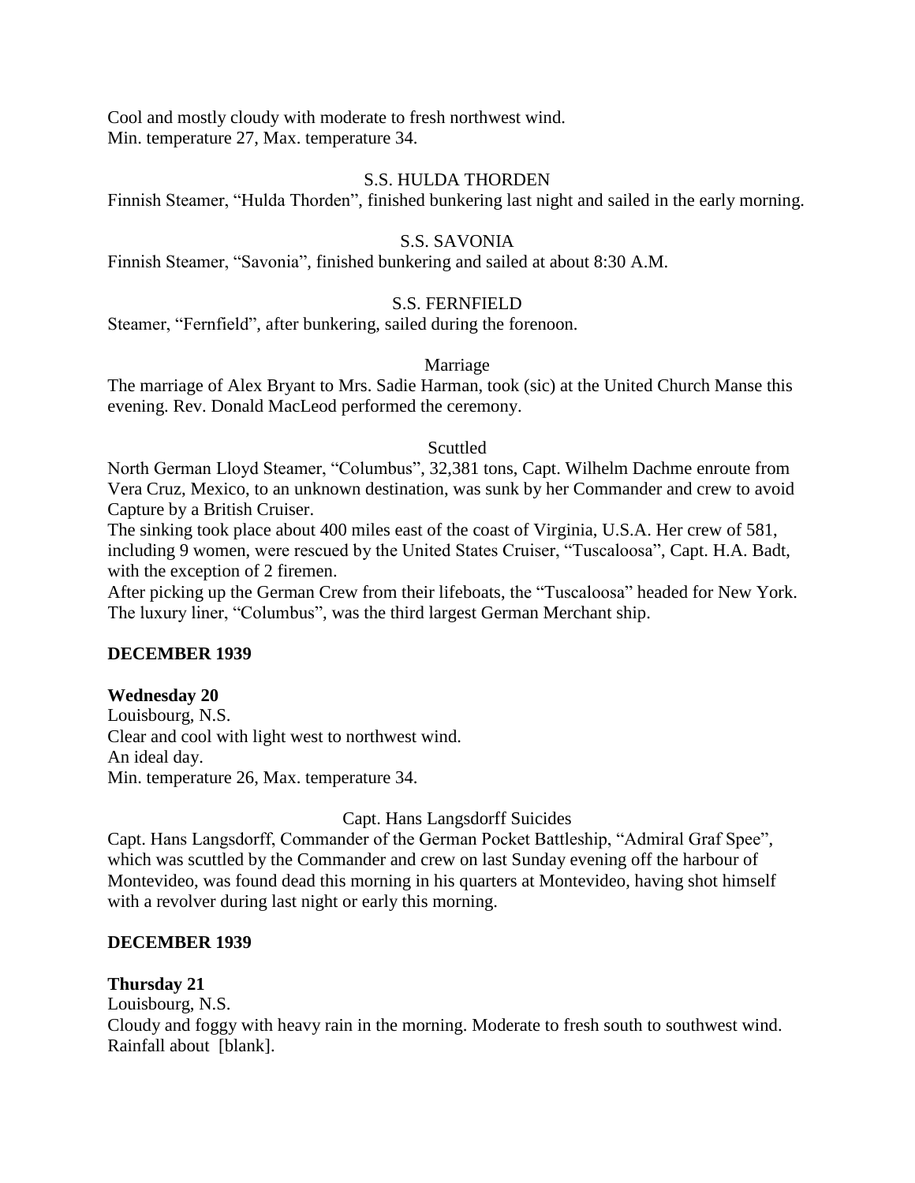Cool and mostly cloudy with moderate to fresh northwest wind.
Min. temperature 27, Max. temperature 34.

S.S. HULDA THORDEN

Finnish Steamer, “Hulda Thorden”, finished bunkering last night and sailed in the early morning.

S.S. SAVONIA

Finnish Steamer, “Savonia”, finished bunkering and sailed at about 8:30 A.M.

S.S. FERNFIELD

Steamer, “Fernfield”, after bunkering, sailed during the forenoon.

Marriage

The marriage of Alex Bryant to Mrs. Sadie Harman, took (sic) at the United Church Manse this evening. Rev. Donald MacLeod performed the ceremony.

Scuttled

North German Lloyd Steamer, “Columbus”, 32,381 tons, Capt. Wilhelm Dachme enroute from Vera Cruz, Mexico, to an unknown destination, was sunk by her Commander and crew to avoid Capture by a British Cruiser.
The sinking took place about 400 miles east of the coast of Virginia, U.S.A. Her crew of 581, including 9 women, were rescued by the United States Cruiser, “Tuscaloosa”, Capt. H.A. Badt, with the exception of 2 firemen.
After picking up the German Crew from their lifeboats, the “Tuscaloosa” headed for New York. The luxury liner, “Columbus”, was the third largest German Merchant ship.

**DECEMBER 1939**

**Wednesday 20**
Louisbourg, N.S.
Clear and cool with light west to northwest wind.
An ideal day.
Min. temperature 26, Max. temperature 34.

Capt. Hans Langsdorff Suicides

Capt. Hans Langsdorff, Commander of the German Pocket Battleship, “Admiral Graf Spee”, which was scuttled by the Commander and crew on last Sunday evening off the harbour of Montevideo, was found dead this morning in his quarters at Montevideo, having shot himself with a revolver during last night or early this morning.

**DECEMBER 1939**

**Thursday 21**
Louisbourg, N.S.
Cloudy and foggy with heavy rain in the morning. Moderate to fresh south to southwest wind.
Rainfall about [blank].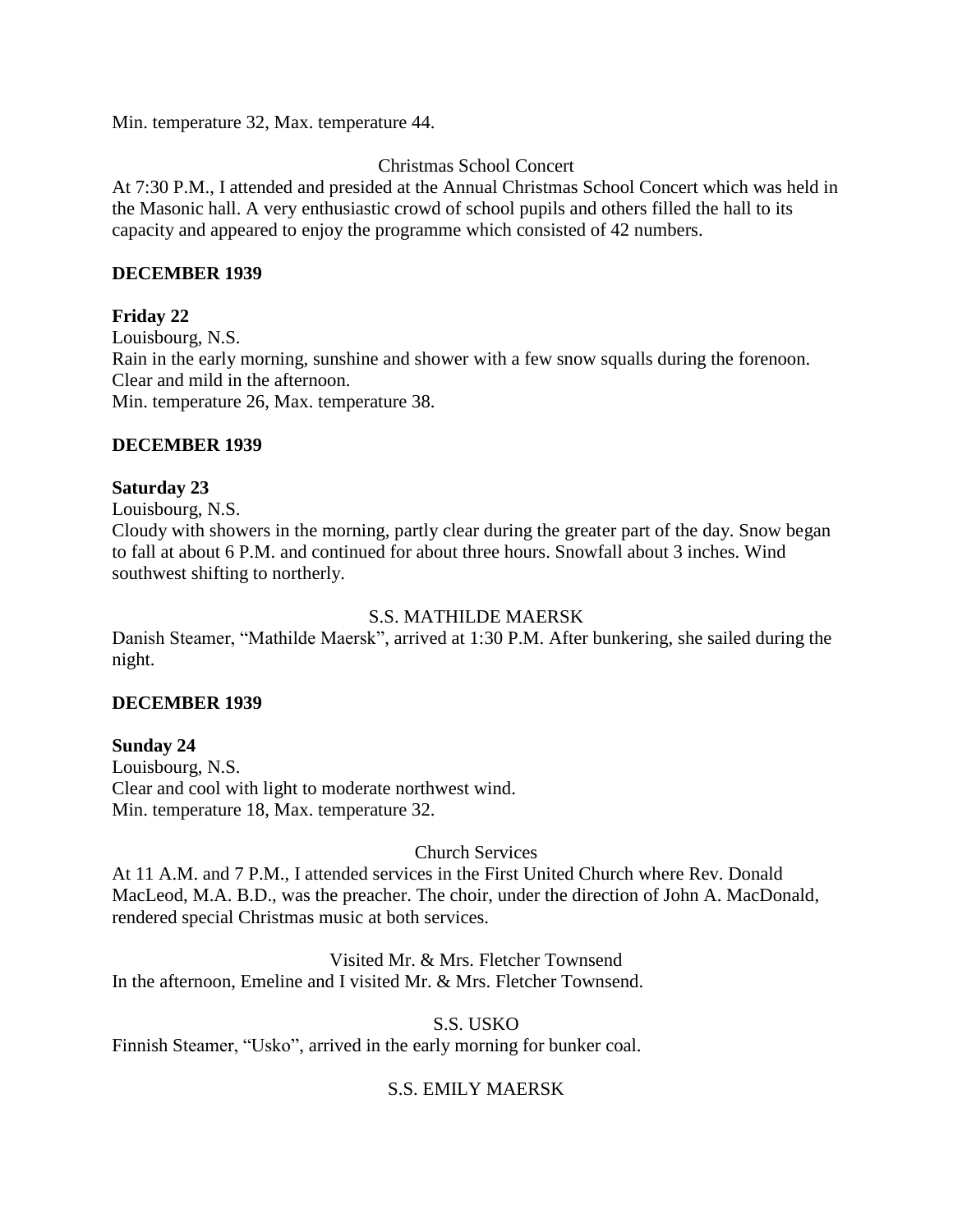Min. temperature 32, Max. temperature 44.

Christmas School Concert

At 7:30 P.M., I attended and presided at the Annual Christmas School Concert which was held in the Masonic hall. A very enthusiastic crowd of school pupils and others filled the hall to its capacity and appeared to enjoy the programme which consisted of 42 numbers.

**DECEMBER 1939**

**Friday 22**

Louisbourg, N.S.

Rain in the early morning, sunshine and shower with a few snow squalls during the forenoon. Clear and mild in the afternoon.

Min. temperature 26, Max. temperature 38.

**DECEMBER 1939**

**Saturday 23**

Louisbourg, N.S.

Cloudy with showers in the morning, partly clear during the greater part of the day. Snow began to fall at about 6 P.M. and continued for about three hours. Snowfall about 3 inches. Wind southwest shifting to northerly.

S.S. MATHILDE MAERSK

Danish Steamer, "Mathilde Maersk", arrived at 1:30 P.M. After bunkering, she sailed during the night.

**DECEMBER 1939**

**Sunday 24**

Louisbourg, N.S.

Clear and cool with light to moderate northwest wind.

Min. temperature 18, Max. temperature 32.

Church Services

At 11 A.M. and 7 P.M., I attended services in the First United Church where Rev. Donald MacLeod, M.A. B.D., was the preacher. The choir, under the direction of John A. MacDonald, rendered special Christmas music at both services.

Visited Mr. & Mrs. Fletcher Townsend

In the afternoon, Emeline and I visited Mr. & Mrs. Fletcher Townsend.

S.S. USKO

Finnish Steamer, "Usko", arrived in the early morning for bunker coal.

S.S. EMILY MAERSK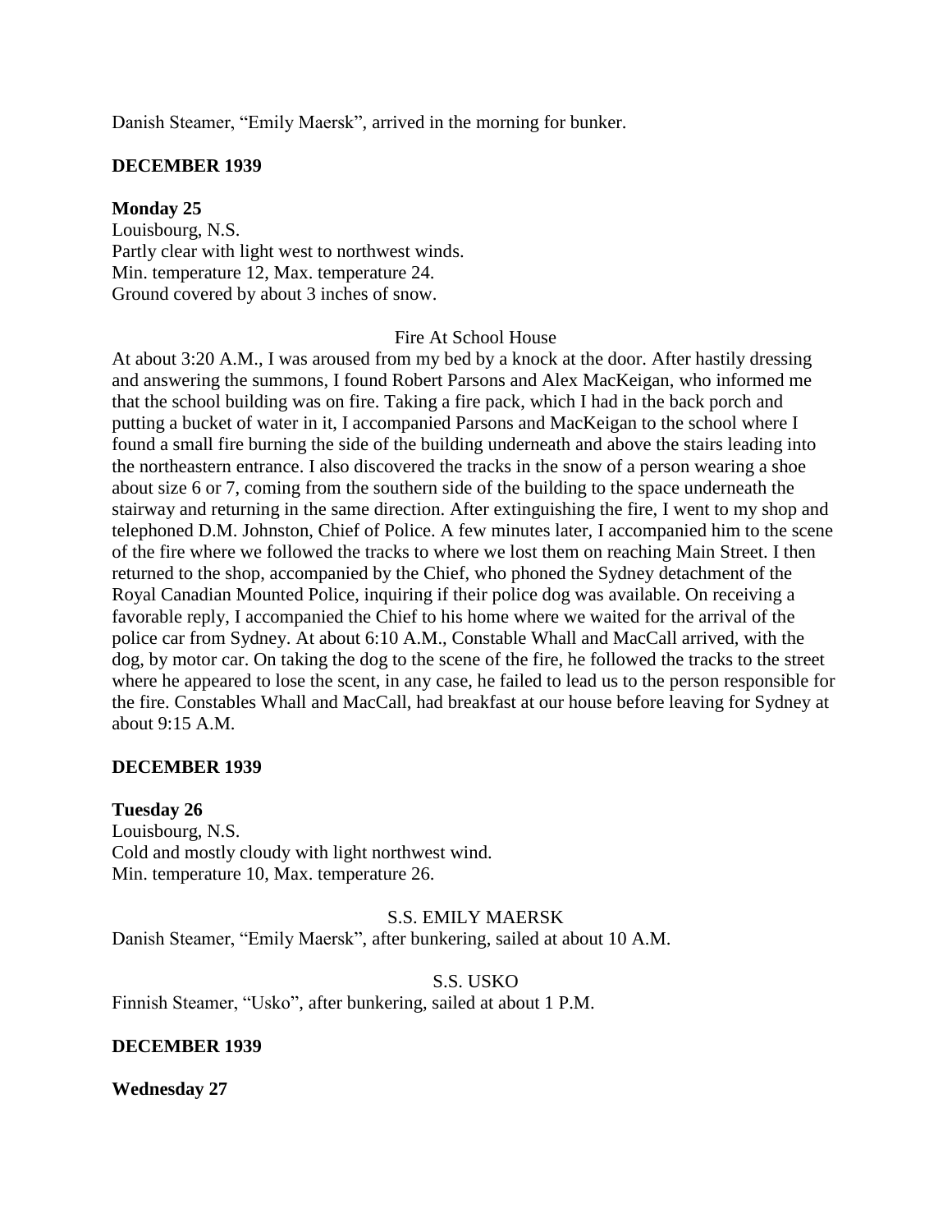Danish Steamer, “Emily Maersk”, arrived in the morning for bunker.

**DECEMBER 1939**

**Monday 25**
Louisbourg, N.S.
Partly clear with light west to northwest winds.
Min. temperature 12, Max. temperature 24.
Ground covered by about 3 inches of snow.

Fire At School House

At about 3:20 A.M., I was aroused from my bed by a knock at the door. After hastily dressing and answering the summons, I found Robert Parsons and Alex MacKeigan, who informed me that the school building was on fire. Taking a fire pack, which I had in the back porch and putting a bucket of water in it, I accompanied Parsons and MacKeigan to the school where I found a small fire burning the side of the building underneath and above the stairs leading into the northeastern entrance. I also discovered the tracks in the snow of a person wearing a shoe about size 6 or 7, coming from the southern side of the building to the space underneath the stairway and returning in the same direction. After extinguishing the fire, I went to my shop and telephoned D.M. Johnston, Chief of Police. A few minutes later, I accompanied him to the scene of the fire where we followed the tracks to where we lost them on reaching Main Street. I then returned to the shop, accompanied by the Chief, who phoned the Sydney detachment of the Royal Canadian Mounted Police, inquiring if their police dog was available. On receiving a favorable reply, I accompanied the Chief to his home where we waited for the arrival of the police car from Sydney. At about 6:10 A.M., Constable Whall and MacCall arrived, with the dog, by motor car. On taking the dog to the scene of the fire, he followed the tracks to the street where he appeared to lose the scent, in any case, he failed to lead us to the person responsible for the fire. Constables Whall and MacCall, had breakfast at our house before leaving for Sydney at about 9:15 A.M.

**DECEMBER 1939**

**Tuesday 26**
Louisbourg, N.S.
Cold and mostly cloudy with light northwest wind.
Min. temperature 10, Max. temperature 26.

S.S. EMILY MAERSK

Danish Steamer, “Emily Maersk”, after bunkering, sailed at about 10 A.M.

S.S. USKO

Finnish Steamer, “Usko”, after bunkering, sailed at about 1 P.M.

**DECEMBER 1939**

**Wednesday 27**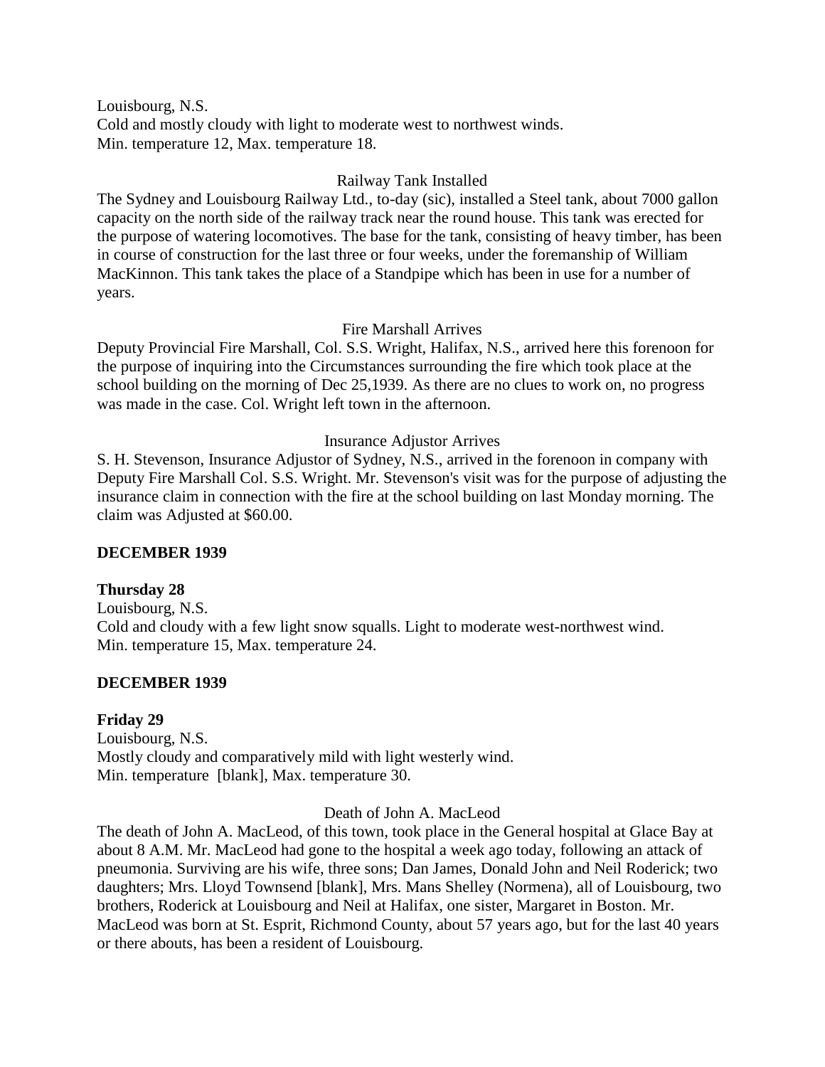Louisbourg, N.S.
Cold and mostly cloudy with light to moderate west to northwest winds.
Min. temperature 12, Max. temperature 18.

Railway Tank Installed

The Sydney and Louisbourg Railway Ltd., to-day (sic), installed a Steel tank, about 7000 gallon capacity on the north side of the railway track near the round house. This tank was erected for the purpose of watering locomotives. The base for the tank, consisting of heavy timber, has been in course of construction for the last three or four weeks, under the foremanship of William MacKinnon. This tank takes the place of a Standpipe which has been in use for a number of years.

Fire Marshall Arrives

Deputy Provincial Fire Marshall, Col. S.S. Wright, Halifax, N.S., arrived here this forenoon for the purpose of inquiring into the Circumstances surrounding the fire which took place at the school building on the morning of Dec 25,1939. As there are no clues to work on, no progress was made in the case. Col. Wright left town in the afternoon.

Insurance Adjustor Arrives

S. H. Stevenson, Insurance Adjustor of Sydney, N.S., arrived in the forenoon in company with Deputy Fire Marshall Col. S.S. Wright. Mr. Stevenson's visit was for the purpose of adjusting the insurance claim in connection with the fire at the school building on last Monday morning. The claim was Adjusted at $60.00.

**DECEMBER 1939**

**Thursday 28**
Louisbourg, N.S.
Cold and cloudy with a few light snow squalls. Light to moderate west-northwest wind.
Min. temperature 15, Max. temperature 24.

**DECEMBER 1939**

**Friday 29**
Louisbourg, N.S.
Mostly cloudy and comparatively mild with light westerly wind.
Min. temperature [blank], Max. temperature 30.

Death of John A. MacLeod

The death of John A. MacLeod, of this town, took place in the General hospital at Glace Bay at about 8 A.M. Mr. MacLeod had gone to the hospital a week ago today, following an attack of pneumonia. Surviving are his wife, three sons; Dan James, Donald John and Neil Roderick; two daughters; Mrs. Lloyd Townsend [blank], Mrs. Mans Shelley (Normena), all of Louisbourg, two brothers, Roderick at Louisbourg and Neil at Halifax, one sister, Margaret in Boston. Mr. MacLeod was born at St. Esprit, Richmond County, about 57 years ago, but for the last 40 years or there abouts, has been a resident of Louisbourg.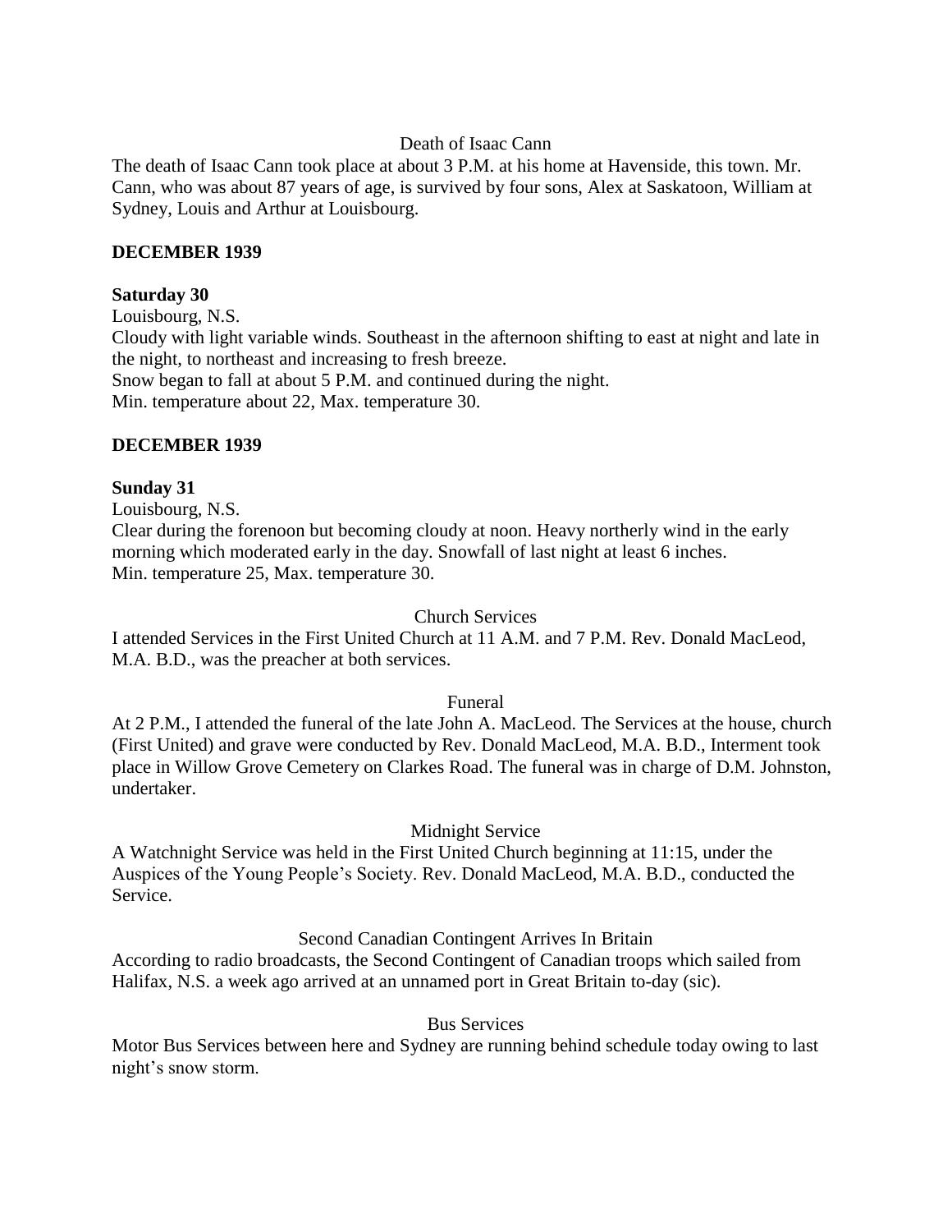Death of Isaac Cann

The death of Isaac Cann took place at about 3 P.M. at his home at Havenside, this town. Mr. Cann, who was about 87 years of age, is survived by four sons, Alex at Saskatoon, William at Sydney, Louis and Arthur at Louisbourg.

**DECEMBER 1939**

**Saturday 30**

Louisbourg, N.S.
Cloudy with light variable winds. Southeast in the afternoon shifting to east at night and late in the night, to northeast and increasing to fresh breeze.
Snow began to fall at about 5 P.M. and continued during the night.
Min. temperature about 22, Max. temperature 30.

**DECEMBER 1939**

**Sunday 31**

Louisbourg, N.S.
Clear during the forenoon but becoming cloudy at noon. Heavy northerly wind in the early morning which moderated early in the day. Snowfall of last night at least 6 inches.
Min. temperature 25, Max. temperature 30.

Church Services

I attended Services in the First United Church at 11 A.M. and 7 P.M. Rev. Donald MacLeod, M.A. B.D., was the preacher at both services.

Funeral

At 2 P.M., I attended the funeral of the late John A. MacLeod. The Services at the house, church (First United) and grave were conducted by Rev. Donald MacLeod, M.A. B.D., Interment took place in Willow Grove Cemetery on Clarkes Road. The funeral was in charge of D.M. Johnston, undertaker.

Midnight Service

A Watchnight Service was held in the First United Church beginning at 11:15, under the Auspices of the Young People's Society. Rev. Donald MacLeod, M.A. B.D., conducted the Service.

Second Canadian Contingent Arrives In Britain

According to radio broadcasts, the Second Contingent of Canadian troops which sailed from Halifax, N.S. a week ago arrived at an unnamed port in Great Britain to-day (sic).

Bus Services

Motor Bus Services between here and Sydney are running behind schedule today owing to last night's snow storm.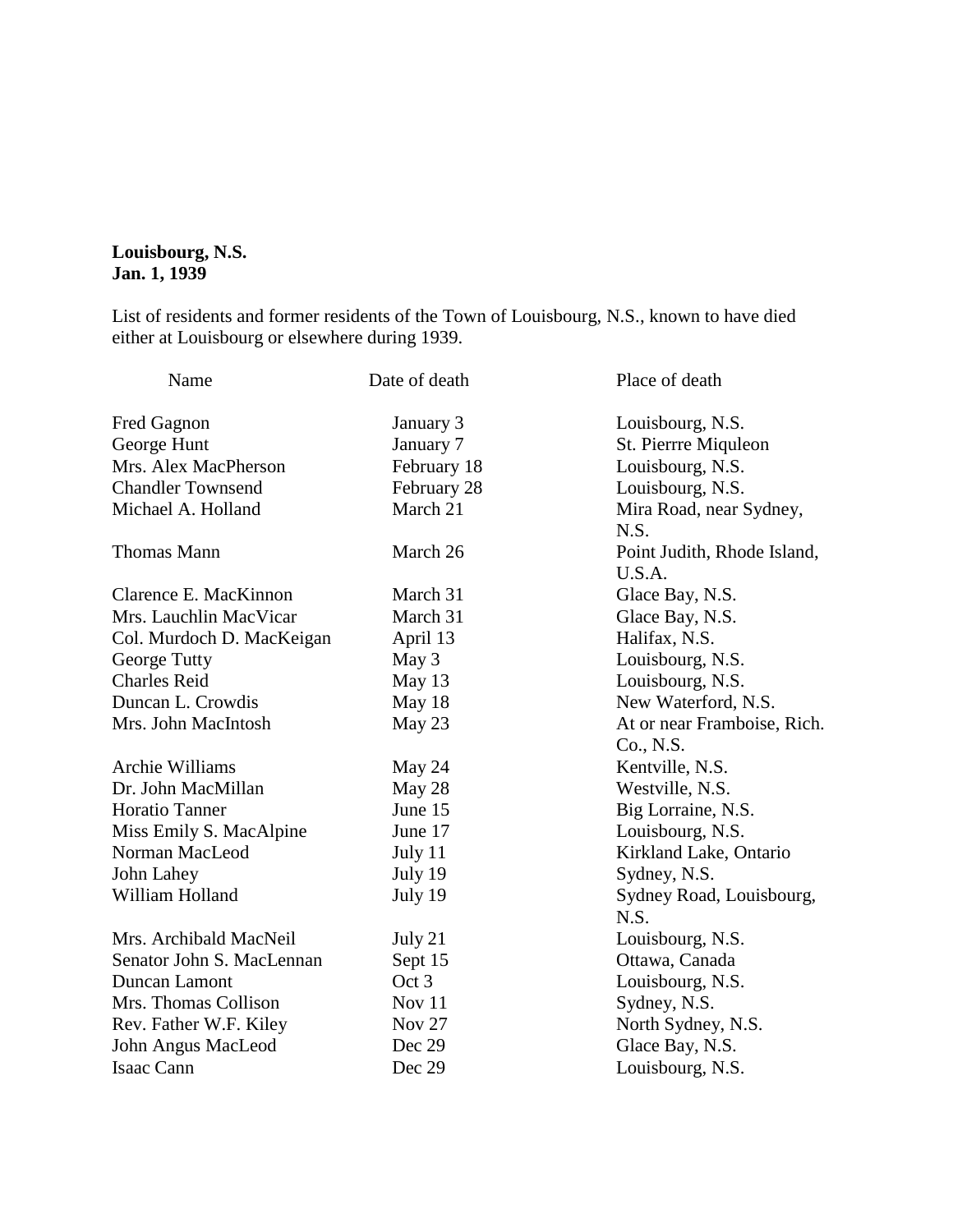**Louisbourg, N.S.**
**Jan. 1, 1939**

List of residents and former residents of the Town of Louisbourg, N.S., known to have died either at Louisbourg or elsewhere during 1939.

| Name | Date of death | Place of death |
|---|---|---|
| Fred Gagnon | January 3 | Louisbourg, N.S. |
| George Hunt | January 7 | St. Pierrre Miquleon |
| Mrs. Alex MacPherson | February 18 | Louisbourg, N.S. |
| Chandler Townsend | February 28 | Louisbourg, N.S. |
| Michael A. Holland | March 21 | Mira Road, near Sydney, N.S. |
| Thomas Mann | March 26 | Point Judith, Rhode Island, U.S.A. |
| Clarence E. MacKinnon | March 31 | Glace Bay, N.S. |
| Mrs. Lauchlin MacVicar | March 31 | Glace Bay, N.S. |
| Col. Murdoch D. MacKeigan | April 13 | Halifax, N.S. |
| George Tutty | May 3 | Louisbourg, N.S. |
| Charles Reid | May 13 | Louisbourg, N.S. |
| Duncan L. Crowdis | May 18 | New Waterford, N.S. |
| Mrs. John MacIntosh | May 23 | At or near Framboise, Rich. Co., N.S. |
| Archie Williams | May 24 | Kentville, N.S. |
| Dr. John MacMillan | May 28 | Westville, N.S. |
| Horatio Tanner | June 15 | Big Lorraine, N.S. |
| Miss Emily S. MacAlpine | June 17 | Louisbourg, N.S. |
| Norman MacLeod | July 11 | Kirkland Lake, Ontario |
| John Lahey | July 19 | Sydney, N.S. |
| William Holland | July 19 | Sydney Road, Louisbourg, N.S. |
| Mrs. Archibald MacNeil | July 21 | Louisbourg, N.S. |
| Senator John S. MacLennan | Sept 15 | Ottawa, Canada |
| Duncan Lamont | Oct 3 | Louisbourg, N.S. |
| Mrs. Thomas Collison | Nov 11 | Sydney, N.S. |
| Rev. Father W.F. Kiley | Nov 27 | North Sydney, N.S. |
| John Angus MacLeod | Dec 29 | Glace Bay, N.S. |
| Isaac Cann | Dec 29 | Louisbourg, N.S. |